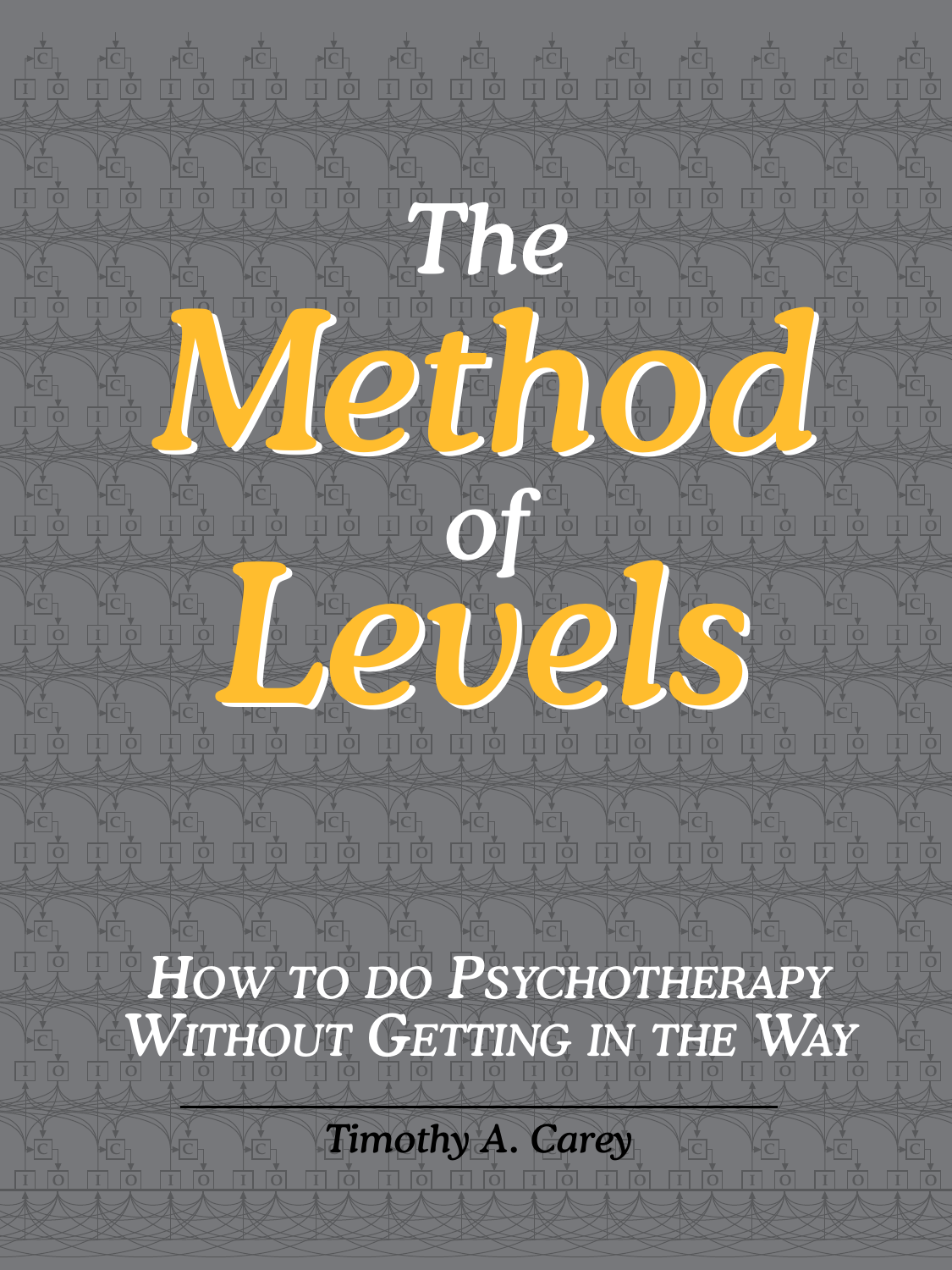# The Method of Levels

## How to do Psychotherapy Without Getting in the Way

*Timothy A. Carey*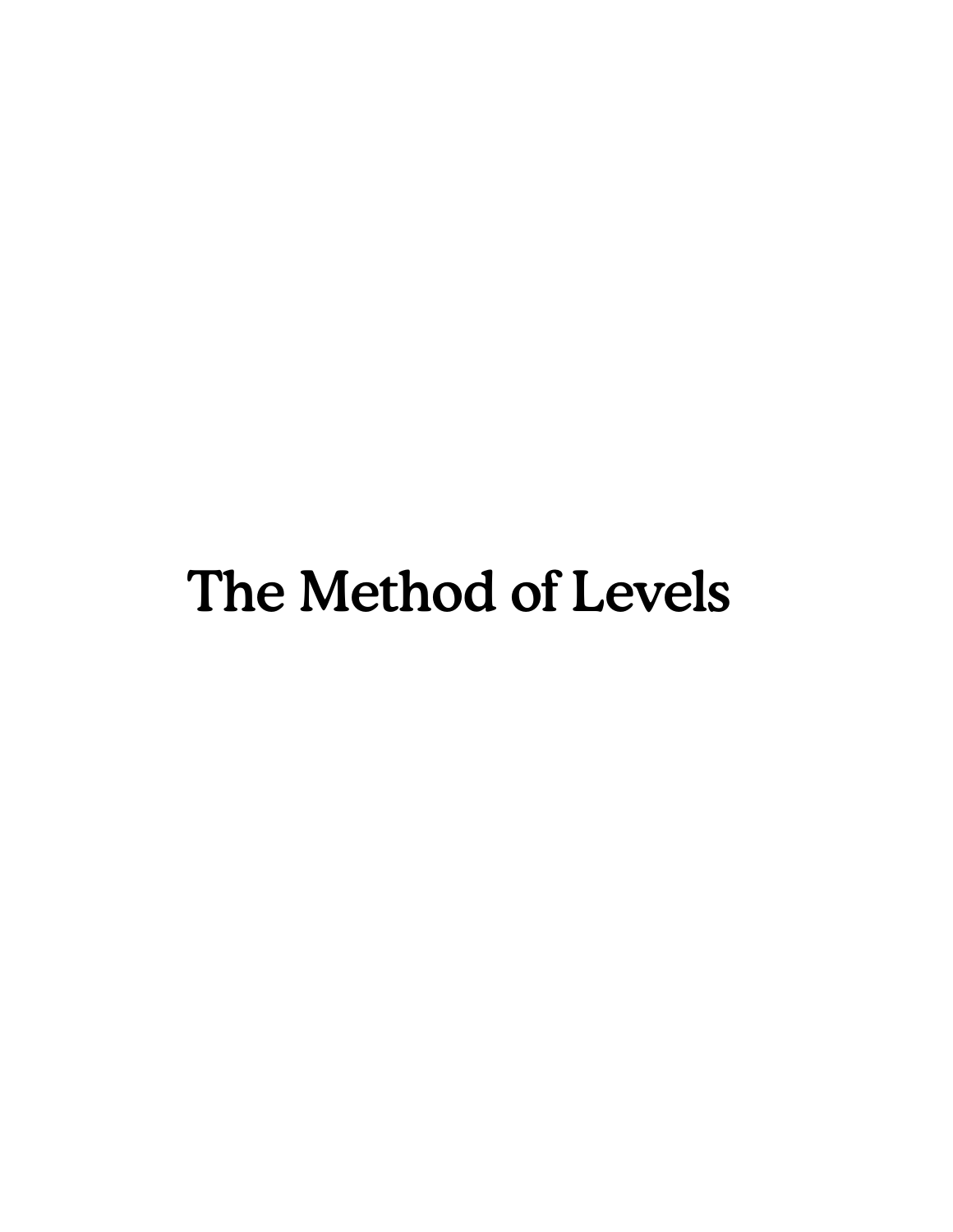# The Method of Levels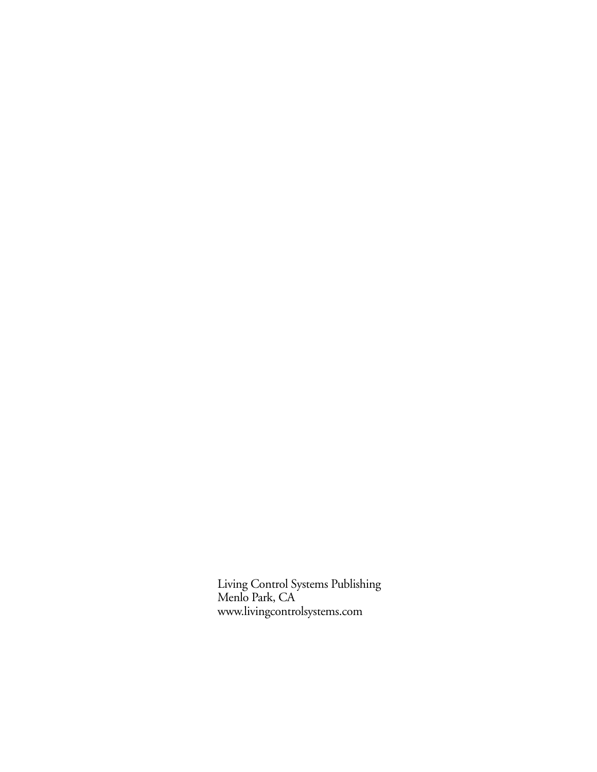Living Control Systems Publishing
Menlo Park, CA
www.livingcontrolsystems.com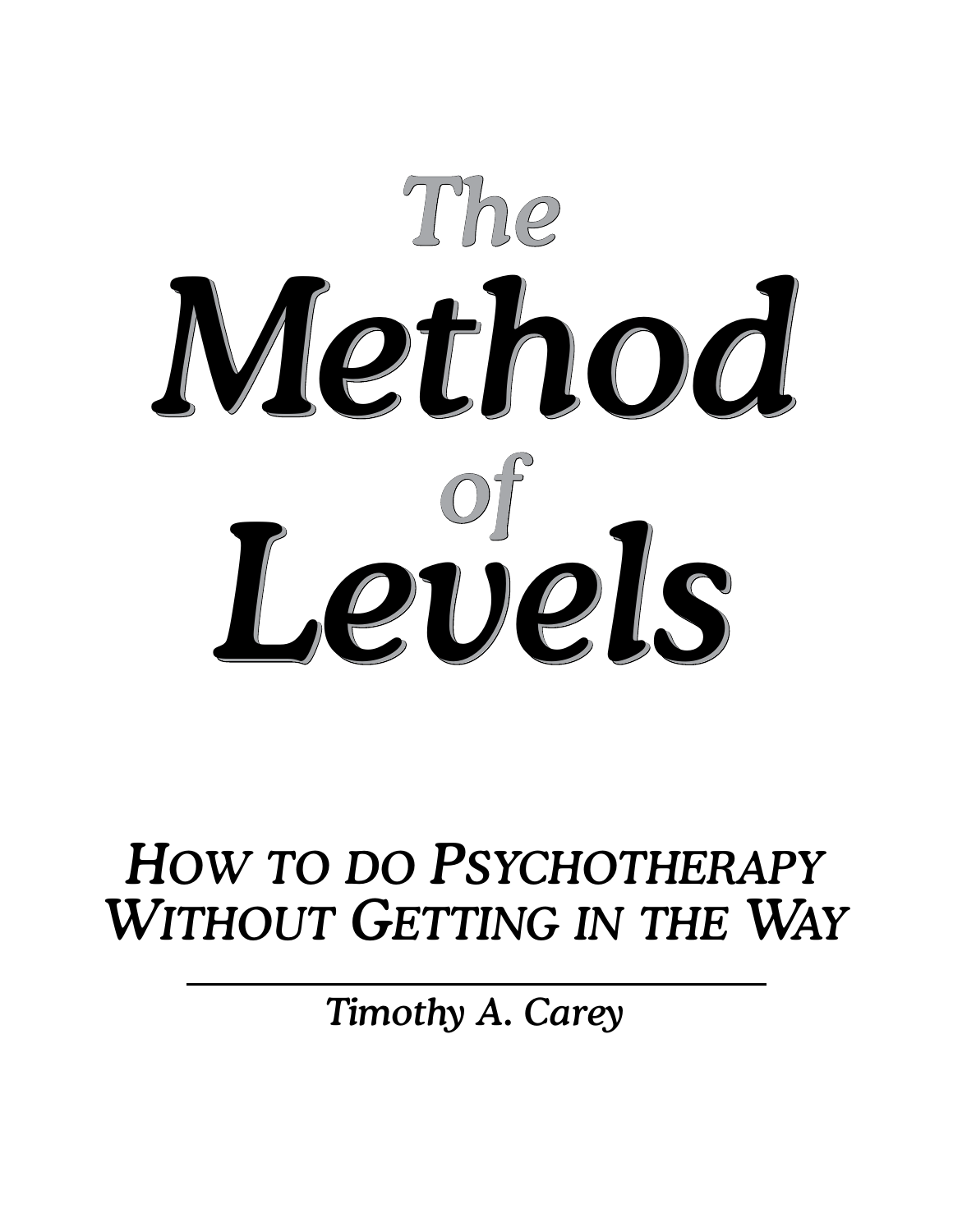# The Method of Levels

## *How to do Psychotherapy Without Getting in the Way*

---

*Timothy A. Carey*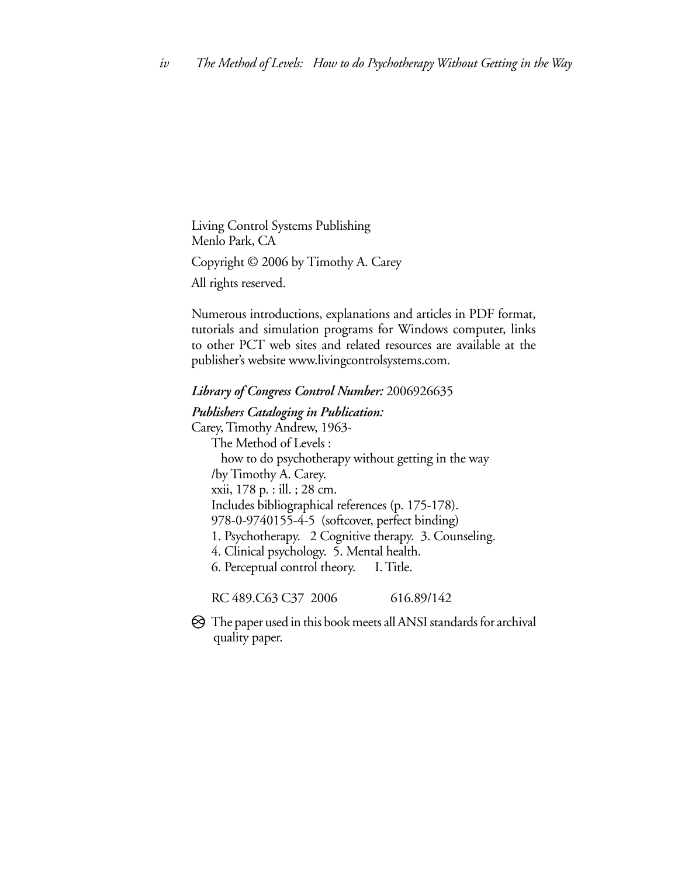Living Control Systems Publishing
Menlo Park, CA

Copyright © 2006 by Timothy A. Carey

All rights reserved.

Numerous introductions, explanations and articles in PDF format, tutorials and simulation programs for Windows computer, links to other PCT web sites and related resources are available at the publisher's website www.livingcontrolsystems.com.

***Library of Congress Control Number:*** 2006926635

***Publishers Cataloging in Publication:***
Carey, Timothy Andrew, 1963-
The Method of Levels :
how to do psychotherapy without getting in the way
/by Timothy A. Carey.
xxii, 178 p. : ill. ; 28 cm.
Includes bibliographical references (p. 175-178).
978-0-9740155-4-5 (softcover, perfect binding)
1. Psychotherapy. 2 Cognitive therapy. 3. Counseling.
4. Clinical psychology. 5. Mental health.
6. Perceptual control theory. I. Title.

RC 489.C63 C37 2006 616.89/142

⊗ The paper used in this book meets all ANSI standards for archival quality paper.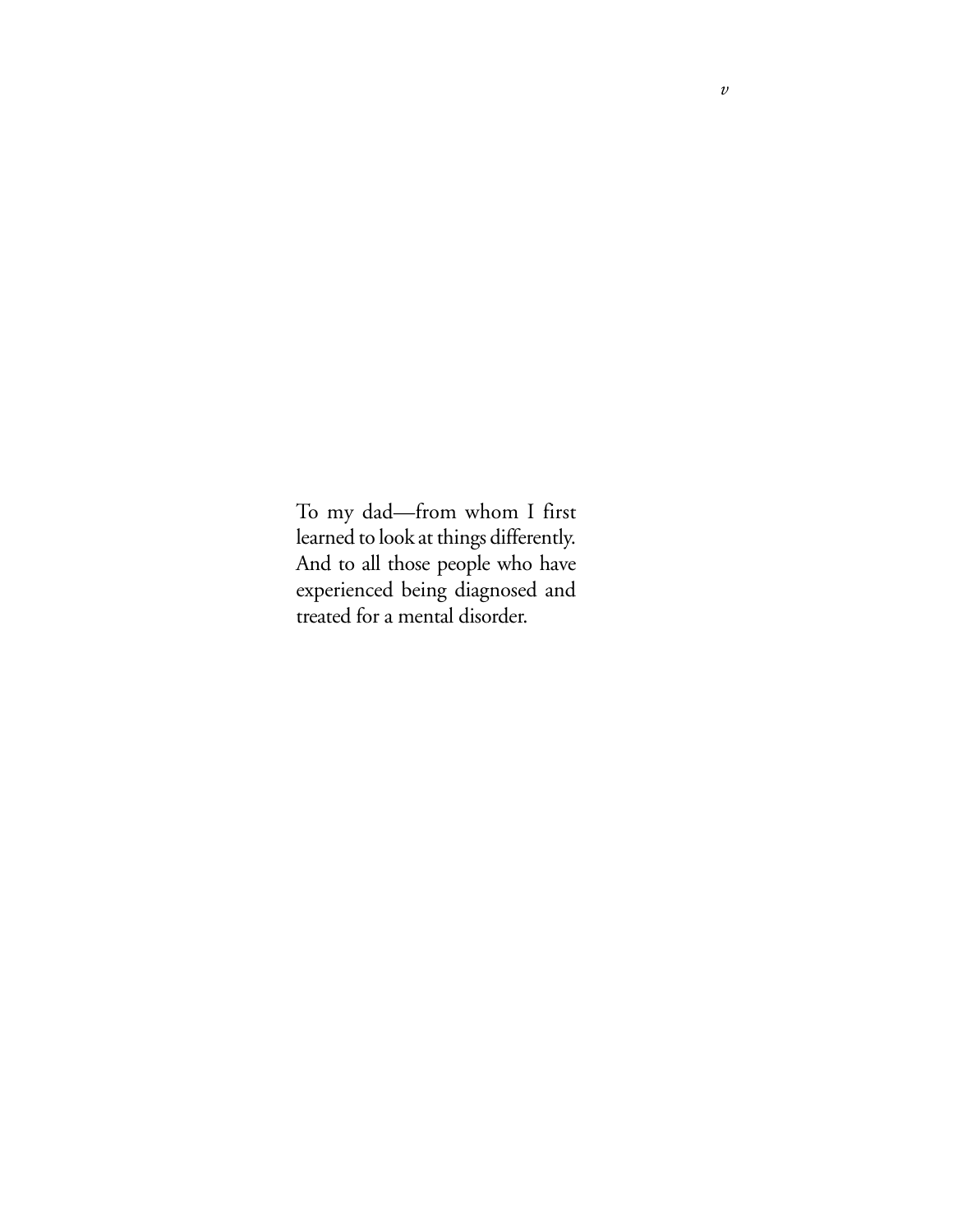To my dad—from whom I first learned to look at things differently. And to all those people who have experienced being diagnosed and treated for a mental disorder.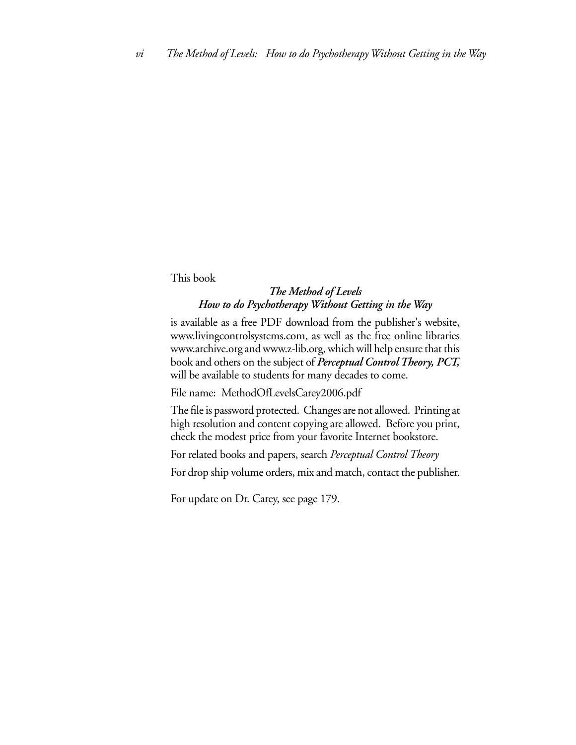This book

***The Method of Levels***
***How to do Psychotherapy Without Getting in the Way***

is available as a free PDF download from the publisher's website, www.livingcontrolsystems.com, as well as the free online libraries www.archive.org and www.z-lib.org, which will help ensure that this book and others on the subject of ***Perceptual Control Theory, PCT,*** will be available to students for many decades to come.

File name: MethodOfLevelsCarey2006.pdf

The file is password protected. Changes are not allowed. Printing at high resolution and content copying are allowed. Before you print, check the modest price from your favorite Internet bookstore.

For related books and papers, search *Perceptual Control Theory*

For drop ship volume orders, mix and match, contact the publisher.

For update on Dr. Carey, see page 179.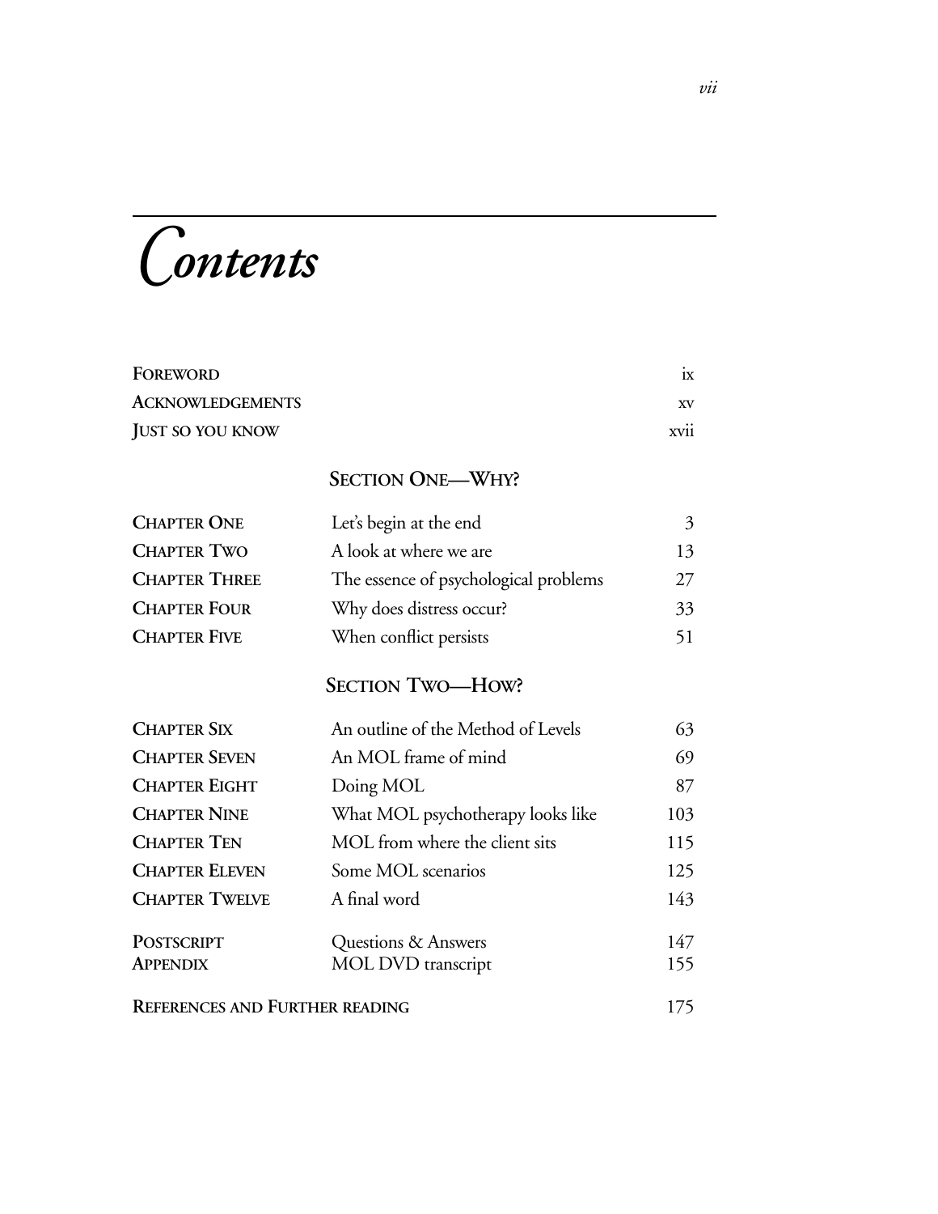# Contents

| | | |
|---|---|---|
| **FOREWORD** | | ix |
| **ACKNOWLEDGEMENTS** | | xv |
| **JUST SO YOU KNOW** | | xvii |
| | **SECTION ONE—WHY?** | |
| **CHAPTER ONE** | Let's begin at the end | 3 |
| **CHAPTER TWO** | A look at where we are | 13 |
| **CHAPTER THREE** | The essence of psychological problems | 27 |
| **CHAPTER FOUR** | Why does distress occur? | 33 |
| **CHAPTER FIVE** | When conflict persists | 51 |
| | **SECTION TWO—HOW?** | |
| **CHAPTER SIX** | An outline of the Method of Levels | 63 |
| **CHAPTER SEVEN** | An MOL frame of mind | 69 |
| **CHAPTER EIGHT** | Doing MOL | 87 |
| **CHAPTER NINE** | What MOL psychotherapy looks like | 103 |
| **CHAPTER TEN** | MOL from where the client sits | 115 |
| **CHAPTER ELEVEN** | Some MOL scenarios | 125 |
| **CHAPTER TWELVE** | A final word | 143 |
| **POSTSCRIPT** | Questions & Answers | 147 |
| **APPENDIX** | MOL DVD transcript | 155 |
| **REFERENCES AND FURTHER READING** | | 175 |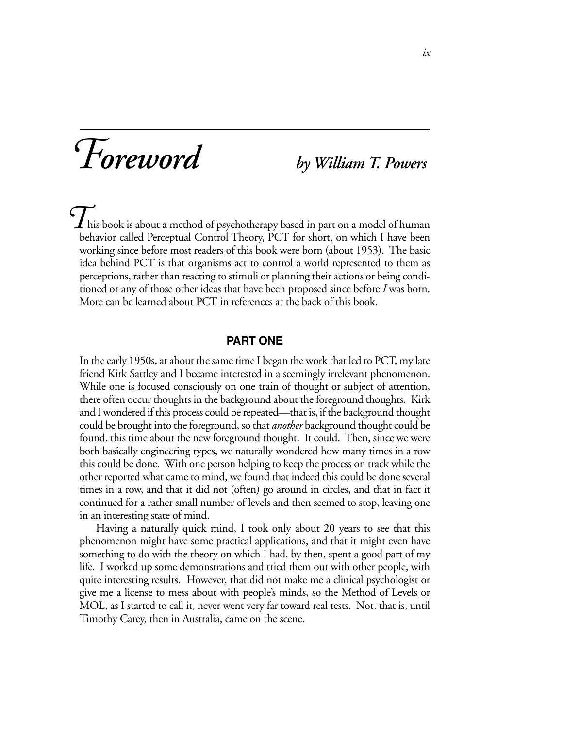# Foreword

*by William T. Powers*

This book is about a method of psychotherapy based in part on a model of human behavior called Perceptual Control Theory, PCT for short, on which I have been working since before most readers of this book were born (about 1953). The basic idea behind PCT is that organisms act to control a world represented to them as perceptions, rather than reacting to stimuli or planning their actions or being conditioned or any of those other ideas that have been proposed since before *I* was born. More can be learned about PCT in references at the back of this book.

## PART ONE

In the early 1950s, at about the same time I began the work that led to PCT, my late friend Kirk Sattley and I became interested in a seemingly irrelevant phenomenon. While one is focused consciously on one train of thought or subject of attention, there often occur thoughts in the background about the foreground thoughts. Kirk and I wondered if this process could be repeated—that is, if the background thought could be brought into the foreground, so that *another* background thought could be found, this time about the new foreground thought. It could. Then, since we were both basically engineering types, we naturally wondered how many times in a row this could be done. With one person helping to keep the process on track while the other reported what came to mind, we found that indeed this could be done several times in a row, and that it did not (often) go around in circles, and that in fact it continued for a rather small number of levels and then seemed to stop, leaving one in an interesting state of mind.

Having a naturally quick mind, I took only about 20 years to see that this phenomenon might have some practical applications, and that it might even have something to do with the theory on which I had, by then, spent a good part of my life. I worked up some demonstrations and tried them out with other people, with quite interesting results. However, that did not make me a clinical psychologist or give me a license to mess about with people's minds, so the Method of Levels or MOL, as I started to call it, never went very far toward real tests. Not, that is, until Timothy Carey, then in Australia, came on the scene.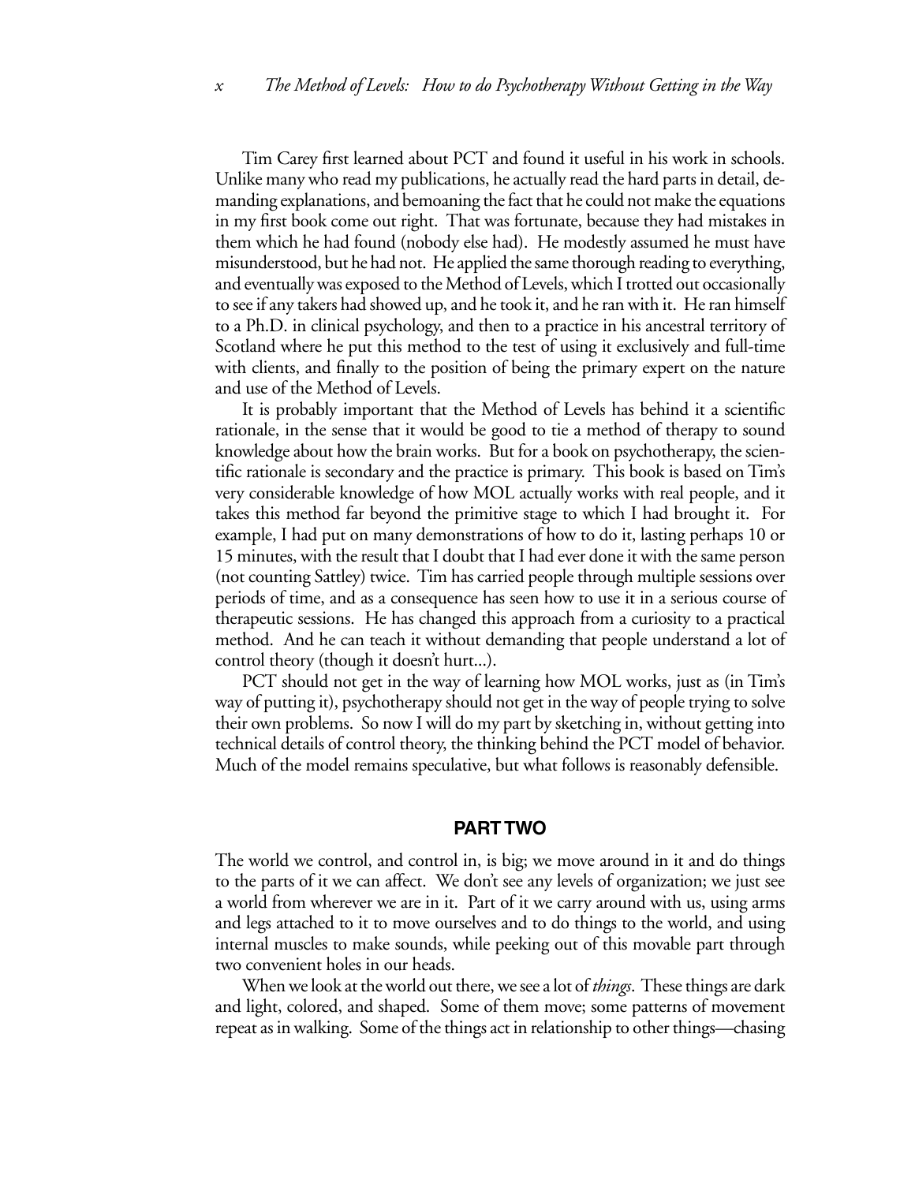Tim Carey first learned about PCT and found it useful in his work in schools. Unlike many who read my publications, he actually read the hard parts in detail, demanding explanations, and bemoaning the fact that he could not make the equations in my first book come out right. That was fortunate, because they had mistakes in them which he had found (nobody else had). He modestly assumed he must have misunderstood, but he had not. He applied the same thorough reading to everything, and eventually was exposed to the Method of Levels, which I trotted out occasionally to see if any takers had showed up, and he took it, and he ran with it. He ran himself to a Ph.D. in clinical psychology, and then to a practice in his ancestral territory of Scotland where he put this method to the test of using it exclusively and full-time with clients, and finally to the position of being the primary expert on the nature and use of the Method of Levels.

It is probably important that the Method of Levels has behind it a scientific rationale, in the sense that it would be good to tie a method of therapy to sound knowledge about how the brain works. But for a book on psychotherapy, the scientific rationale is secondary and the practice is primary. This book is based on Tim's very considerable knowledge of how MOL actually works with real people, and it takes this method far beyond the primitive stage to which I had brought it. For example, I had put on many demonstrations of how to do it, lasting perhaps 10 or 15 minutes, with the result that I doubt that I had ever done it with the same person (not counting Sattley) twice. Tim has carried people through multiple sessions over periods of time, and as a consequence has seen how to use it in a serious course of therapeutic sessions. He has changed this approach from a curiosity to a practical method. And he can teach it without demanding that people understand a lot of control theory (though it doesn't hurt...).

PCT should not get in the way of learning how MOL works, just as (in Tim's way of putting it), psychotherapy should not get in the way of people trying to solve their own problems. So now I will do my part by sketching in, without getting into technical details of control theory, the thinking behind the PCT model of behavior. Much of the model remains speculative, but what follows is reasonably defensible.

## PART TWO

The world we control, and control in, is big; we move around in it and do things to the parts of it we can affect. We don't see any levels of organization; we just see a world from wherever we are in it. Part of it we carry around with us, using arms and legs attached to it to move ourselves and to do things to the world, and using internal muscles to make sounds, while peeking out of this movable part through two convenient holes in our heads.

When we look at the world out there, we see a lot of *things*. These things are dark and light, colored, and shaped. Some of them move; some patterns of movement repeat as in walking. Some of the things act in relationship to other things—chasing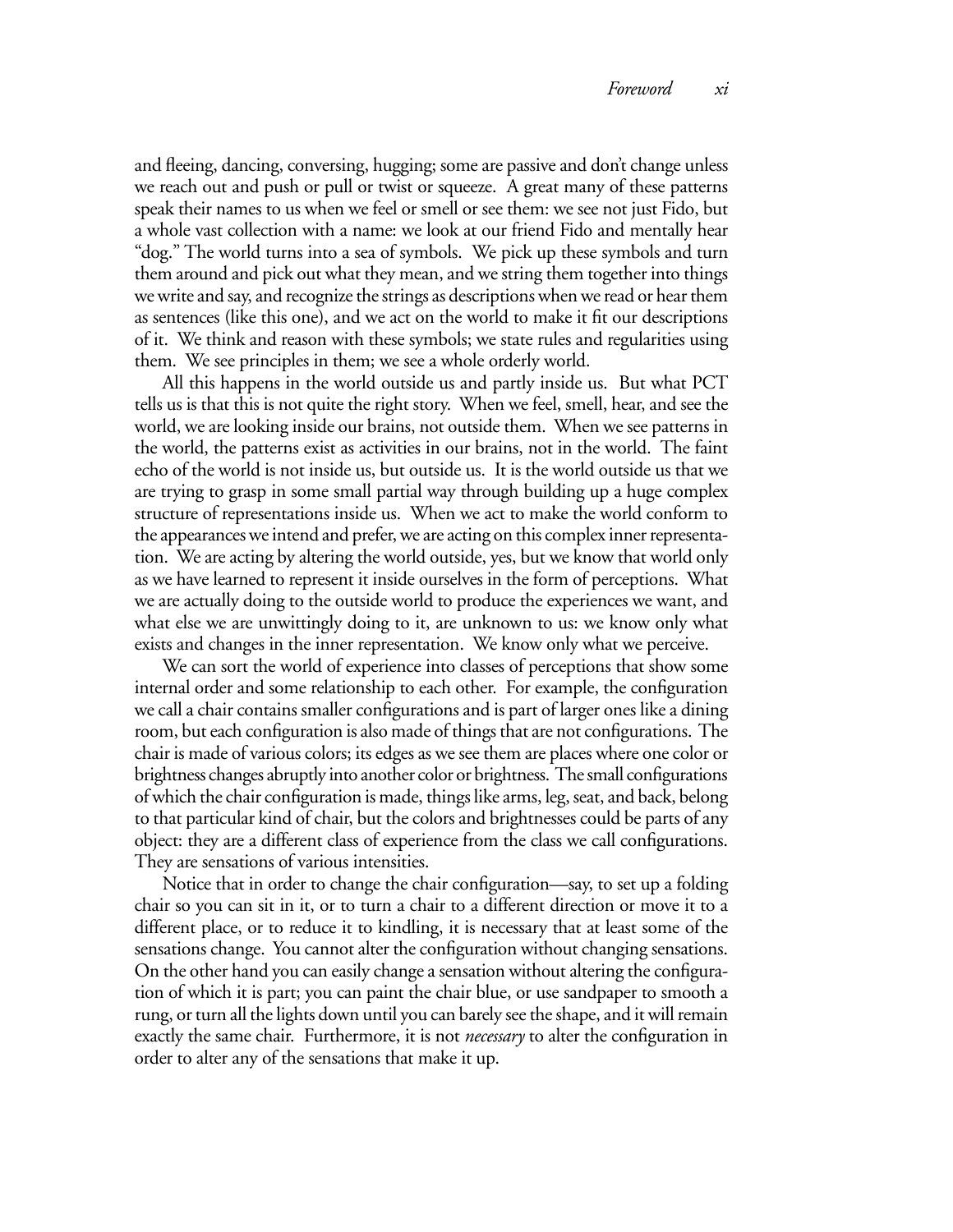and fleeing, dancing, conversing, hugging; some are passive and don't change unless we reach out and push or pull or twist or squeeze. A great many of these patterns speak their names to us when we feel or smell or see them: we see not just Fido, but a whole vast collection with a name: we look at our friend Fido and mentally hear "dog." The world turns into a sea of symbols. We pick up these symbols and turn them around and pick out what they mean, and we string them together into things we write and say, and recognize the strings as descriptions when we read or hear them as sentences (like this one), and we act on the world to make it fit our descriptions of it. We think and reason with these symbols; we state rules and regularities using them. We see principles in them; we see a whole orderly world.

All this happens in the world outside us and partly inside us. But what PCT tells us is that this is not quite the right story. When we feel, smell, hear, and see the world, we are looking inside our brains, not outside them. When we see patterns in the world, the patterns exist as activities in our brains, not in the world. The faint echo of the world is not inside us, but outside us. It is the world outside us that we are trying to grasp in some small partial way through building up a huge complex structure of representations inside us. When we act to make the world conform to the appearances we intend and prefer, we are acting on this complex inner representation. We are acting by altering the world outside, yes, but we know that world only as we have learned to represent it inside ourselves in the form of perceptions. What we are actually doing to the outside world to produce the experiences we want, and what else we are unwittingly doing to it, are unknown to us: we know only what exists and changes in the inner representation. We know only what we perceive.

We can sort the world of experience into classes of perceptions that show some internal order and some relationship to each other. For example, the configuration we call a chair contains smaller configurations and is part of larger ones like a dining room, but each configuration is also made of things that are not configurations. The chair is made of various colors; its edges as we see them are places where one color or brightness changes abruptly into another color or brightness. The small configurations of which the chair configuration is made, things like arms, leg, seat, and back, belong to that particular kind of chair, but the colors and brightnesses could be parts of any object: they are a different class of experience from the class we call configurations. They are sensations of various intensities.

Notice that in order to change the chair configuration—say, to set up a folding chair so you can sit in it, or to turn a chair to a different direction or move it to a different place, or to reduce it to kindling, it is necessary that at least some of the sensations change. You cannot alter the configuration without changing sensations. On the other hand you can easily change a sensation without altering the configuration of which it is part; you can paint the chair blue, or use sandpaper to smooth a rung, or turn all the lights down until you can barely see the shape, and it will remain exactly the same chair. Furthermore, it is not *necessary* to alter the configuration in order to alter any of the sensations that make it up.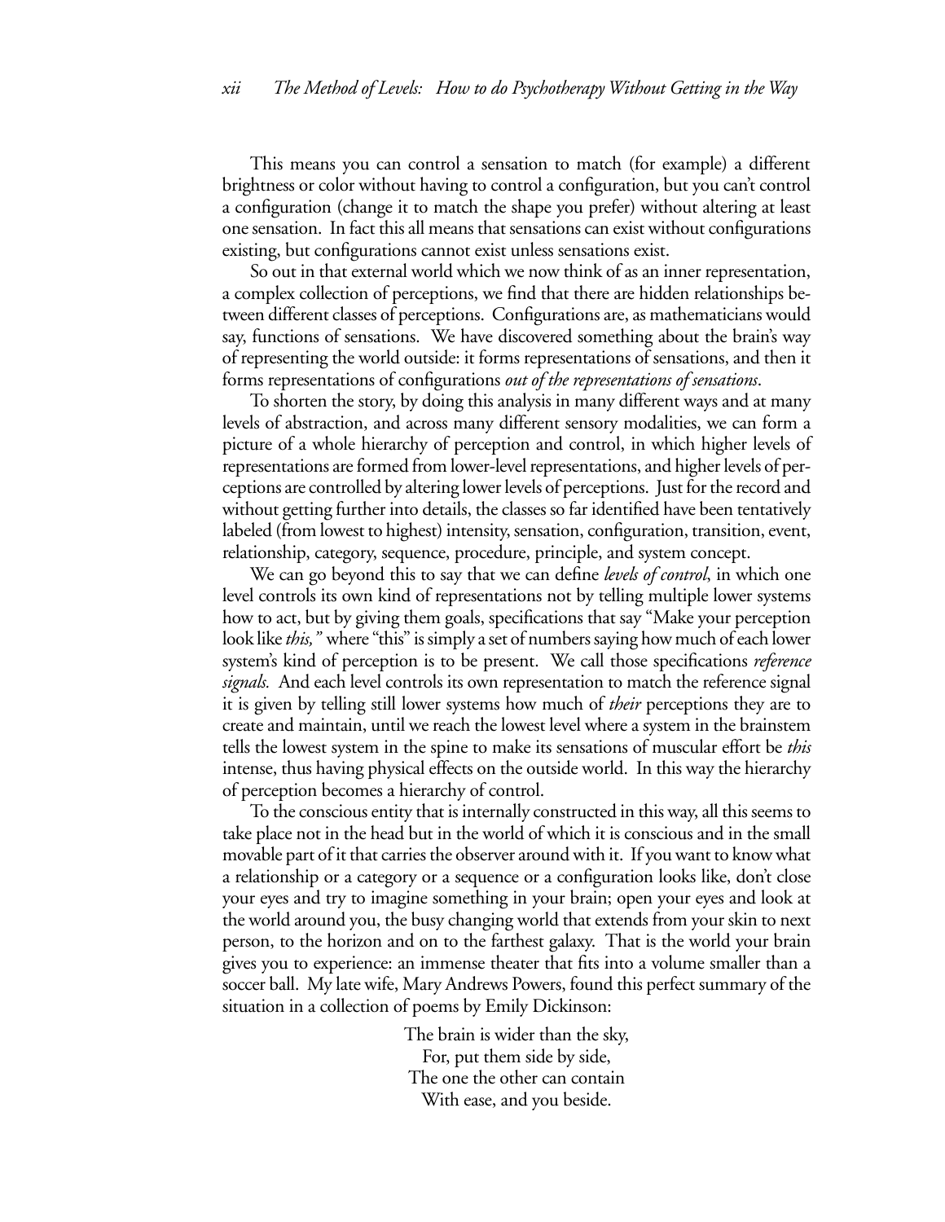This means you can control a sensation to match (for example) a different brightness or color without having to control a configuration, but you can't control a configuration (change it to match the shape you prefer) without altering at least one sensation. In fact this all means that sensations can exist without configurations existing, but configurations cannot exist unless sensations exist.

So out in that external world which we now think of as an inner representation, a complex collection of perceptions, we find that there are hidden relationships between different classes of perceptions. Configurations are, as mathematicians would say, functions of sensations. We have discovered something about the brain's way of representing the world outside: it forms representations of sensations, and then it forms representations of configurations *out of the representations of sensations*.

To shorten the story, by doing this analysis in many different ways and at many levels of abstraction, and across many different sensory modalities, we can form a picture of a whole hierarchy of perception and control, in which higher levels of representations are formed from lower-level representations, and higher levels of perceptions are controlled by altering lower levels of perceptions. Just for the record and without getting further into details, the classes so far identified have been tentatively labeled (from lowest to highest) intensity, sensation, configuration, transition, event, relationship, category, sequence, procedure, principle, and system concept.

We can go beyond this to say that we can define *levels of control*, in which one level controls its own kind of representations not by telling multiple lower systems how to act, but by giving them goals, specifications that say "Make your perception look like *this,"* where "this" is simply a set of numbers saying how much of each lower system's kind of perception is to be present. We call those specifications *reference signals.* And each level controls its own representation to match the reference signal it is given by telling still lower systems how much of *their* perceptions they are to create and maintain, until we reach the lowest level where a system in the brainstem tells the lowest system in the spine to make its sensations of muscular effort be *this* intense, thus having physical effects on the outside world. In this way the hierarchy of perception becomes a hierarchy of control.

To the conscious entity that is internally constructed in this way, all this seems to take place not in the head but in the world of which it is conscious and in the small movable part of it that carries the observer around with it. If you want to know what a relationship or a category or a sequence or a configuration looks like, don't close your eyes and try to imagine something in your brain; open your eyes and look at the world around you, the busy changing world that extends from your skin to next person, to the horizon and on to the farthest galaxy. That is the world your brain gives you to experience: an immense theater that fits into a volume smaller than a soccer ball. My late wife, Mary Andrews Powers, found this perfect summary of the situation in a collection of poems by Emily Dickinson:

> The brain is wider than the sky,
> For, put them side by side,
> The one the other can contain
> With ease, and you beside.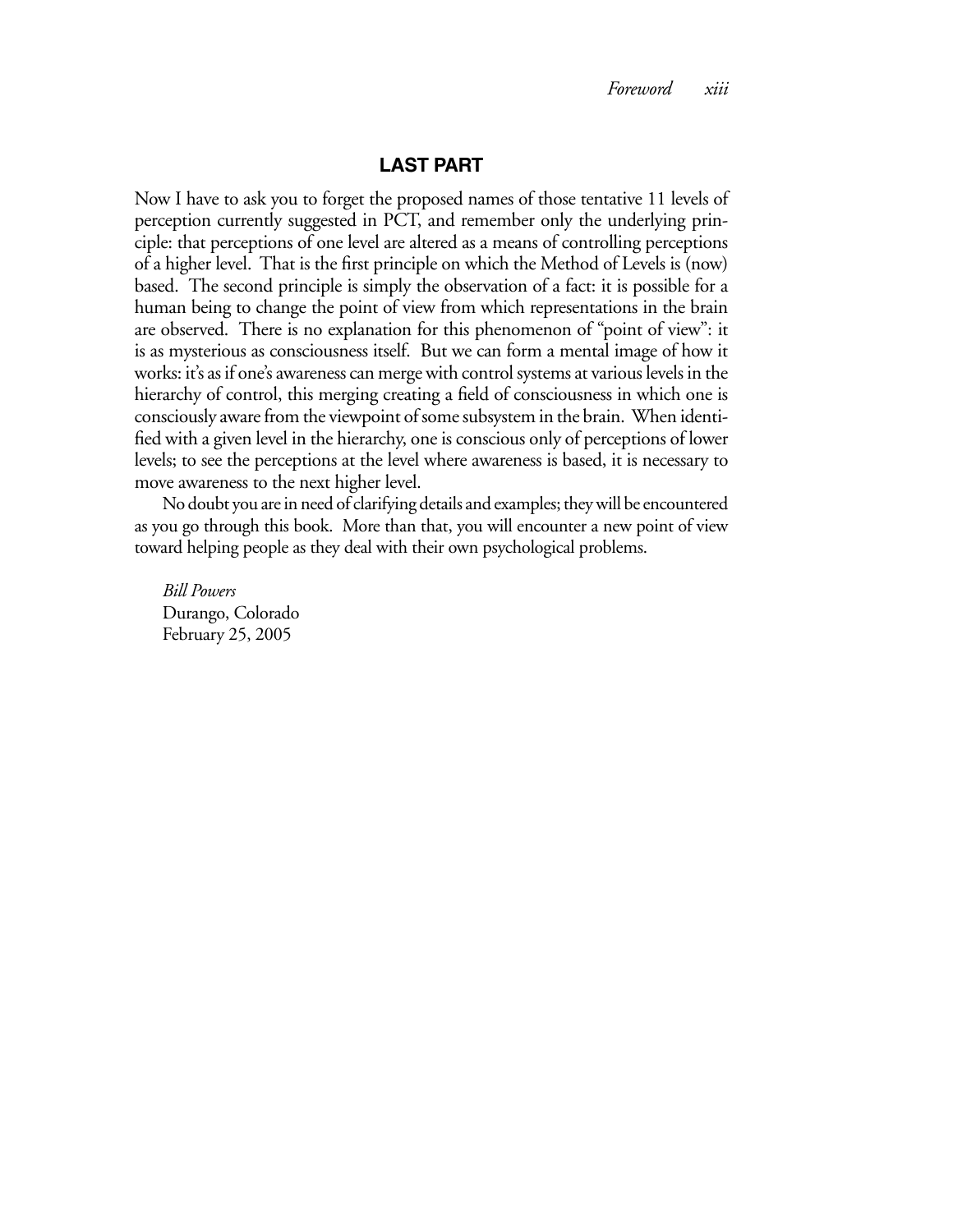## LAST PART

Now I have to ask you to forget the proposed names of those tentative 11 levels of perception currently suggested in PCT, and remember only the underlying principle: that perceptions of one level are altered as a means of controlling perceptions of a higher level. That is the first principle on which the Method of Levels is (now) based. The second principle is simply the observation of a fact: it is possible for a human being to change the point of view from which representations in the brain are observed. There is no explanation for this phenomenon of "point of view": it is as mysterious as consciousness itself. But we can form a mental image of how it works: it's as if one's awareness can merge with control systems at various levels in the hierarchy of control, this merging creating a field of consciousness in which one is consciously aware from the viewpoint of some subsystem in the brain. When identified with a given level in the hierarchy, one is conscious only of perceptions of lower levels; to see the perceptions at the level where awareness is based, it is necessary to move awareness to the next higher level.

No doubt you are in need of clarifying details and examples; they will be encountered as you go through this book. More than that, you will encounter a new point of view toward helping people as they deal with their own psychological problems.

*Bill Powers*
Durango, Colorado
February 25, 2005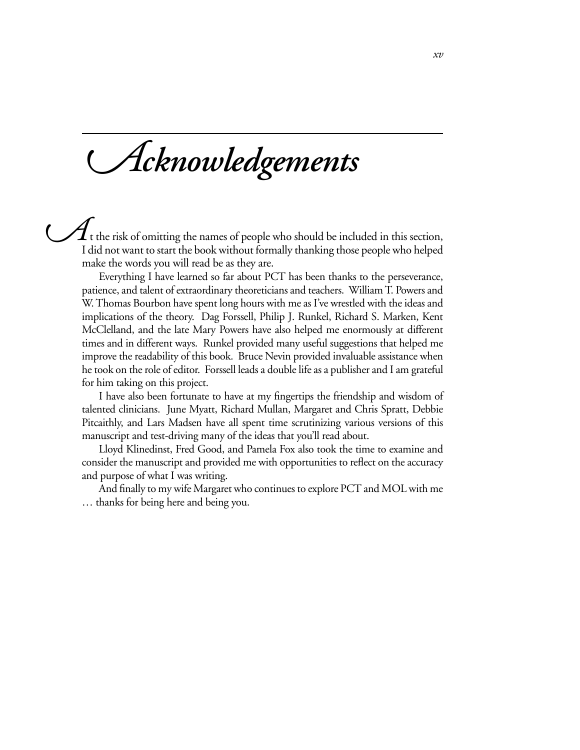# Acknowledgements

At the risk of omitting the names of people who should be included in this section, I did not want to start the book without formally thanking those people who helped make the words you will read be as they are.

Everything I have learned so far about PCT has been thanks to the perseverance, patience, and talent of extraordinary theoreticians and teachers. William T. Powers and W. Thomas Bourbon have spent long hours with me as I've wrestled with the ideas and implications of the theory. Dag Forssell, Philip J. Runkel, Richard S. Marken, Kent McClelland, and the late Mary Powers have also helped me enormously at different times and in different ways. Runkel provided many useful suggestions that helped me improve the readability of this book. Bruce Nevin provided invaluable assistance when he took on the role of editor. Forssell leads a double life as a publisher and I am grateful for him taking on this project.

I have also been fortunate to have at my fingertips the friendship and wisdom of talented clinicians. June Myatt, Richard Mullan, Margaret and Chris Spratt, Debbie Pitcaithly, and Lars Madsen have all spent time scrutinizing various versions of this manuscript and test-driving many of the ideas that you'll read about.

Lloyd Klinedinst, Fred Good, and Pamela Fox also took the time to examine and consider the manuscript and provided me with opportunities to reflect on the accuracy and purpose of what I was writing.

And finally to my wife Margaret who continues to explore PCT and MOL with me … thanks for being here and being you.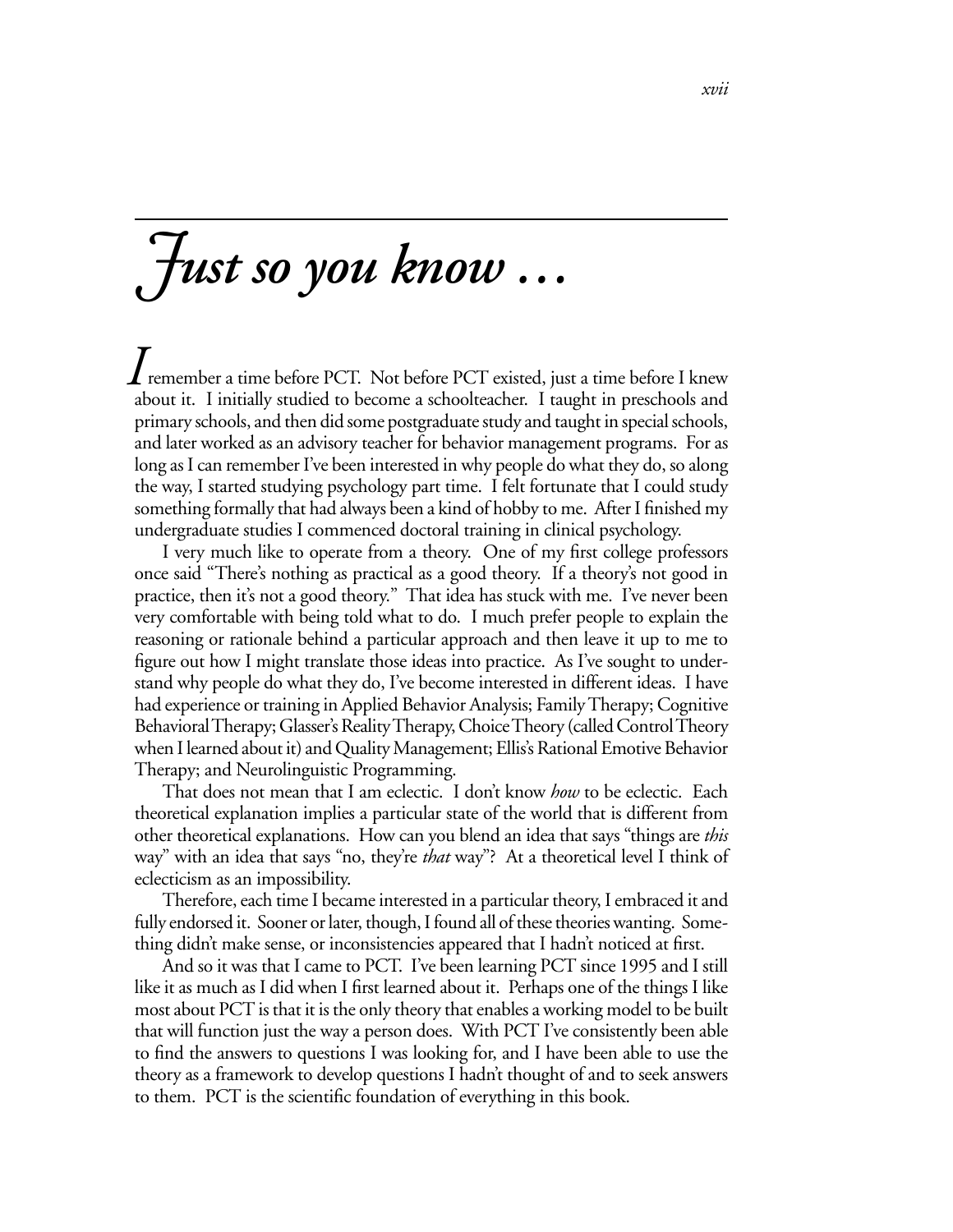# *Just so you know ...*

I remember a time before PCT. Not before PCT existed, just a time before I knew about it. I initially studied to become a schoolteacher. I taught in preschools and primary schools, and then did some postgraduate study and taught in special schools, and later worked as an advisory teacher for behavior management programs. For as long as I can remember I've been interested in why people do what they do, so along the way, I started studying psychology part time. I felt fortunate that I could study something formally that had always been a kind of hobby to me. After I finished my undergraduate studies I commenced doctoral training in clinical psychology.

I very much like to operate from a theory. One of my first college professors once said "There's nothing as practical as a good theory. If a theory's not good in practice, then it's not a good theory." That idea has stuck with me. I've never been very comfortable with being told what to do. I much prefer people to explain the reasoning or rationale behind a particular approach and then leave it up to me to figure out how I might translate those ideas into practice. As I've sought to understand why people do what they do, I've become interested in different ideas. I have had experience or training in Applied Behavior Analysis; Family Therapy; Cognitive Behavioral Therapy; Glasser's Reality Therapy, Choice Theory (called Control Theory when I learned about it) and Quality Management; Ellis's Rational Emotive Behavior Therapy; and Neurolinguistic Programming.

That does not mean that I am eclectic. I don't know *how* to be eclectic. Each theoretical explanation implies a particular state of the world that is different from other theoretical explanations. How can you blend an idea that says "things are *this* way" with an idea that says "no, they're *that* way"? At a theoretical level I think of eclecticism as an impossibility.

Therefore, each time I became interested in a particular theory, I embraced it and fully endorsed it. Sooner or later, though, I found all of these theories wanting. Something didn't make sense, or inconsistencies appeared that I hadn't noticed at first.

And so it was that I came to PCT. I've been learning PCT since 1995 and I still like it as much as I did when I first learned about it. Perhaps one of the things I like most about PCT is that it is the only theory that enables a working model to be built that will function just the way a person does. With PCT I've consistently been able to find the answers to questions I was looking for, and I have been able to use the theory as a framework to develop questions I hadn't thought of and to seek answers to them. PCT is the scientific foundation of everything in this book.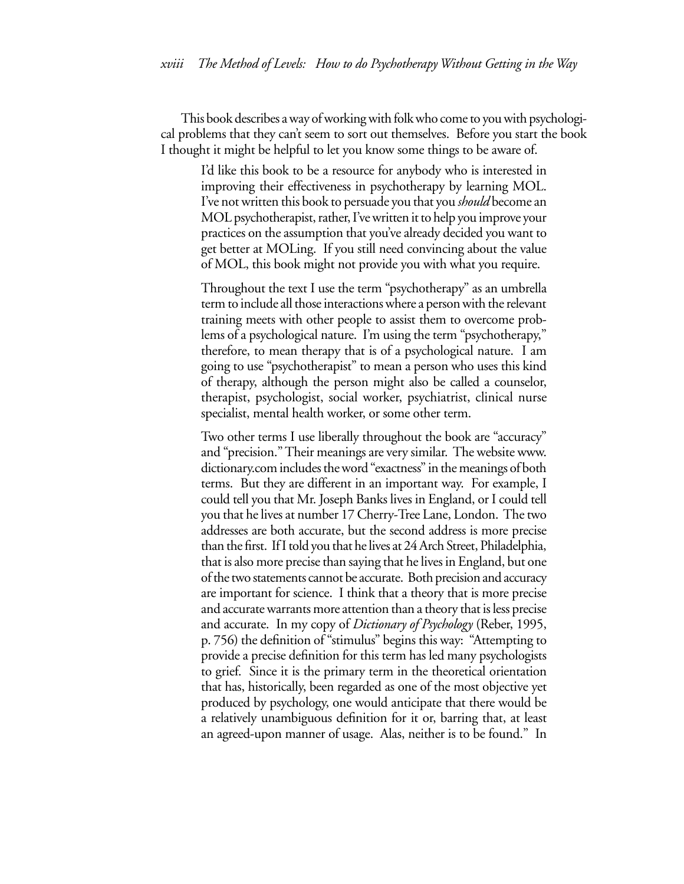This book describes a way of working with folk who come to you with psychological problems that they can't seem to sort out themselves. Before you start the book I thought it might be helpful to let you know some things to be aware of.

> I'd like this book to be a resource for anybody who is interested in improving their effectiveness in psychotherapy by learning MOL. I've not written this book to persuade you that you *should* become an MOL psychotherapist, rather, I've written it to help you improve your practices on the assumption that you've already decided you want to get better at MOLing. If you still need convincing about the value of MOL, this book might not provide you with what you require.
>
> Throughout the text I use the term "psychotherapy" as an umbrella term to include all those interactions where a person with the relevant training meets with other people to assist them to overcome problems of a psychological nature. I'm using the term "psychotherapy," therefore, to mean therapy that is of a psychological nature. I am going to use "psychotherapist" to mean a person who uses this kind of therapy, although the person might also be called a counselor, therapist, psychologist, social worker, psychiatrist, clinical nurse specialist, mental health worker, or some other term.
>
> Two other terms I use liberally throughout the book are "accuracy" and "precision." Their meanings are very similar. The website www.dictionary.com includes the word "exactness" in the meanings of both terms. But they are different in an important way. For example, I could tell you that Mr. Joseph Banks lives in England, or I could tell you that he lives at number 17 Cherry-Tree Lane, London. The two addresses are both accurate, but the second address is more precise than the first. If I told you that he lives at 24 Arch Street, Philadelphia, that is also more precise than saying that he lives in England, but one of the two statements cannot be accurate. Both precision and accuracy are important for science. I think that a theory that is more precise and accurate warrants more attention than a theory that is less precise and accurate. In my copy of *Dictionary of Psychology* (Reber, 1995, p. 756) the definition of "stimulus" begins this way: "Attempting to provide a precise definition for this term has led many psychologists to grief. Since it is the primary term in the theoretical orientation that has, historically, been regarded as one of the most objective yet produced by psychology, one would anticipate that there would be a relatively unambiguous definition for it or, barring that, at least an agreed-upon manner of usage. Alas, neither is to be found." In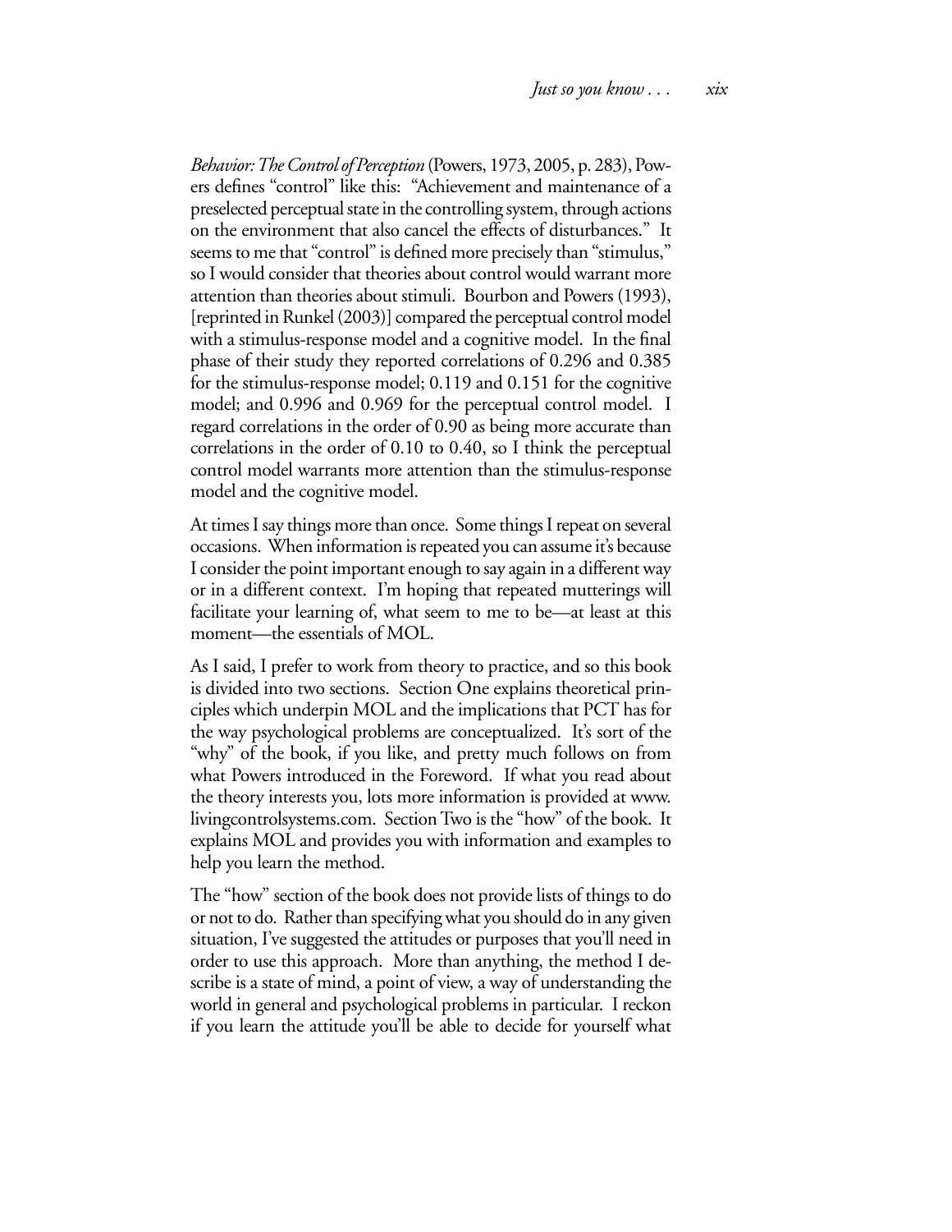*Behavior: The Control of Perception* (Powers, 1973, 2005, p. 283), Powers defines "control" like this: "Achievement and maintenance of a preselected perceptual state in the controlling system, through actions on the environment that also cancel the effects of disturbances." It seems to me that "control" is defined more precisely than "stimulus," so I would consider that theories about control would warrant more attention than theories about stimuli. Bourbon and Powers (1993), [reprinted in Runkel (2003)] compared the perceptual control model with a stimulus-response model and a cognitive model. In the final phase of their study they reported correlations of 0.296 and 0.385 for the stimulus-response model; 0.119 and 0.151 for the cognitive model; and 0.996 and 0.969 for the perceptual control model. I regard correlations in the order of 0.90 as being more accurate than correlations in the order of 0.10 to 0.40, so I think the perceptual control model warrants more attention than the stimulus-response model and the cognitive model.

At times I say things more than once. Some things I repeat on several occasions. When information is repeated you can assume it's because I consider the point important enough to say again in a different way or in a different context. I'm hoping that repeated mutterings will facilitate your learning of, what seem to me to be—at least at this moment—the essentials of MOL.

As I said, I prefer to work from theory to practice, and so this book is divided into two sections. Section One explains theoretical principles which underpin MOL and the implications that PCT has for the way psychological problems are conceptualized. It's sort of the "why" of the book, if you like, and pretty much follows on from what Powers introduced in the Foreword. If what you read about the theory interests you, lots more information is provided at www.livingcontrolsystems.com. Section Two is the "how" of the book. It explains MOL and provides you with information and examples to help you learn the method.

The "how" section of the book does not provide lists of things to do or not to do. Rather than specifying what you should do in any given situation, I've suggested the attitudes or purposes that you'll need in order to use this approach. More than anything, the method I describe is a state of mind, a point of view, a way of understanding the world in general and psychological problems in particular. I reckon if you learn the attitude you'll be able to decide for yourself what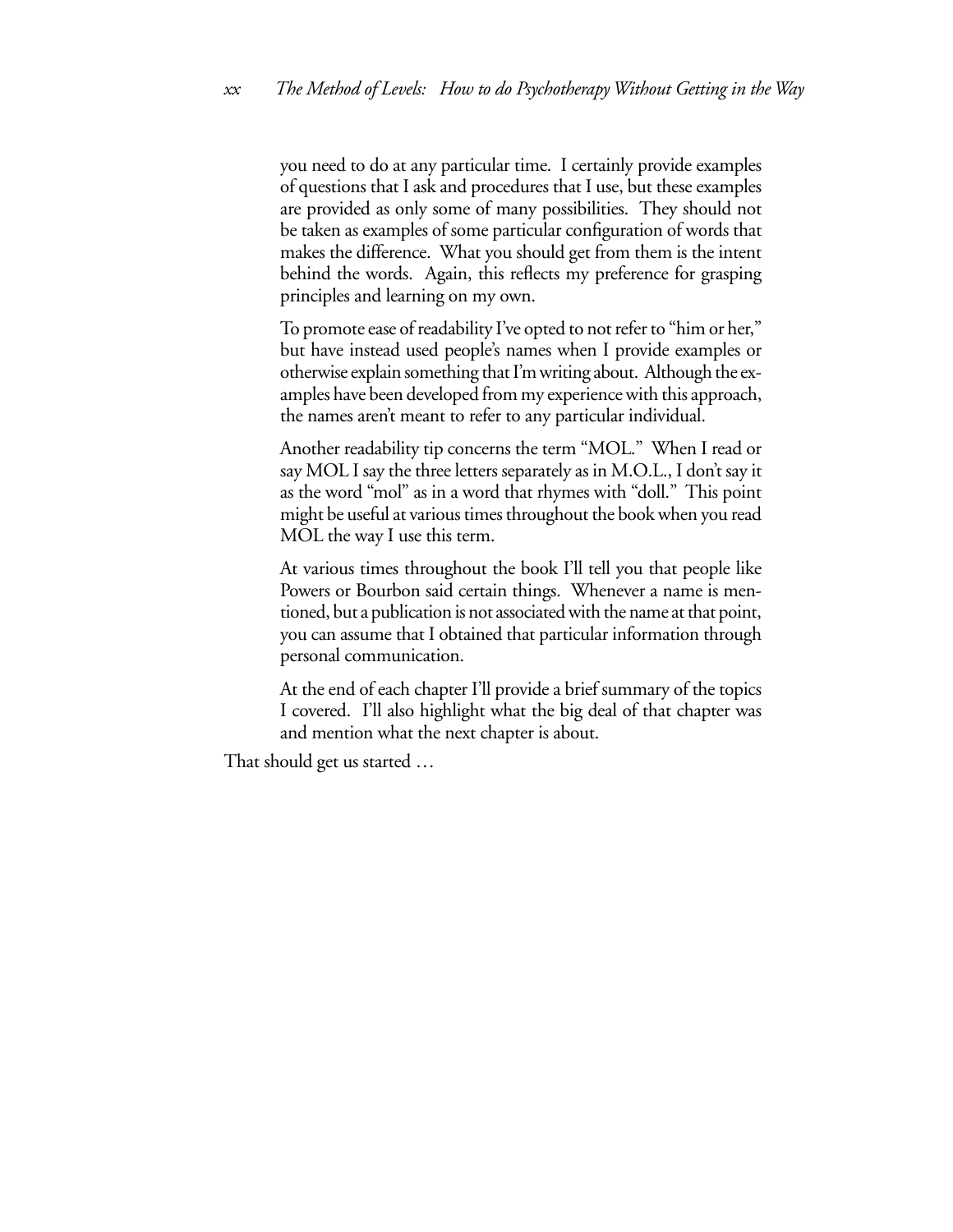you need to do at any particular time. I certainly provide examples of questions that I ask and procedures that I use, but these examples are provided as only some of many possibilities. They should not be taken as examples of some particular configuration of words that makes the difference. What you should get from them is the intent behind the words. Again, this reflects my preference for grasping principles and learning on my own.

To promote ease of readability I've opted to not refer to "him or her," but have instead used people's names when I provide examples or otherwise explain something that I'm writing about. Although the examples have been developed from my experience with this approach, the names aren't meant to refer to any particular individual.

Another readability tip concerns the term "MOL." When I read or say MOL I say the three letters separately as in M.O.L., I don't say it as the word "mol" as in a word that rhymes with "doll." This point might be useful at various times throughout the book when you read MOL the way I use this term.

At various times throughout the book I'll tell you that people like Powers or Bourbon said certain things. Whenever a name is mentioned, but a publication is not associated with the name at that point, you can assume that I obtained that particular information through personal communication.

At the end of each chapter I'll provide a brief summary of the topics I covered. I'll also highlight what the big deal of that chapter was and mention what the next chapter is about.

That should get us started …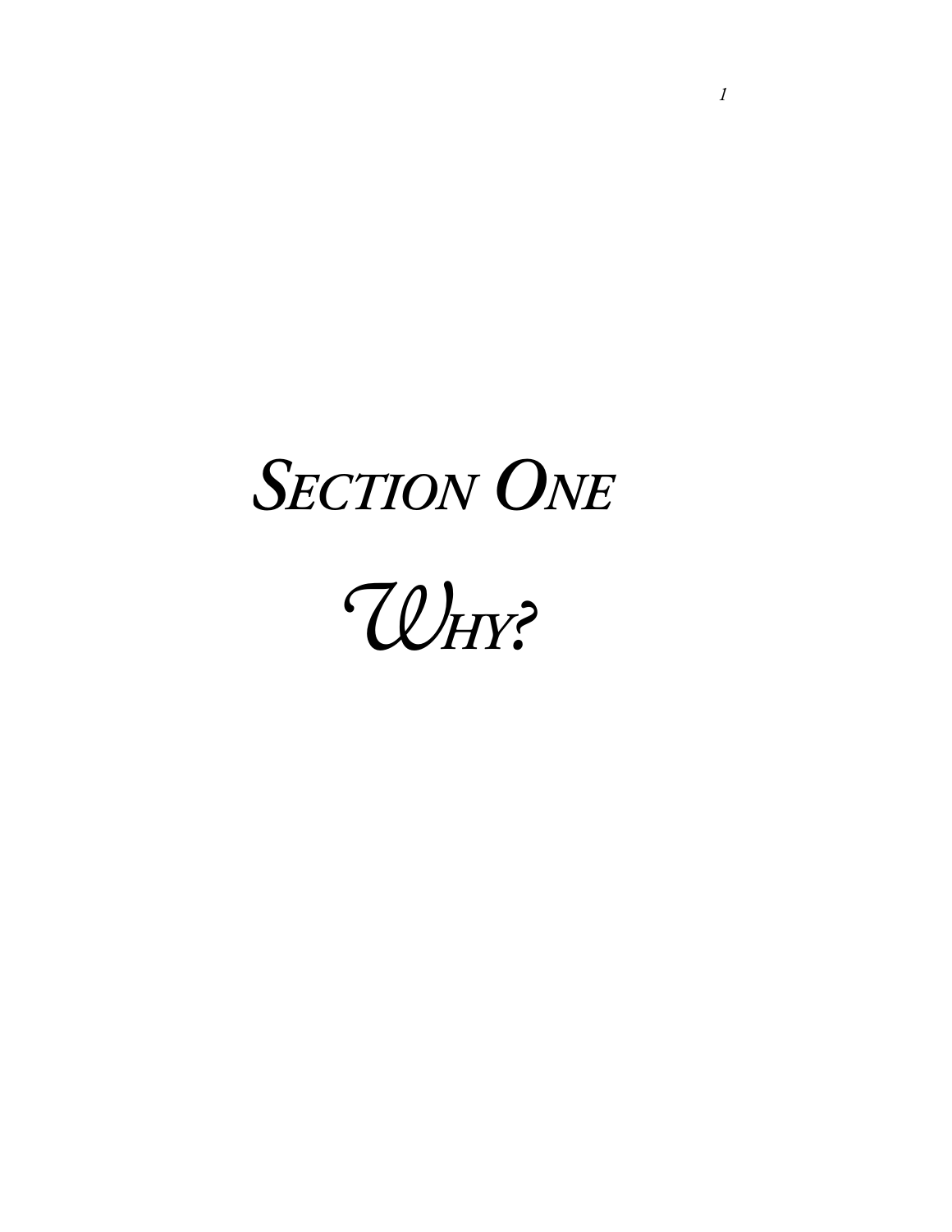# *Section One*

# *Why?*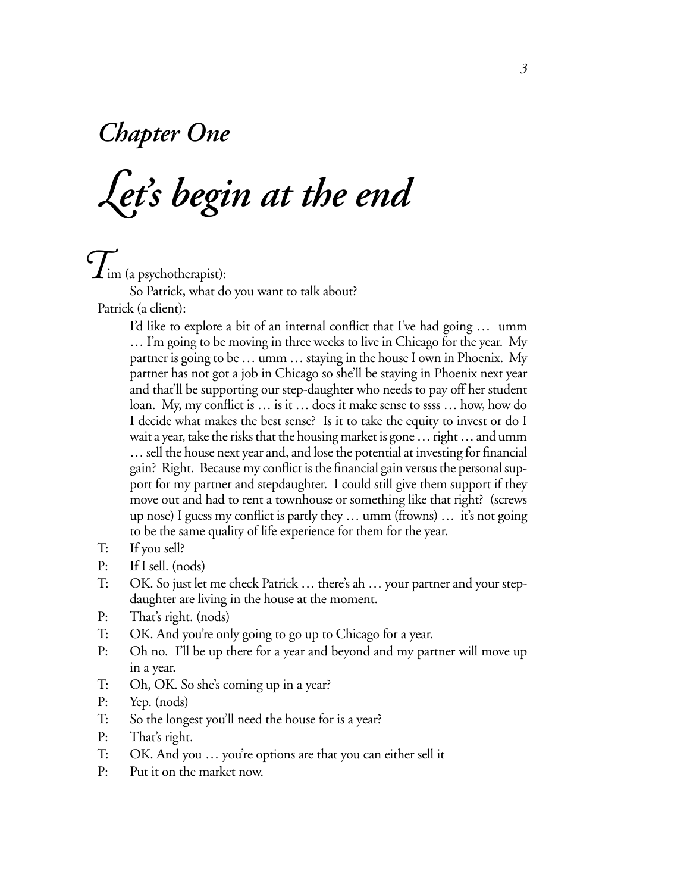## *Chapter One*

# *Let's begin at the end*

Tim (a psychotherapist):

So Patrick, what do you want to talk about?

Patrick (a client):

I'd like to explore a bit of an internal conflict that I've had going … umm … I'm going to be moving in three weeks to live in Chicago for the year. My partner is going to be … umm … staying in the house I own in Phoenix. My partner has not got a job in Chicago so she'll be staying in Phoenix next year and that'll be supporting our step-daughter who needs to pay off her student loan. My, my conflict is … is it … does it make sense to ssss … how, how do I decide what makes the best sense? Is it to take the equity to invest or do I wait a year, take the risks that the housing market is gone … right … and umm … sell the house next year and, and lose the potential at investing for financial gain? Right. Because my conflict is the financial gain versus the personal support for my partner and stepdaughter. I could still give them support if they move out and had to rent a townhouse or something like that right? (screws up nose) I guess my conflict is partly they … umm (frowns) … it's not going to be the same quality of life experience for them for the year.

T: If you sell?

P: If I sell. (nods)

T: OK. So just let me check Patrick … there's ah … your partner and your step-daughter are living in the house at the moment.

P: That's right. (nods)

T: OK. And you're only going to go up to Chicago for a year.

P: Oh no. I'll be up there for a year and beyond and my partner will move up in a year.

T: Oh, OK. So she's coming up in a year?

P: Yep. (nods)

T: So the longest you'll need the house for is a year?

P: That's right.

T: OK. And you … you're options are that you can either sell it

P: Put it on the market now.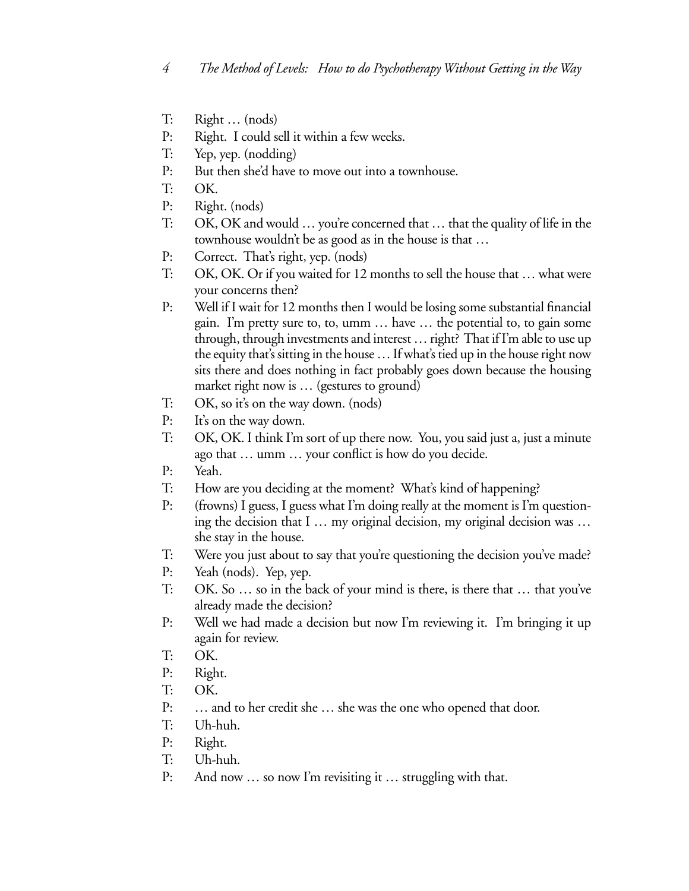T: Right … (nods)

P: Right. I could sell it within a few weeks.

T: Yep, yep. (nodding)

P: But then she'd have to move out into a townhouse.

T: OK.

P: Right. (nods)

T: OK, OK and would … you're concerned that … that the quality of life in the townhouse wouldn't be as good as in the house is that …

P: Correct. That's right, yep. (nods)

T: OK, OK. Or if you waited for 12 months to sell the house that … what were your concerns then?

P: Well if I wait for 12 months then I would be losing some substantial financial gain. I'm pretty sure to, to, umm … have … the potential to, to gain some through, through investments and interest … right? That if I'm able to use up the equity that's sitting in the house … If what's tied up in the house right now sits there and does nothing in fact probably goes down because the housing market right now is … (gestures to ground)

T: OK, so it's on the way down. (nods)

P: It's on the way down.

T: OK, OK. I think I'm sort of up there now. You, you said just a, just a minute ago that … umm … your conflict is how do you decide.

P: Yeah.

T: How are you deciding at the moment? What's kind of happening?

P: (frowns) I guess, I guess what I'm doing really at the moment is I'm questioning the decision that I … my original decision, my original decision was … she stay in the house.

T: Were you just about to say that you're questioning the decision you've made?

P: Yeah (nods). Yep, yep.

T: OK. So … so in the back of your mind is there, is there that … that you've already made the decision?

P: Well we had made a decision but now I'm reviewing it. I'm bringing it up again for review.

T: OK.

P: Right.

T: OK.

P: … and to her credit she … she was the one who opened that door.

T: Uh-huh.

P: Right.

T: Uh-huh.

P: And now … so now I'm revisiting it … struggling with that.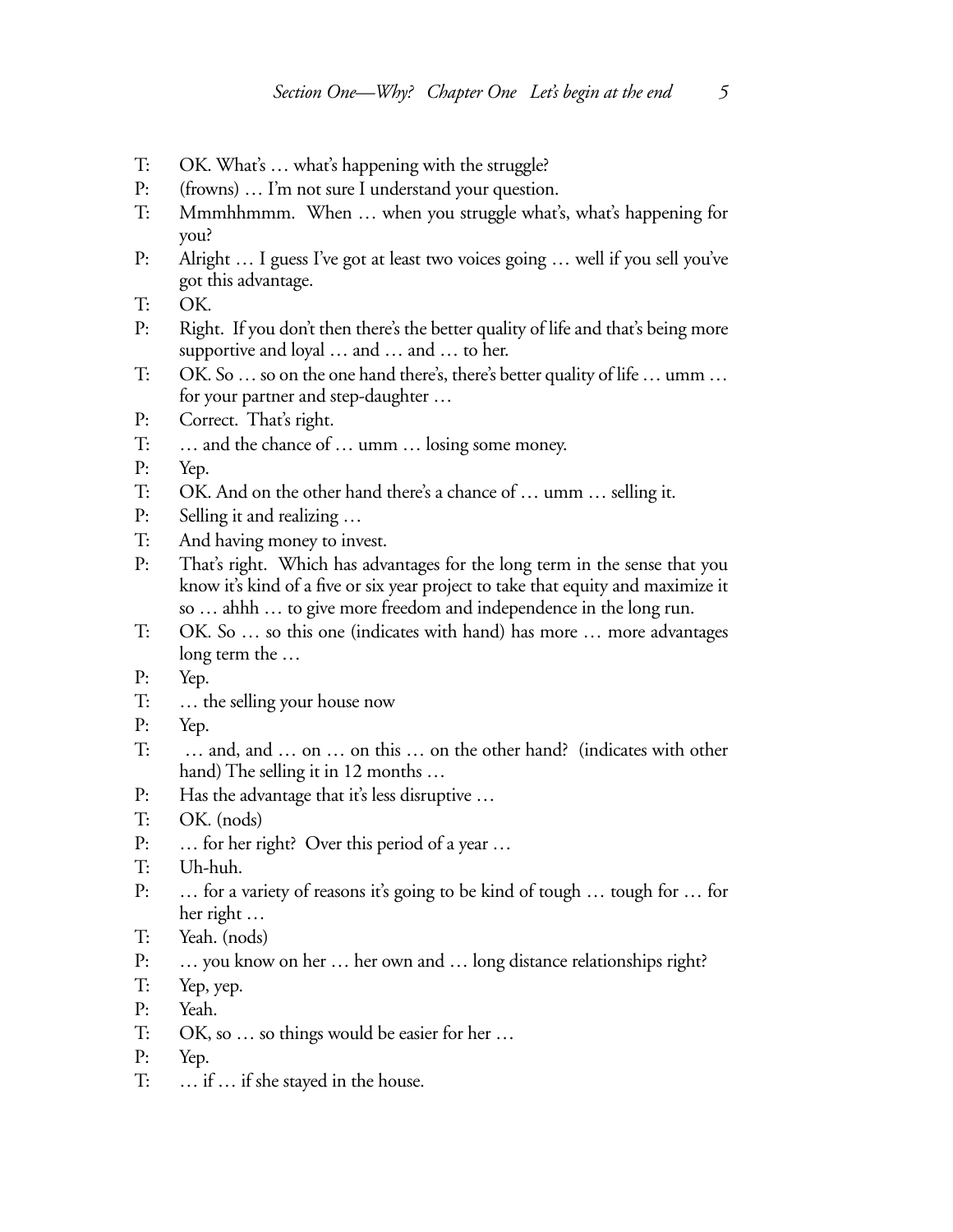T: OK. What's … what's happening with the struggle?

P: (frowns) … I'm not sure I understand your question.

T: Mmmhhmmm. When … when you struggle what's, what's happening for you?

P: Alright … I guess I've got at least two voices going … well if you sell you've got this advantage.

T: OK.

P: Right. If you don't then there's the better quality of life and that's being more supportive and loyal … and … and … to her.

T: OK. So … so on the one hand there's, there's better quality of life … umm … for your partner and step-daughter …

P: Correct. That's right.

T: … and the chance of … umm … losing some money.

P: Yep.

T: OK. And on the other hand there's a chance of … umm … selling it.

P: Selling it and realizing …

T: And having money to invest.

P: That's right. Which has advantages for the long term in the sense that you know it's kind of a five or six year project to take that equity and maximize it so … ahhh … to give more freedom and independence in the long run.

T: OK. So … so this one (indicates with hand) has more … more advantages long term the …

P: Yep.

T: … the selling your house now

P: Yep.

T: … and, and … on … on this … on the other hand? (indicates with other hand) The selling it in 12 months …

P: Has the advantage that it's less disruptive …

T: OK. (nods)

P: … for her right? Over this period of a year …

T: Uh-huh.

P: … for a variety of reasons it's going to be kind of tough … tough for … for her right …

T: Yeah. (nods)

P: … you know on her … her own and … long distance relationships right?

T: Yep, yep.

P: Yeah.

T: OK, so … so things would be easier for her …

P: Yep.

T: … if … if she stayed in the house.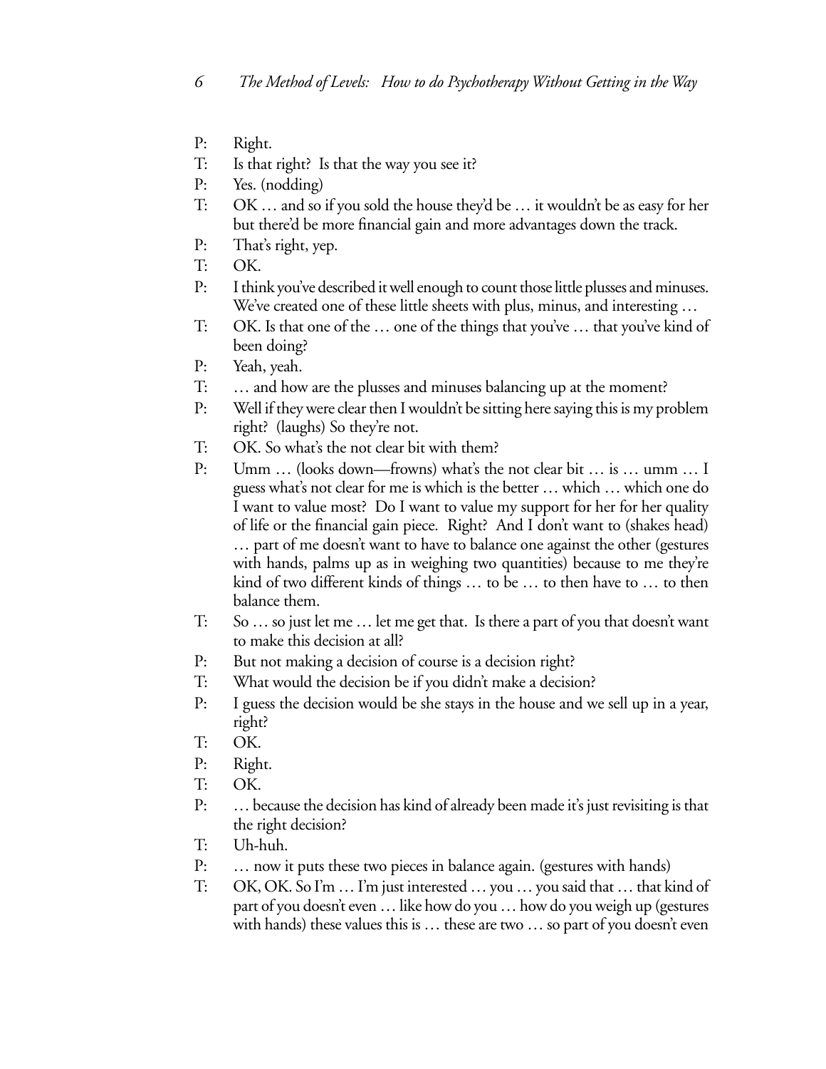P: Right.

T: Is that right? Is that the way you see it?

P: Yes. (nodding)

T: OK … and so if you sold the house they'd be … it wouldn't be as easy for her but there'd be more financial gain and more advantages down the track.

P: That's right, yep.

T: OK.

P: I think you've described it well enough to count those little plusses and minuses. We've created one of these little sheets with plus, minus, and interesting …

T: OK. Is that one of the … one of the things that you've … that you've kind of been doing?

P: Yeah, yeah.

T: … and how are the plusses and minuses balancing up at the moment?

P: Well if they were clear then I wouldn't be sitting here saying this is my problem right? (laughs) So they're not.

T: OK. So what's the not clear bit with them?

P: Umm … (looks down—frowns) what's the not clear bit … is … umm … I guess what's not clear for me is which is the better … which … which one do I want to value most? Do I want to value my support for her for her quality of life or the financial gain piece. Right? And I don't want to (shakes head) … part of me doesn't want to have to balance one against the other (gestures with hands, palms up as in weighing two quantities) because to me they're kind of two different kinds of things … to be … to then have to … to then balance them.

T: So … so just let me … let me get that. Is there a part of you that doesn't want to make this decision at all?

P: But not making a decision of course is a decision right?

T: What would the decision be if you didn't make a decision?

P: I guess the decision would be she stays in the house and we sell up in a year, right?

T: OK.

P: Right.

T: OK.

P: … because the decision has kind of already been made it's just revisiting is that the right decision?

T: Uh-huh.

P: … now it puts these two pieces in balance again. (gestures with hands)

T: OK, OK. So I'm … I'm just interested … you … you said that … that kind of part of you doesn't even … like how do you … how do you weigh up (gestures with hands) these values this is … these are two … so part of you doesn't even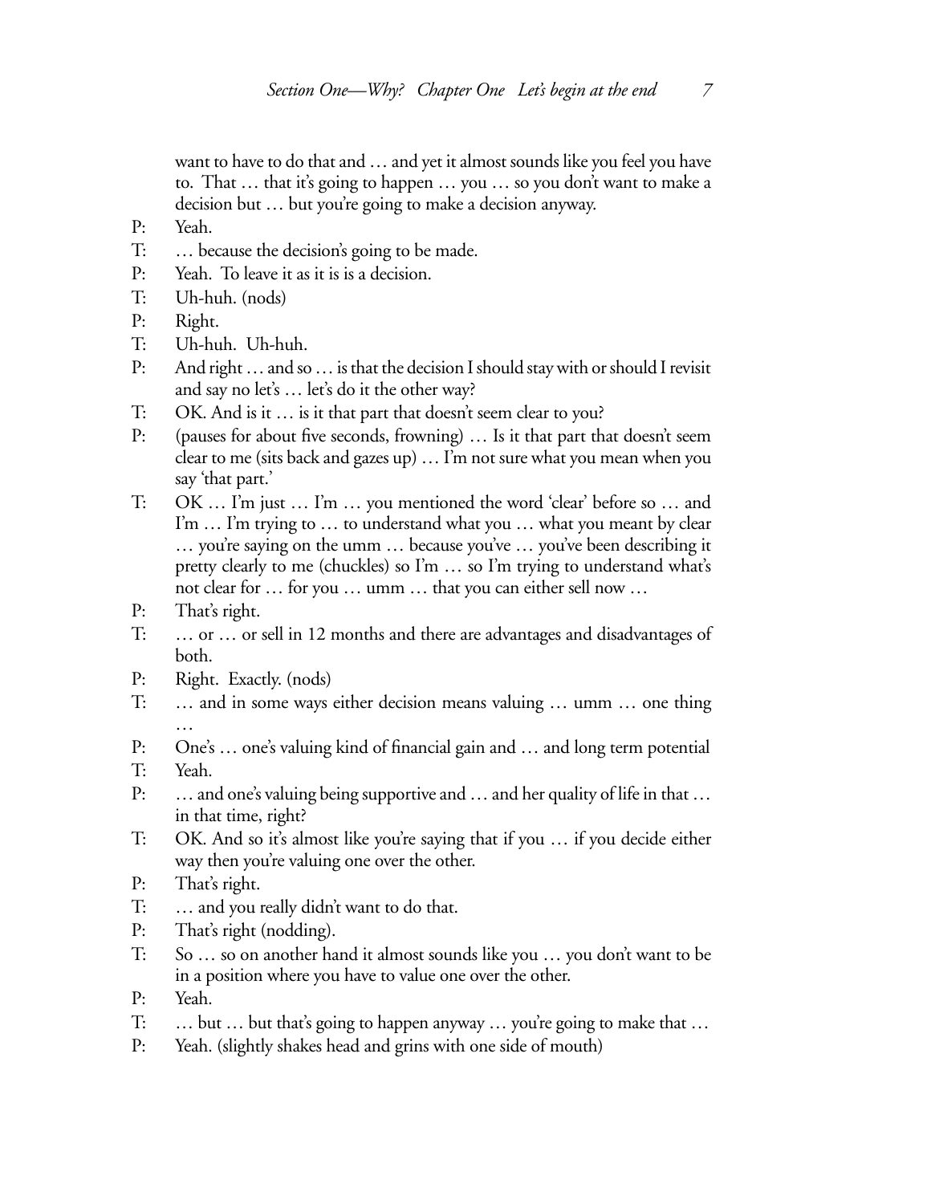want to have to do that and … and yet it almost sounds like you feel you have to. That … that it's going to happen … you … so you don't want to make a decision but … but you're going to make a decision anyway.

P: Yeah.

T: … because the decision's going to be made.

P: Yeah. To leave it as it is is a decision.

T: Uh-huh. (nods)

P: Right.

T: Uh-huh. Uh-huh.

P: And right … and so … is that the decision I should stay with or should I revisit and say no let's … let's do it the other way?

T: OK. And is it … is it that part that doesn't seem clear to you?

P: (pauses for about five seconds, frowning) … Is it that part that doesn't seem clear to me (sits back and gazes up) … I'm not sure what you mean when you say 'that part.'

T: OK … I'm just … I'm … you mentioned the word 'clear' before so … and I'm … I'm trying to … to understand what you … what you meant by clear … you're saying on the umm … because you've … you've been describing it pretty clearly to me (chuckles) so I'm … so I'm trying to understand what's not clear for … for you … umm … that you can either sell now …

P: That's right.

T: … or … or sell in 12 months and there are advantages and disadvantages of both.

P: Right. Exactly. (nods)

T: … and in some ways either decision means valuing … umm … one thing …

P: One's … one's valuing kind of financial gain and … and long term potential

T: Yeah.

P: … and one's valuing being supportive and … and her quality of life in that … in that time, right?

T: OK. And so it's almost like you're saying that if you … if you decide either way then you're valuing one over the other.

P: That's right.

T: … and you really didn't want to do that.

P: That's right (nodding).

T: So … so on another hand it almost sounds like you … you don't want to be in a position where you have to value one over the other.

P: Yeah.

T: … but … but that's going to happen anyway … you're going to make that …

P: Yeah. (slightly shakes head and grins with one side of mouth)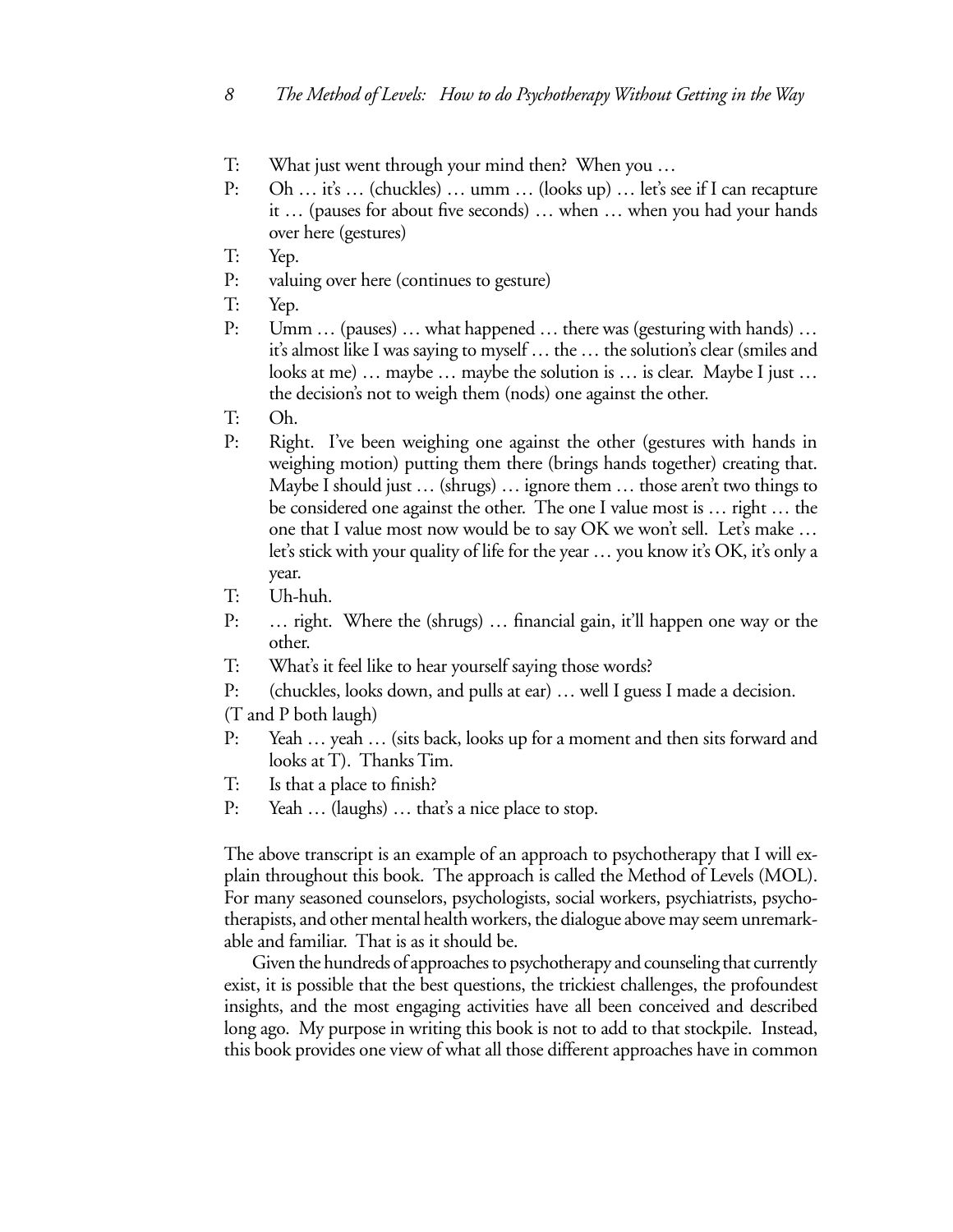T: What just went through your mind then? When you …

P: Oh … it's … (chuckles) … umm … (looks up) … let's see if I can recapture it … (pauses for about five seconds) … when … when you had your hands over here (gestures)

T: Yep.

P: valuing over here (continues to gesture)

T: Yep.

P: Umm … (pauses) … what happened … there was (gesturing with hands) … it's almost like I was saying to myself … the … the solution's clear (smiles and looks at me) … maybe … maybe the solution is … is clear. Maybe I just … the decision's not to weigh them (nods) one against the other.

T: Oh.

P: Right. I've been weighing one against the other (gestures with hands in weighing motion) putting them there (brings hands together) creating that. Maybe I should just … (shrugs) … ignore them … those aren't two things to be considered one against the other. The one I value most is … right … the one that I value most now would be to say OK we won't sell. Let's make … let's stick with your quality of life for the year … you know it's OK, it's only a year.

T: Uh-huh.

P: … right. Where the (shrugs) … financial gain, it'll happen one way or the other.

T: What's it feel like to hear yourself saying those words?

P: (chuckles, looks down, and pulls at ear) … well I guess I made a decision.

(T and P both laugh)

P: Yeah … yeah … (sits back, looks up for a moment and then sits forward and looks at T). Thanks Tim.

T: Is that a place to finish?

P: Yeah … (laughs) … that's a nice place to stop.

The above transcript is an example of an approach to psychotherapy that I will explain throughout this book. The approach is called the Method of Levels (MOL). For many seasoned counselors, psychologists, social workers, psychiatrists, psychotherapists, and other mental health workers, the dialogue above may seem unremarkable and familiar. That is as it should be.

Given the hundreds of approaches to psychotherapy and counseling that currently exist, it is possible that the best questions, the trickiest challenges, the profoundest insights, and the most engaging activities have all been conceived and described long ago. My purpose in writing this book is not to add to that stockpile. Instead, this book provides one view of what all those different approaches have in common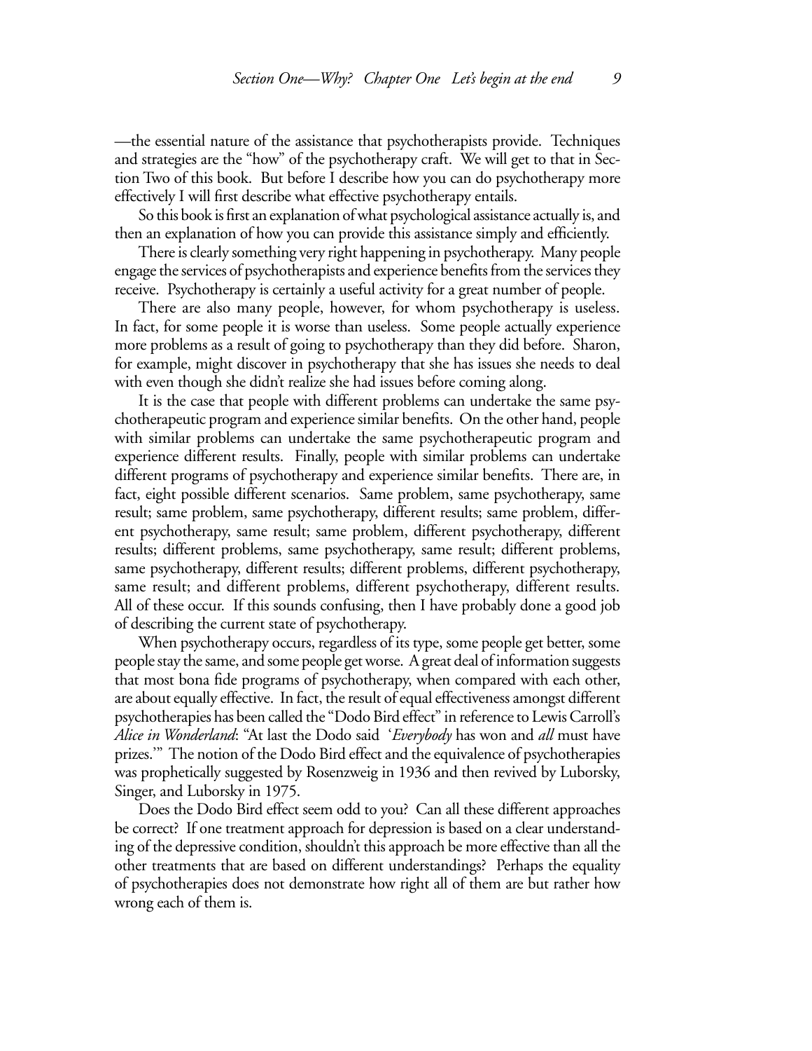—the essential nature of the assistance that psychotherapists provide. Techniques and strategies are the "how" of the psychotherapy craft. We will get to that in Section Two of this book. But before I describe how you can do psychotherapy more effectively I will first describe what effective psychotherapy entails.

So this book is first an explanation of what psychological assistance actually is, and then an explanation of how you can provide this assistance simply and efficiently.

There is clearly something very right happening in psychotherapy. Many people engage the services of psychotherapists and experience benefits from the services they receive. Psychotherapy is certainly a useful activity for a great number of people.

There are also many people, however, for whom psychotherapy is useless. In fact, for some people it is worse than useless. Some people actually experience more problems as a result of going to psychotherapy than they did before. Sharon, for example, might discover in psychotherapy that she has issues she needs to deal with even though she didn't realize she had issues before coming along.

It is the case that people with different problems can undertake the same psychotherapeutic program and experience similar benefits. On the other hand, people with similar problems can undertake the same psychotherapeutic program and experience different results. Finally, people with similar problems can undertake different programs of psychotherapy and experience similar benefits. There are, in fact, eight possible different scenarios. Same problem, same psychotherapy, same result; same problem, same psychotherapy, different results; same problem, different psychotherapy, same result; same problem, different psychotherapy, different results; different problems, same psychotherapy, same result; different problems, same psychotherapy, different results; different problems, different psychotherapy, same result; and different problems, different psychotherapy, different results. All of these occur. If this sounds confusing, then I have probably done a good job of describing the current state of psychotherapy.

When psychotherapy occurs, regardless of its type, some people get better, some people stay the same, and some people get worse. A great deal of information suggests that most bona fide programs of psychotherapy, when compared with each other, are about equally effective. In fact, the result of equal effectiveness amongst different psychotherapies has been called the "Dodo Bird effect" in reference to Lewis Carroll's *Alice in Wonderland*: "At last the Dodo said '*Everybody* has won and *all* must have prizes.'" The notion of the Dodo Bird effect and the equivalence of psychotherapies was prophetically suggested by Rosenzweig in 1936 and then revived by Luborsky, Singer, and Luborsky in 1975.

Does the Dodo Bird effect seem odd to you? Can all these different approaches be correct? If one treatment approach for depression is based on a clear understanding of the depressive condition, shouldn't this approach be more effective than all the other treatments that are based on different understandings? Perhaps the equality of psychotherapies does not demonstrate how right all of them are but rather how wrong each of them is.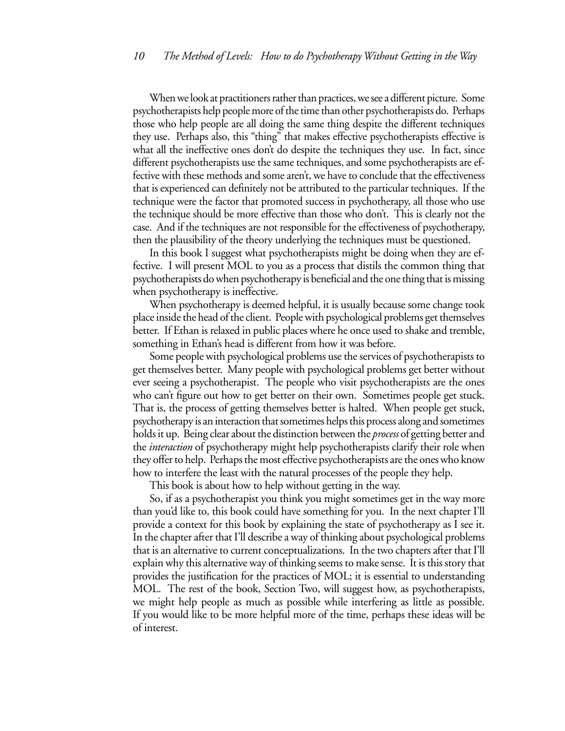When we look at practitioners rather than practices, we see a different picture. Some psychotherapists help people more of the time than other psychotherapists do. Perhaps those who help people are all doing the same thing despite the different techniques they use. Perhaps also, this "thing" that makes effective psychotherapists effective is what all the ineffective ones don't do despite the techniques they use. In fact, since different psychotherapists use the same techniques, and some psychotherapists are effective with these methods and some aren't, we have to conclude that the effectiveness that is experienced can definitely not be attributed to the particular techniques. If the technique were the factor that promoted success in psychotherapy, all those who use the technique should be more effective than those who don't. This is clearly not the case. And if the techniques are not responsible for the effectiveness of psychotherapy, then the plausibility of the theory underlying the techniques must be questioned.

In this book I suggest what psychotherapists might be doing when they are effective. I will present MOL to you as a process that distils the common thing that psychotherapists do when psychotherapy is beneficial and the one thing that is missing when psychotherapy is ineffective.

When psychotherapy is deemed helpful, it is usually because some change took place inside the head of the client. People with psychological problems get themselves better. If Ethan is relaxed in public places where he once used to shake and tremble, something in Ethan's head is different from how it was before.

Some people with psychological problems use the services of psychotherapists to get themselves better. Many people with psychological problems get better without ever seeing a psychotherapist. The people who visit psychotherapists are the ones who can't figure out how to get better on their own. Sometimes people get stuck. That is, the process of getting themselves better is halted. When people get stuck, psychotherapy is an interaction that sometimes helps this process along and sometimes holds it up. Being clear about the distinction between the *process* of getting better and the *interaction* of psychotherapy might help psychotherapists clarify their role when they offer to help. Perhaps the most effective psychotherapists are the ones who know how to interfere the least with the natural processes of the people they help.

This book is about how to help without getting in the way.

So, if as a psychotherapist you think you might sometimes get in the way more than you'd like to, this book could have something for you. In the next chapter I'll provide a context for this book by explaining the state of psychotherapy as I see it. In the chapter after that I'll describe a way of thinking about psychological problems that is an alternative to current conceptualizations. In the two chapters after that I'll explain why this alternative way of thinking seems to make sense. It is this story that provides the justification for the practices of MOL; it is essential to understanding MOL. The rest of the book, Section Two, will suggest how, as psychotherapists, we might help people as much as possible while interfering as little as possible. If you would like to be more helpful more of the time, perhaps these ideas will be of interest.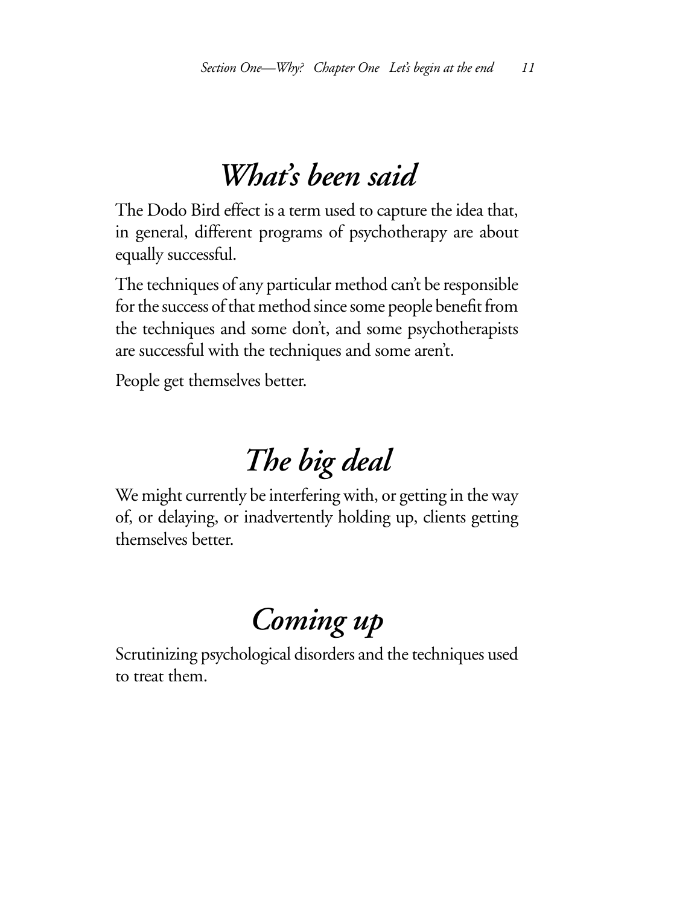## *What's been said*

The Dodo Bird effect is a term used to capture the idea that, in general, different programs of psychotherapy are about equally successful.

The techniques of any particular method can't be responsible for the success of that method since some people benefit from the techniques and some don't, and some psychotherapists are successful with the techniques and some aren't.

People get themselves better.

## *The big deal*

We might currently be interfering with, or getting in the way of, or delaying, or inadvertently holding up, clients getting themselves better.

## *Coming up*

Scrutinizing psychological disorders and the techniques used to treat them.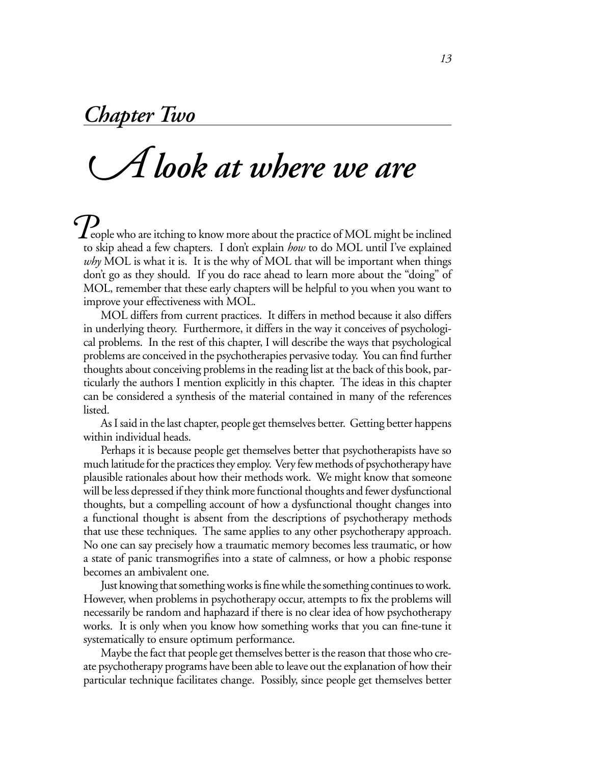## *Chapter Two*

# *A look at where we are*

People who are itching to know more about the practice of MOL might be inclined to skip ahead a few chapters. I don't explain *how* to do MOL until I've explained *why* MOL is what it is. It is the why of MOL that will be important when things don't go as they should. If you do race ahead to learn more about the "doing" of MOL, remember that these early chapters will be helpful to you when you want to improve your effectiveness with MOL.

MOL differs from current practices. It differs in method because it also differs in underlying theory. Furthermore, it differs in the way it conceives of psychological problems. In the rest of this chapter, I will describe the ways that psychological problems are conceived in the psychotherapies pervasive today. You can find further thoughts about conceiving problems in the reading list at the back of this book, particularly the authors I mention explicitly in this chapter. The ideas in this chapter can be considered a synthesis of the material contained in many of the references listed.

As I said in the last chapter, people get themselves better. Getting better happens within individual heads.

Perhaps it is because people get themselves better that psychotherapists have so much latitude for the practices they employ. Very few methods of psychotherapy have plausible rationales about how their methods work. We might know that someone will be less depressed if they think more functional thoughts and fewer dysfunctional thoughts, but a compelling account of how a dysfunctional thought changes into a functional thought is absent from the descriptions of psychotherapy methods that use these techniques. The same applies to any other psychotherapy approach. No one can say precisely how a traumatic memory becomes less traumatic, or how a state of panic transmogrifies into a state of calmness, or how a phobic response becomes an ambivalent one.

Just knowing that something works is fine while the something continues to work. However, when problems in psychotherapy occur, attempts to fix the problems will necessarily be random and haphazard if there is no clear idea of how psychotherapy works. It is only when you know how something works that you can fine-tune it systematically to ensure optimum performance.

Maybe the fact that people get themselves better is the reason that those who create psychotherapy programs have been able to leave out the explanation of how their particular technique facilitates change. Possibly, since people get themselves better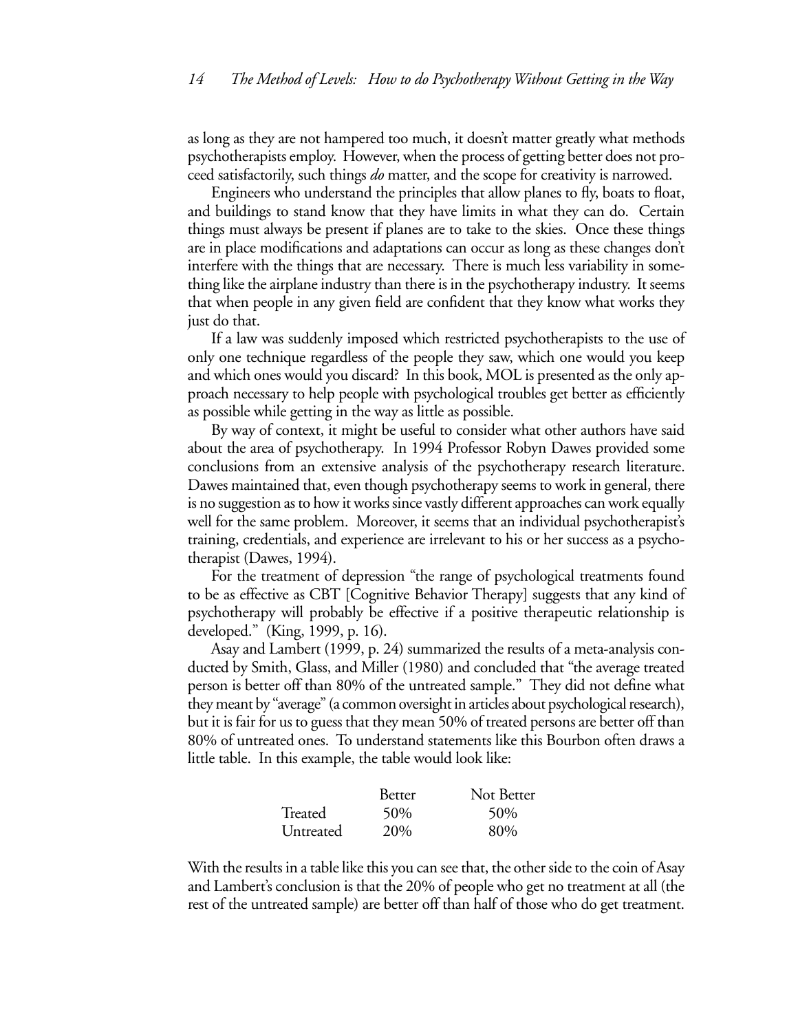as long as they are not hampered too much, it doesn't matter greatly what methods psychotherapists employ. However, when the process of getting better does not proceed satisfactorily, such things *do* matter, and the scope for creativity is narrowed.

Engineers who understand the principles that allow planes to fly, boats to float, and buildings to stand know that they have limits in what they can do. Certain things must always be present if planes are to take to the skies. Once these things are in place modifications and adaptations can occur as long as these changes don't interfere with the things that are necessary. There is much less variability in something like the airplane industry than there is in the psychotherapy industry. It seems that when people in any given field are confident that they know what works they just do that.

If a law was suddenly imposed which restricted psychotherapists to the use of only one technique regardless of the people they saw, which one would you keep and which ones would you discard? In this book, MOL is presented as the only approach necessary to help people with psychological troubles get better as efficiently as possible while getting in the way as little as possible.

By way of context, it might be useful to consider what other authors have said about the area of psychotherapy. In 1994 Professor Robyn Dawes provided some conclusions from an extensive analysis of the psychotherapy research literature. Dawes maintained that, even though psychotherapy seems to work in general, there is no suggestion as to how it works since vastly different approaches can work equally well for the same problem. Moreover, it seems that an individual psychotherapist's training, credentials, and experience are irrelevant to his or her success as a psychotherapist (Dawes, 1994).

For the treatment of depression "the range of psychological treatments found to be as effective as CBT [Cognitive Behavior Therapy] suggests that any kind of psychotherapy will probably be effective if a positive therapeutic relationship is developed." (King, 1999, p. 16).

Asay and Lambert (1999, p. 24) summarized the results of a meta-analysis conducted by Smith, Glass, and Miller (1980) and concluded that "the average treated person is better off than 80% of the untreated sample." They did not define what they meant by "average" (a common oversight in articles about psychological research), but it is fair for us to guess that they mean 50% of treated persons are better off than 80% of untreated ones. To understand statements like this Bourbon often draws a little table. In this example, the table would look like:

| | Better | Not Better |
|---|---|---|
| Treated | 50% | 50% |
| Untreated | 20% | 80% |

With the results in a table like this you can see that, the other side to the coin of Asay and Lambert's conclusion is that the 20% of people who get no treatment at all (the rest of the untreated sample) are better off than half of those who do get treatment.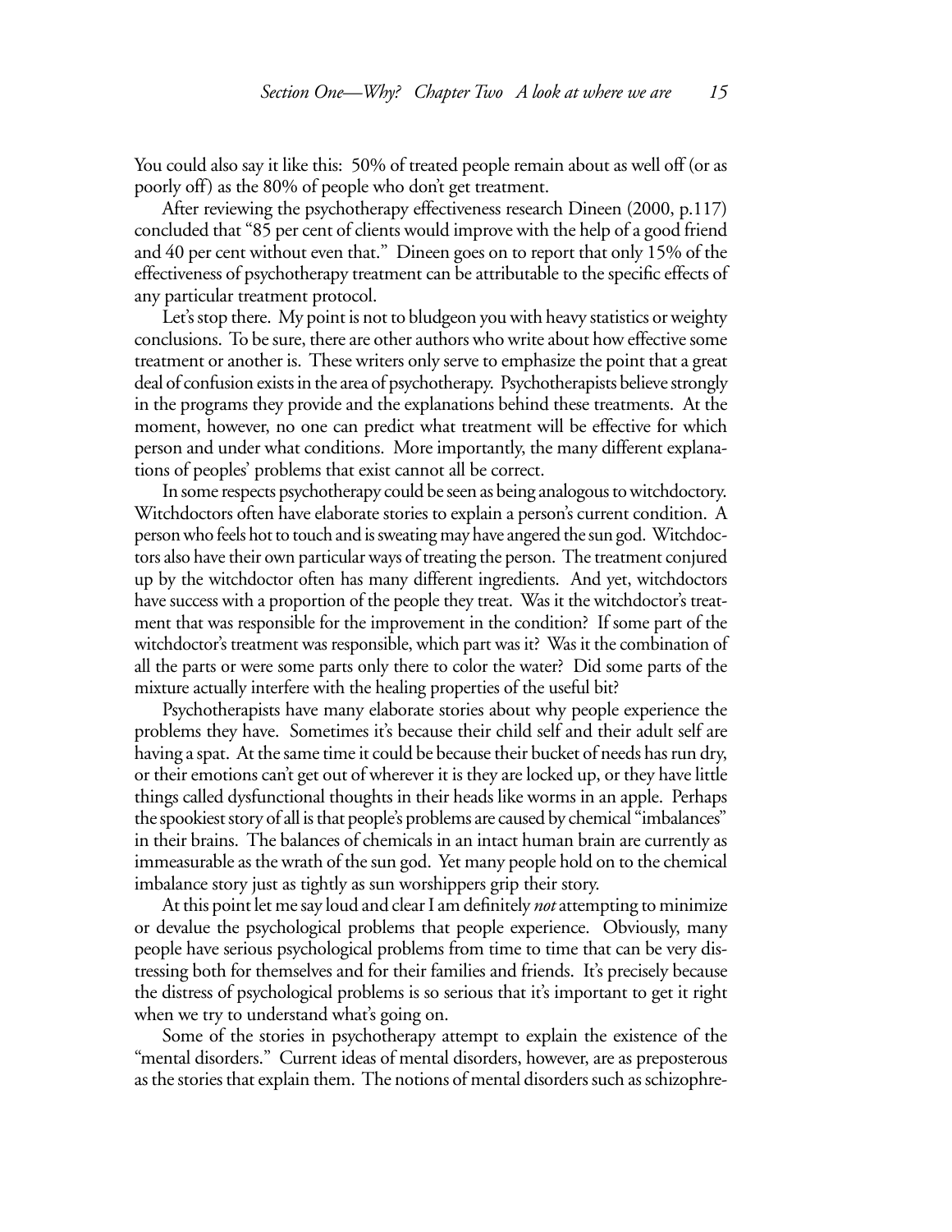You could also say it like this: 50% of treated people remain about as well off (or as poorly off) as the 80% of people who don't get treatment.

After reviewing the psychotherapy effectiveness research Dineen (2000, p.117) concluded that "85 per cent of clients would improve with the help of a good friend and 40 per cent without even that." Dineen goes on to report that only 15% of the effectiveness of psychotherapy treatment can be attributable to the specific effects of any particular treatment protocol.

Let's stop there. My point is not to bludgeon you with heavy statistics or weighty conclusions. To be sure, there are other authors who write about how effective some treatment or another is. These writers only serve to emphasize the point that a great deal of confusion exists in the area of psychotherapy. Psychotherapists believe strongly in the programs they provide and the explanations behind these treatments. At the moment, however, no one can predict what treatment will be effective for which person and under what conditions. More importantly, the many different explanations of peoples' problems that exist cannot all be correct.

In some respects psychotherapy could be seen as being analogous to witchdoctory. Witchdoctors often have elaborate stories to explain a person's current condition. A person who feels hot to touch and is sweating may have angered the sun god. Witchdoctors also have their own particular ways of treating the person. The treatment conjured up by the witchdoctor often has many different ingredients. And yet, witchdoctors have success with a proportion of the people they treat. Was it the witchdoctor's treatment that was responsible for the improvement in the condition? If some part of the witchdoctor's treatment was responsible, which part was it? Was it the combination of all the parts or were some parts only there to color the water? Did some parts of the mixture actually interfere with the healing properties of the useful bit?

Psychotherapists have many elaborate stories about why people experience the problems they have. Sometimes it's because their child self and their adult self are having a spat. At the same time it could be because their bucket of needs has run dry, or their emotions can't get out of wherever it is they are locked up, or they have little things called dysfunctional thoughts in their heads like worms in an apple. Perhaps the spookiest story of all is that people's problems are caused by chemical "imbalances" in their brains. The balances of chemicals in an intact human brain are currently as immeasurable as the wrath of the sun god. Yet many people hold on to the chemical imbalance story just as tightly as sun worshippers grip their story.

At this point let me say loud and clear I am definitely *not* attempting to minimize or devalue the psychological problems that people experience. Obviously, many people have serious psychological problems from time to time that can be very distressing both for themselves and for their families and friends. It's precisely because the distress of psychological problems is so serious that it's important to get it right when we try to understand what's going on.

Some of the stories in psychotherapy attempt to explain the existence of the "mental disorders." Current ideas of mental disorders, however, are as preposterous as the stories that explain them. The notions of mental disorders such as schizophre-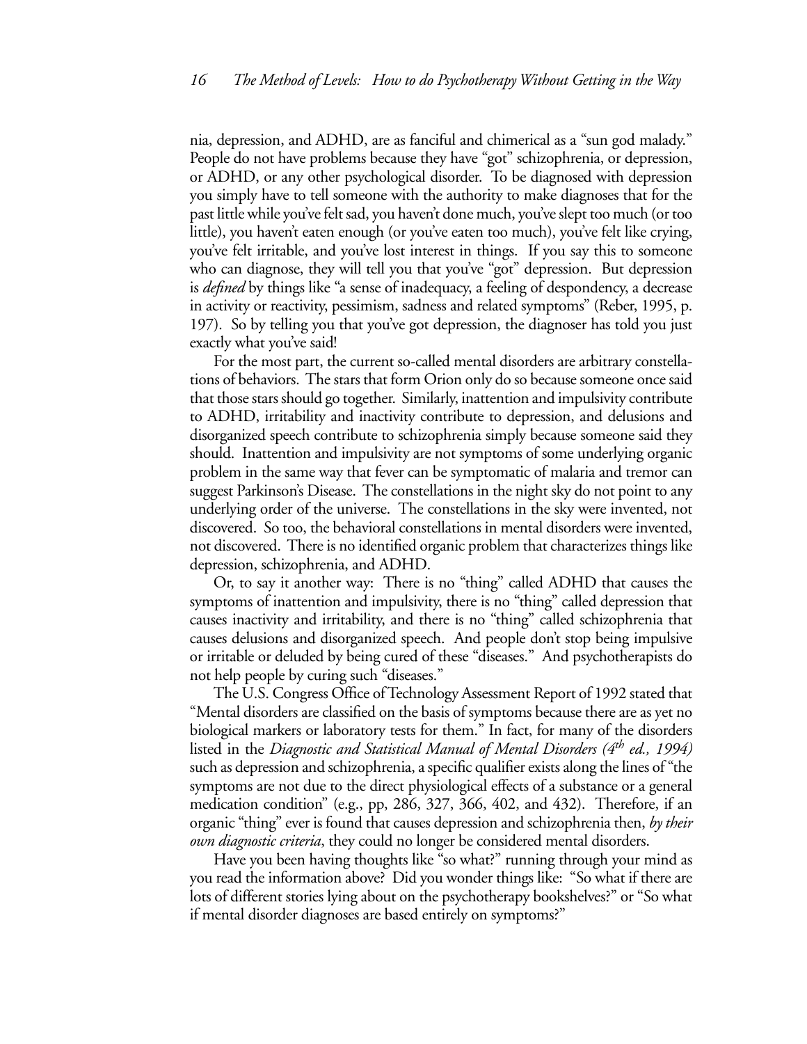nia, depression, and ADHD, are as fanciful and chimerical as a "sun god malady." People do not have problems because they have "got" schizophrenia, or depression, or ADHD, or any other psychological disorder. To be diagnosed with depression you simply have to tell someone with the authority to make diagnoses that for the past little while you've felt sad, you haven't done much, you've slept too much (or too little), you haven't eaten enough (or you've eaten too much), you've felt like crying, you've felt irritable, and you've lost interest in things. If you say this to someone who can diagnose, they will tell you that you've "got" depression. But depression is *defined* by things like "a sense of inadequacy, a feeling of despondency, a decrease in activity or reactivity, pessimism, sadness and related symptoms" (Reber, 1995, p. 197). So by telling you that you've got depression, the diagnoser has told you just exactly what you've said!

For the most part, the current so-called mental disorders are arbitrary constellations of behaviors. The stars that form Orion only do so because someone once said that those stars should go together. Similarly, inattention and impulsivity contribute to ADHD, irritability and inactivity contribute to depression, and delusions and disorganized speech contribute to schizophrenia simply because someone said they should. Inattention and impulsivity are not symptoms of some underlying organic problem in the same way that fever can be symptomatic of malaria and tremor can suggest Parkinson's Disease. The constellations in the night sky do not point to any underlying order of the universe. The constellations in the sky were invented, not discovered. So too, the behavioral constellations in mental disorders were invented, not discovered. There is no identified organic problem that characterizes things like depression, schizophrenia, and ADHD.

Or, to say it another way: There is no "thing" called ADHD that causes the symptoms of inattention and impulsivity, there is no "thing" called depression that causes inactivity and irritability, and there is no "thing" called schizophrenia that causes delusions and disorganized speech. And people don't stop being impulsive or irritable or deluded by being cured of these "diseases." And psychotherapists do not help people by curing such "diseases."

The U.S. Congress Office of Technology Assessment Report of 1992 stated that "Mental disorders are classified on the basis of symptoms because there are as yet no biological markers or laboratory tests for them." In fact, for many of the disorders listed in the *Diagnostic and Statistical Manual of Mental Disorders (4th ed., 1994)* such as depression and schizophrenia, a specific qualifier exists along the lines of "the symptoms are not due to the direct physiological effects of a substance or a general medication condition" (e.g., pp, 286, 327, 366, 402, and 432). Therefore, if an organic "thing" ever is found that causes depression and schizophrenia then, *by their own diagnostic criteria*, they could no longer be considered mental disorders.

Have you been having thoughts like "so what?" running through your mind as you read the information above? Did you wonder things like: "So what if there are lots of different stories lying about on the psychotherapy bookshelves?" or "So what if mental disorder diagnoses are based entirely on symptoms?"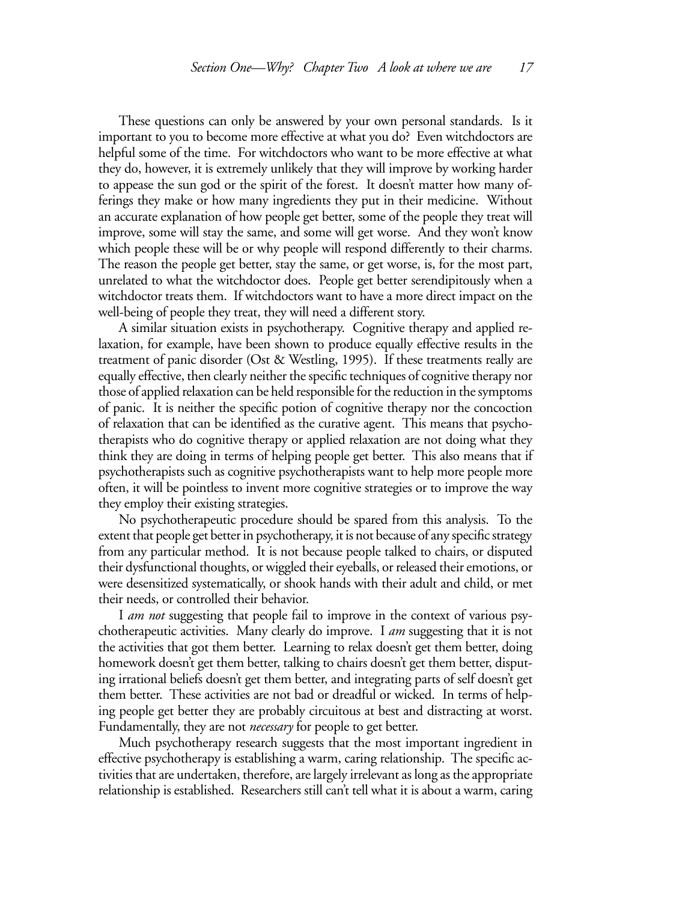These questions can only be answered by your own personal standards. Is it important to you to become more effective at what you do? Even witchdoctors are helpful some of the time. For witchdoctors who want to be more effective at what they do, however, it is extremely unlikely that they will improve by working harder to appease the sun god or the spirit of the forest. It doesn't matter how many offerings they make or how many ingredients they put in their medicine. Without an accurate explanation of how people get better, some of the people they treat will improve, some will stay the same, and some will get worse. And they won't know which people these will be or why people will respond differently to their charms. The reason the people get better, stay the same, or get worse, is, for the most part, unrelated to what the witchdoctor does. People get better serendipitously when a witchdoctor treats them. If witchdoctors want to have a more direct impact on the well-being of people they treat, they will need a different story.

A similar situation exists in psychotherapy. Cognitive therapy and applied relaxation, for example, have been shown to produce equally effective results in the treatment of panic disorder (Ost & Westling, 1995). If these treatments really are equally effective, then clearly neither the specific techniques of cognitive therapy nor those of applied relaxation can be held responsible for the reduction in the symptoms of panic. It is neither the specific potion of cognitive therapy nor the concoction of relaxation that can be identified as the curative agent. This means that psychotherapists who do cognitive therapy or applied relaxation are not doing what they think they are doing in terms of helping people get better. This also means that if psychotherapists such as cognitive psychotherapists want to help more people more often, it will be pointless to invent more cognitive strategies or to improve the way they employ their existing strategies.

No psychotherapeutic procedure should be spared from this analysis. To the extent that people get better in psychotherapy, it is not because of any specific strategy from any particular method. It is not because people talked to chairs, or disputed their dysfunctional thoughts, or wiggled their eyeballs, or released their emotions, or were desensitized systematically, or shook hands with their adult and child, or met their needs, or controlled their behavior.

I *am not* suggesting that people fail to improve in the context of various psychotherapeutic activities. Many clearly do improve. I *am* suggesting that it is not the activities that got them better. Learning to relax doesn't get them better, doing homework doesn't get them better, talking to chairs doesn't get them better, disputing irrational beliefs doesn't get them better, and integrating parts of self doesn't get them better. These activities are not bad or dreadful or wicked. In terms of helping people get better they are probably circuitous at best and distracting at worst. Fundamentally, they are not *necessary* for people to get better.

Much psychotherapy research suggests that the most important ingredient in effective psychotherapy is establishing a warm, caring relationship. The specific activities that are undertaken, therefore, are largely irrelevant as long as the appropriate relationship is established. Researchers still can't tell what it is about a warm, caring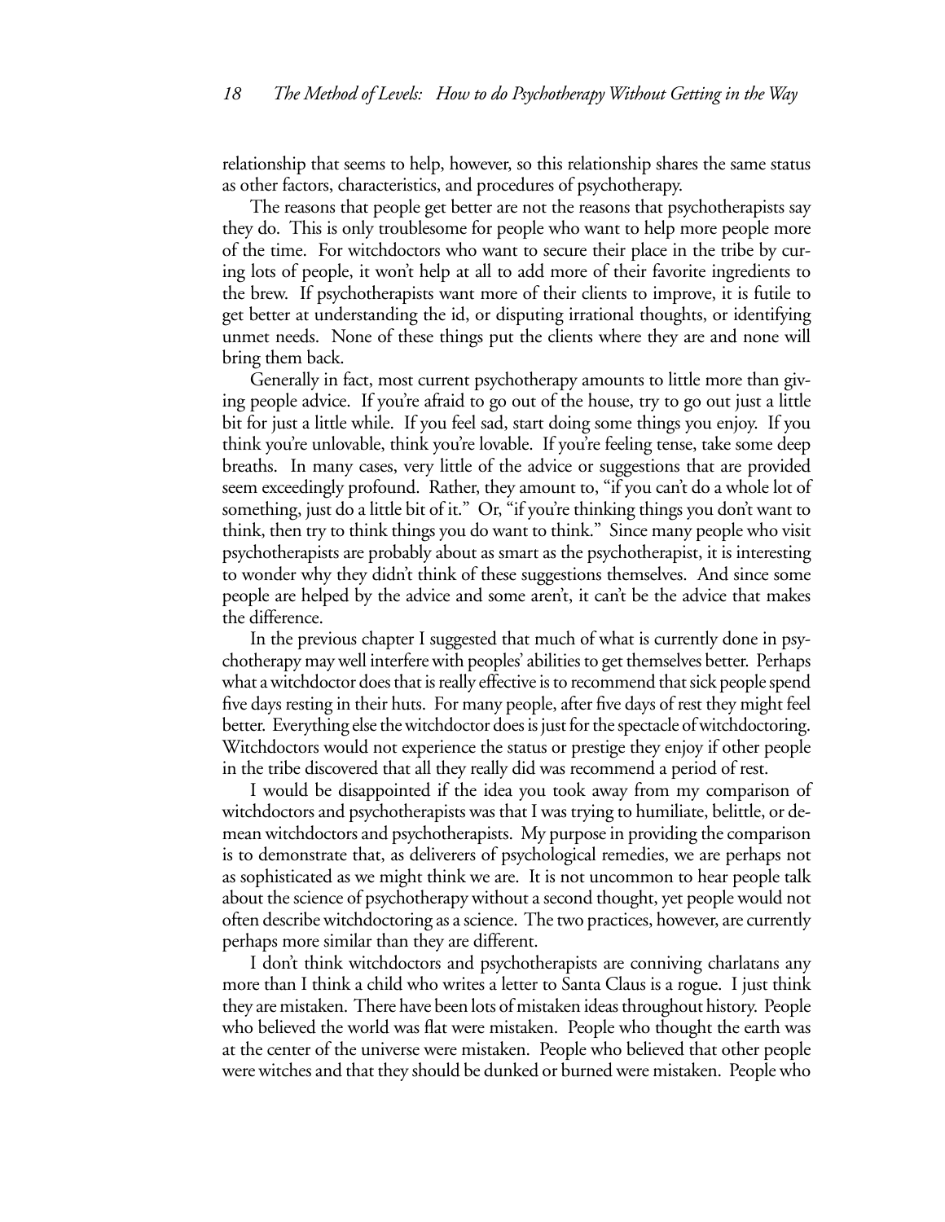relationship that seems to help, however, so this relationship shares the same status as other factors, characteristics, and procedures of psychotherapy.

The reasons that people get better are not the reasons that psychotherapists say they do. This is only troublesome for people who want to help more people more of the time. For witchdoctors who want to secure their place in the tribe by curing lots of people, it won't help at all to add more of their favorite ingredients to the brew. If psychotherapists want more of their clients to improve, it is futile to get better at understanding the id, or disputing irrational thoughts, or identifying unmet needs. None of these things put the clients where they are and none will bring them back.

Generally in fact, most current psychotherapy amounts to little more than giving people advice. If you're afraid to go out of the house, try to go out just a little bit for just a little while. If you feel sad, start doing some things you enjoy. If you think you're unlovable, think you're lovable. If you're feeling tense, take some deep breaths. In many cases, very little of the advice or suggestions that are provided seem exceedingly profound. Rather, they amount to, "if you can't do a whole lot of something, just do a little bit of it." Or, "if you're thinking things you don't want to think, then try to think things you do want to think." Since many people who visit psychotherapists are probably about as smart as the psychotherapist, it is interesting to wonder why they didn't think of these suggestions themselves. And since some people are helped by the advice and some aren't, it can't be the advice that makes the difference.

In the previous chapter I suggested that much of what is currently done in psychotherapy may well interfere with peoples' abilities to get themselves better. Perhaps what a witchdoctor does that is really effective is to recommend that sick people spend five days resting in their huts. For many people, after five days of rest they might feel better. Everything else the witchdoctor does is just for the spectacle of witchdoctoring. Witchdoctors would not experience the status or prestige they enjoy if other people in the tribe discovered that all they really did was recommend a period of rest.

I would be disappointed if the idea you took away from my comparison of witchdoctors and psychotherapists was that I was trying to humiliate, belittle, or demean witchdoctors and psychotherapists. My purpose in providing the comparison is to demonstrate that, as deliverers of psychological remedies, we are perhaps not as sophisticated as we might think we are. It is not uncommon to hear people talk about the science of psychotherapy without a second thought, yet people would not often describe witchdoctoring as a science. The two practices, however, are currently perhaps more similar than they are different.

I don't think witchdoctors and psychotherapists are conniving charlatans any more than I think a child who writes a letter to Santa Claus is a rogue. I just think they are mistaken. There have been lots of mistaken ideas throughout history. People who believed the world was flat were mistaken. People who thought the earth was at the center of the universe were mistaken. People who believed that other people were witches and that they should be dunked or burned were mistaken. People who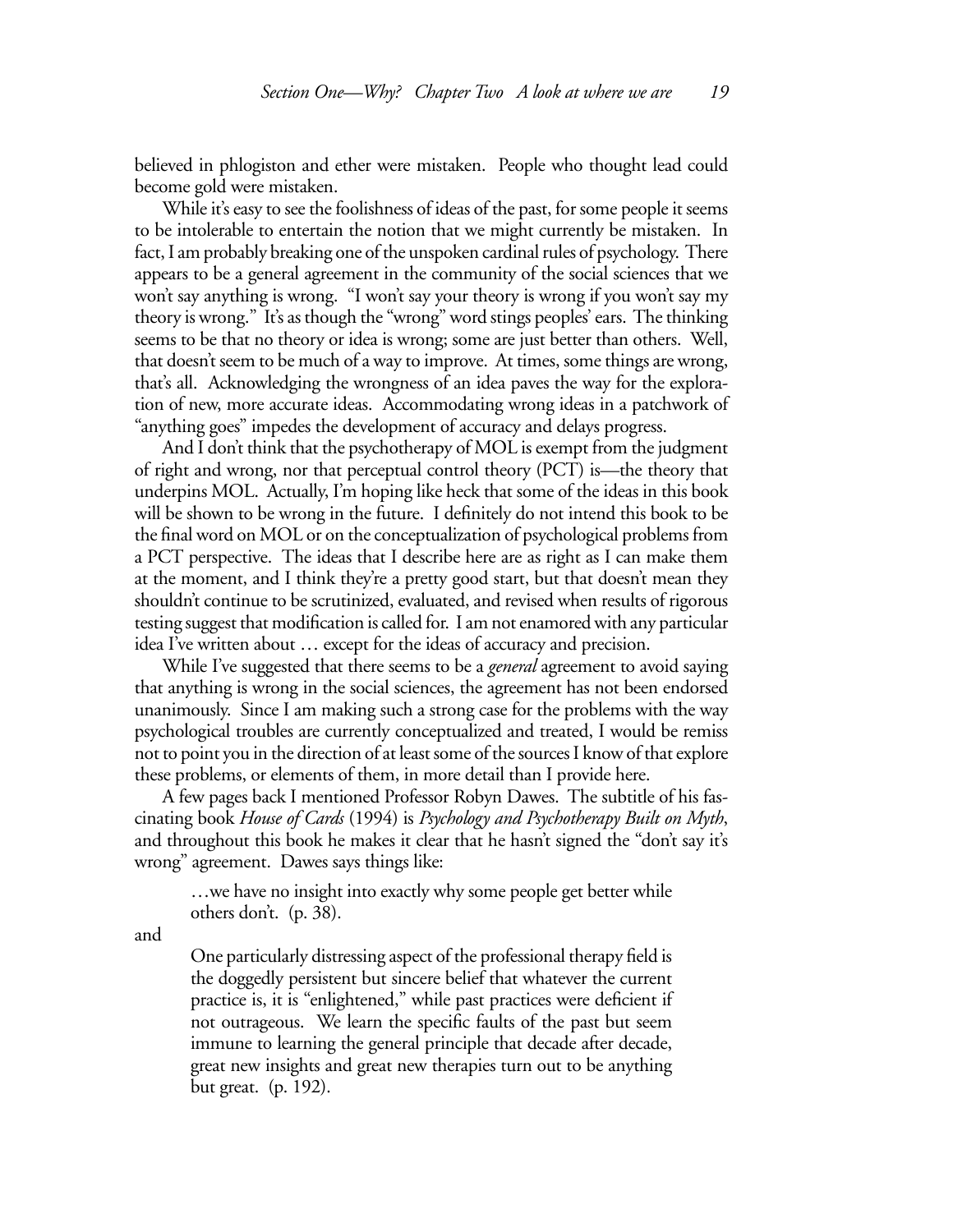believed in phlogiston and ether were mistaken. People who thought lead could become gold were mistaken.

While it's easy to see the foolishness of ideas of the past, for some people it seems to be intolerable to entertain the notion that we might currently be mistaken. In fact, I am probably breaking one of the unspoken cardinal rules of psychology. There appears to be a general agreement in the community of the social sciences that we won't say anything is wrong. "I won't say your theory is wrong if you won't say my theory is wrong." It's as though the "wrong" word stings peoples' ears. The thinking seems to be that no theory or idea is wrong; some are just better than others. Well, that doesn't seem to be much of a way to improve. At times, some things are wrong, that's all. Acknowledging the wrongness of an idea paves the way for the exploration of new, more accurate ideas. Accommodating wrong ideas in a patchwork of "anything goes" impedes the development of accuracy and delays progress.

And I don't think that the psychotherapy of MOL is exempt from the judgment of right and wrong, nor that perceptual control theory (PCT) is—the theory that underpins MOL. Actually, I'm hoping like heck that some of the ideas in this book will be shown to be wrong in the future. I definitely do not intend this book to be the final word on MOL or on the conceptualization of psychological problems from a PCT perspective. The ideas that I describe here are as right as I can make them at the moment, and I think they're a pretty good start, but that doesn't mean they shouldn't continue to be scrutinized, evaluated, and revised when results of rigorous testing suggest that modification is called for. I am not enamored with any particular idea I've written about … except for the ideas of accuracy and precision.

While I've suggested that there seems to be a *general* agreement to avoid saying that anything is wrong in the social sciences, the agreement has not been endorsed unanimously. Since I am making such a strong case for the problems with the way psychological troubles are currently conceptualized and treated, I would be remiss not to point you in the direction of at least some of the sources I know of that explore these problems, or elements of them, in more detail than I provide here.

A few pages back I mentioned Professor Robyn Dawes. The subtitle of his fascinating book *House of Cards* (1994) is *Psychology and Psychotherapy Built on Myth*, and throughout this book he makes it clear that he hasn't signed the "don't say it's wrong" agreement. Dawes says things like:

> …we have no insight into exactly why some people get better while others don't. (p. 38).

and

> One particularly distressing aspect of the professional therapy field is the doggedly persistent but sincere belief that whatever the current practice is, it is "enlightened," while past practices were deficient if not outrageous. We learn the specific faults of the past but seem immune to learning the general principle that decade after decade, great new insights and great new therapies turn out to be anything but great. (p. 192).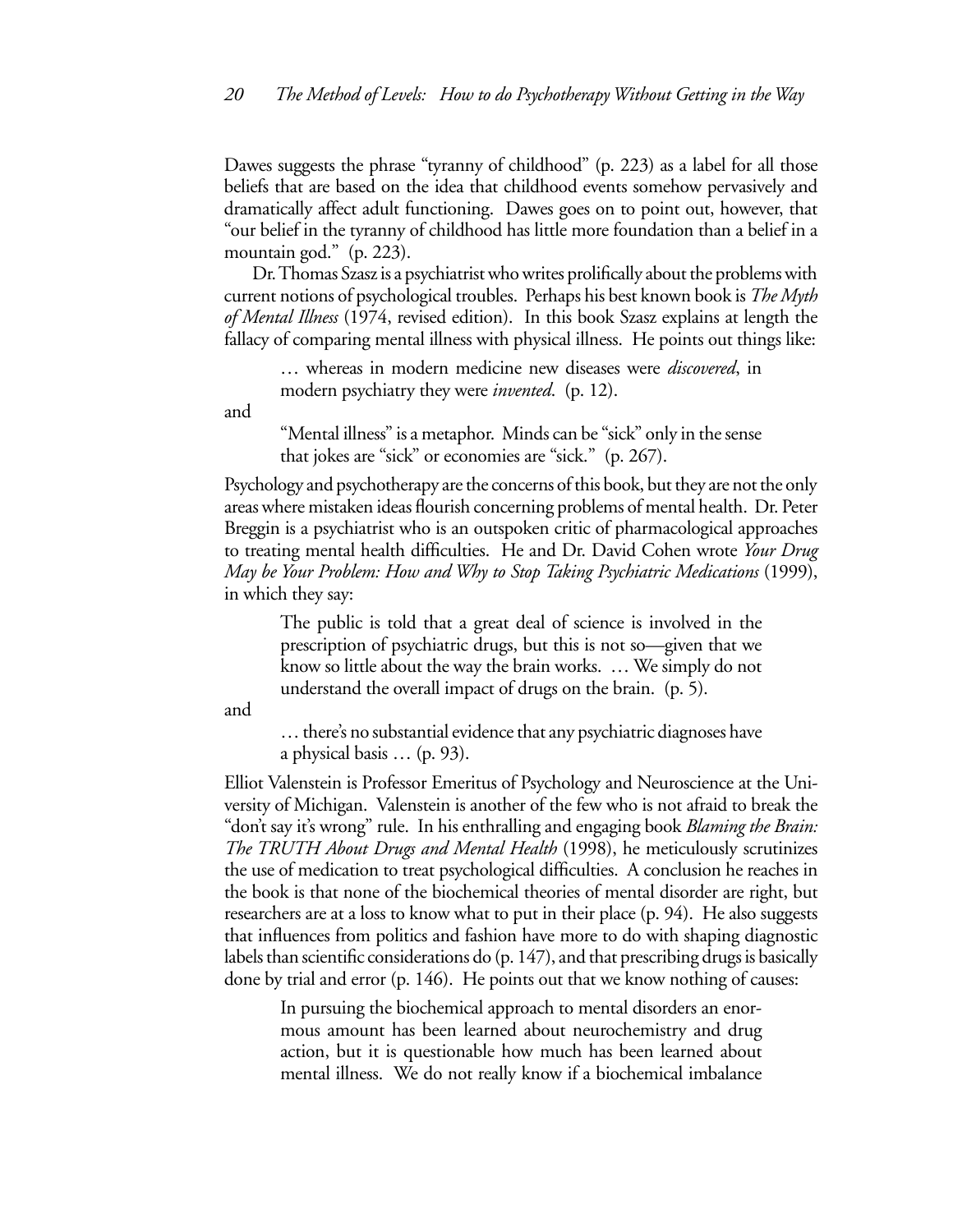Dawes suggests the phrase "tyranny of childhood" (p. 223) as a label for all those beliefs that are based on the idea that childhood events somehow pervasively and dramatically affect adult functioning. Dawes goes on to point out, however, that "our belief in the tyranny of childhood has little more foundation than a belief in a mountain god." (p. 223).

Dr. Thomas Szasz is a psychiatrist who writes prolifically about the problems with current notions of psychological troubles. Perhaps his best known book is *The Myth of Mental Illness* (1974, revised edition). In this book Szasz explains at length the fallacy of comparing mental illness with physical illness. He points out things like:

> … whereas in modern medicine new diseases were *discovered*, in modern psychiatry they were *invented*. (p. 12).

and

> "Mental illness" is a metaphor. Minds can be "sick" only in the sense that jokes are "sick" or economies are "sick." (p. 267).

Psychology and psychotherapy are the concerns of this book, but they are not the only areas where mistaken ideas flourish concerning problems of mental health. Dr. Peter Breggin is a psychiatrist who is an outspoken critic of pharmacological approaches to treating mental health difficulties. He and Dr. David Cohen wrote *Your Drug May be Your Problem: How and Why to Stop Taking Psychiatric Medications* (1999), in which they say:

> The public is told that a great deal of science is involved in the prescription of psychiatric drugs, but this is not so—given that we know so little about the way the brain works. … We simply do not understand the overall impact of drugs on the brain. (p. 5).

and

> … there's no substantial evidence that any psychiatric diagnoses have a physical basis … (p. 93).

Elliot Valenstein is Professor Emeritus of Psychology and Neuroscience at the University of Michigan. Valenstein is another of the few who is not afraid to break the "don't say it's wrong" rule. In his enthralling and engaging book *Blaming the Brain: The TRUTH About Drugs and Mental Health* (1998), he meticulously scrutinizes the use of medication to treat psychological difficulties. A conclusion he reaches in the book is that none of the biochemical theories of mental disorder are right, but researchers are at a loss to know what to put in their place (p. 94). He also suggests that influences from politics and fashion have more to do with shaping diagnostic labels than scientific considerations do (p. 147), and that prescribing drugs is basically done by trial and error (p. 146). He points out that we know nothing of causes:

> In pursuing the biochemical approach to mental disorders an enormous amount has been learned about neurochemistry and drug action, but it is questionable how much has been learned about mental illness. We do not really know if a biochemical imbalance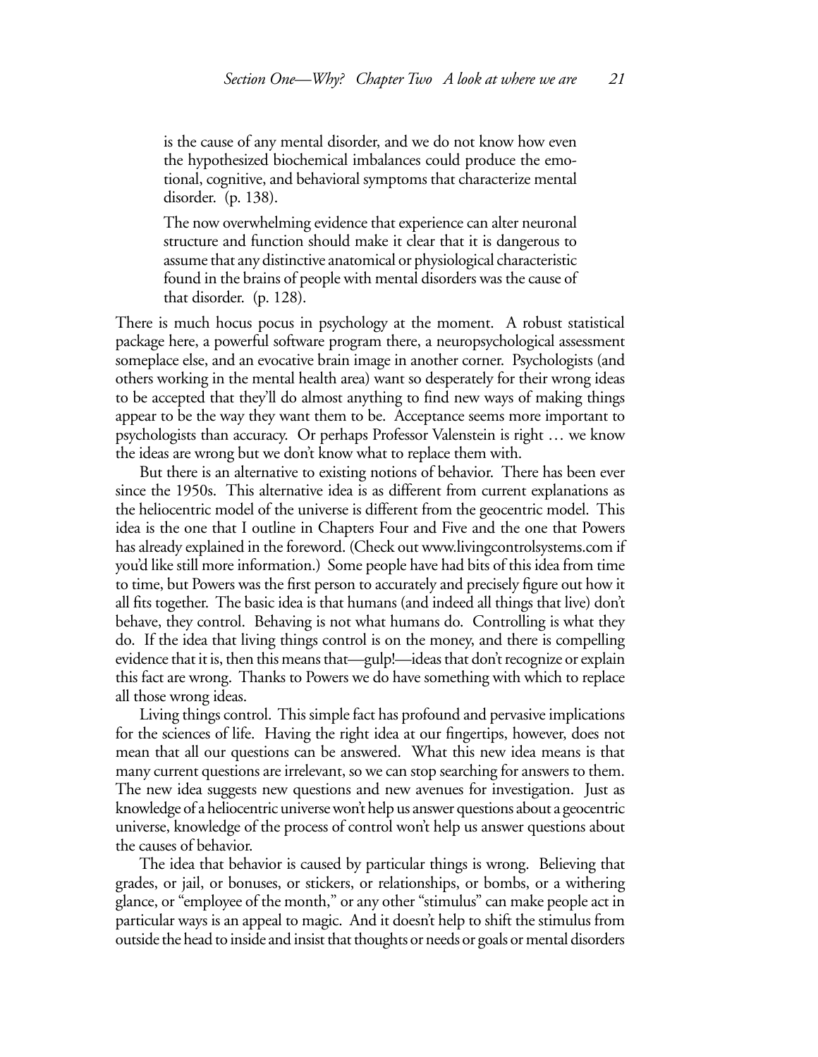> is the cause of any mental disorder, and we do not know how even the hypothesized biochemical imbalances could produce the emotional, cognitive, and behavioral symptoms that characterize mental disorder. (p. 138).
>
> The now overwhelming evidence that experience can alter neuronal structure and function should make it clear that it is dangerous to assume that any distinctive anatomical or physiological characteristic found in the brains of people with mental disorders was the cause of that disorder. (p. 128).

There is much hocus pocus in psychology at the moment. A robust statistical package here, a powerful software program there, a neuropsychological assessment someplace else, and an evocative brain image in another corner. Psychologists (and others working in the mental health area) want so desperately for their wrong ideas to be accepted that they'll do almost anything to find new ways of making things appear to be the way they want them to be. Acceptance seems more important to psychologists than accuracy. Or perhaps Professor Valenstein is right … we know the ideas are wrong but we don't know what to replace them with.

But there is an alternative to existing notions of behavior. There has been ever since the 1950s. This alternative idea is as different from current explanations as the heliocentric model of the universe is different from the geocentric model. This idea is the one that I outline in Chapters Four and Five and the one that Powers has already explained in the foreword. (Check out www.livingcontrolsystems.com if you'd like still more information.) Some people have had bits of this idea from time to time, but Powers was the first person to accurately and precisely figure out how it all fits together. The basic idea is that humans (and indeed all things that live) don't behave, they control. Behaving is not what humans do. Controlling is what they do. If the idea that living things control is on the money, and there is compelling evidence that it is, then this means that—gulp!—ideas that don't recognize or explain this fact are wrong. Thanks to Powers we do have something with which to replace all those wrong ideas.

Living things control. This simple fact has profound and pervasive implications for the sciences of life. Having the right idea at our fingertips, however, does not mean that all our questions can be answered. What this new idea means is that many current questions are irrelevant, so we can stop searching for answers to them. The new idea suggests new questions and new avenues for investigation. Just as knowledge of a heliocentric universe won't help us answer questions about a geocentric universe, knowledge of the process of control won't help us answer questions about the causes of behavior.

The idea that behavior is caused by particular things is wrong. Believing that grades, or jail, or bonuses, or stickers, or relationships, or bombs, or a withering glance, or "employee of the month," or any other "stimulus" can make people act in particular ways is an appeal to magic. And it doesn't help to shift the stimulus from outside the head to inside and insist that thoughts or needs or goals or mental disorders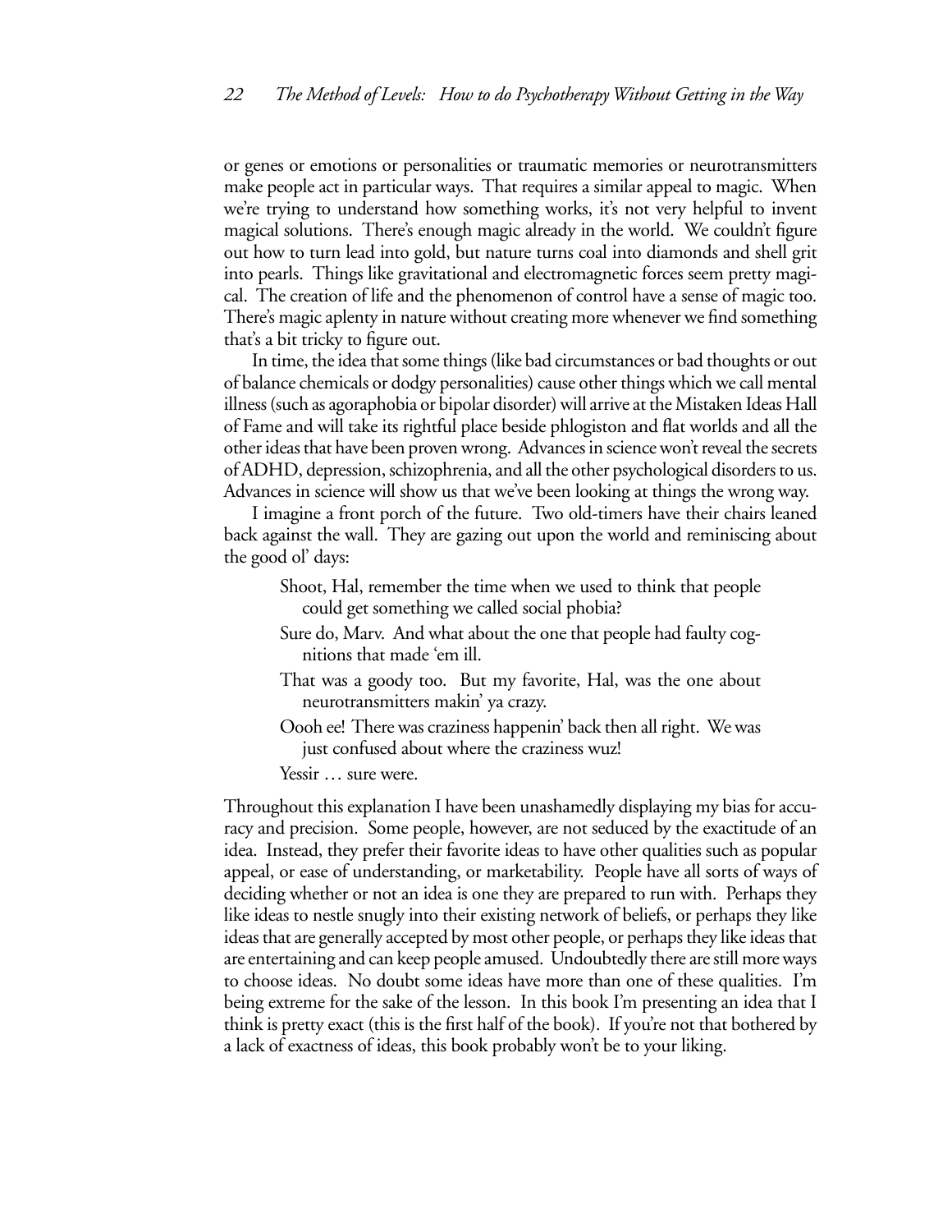or genes or emotions or personalities or traumatic memories or neurotransmitters make people act in particular ways. That requires a similar appeal to magic. When we're trying to understand how something works, it's not very helpful to invent magical solutions. There's enough magic already in the world. We couldn't figure out how to turn lead into gold, but nature turns coal into diamonds and shell grit into pearls. Things like gravitational and electromagnetic forces seem pretty magical. The creation of life and the phenomenon of control have a sense of magic too. There's magic aplenty in nature without creating more whenever we find something that's a bit tricky to figure out.

In time, the idea that some things (like bad circumstances or bad thoughts or out of balance chemicals or dodgy personalities) cause other things which we call mental illness (such as agoraphobia or bipolar disorder) will arrive at the Mistaken Ideas Hall of Fame and will take its rightful place beside phlogiston and flat worlds and all the other ideas that have been proven wrong. Advances in science won't reveal the secrets of ADHD, depression, schizophrenia, and all the other psychological disorders to us. Advances in science will show us that we've been looking at things the wrong way.

I imagine a front porch of the future. Two old-timers have their chairs leaned back against the wall. They are gazing out upon the world and reminiscing about the good ol' days:

> Shoot, Hal, remember the time when we used to think that people could get something we called social phobia?
>
> Sure do, Marv. And what about the one that people had faulty cognitions that made 'em ill.
>
> That was a goody too. But my favorite, Hal, was the one about neurotransmitters makin' ya crazy.
>
> Oooh ee! There was craziness happenin' back then all right. We was just confused about where the craziness wuz!
>
> Yessir … sure were.

Throughout this explanation I have been unashamedly displaying my bias for accuracy and precision. Some people, however, are not seduced by the exactitude of an idea. Instead, they prefer their favorite ideas to have other qualities such as popular appeal, or ease of understanding, or marketability. People have all sorts of ways of deciding whether or not an idea is one they are prepared to run with. Perhaps they like ideas to nestle snugly into their existing network of beliefs, or perhaps they like ideas that are generally accepted by most other people, or perhaps they like ideas that are entertaining and can keep people amused. Undoubtedly there are still more ways to choose ideas. No doubt some ideas have more than one of these qualities. I'm being extreme for the sake of the lesson. In this book I'm presenting an idea that I think is pretty exact (this is the first half of the book). If you're not that bothered by a lack of exactness of ideas, this book probably won't be to your liking.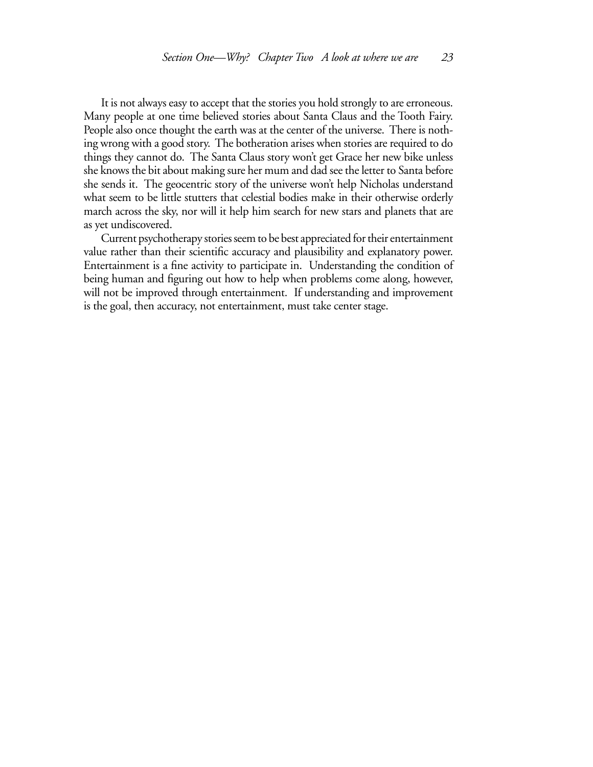It is not always easy to accept that the stories you hold strongly to are erroneous. Many people at one time believed stories about Santa Claus and the Tooth Fairy. People also once thought the earth was at the center of the universe. There is nothing wrong with a good story. The botheration arises when stories are required to do things they cannot do. The Santa Claus story won't get Grace her new bike unless she knows the bit about making sure her mum and dad see the letter to Santa before she sends it. The geocentric story of the universe won't help Nicholas understand what seem to be little stutters that celestial bodies make in their otherwise orderly march across the sky, nor will it help him search for new stars and planets that are as yet undiscovered.

Current psychotherapy stories seem to be best appreciated for their entertainment value rather than their scientific accuracy and plausibility and explanatory power. Entertainment is a fine activity to participate in. Understanding the condition of being human and figuring out how to help when problems come along, however, will not be improved through entertainment. If understanding and improvement is the goal, then accuracy, not entertainment, must take center stage.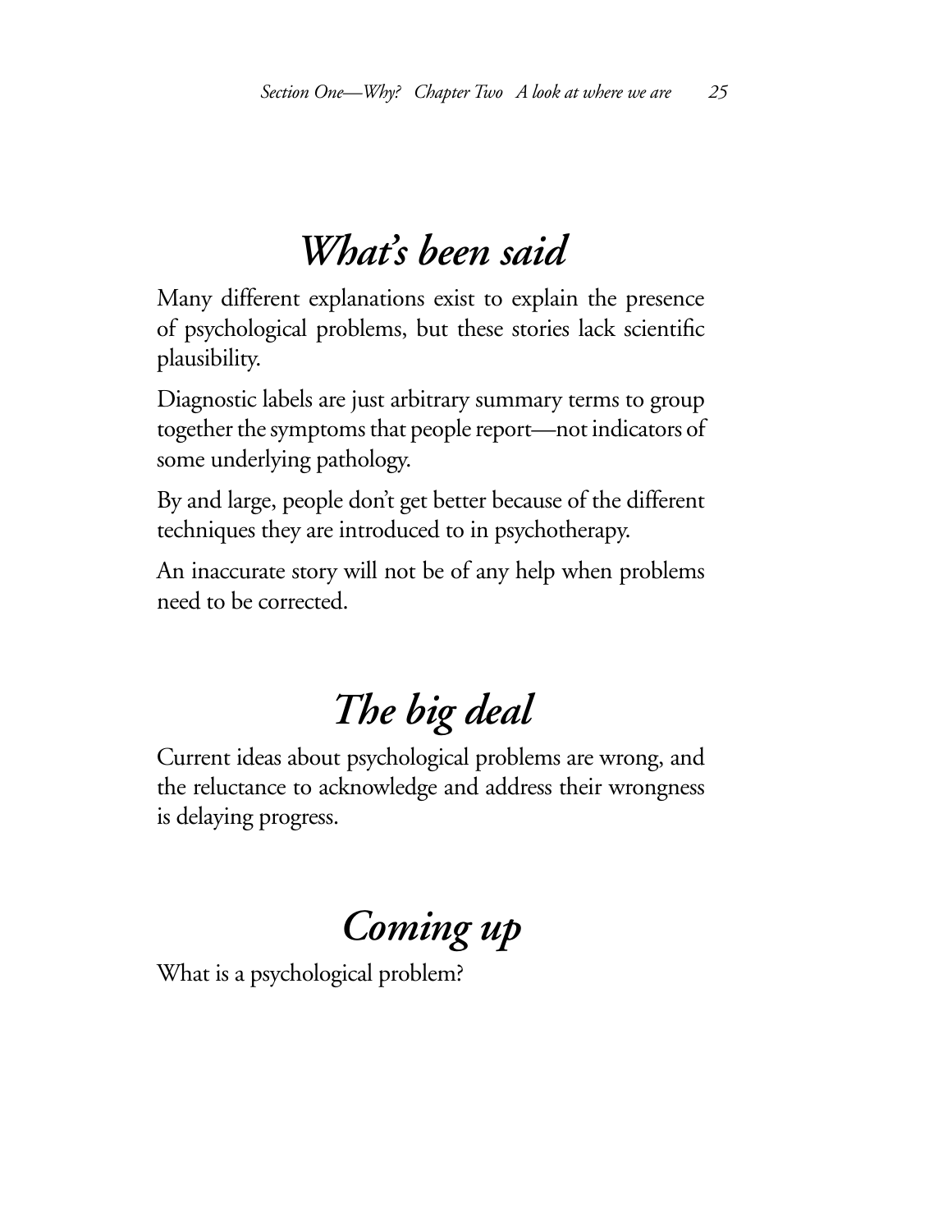## *What's been said*

Many different explanations exist to explain the presence of psychological problems, but these stories lack scientific plausibility.

Diagnostic labels are just arbitrary summary terms to group together the symptoms that people report—not indicators of some underlying pathology.

By and large, people don't get better because of the different techniques they are introduced to in psychotherapy.

An inaccurate story will not be of any help when problems need to be corrected.

## *The big deal*

Current ideas about psychological problems are wrong, and the reluctance to acknowledge and address their wrongness is delaying progress.

## *Coming up*

What is a psychological problem?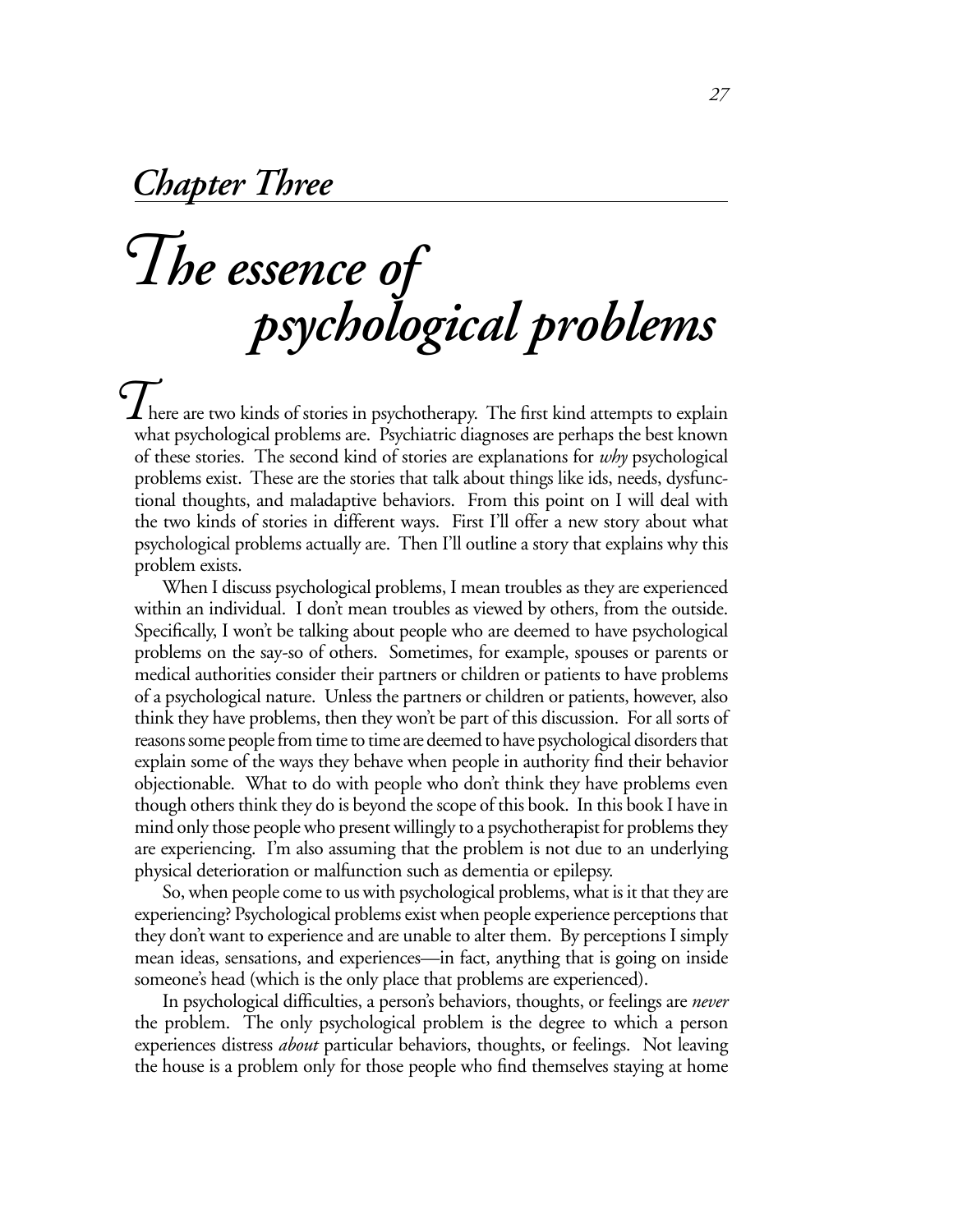## *Chapter Three*

# *The essence of psychological problems*

There are two kinds of stories in psychotherapy. The first kind attempts to explain what psychological problems are. Psychiatric diagnoses are perhaps the best known of these stories. The second kind of stories are explanations for *why* psychological problems exist. These are the stories that talk about things like ids, needs, dysfunctional thoughts, and maladaptive behaviors. From this point on I will deal with the two kinds of stories in different ways. First I'll offer a new story about what psychological problems actually are. Then I'll outline a story that explains why this problem exists.

When I discuss psychological problems, I mean troubles as they are experienced within an individual. I don't mean troubles as viewed by others, from the outside. Specifically, I won't be talking about people who are deemed to have psychological problems on the say-so of others. Sometimes, for example, spouses or parents or medical authorities consider their partners or children or patients to have problems of a psychological nature. Unless the partners or children or patients, however, also think they have problems, then they won't be part of this discussion. For all sorts of reasons some people from time to time are deemed to have psychological disorders that explain some of the ways they behave when people in authority find their behavior objectionable. What to do with people who don't think they have problems even though others think they do is beyond the scope of this book. In this book I have in mind only those people who present willingly to a psychotherapist for problems they are experiencing. I'm also assuming that the problem is not due to an underlying physical deterioration or malfunction such as dementia or epilepsy.

So, when people come to us with psychological problems, what is it that they are experiencing? Psychological problems exist when people experience perceptions that they don't want to experience and are unable to alter them. By perceptions I simply mean ideas, sensations, and experiences—in fact, anything that is going on inside someone's head (which is the only place that problems are experienced).

In psychological difficulties, a person's behaviors, thoughts, or feelings are *never* the problem. The only psychological problem is the degree to which a person experiences distress *about* particular behaviors, thoughts, or feelings. Not leaving the house is a problem only for those people who find themselves staying at home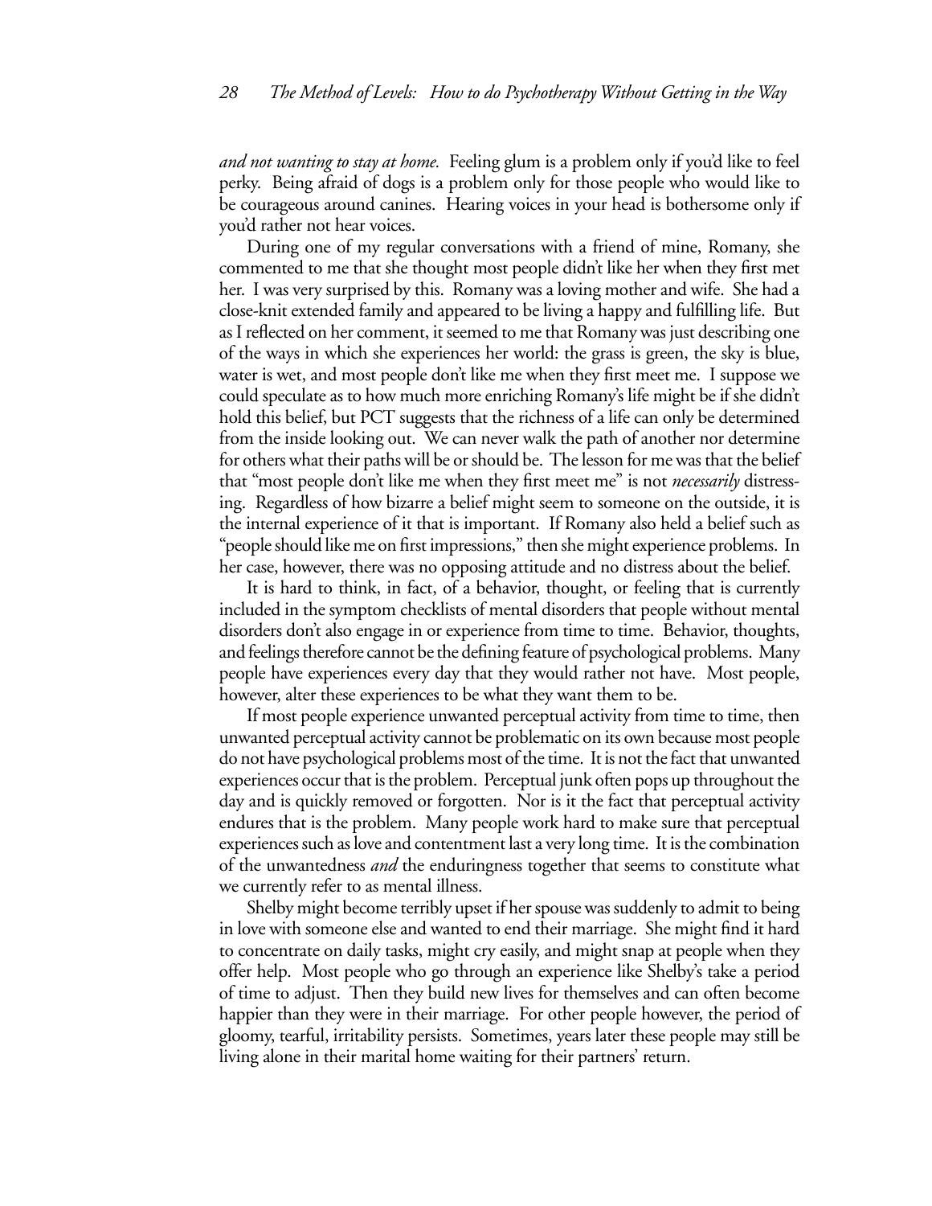*and not wanting to stay at home.* Feeling glum is a problem only if you'd like to feel perky. Being afraid of dogs is a problem only for those people who would like to be courageous around canines. Hearing voices in your head is bothersome only if you'd rather not hear voices.

During one of my regular conversations with a friend of mine, Romany, she commented to me that she thought most people didn't like her when they first met her. I was very surprised by this. Romany was a loving mother and wife. She had a close-knit extended family and appeared to be living a happy and fulfilling life. But as I reflected on her comment, it seemed to me that Romany was just describing one of the ways in which she experiences her world: the grass is green, the sky is blue, water is wet, and most people don't like me when they first meet me. I suppose we could speculate as to how much more enriching Romany's life might be if she didn't hold this belief, but PCT suggests that the richness of a life can only be determined from the inside looking out. We can never walk the path of another nor determine for others what their paths will be or should be. The lesson for me was that the belief that "most people don't like me when they first meet me" is not *necessarily* distressing. Regardless of how bizarre a belief might seem to someone on the outside, it is the internal experience of it that is important. If Romany also held a belief such as "people should like me on first impressions," then she might experience problems. In her case, however, there was no opposing attitude and no distress about the belief.

It is hard to think, in fact, of a behavior, thought, or feeling that is currently included in the symptom checklists of mental disorders that people without mental disorders don't also engage in or experience from time to time. Behavior, thoughts, and feelings therefore cannot be the defining feature of psychological problems. Many people have experiences every day that they would rather not have. Most people, however, alter these experiences to be what they want them to be.

If most people experience unwanted perceptual activity from time to time, then unwanted perceptual activity cannot be problematic on its own because most people do not have psychological problems most of the time. It is not the fact that unwanted experiences occur that is the problem. Perceptual junk often pops up throughout the day and is quickly removed or forgotten. Nor is it the fact that perceptual activity endures that is the problem. Many people work hard to make sure that perceptual experiences such as love and contentment last a very long time. It is the combination of the unwantedness *and* the enduringness together that seems to constitute what we currently refer to as mental illness.

Shelby might become terribly upset if her spouse was suddenly to admit to being in love with someone else and wanted to end their marriage. She might find it hard to concentrate on daily tasks, might cry easily, and might snap at people when they offer help. Most people who go through an experience like Shelby's take a period of time to adjust. Then they build new lives for themselves and can often become happier than they were in their marriage. For other people however, the period of gloomy, tearful, irritability persists. Sometimes, years later these people may still be living alone in their marital home waiting for their partners' return.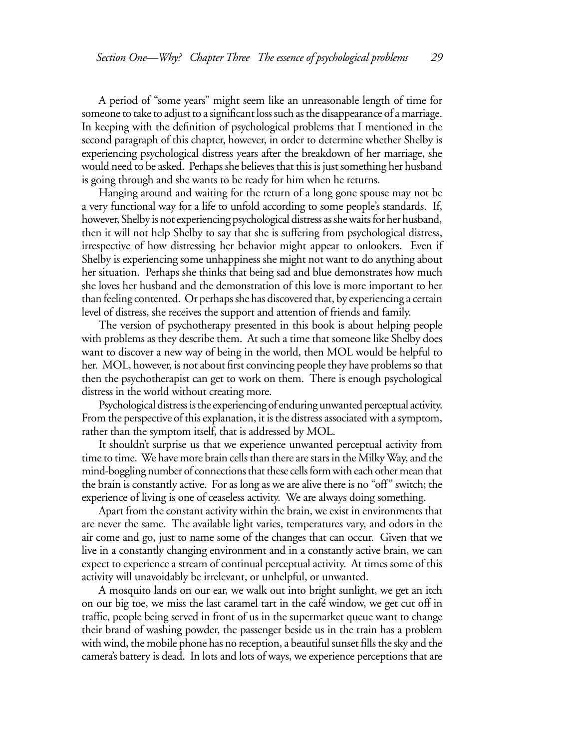A period of "some years" might seem like an unreasonable length of time for someone to take to adjust to a significant loss such as the disappearance of a marriage. In keeping with the definition of psychological problems that I mentioned in the second paragraph of this chapter, however, in order to determine whether Shelby is experiencing psychological distress years after the breakdown of her marriage, she would need to be asked. Perhaps she believes that this is just something her husband is going through and she wants to be ready for him when he returns.

Hanging around and waiting for the return of a long gone spouse may not be a very functional way for a life to unfold according to some people's standards. If, however, Shelby is not experiencing psychological distress as she waits for her husband, then it will not help Shelby to say that she is suffering from psychological distress, irrespective of how distressing her behavior might appear to onlookers. Even if Shelby is experiencing some unhappiness she might not want to do anything about her situation. Perhaps she thinks that being sad and blue demonstrates how much she loves her husband and the demonstration of this love is more important to her than feeling contented. Or perhaps she has discovered that, by experiencing a certain level of distress, she receives the support and attention of friends and family.

The version of psychotherapy presented in this book is about helping people with problems as they describe them. At such a time that someone like Shelby does want to discover a new way of being in the world, then MOL would be helpful to her. MOL, however, is not about first convincing people they have problems so that then the psychotherapist can get to work on them. There is enough psychological distress in the world without creating more.

Psychological distress is the experiencing of enduring unwanted perceptual activity. From the perspective of this explanation, it is the distress associated with a symptom, rather than the symptom itself, that is addressed by MOL.

It shouldn't surprise us that we experience unwanted perceptual activity from time to time. We have more brain cells than there are stars in the Milky Way, and the mind-boggling number of connections that these cells form with each other mean that the brain is constantly active. For as long as we are alive there is no "off" switch; the experience of living is one of ceaseless activity. We are always doing something.

Apart from the constant activity within the brain, we exist in environments that are never the same. The available light varies, temperatures vary, and odors in the air come and go, just to name some of the changes that can occur. Given that we live in a constantly changing environment and in a constantly active brain, we can expect to experience a stream of continual perceptual activity. At times some of this activity will unavoidably be irrelevant, or unhelpful, or unwanted.

A mosquito lands on our ear, we walk out into bright sunlight, we get an itch on our big toe, we miss the last caramel tart in the café window, we get cut off in traffic, people being served in front of us in the supermarket queue want to change their brand of washing powder, the passenger beside us in the train has a problem with wind, the mobile phone has no reception, a beautiful sunset fills the sky and the camera's battery is dead. In lots and lots of ways, we experience perceptions that are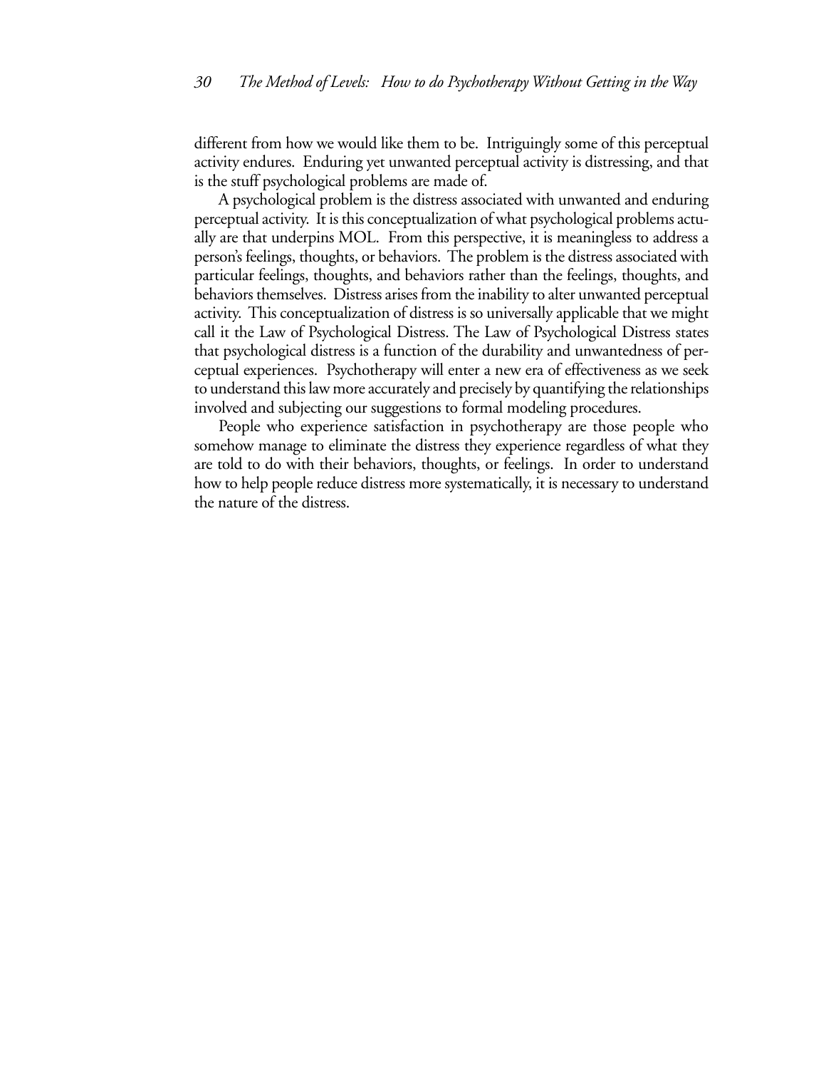different from how we would like them to be. Intriguingly some of this perceptual activity endures. Enduring yet unwanted perceptual activity is distressing, and that is the stuff psychological problems are made of.

A psychological problem is the distress associated with unwanted and enduring perceptual activity. It is this conceptualization of what psychological problems actually are that underpins MOL. From this perspective, it is meaningless to address a person's feelings, thoughts, or behaviors. The problem is the distress associated with particular feelings, thoughts, and behaviors rather than the feelings, thoughts, and behaviors themselves. Distress arises from the inability to alter unwanted perceptual activity. This conceptualization of distress is so universally applicable that we might call it the Law of Psychological Distress. The Law of Psychological Distress states that psychological distress is a function of the durability and unwantedness of perceptual experiences. Psychotherapy will enter a new era of effectiveness as we seek to understand this law more accurately and precisely by quantifying the relationships involved and subjecting our suggestions to formal modeling procedures.

People who experience satisfaction in psychotherapy are those people who somehow manage to eliminate the distress they experience regardless of what they are told to do with their behaviors, thoughts, or feelings. In order to understand how to help people reduce distress more systematically, it is necessary to understand the nature of the distress.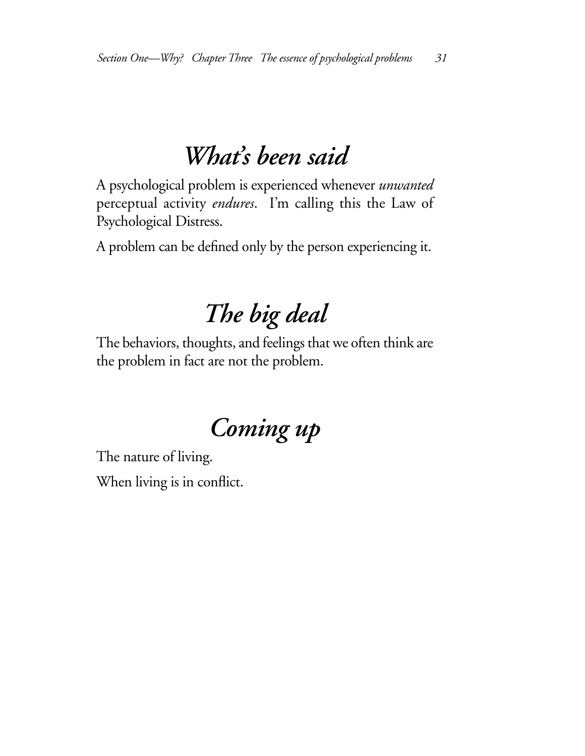## *What's been said*

A psychological problem is experienced whenever *unwanted* perceptual activity *endures*. I'm calling this the Law of Psychological Distress.

A problem can be defined only by the person experiencing it.

## *The big deal*

The behaviors, thoughts, and feelings that we often think are the problem in fact are not the problem.

## *Coming up*

The nature of living.

When living is in conflict.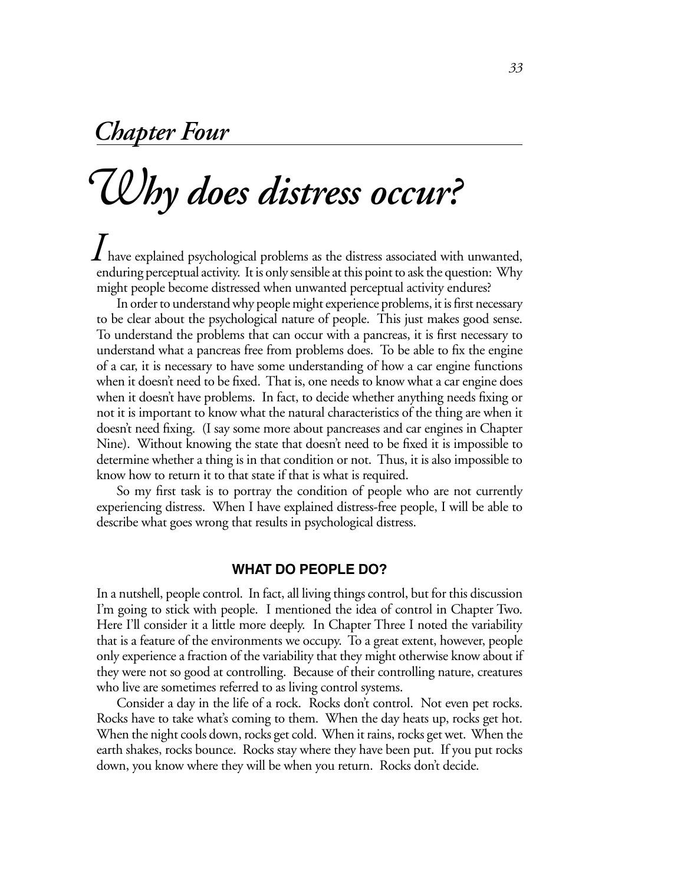## *Chapter Four*

# *Why does distress occur?*

*I* have explained psychological problems as the distress associated with unwanted, enduring perceptual activity. It is only sensible at this point to ask the question: Why might people become distressed when unwanted perceptual activity endures?

In order to understand why people might experience problems, it is first necessary to be clear about the psychological nature of people. This just makes good sense. To understand the problems that can occur with a pancreas, it is first necessary to understand what a pancreas free from problems does. To be able to fix the engine of a car, it is necessary to have some understanding of how a car engine functions when it doesn't need to be fixed. That is, one needs to know what a car engine does when it doesn't have problems. In fact, to decide whether anything needs fixing or not it is important to know what the natural characteristics of the thing are when it doesn't need fixing. (I say some more about pancreases and car engines in Chapter Nine). Without knowing the state that doesn't need to be fixed it is impossible to determine whether a thing is in that condition or not. Thus, it is also impossible to know how to return it to that state if that is what is required.

So my first task is to portray the condition of people who are not currently experiencing distress. When I have explained distress-free people, I will be able to describe what goes wrong that results in psychological distress.

### WHAT DO PEOPLE DO?

In a nutshell, people control. In fact, all living things control, but for this discussion I'm going to stick with people. I mentioned the idea of control in Chapter Two. Here I'll consider it a little more deeply. In Chapter Three I noted the variability that is a feature of the environments we occupy. To a great extent, however, people only experience a fraction of the variability that they might otherwise know about if they were not so good at controlling. Because of their controlling nature, creatures who live are sometimes referred to as living control systems.

Consider a day in the life of a rock. Rocks don't control. Not even pet rocks. Rocks have to take what's coming to them. When the day heats up, rocks get hot. When the night cools down, rocks get cold. When it rains, rocks get wet. When the earth shakes, rocks bounce. Rocks stay where they have been put. If you put rocks down, you know where they will be when you return. Rocks don't decide.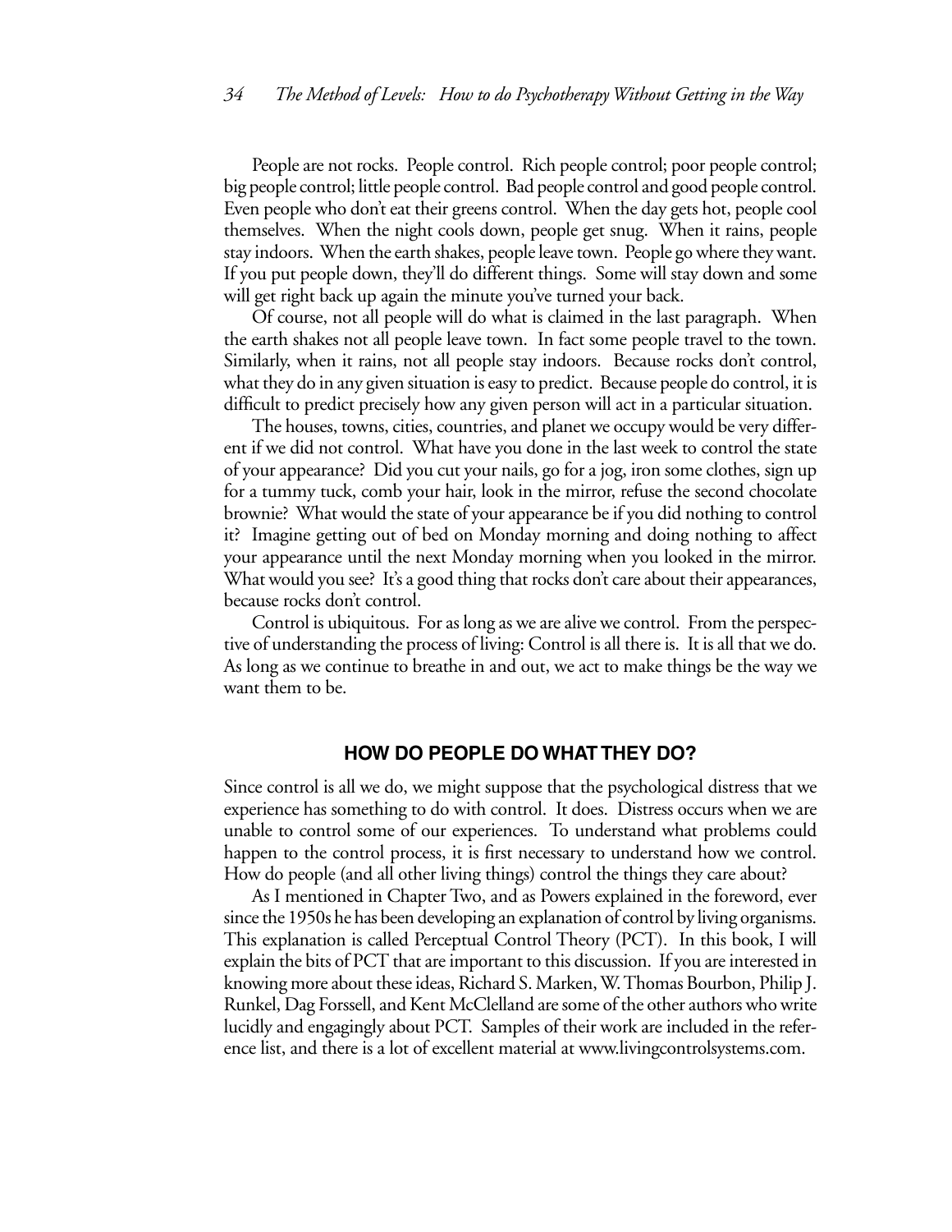People are not rocks. People control. Rich people control; poor people control; big people control; little people control. Bad people control and good people control. Even people who don't eat their greens control. When the day gets hot, people cool themselves. When the night cools down, people get snug. When it rains, people stay indoors. When the earth shakes, people leave town. People go where they want. If you put people down, they'll do different things. Some will stay down and some will get right back up again the minute you've turned your back.

Of course, not all people will do what is claimed in the last paragraph. When the earth shakes not all people leave town. In fact some people travel to the town. Similarly, when it rains, not all people stay indoors. Because rocks don't control, what they do in any given situation is easy to predict. Because people do control, it is difficult to predict precisely how any given person will act in a particular situation.

The houses, towns, cities, countries, and planet we occupy would be very different if we did not control. What have you done in the last week to control the state of your appearance? Did you cut your nails, go for a jog, iron some clothes, sign up for a tummy tuck, comb your hair, look in the mirror, refuse the second chocolate brownie? What would the state of your appearance be if you did nothing to control it? Imagine getting out of bed on Monday morning and doing nothing to affect your appearance until the next Monday morning when you looked in the mirror. What would you see? It's a good thing that rocks don't care about their appearances, because rocks don't control.

Control is ubiquitous. For as long as we are alive we control. From the perspective of understanding the process of living: Control is all there is. It is all that we do. As long as we continue to breathe in and out, we act to make things be the way we want them to be.

## HOW DO PEOPLE DO WHAT THEY DO?

Since control is all we do, we might suppose that the psychological distress that we experience has something to do with control. It does. Distress occurs when we are unable to control some of our experiences. To understand what problems could happen to the control process, it is first necessary to understand how we control. How do people (and all other living things) control the things they care about?

As I mentioned in Chapter Two, and as Powers explained in the foreword, ever since the 1950s he has been developing an explanation of control by living organisms. This explanation is called Perceptual Control Theory (PCT). In this book, I will explain the bits of PCT that are important to this discussion. If you are interested in knowing more about these ideas, Richard S. Marken, W. Thomas Bourbon, Philip J. Runkel, Dag Forssell, and Kent McClelland are some of the other authors who write lucidly and engagingly about PCT. Samples of their work are included in the reference list, and there is a lot of excellent material at www.livingcontrolsystems.com.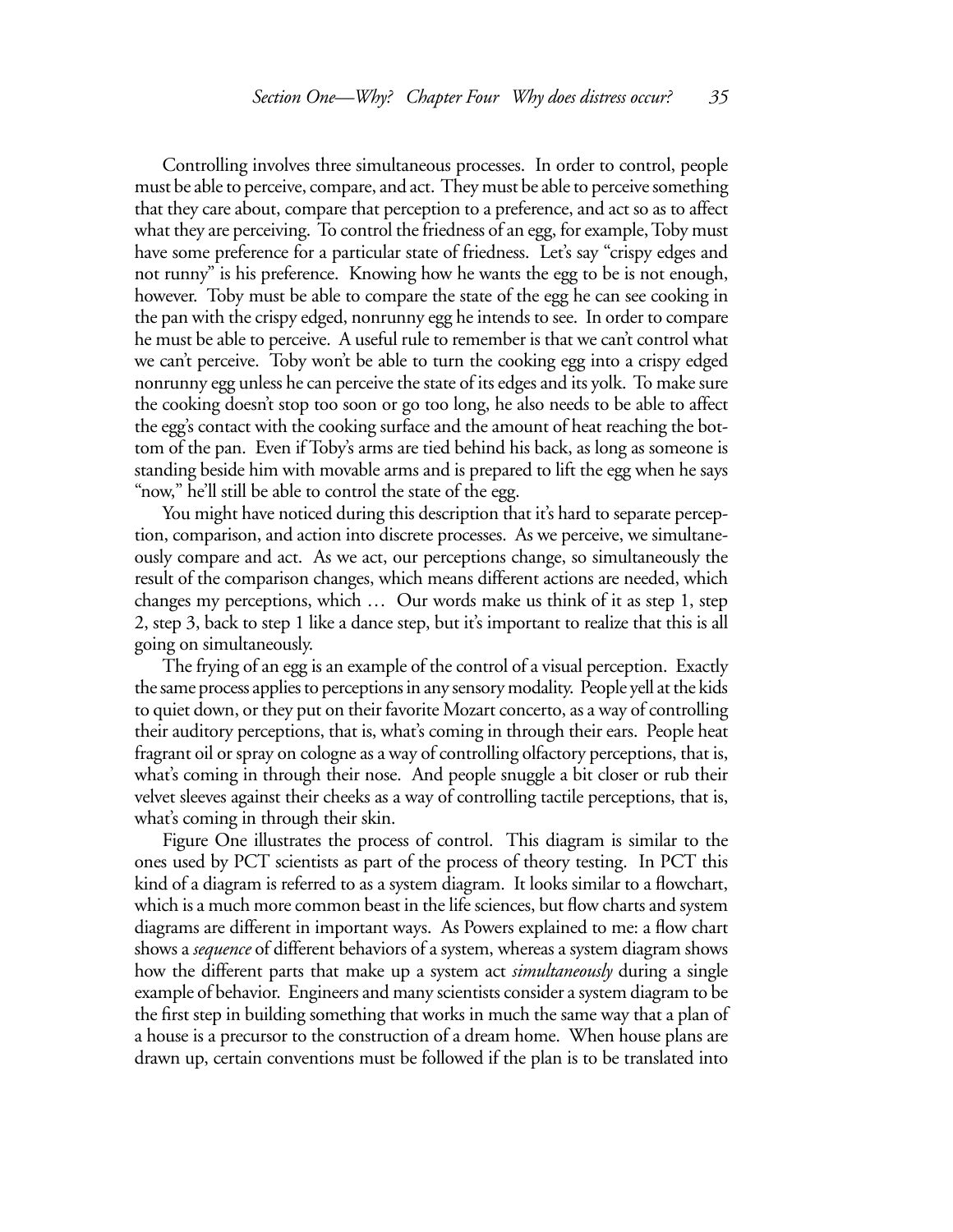Controlling involves three simultaneous processes. In order to control, people must be able to perceive, compare, and act. They must be able to perceive something that they care about, compare that perception to a preference, and act so as to affect what they are perceiving. To control the friedness of an egg, for example, Toby must have some preference for a particular state of friedness. Let's say "crispy edges and not runny" is his preference. Knowing how he wants the egg to be is not enough, however. Toby must be able to compare the state of the egg he can see cooking in the pan with the crispy edged, nonrunny egg he intends to see. In order to compare he must be able to perceive. A useful rule to remember is that we can't control what we can't perceive. Toby won't be able to turn the cooking egg into a crispy edged nonrunny egg unless he can perceive the state of its edges and its yolk. To make sure the cooking doesn't stop too soon or go too long, he also needs to be able to affect the egg's contact with the cooking surface and the amount of heat reaching the bottom of the pan. Even if Toby's arms are tied behind his back, as long as someone is standing beside him with movable arms and is prepared to lift the egg when he says "now," he'll still be able to control the state of the egg.

You might have noticed during this description that it's hard to separate perception, comparison, and action into discrete processes. As we perceive, we simultaneously compare and act. As we act, our perceptions change, so simultaneously the result of the comparison changes, which means different actions are needed, which changes my perceptions, which … Our words make us think of it as step 1, step 2, step 3, back to step 1 like a dance step, but it's important to realize that this is all going on simultaneously.

The frying of an egg is an example of the control of a visual perception. Exactly the same process applies to perceptions in any sensory modality. People yell at the kids to quiet down, or they put on their favorite Mozart concerto, as a way of controlling their auditory perceptions, that is, what's coming in through their ears. People heat fragrant oil or spray on cologne as a way of controlling olfactory perceptions, that is, what's coming in through their nose. And people snuggle a bit closer or rub their velvet sleeves against their cheeks as a way of controlling tactile perceptions, that is, what's coming in through their skin.

Figure One illustrates the process of control. This diagram is similar to the ones used by PCT scientists as part of the process of theory testing. In PCT this kind of a diagram is referred to as a system diagram. It looks similar to a flowchart, which is a much more common beast in the life sciences, but flow charts and system diagrams are different in important ways. As Powers explained to me: a flow chart shows a *sequence* of different behaviors of a system, whereas a system diagram shows how the different parts that make up a system act *simultaneously* during a single example of behavior. Engineers and many scientists consider a system diagram to be the first step in building something that works in much the same way that a plan of a house is a precursor to the construction of a dream home. When house plans are drawn up, certain conventions must be followed if the plan is to be translated into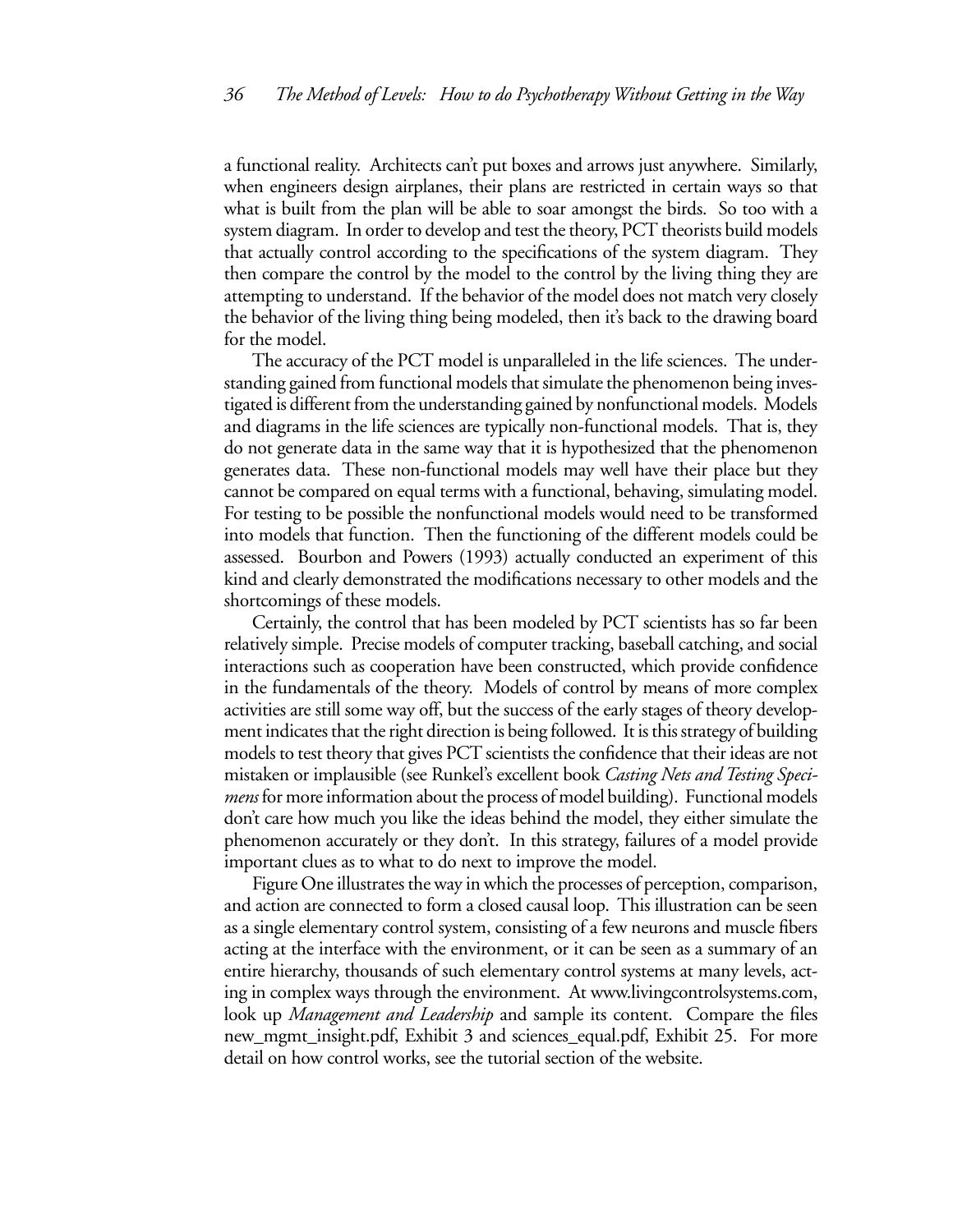a functional reality. Architects can't put boxes and arrows just anywhere. Similarly, when engineers design airplanes, their plans are restricted in certain ways so that what is built from the plan will be able to soar amongst the birds. So too with a system diagram. In order to develop and test the theory, PCT theorists build models that actually control according to the specifications of the system diagram. They then compare the control by the model to the control by the living thing they are attempting to understand. If the behavior of the model does not match very closely the behavior of the living thing being modeled, then it's back to the drawing board for the model.

The accuracy of the PCT model is unparalleled in the life sciences. The understanding gained from functional models that simulate the phenomenon being investigated is different from the understanding gained by nonfunctional models. Models and diagrams in the life sciences are typically non-functional models. That is, they do not generate data in the same way that it is hypothesized that the phenomenon generates data. These non-functional models may well have their place but they cannot be compared on equal terms with a functional, behaving, simulating model. For testing to be possible the nonfunctional models would need to be transformed into models that function. Then the functioning of the different models could be assessed. Bourbon and Powers (1993) actually conducted an experiment of this kind and clearly demonstrated the modifications necessary to other models and the shortcomings of these models.

Certainly, the control that has been modeled by PCT scientists has so far been relatively simple. Precise models of computer tracking, baseball catching, and social interactions such as cooperation have been constructed, which provide confidence in the fundamentals of the theory. Models of control by means of more complex activities are still some way off, but the success of the early stages of theory development indicates that the right direction is being followed. It is this strategy of building models to test theory that gives PCT scientists the confidence that their ideas are not mistaken or implausible (see Runkel's excellent book *Casting Nets and Testing Specimens* for more information about the process of model building). Functional models don't care how much you like the ideas behind the model, they either simulate the phenomenon accurately or they don't. In this strategy, failures of a model provide important clues as to what to do next to improve the model.

Figure One illustrates the way in which the processes of perception, comparison, and action are connected to form a closed causal loop. This illustration can be seen as a single elementary control system, consisting of a few neurons and muscle fibers acting at the interface with the environment, or it can be seen as a summary of an entire hierarchy, thousands of such elementary control systems at many levels, acting in complex ways through the environment. At www.livingcontrolsystems.com, look up *Management and Leadership* and sample its content. Compare the files new_mgmt_insight.pdf, Exhibit 3 and sciences_equal.pdf, Exhibit 25. For more detail on how control works, see the tutorial section of the website.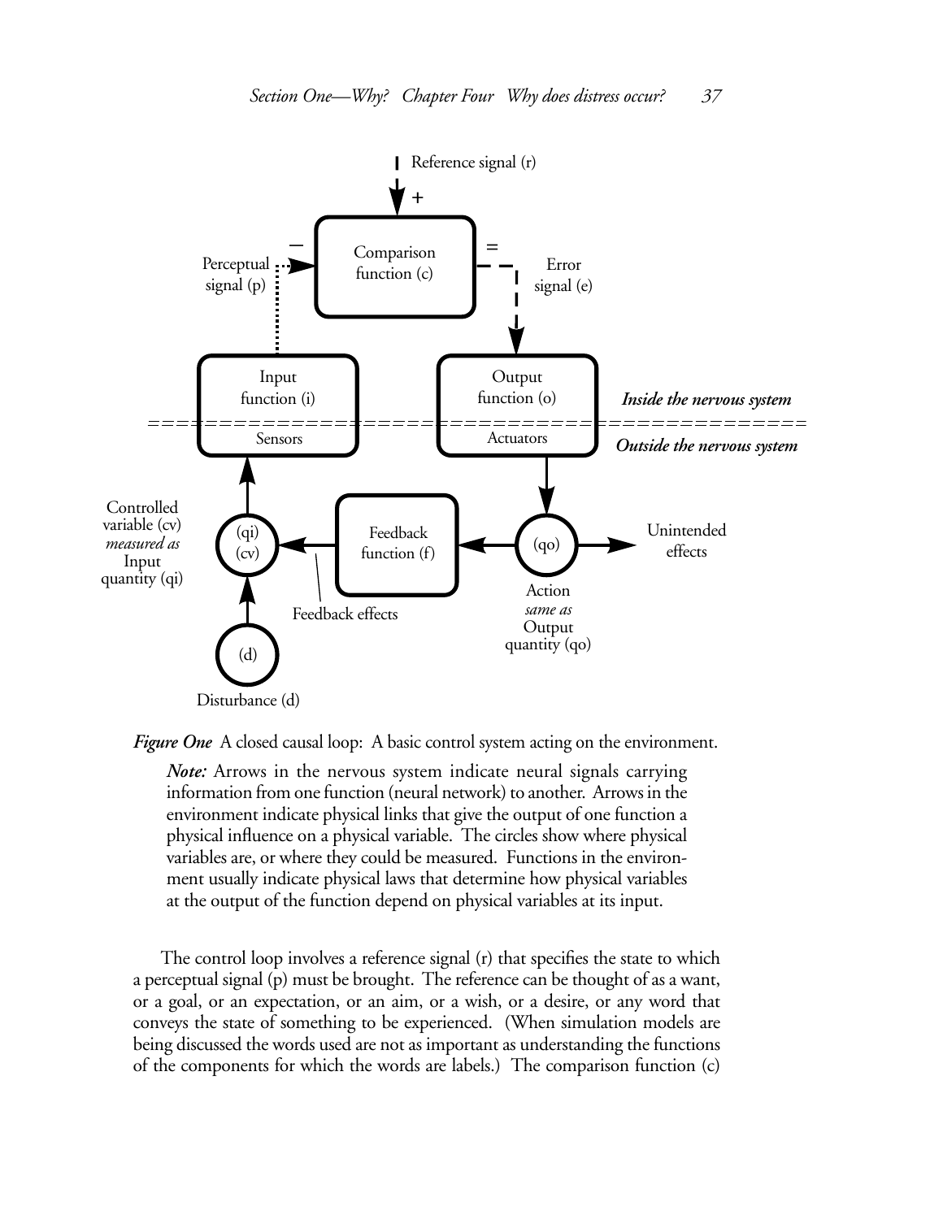*Figure One* A closed causal loop: A basic control system acting on the environment.

*Note:* Arrows in the nervous system indicate neural signals carrying information from one function (neural network) to another. Arrows in the environment indicate physical links that give the output of one function a physical influence on a physical variable. The circles show where physical variables are, or where they could be measured. Functions in the environment usually indicate physical laws that determine how physical variables at the output of the function depend on physical variables at its input.

The control loop involves a reference signal (r) that specifies the state to which a perceptual signal (p) must be brought. The reference can be thought of as a want, or a goal, or an expectation, or an aim, or a wish, or a desire, or any word that conveys the state of something to be experienced. (When simulation models are being discussed the words used are not as important as understanding the functions of the components for which the words are labels.) The comparison function (c)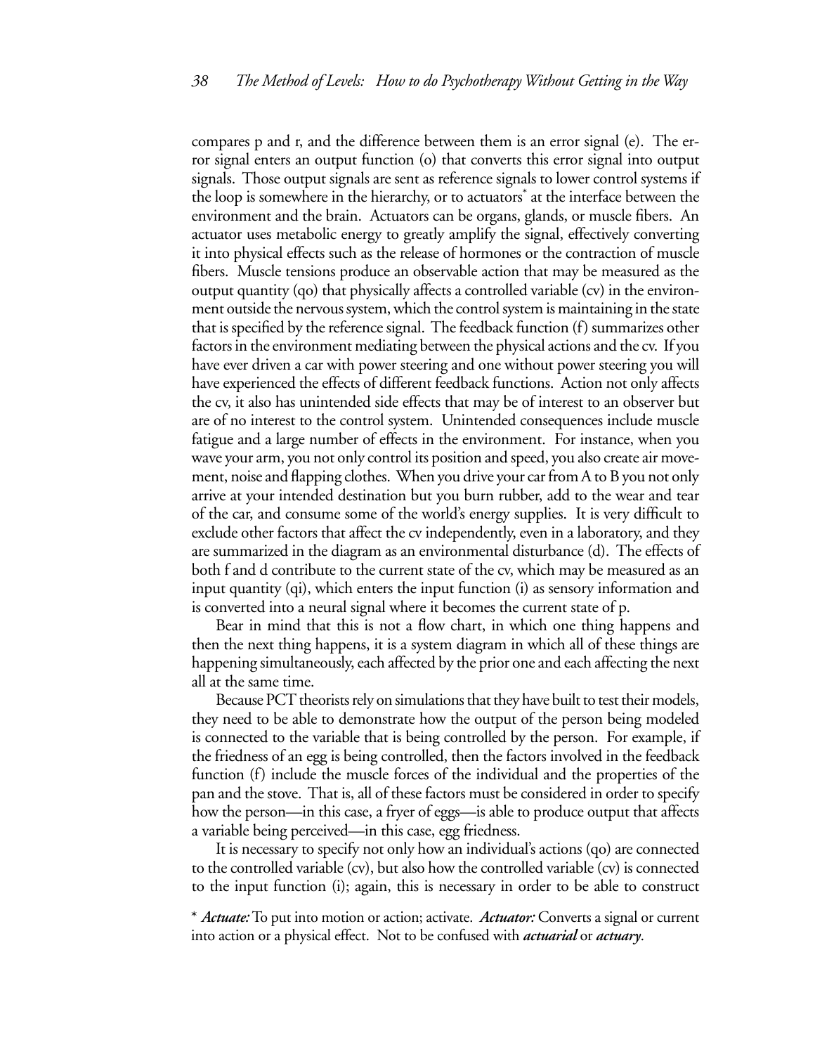compares p and r, and the difference between them is an error signal (e). The error signal enters an output function (o) that converts this error signal into output signals. Those output signals are sent as reference signals to lower control systems if the loop is somewhere in the hierarchy, or to actuators* at the interface between the environment and the brain. Actuators can be organs, glands, or muscle fibers. An actuator uses metabolic energy to greatly amplify the signal, effectively converting it into physical effects such as the release of hormones or the contraction of muscle fibers. Muscle tensions produce an observable action that may be measured as the output quantity (qo) that physically affects a controlled variable (cv) in the environment outside the nervous system, which the control system is maintaining in the state that is specified by the reference signal. The feedback function (f) summarizes other factors in the environment mediating between the physical actions and the cv. If you have ever driven a car with power steering and one without power steering you will have experienced the effects of different feedback functions. Action not only affects the cv, it also has unintended side effects that may be of interest to an observer but are of no interest to the control system. Unintended consequences include muscle fatigue and a large number of effects in the environment. For instance, when you wave your arm, you not only control its position and speed, you also create air movement, noise and flapping clothes. When you drive your car from A to B you not only arrive at your intended destination but you burn rubber, add to the wear and tear of the car, and consume some of the world's energy supplies. It is very difficult to exclude other factors that affect the cv independently, even in a laboratory, and they are summarized in the diagram as an environmental disturbance (d). The effects of both f and d contribute to the current state of the cv, which may be measured as an input quantity (qi), which enters the input function (i) as sensory information and is converted into a neural signal where it becomes the current state of p.

Bear in mind that this is not a flow chart, in which one thing happens and then the next thing happens, it is a system diagram in which all of these things are happening simultaneously, each affected by the prior one and each affecting the next all at the same time.

Because PCT theorists rely on simulations that they have built to test their models, they need to be able to demonstrate how the output of the person being modeled is connected to the variable that is being controlled by the person. For example, if the friedness of an egg is being controlled, then the factors involved in the feedback function (f) include the muscle forces of the individual and the properties of the pan and the stove. That is, all of these factors must be considered in order to specify how the person—in this case, a fryer of eggs—is able to produce output that affects a variable being perceived—in this case, egg friedness.

It is necessary to specify not only how an individual's actions (qo) are connected to the controlled variable (cv), but also how the controlled variable (cv) is connected to the input function (i); again, this is necessary in order to be able to construct

\* ***Actuate:*** To put into motion or action; activate. ***Actuator:*** Converts a signal or current into action or a physical effect. Not to be confused with ***actuarial*** or ***actuary***.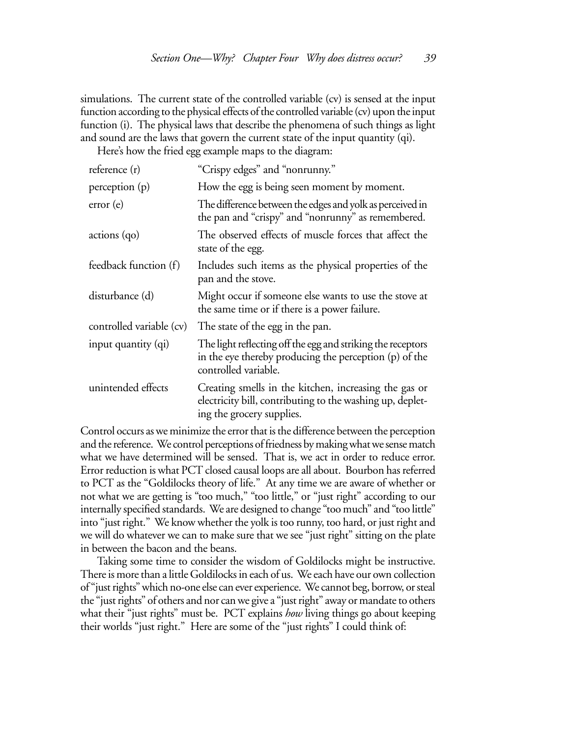simulations. The current state of the controlled variable (cv) is sensed at the input function according to the physical effects of the controlled variable (cv) upon the input function (i). The physical laws that describe the phenomena of such things as light and sound are the laws that govern the current state of the input quantity (qi).

Here's how the fried egg example maps to the diagram:

| | |
|---|---|
| reference (r) | "Crispy edges" and "nonrunny." |
| perception (p) | How the egg is being seen moment by moment. |
| error (e) | The difference between the edges and yolk as perceived in the pan and "crispy" and "nonrunny" as remembered. |
| actions (qo) | The observed effects of muscle forces that affect the state of the egg. |
| feedback function (f) | Includes such items as the physical properties of the pan and the stove. |
| disturbance (d) | Might occur if someone else wants to use the stove at the same time or if there is a power failure. |
| controlled variable (cv) | The state of the egg in the pan. |
| input quantity (qi) | The light reflecting off the egg and striking the receptors in the eye thereby producing the perception (p) of the controlled variable. |
| unintended effects | Creating smells in the kitchen, increasing the gas or electricity bill, contributing to the washing up, depleting the grocery supplies. |

Control occurs as we minimize the error that is the difference between the perception and the reference. We control perceptions of friedness by making what we sense match what we have determined will be sensed. That is, we act in order to reduce error. Error reduction is what PCT closed causal loops are all about. Bourbon has referred to PCT as the "Goldilocks theory of life." At any time we are aware of whether or not what we are getting is "too much," "too little," or "just right" according to our internally specified standards. We are designed to change "too much" and "too little" into "just right." We know whether the yolk is too runny, too hard, or just right and we will do whatever we can to make sure that we see "just right" sitting on the plate in between the bacon and the beans.

Taking some time to consider the wisdom of Goldilocks might be instructive. There is more than a little Goldilocks in each of us. We each have our own collection of "just rights" which no-one else can ever experience. We cannot beg, borrow, or steal the "just rights" of others and nor can we give a "just right" away or mandate to others what their "just rights" must be. PCT explains *how* living things go about keeping their worlds "just right." Here are some of the "just rights" I could think of: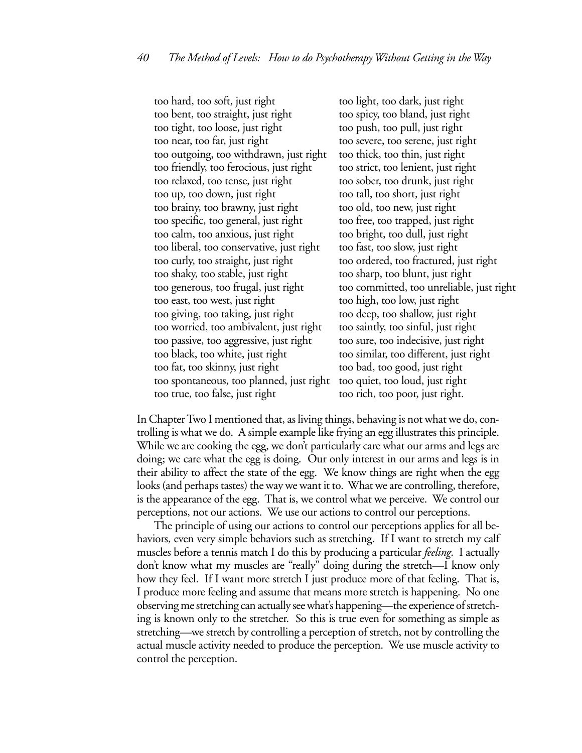too hard, too soft, just right
too bent, too straight, just right
too tight, too loose, just right
too near, too far, just right
too outgoing, too withdrawn, just right
too friendly, too ferocious, just right
too relaxed, too tense, just right
too up, too down, just right
too brainy, too brawny, just right
too specific, too general, just right
too calm, too anxious, just right
too liberal, too conservative, just right
too curly, too straight, just right
too shaky, too stable, just right
too generous, too frugal, just right
too east, too west, just right
too giving, too taking, just right
too worried, too ambivalent, just right
too passive, too aggressive, just right
too black, too white, just right
too fat, too skinny, just right
too spontaneous, too planned, just right
too true, too false, just right
too light, too dark, just right
too spicy, too bland, just right
too push, too pull, just right
too severe, too serene, just right
too thick, too thin, just right
too strict, too lenient, just right
too sober, too drunk, just right
too tall, too short, just right
too old, too new, just right
too free, too trapped, just right
too bright, too dull, just right
too fast, too slow, just right
too ordered, too fractured, just right
too sharp, too blunt, just right
too committed, too unreliable, just right
too high, too low, just right
too deep, too shallow, just right
too saintly, too sinful, just right
too sure, too indecisive, just right
too similar, too different, just right
too bad, too good, just right
too quiet, too loud, just right
too rich, too poor, just right.

In Chapter Two I mentioned that, as living things, behaving is not what we do, controlling is what we do. A simple example like frying an egg illustrates this principle. While we are cooking the egg, we don't particularly care what our arms and legs are doing; we care what the egg is doing. Our only interest in our arms and legs is in their ability to affect the state of the egg. We know things are right when the egg looks (and perhaps tastes) the way we want it to. What we are controlling, therefore, is the appearance of the egg. That is, we control what we perceive. We control our perceptions, not our actions. We use our actions to control our perceptions.

The principle of using our actions to control our perceptions applies for all behaviors, even very simple behaviors such as stretching. If I want to stretch my calf muscles before a tennis match I do this by producing a particular *feeling*. I actually don't know what my muscles are "really" doing during the stretch—I know only how they feel. If I want more stretch I just produce more of that feeling. That is, I produce more feeling and assume that means more stretch is happening. No one observing me stretching can actually see what's happening—the experience of stretching is known only to the stretcher. So this is true even for something as simple as stretching—we stretch by controlling a perception of stretch, not by controlling the actual muscle activity needed to produce the perception. We use muscle activity to control the perception.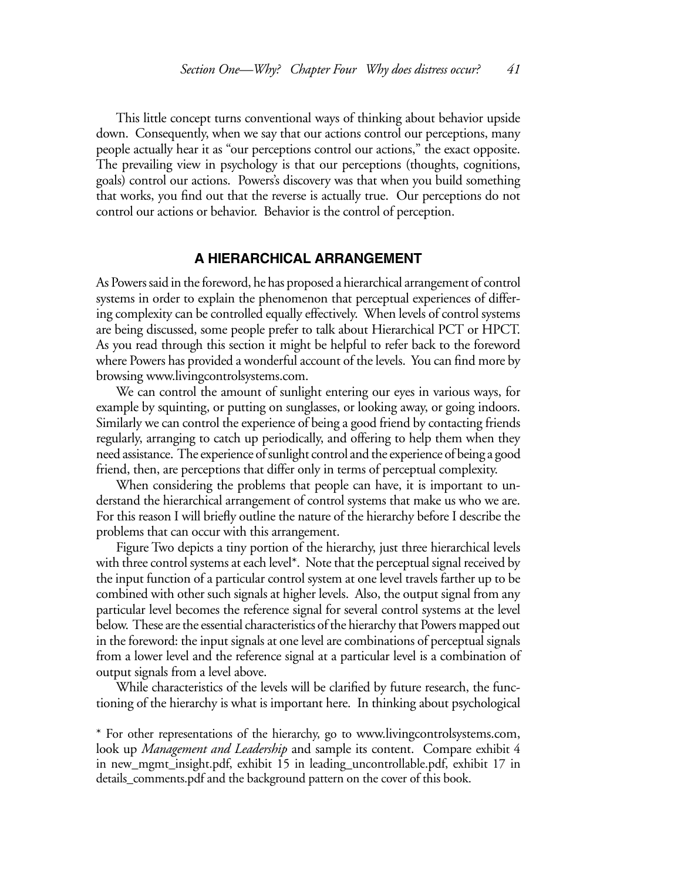This little concept turns conventional ways of thinking about behavior upside down. Consequently, when we say that our actions control our perceptions, many people actually hear it as "our perceptions control our actions," the exact opposite. The prevailing view in psychology is that our perceptions (thoughts, cognitions, goals) control our actions. Powers's discovery was that when you build something that works, you find out that the reverse is actually true. Our perceptions do not control our actions or behavior. Behavior is the control of perception.

## A HIERARCHICAL ARRANGEMENT

As Powers said in the foreword, he has proposed a hierarchical arrangement of control systems in order to explain the phenomenon that perceptual experiences of differing complexity can be controlled equally effectively. When levels of control systems are being discussed, some people prefer to talk about Hierarchical PCT or HPCT. As you read through this section it might be helpful to refer back to the foreword where Powers has provided a wonderful account of the levels. You can find more by browsing www.livingcontrolsystems.com.

We can control the amount of sunlight entering our eyes in various ways, for example by squinting, or putting on sunglasses, or looking away, or going indoors. Similarly we can control the experience of being a good friend by contacting friends regularly, arranging to catch up periodically, and offering to help them when they need assistance. The experience of sunlight control and the experience of being a good friend, then, are perceptions that differ only in terms of perceptual complexity.

When considering the problems that people can have, it is important to understand the hierarchical arrangement of control systems that make us who we are. For this reason I will briefly outline the nature of the hierarchy before I describe the problems that can occur with this arrangement.

Figure Two depicts a tiny portion of the hierarchy, just three hierarchical levels with three control systems at each level*. Note that the perceptual signal received by the input function of a particular control system at one level travels farther up to be combined with other such signals at higher levels. Also, the output signal from any particular level becomes the reference signal for several control systems at the level below. These are the essential characteristics of the hierarchy that Powers mapped out in the foreword: the input signals at one level are combinations of perceptual signals from a lower level and the reference signal at a particular level is a combination of output signals from a level above.

While characteristics of the levels will be clarified by future research, the functioning of the hierarchy is what is important here. In thinking about psychological

* For other representations of the hierarchy, go to www.livingcontrolsystems.com, look up *Management and Leadership* and sample its content. Compare exhibit 4 in new_mgmt_insight.pdf, exhibit 15 in leading_uncontrollable.pdf, exhibit 17 in details_comments.pdf and the background pattern on the cover of this book.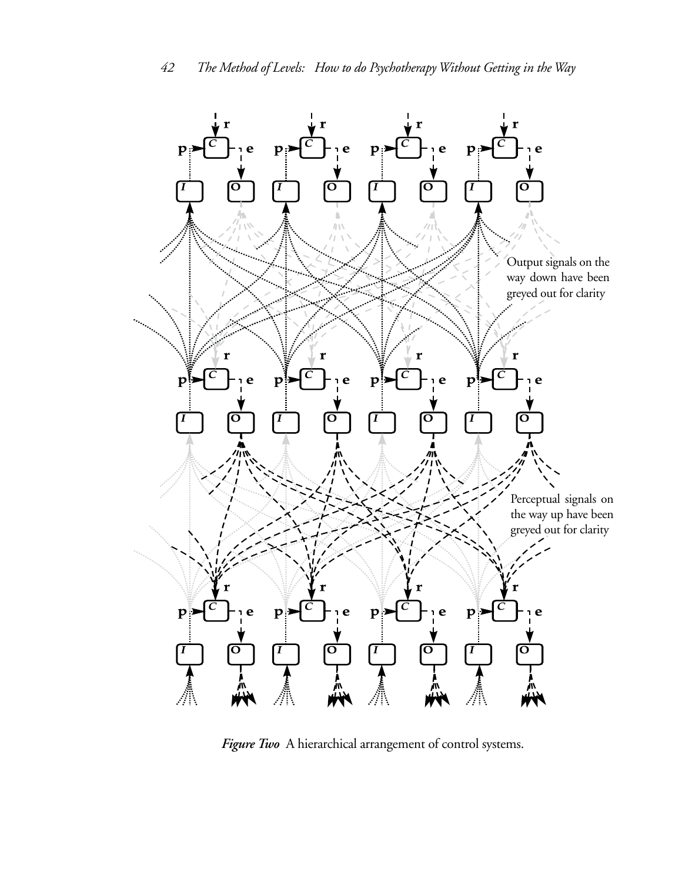*Figure Two* A hierarchical arrangement of control systems.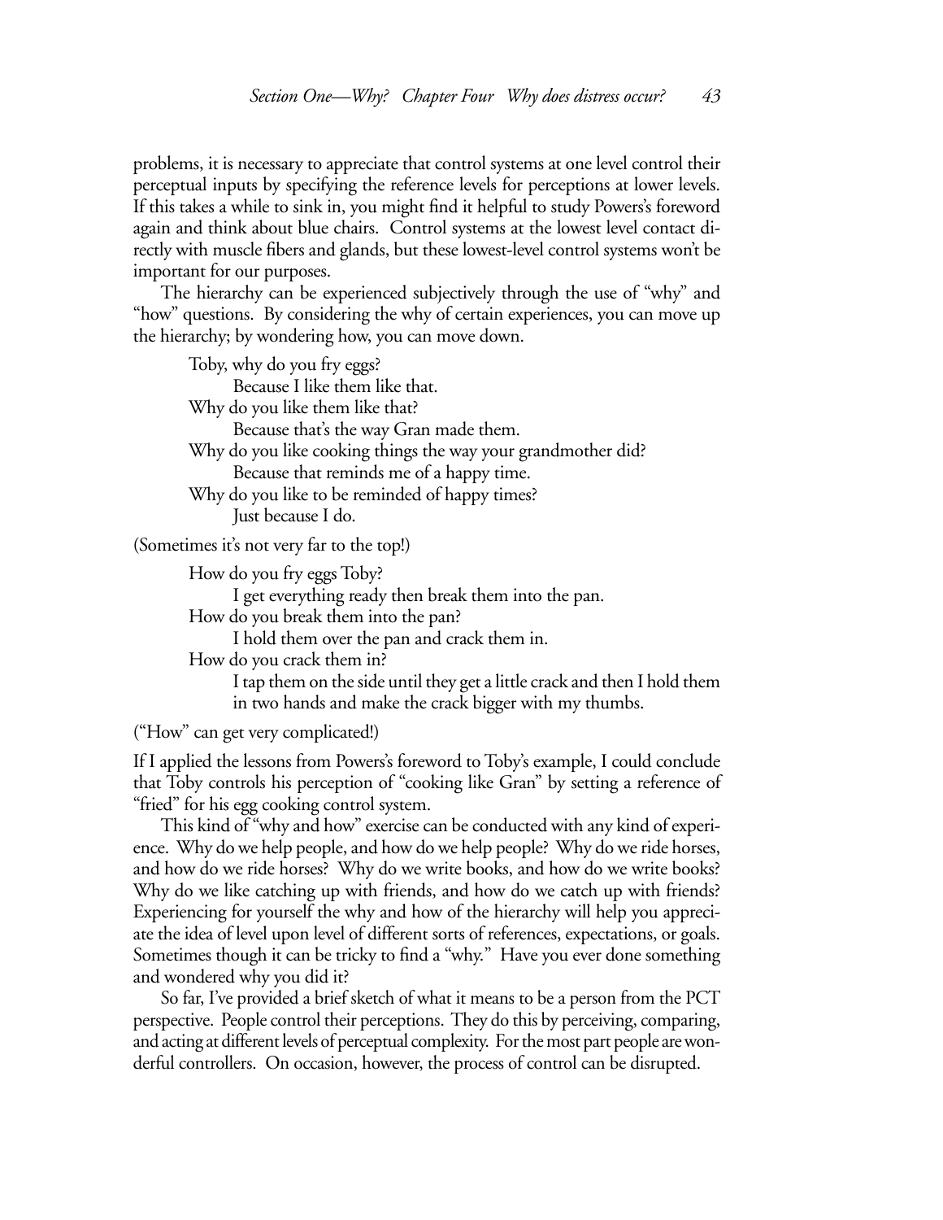problems, it is necessary to appreciate that control systems at one level control their perceptual inputs by specifying the reference levels for perceptions at lower levels. If this takes a while to sink in, you might find it helpful to study Powers's foreword again and think about blue chairs. Control systems at the lowest level contact directly with muscle fibers and glands, but these lowest-level control systems won't be important for our purposes.

The hierarchy can be experienced subjectively through the use of "why" and "how" questions. By considering the why of certain experiences, you can move up the hierarchy; by wondering how, you can move down.

> Toby, why do you fry eggs?
>
> > Because I like them like that.
>
> Why do you like them like that?
>
> > Because that's the way Gran made them.
>
> Why do you like cooking things the way your grandmother did?
>
> > Because that reminds me of a happy time.
>
> Why do you like to be reminded of happy times?
>
> > Just because I do.

(Sometimes it's not very far to the top!)

> How do you fry eggs Toby?
>
> > I get everything ready then break them into the pan.
>
> How do you break them into the pan?
>
> > I hold them over the pan and crack them in.
>
> How do you crack them in?
>
> > I tap them on the side until they get a little crack and then I hold them in two hands and make the crack bigger with my thumbs.

("How" can get very complicated!)

If I applied the lessons from Powers's foreword to Toby's example, I could conclude that Toby controls his perception of "cooking like Gran" by setting a reference of "fried" for his egg cooking control system.

This kind of "why and how" exercise can be conducted with any kind of experience. Why do we help people, and how do we help people? Why do we ride horses, and how do we ride horses? Why do we write books, and how do we write books? Why do we like catching up with friends, and how do we catch up with friends? Experiencing for yourself the why and how of the hierarchy will help you appreciate the idea of level upon level of different sorts of references, expectations, or goals. Sometimes though it can be tricky to find a "why." Have you ever done something and wondered why you did it?

So far, I've provided a brief sketch of what it means to be a person from the PCT perspective. People control their perceptions. They do this by perceiving, comparing, and acting at different levels of perceptual complexity. For the most part people are wonderful controllers. On occasion, however, the process of control can be disrupted.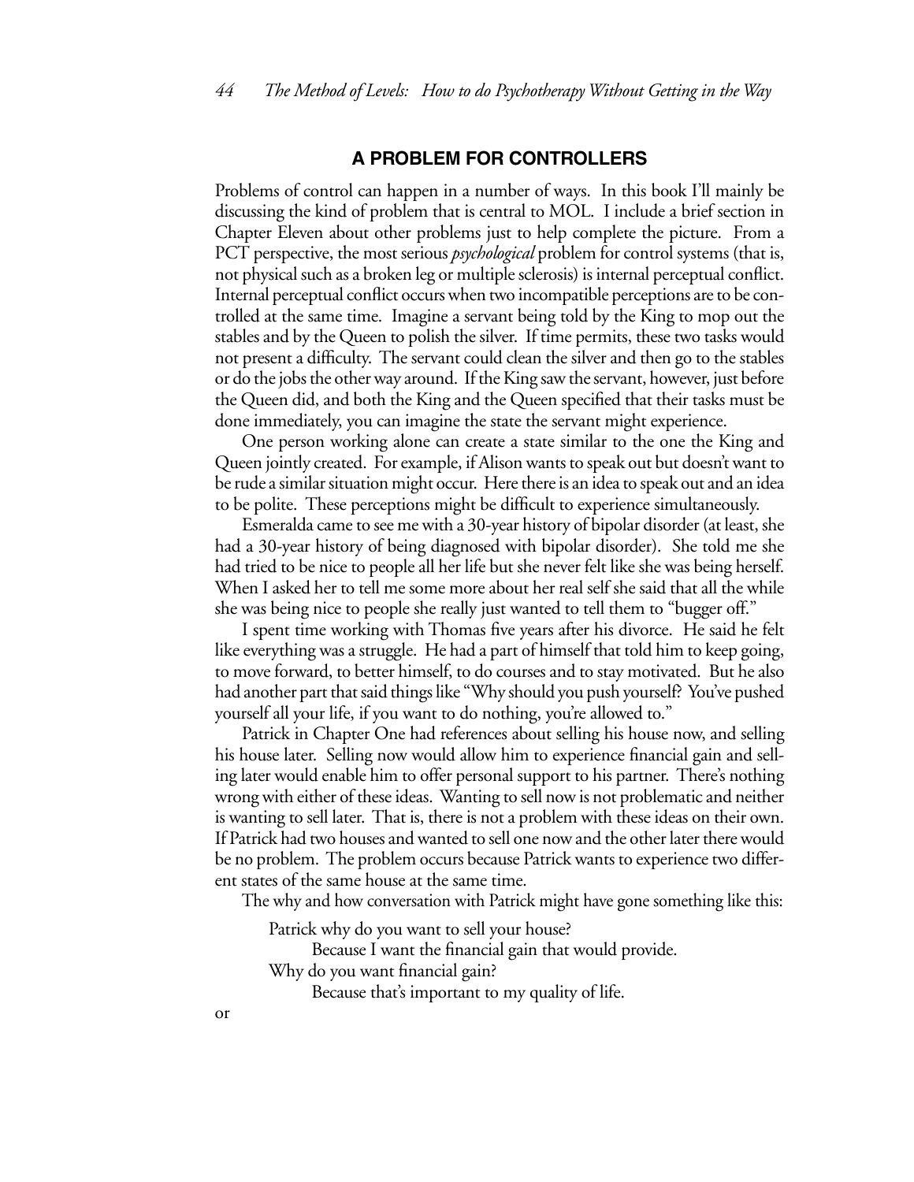## A PROBLEM FOR CONTROLLERS

Problems of control can happen in a number of ways. In this book I'll mainly be discussing the kind of problem that is central to MOL. I include a brief section in Chapter Eleven about other problems just to help complete the picture. From a PCT perspective, the most serious *psychological* problem for control systems (that is, not physical such as a broken leg or multiple sclerosis) is internal perceptual conflict. Internal perceptual conflict occurs when two incompatible perceptions are to be controlled at the same time. Imagine a servant being told by the King to mop out the stables and by the Queen to polish the silver. If time permits, these two tasks would not present a difficulty. The servant could clean the silver and then go to the stables or do the jobs the other way around. If the King saw the servant, however, just before the Queen did, and both the King and the Queen specified that their tasks must be done immediately, you can imagine the state the servant might experience.

One person working alone can create a state similar to the one the King and Queen jointly created. For example, if Alison wants to speak out but doesn't want to be rude a similar situation might occur. Here there is an idea to speak out and an idea to be polite. These perceptions might be difficult to experience simultaneously.

Esmeralda came to see me with a 30-year history of bipolar disorder (at least, she had a 30-year history of being diagnosed with bipolar disorder). She told me she had tried to be nice to people all her life but she never felt like she was being herself. When I asked her to tell me some more about her real self she said that all the while she was being nice to people she really just wanted to tell them to "bugger off."

I spent time working with Thomas five years after his divorce. He said he felt like everything was a struggle. He had a part of himself that told him to keep going, to move forward, to better himself, to do courses and to stay motivated. But he also had another part that said things like "Why should you push yourself? You've pushed yourself all your life, if you want to do nothing, you're allowed to."

Patrick in Chapter One had references about selling his house now, and selling his house later. Selling now would allow him to experience financial gain and selling later would enable him to offer personal support to his partner. There's nothing wrong with either of these ideas. Wanting to sell now is not problematic and neither is wanting to sell later. That is, there is not a problem with these ideas on their own. If Patrick had two houses and wanted to sell one now and the other later there would be no problem. The problem occurs because Patrick wants to experience two different states of the same house at the same time.

The why and how conversation with Patrick might have gone something like this:

> Patrick why do you want to sell your house?
>
> > Because I want the financial gain that would provide.
>
> Why do you want financial gain?
>
> > Because that's important to my quality of life.

or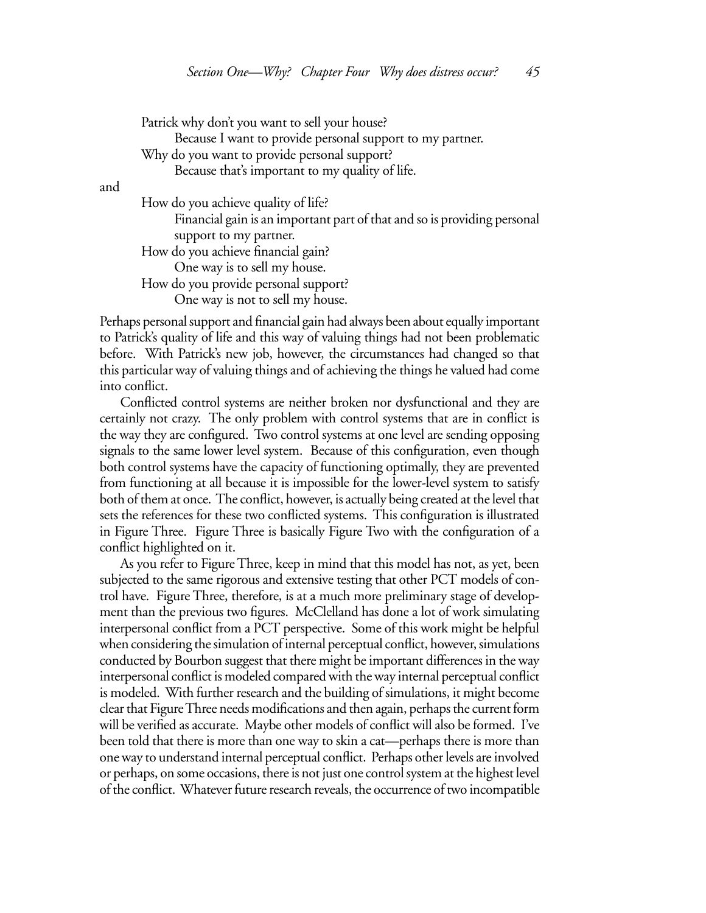Patrick why don't you want to sell your house?

> Because I want to provide personal support to my partner.

Why do you want to provide personal support?

> Because that's important to my quality of life.

and

How do you achieve quality of life?

> Financial gain is an important part of that and so is providing personal support to my partner.

How do you achieve financial gain?

> One way is to sell my house.

How do you provide personal support?

> One way is not to sell my house.

Perhaps personal support and financial gain had always been about equally important to Patrick's quality of life and this way of valuing things had not been problematic before. With Patrick's new job, however, the circumstances had changed so that this particular way of valuing things and of achieving the things he valued had come into conflict.

Conflicted control systems are neither broken nor dysfunctional and they are certainly not crazy. The only problem with control systems that are in conflict is the way they are configured. Two control systems at one level are sending opposing signals to the same lower level system. Because of this configuration, even though both control systems have the capacity of functioning optimally, they are prevented from functioning at all because it is impossible for the lower-level system to satisfy both of them at once. The conflict, however, is actually being created at the level that sets the references for these two conflicted systems. This configuration is illustrated in Figure Three. Figure Three is basically Figure Two with the configuration of a conflict highlighted on it.

As you refer to Figure Three, keep in mind that this model has not, as yet, been subjected to the same rigorous and extensive testing that other PCT models of control have. Figure Three, therefore, is at a much more preliminary stage of development than the previous two figures. McClelland has done a lot of work simulating interpersonal conflict from a PCT perspective. Some of this work might be helpful when considering the simulation of internal perceptual conflict, however, simulations conducted by Bourbon suggest that there might be important differences in the way interpersonal conflict is modeled compared with the way internal perceptual conflict is modeled. With further research and the building of simulations, it might become clear that Figure Three needs modifications and then again, perhaps the current form will be verified as accurate. Maybe other models of conflict will also be formed. I've been told that there is more than one way to skin a cat—perhaps there is more than one way to understand internal perceptual conflict. Perhaps other levels are involved or perhaps, on some occasions, there is not just one control system at the highest level of the conflict. Whatever future research reveals, the occurrence of two incompatible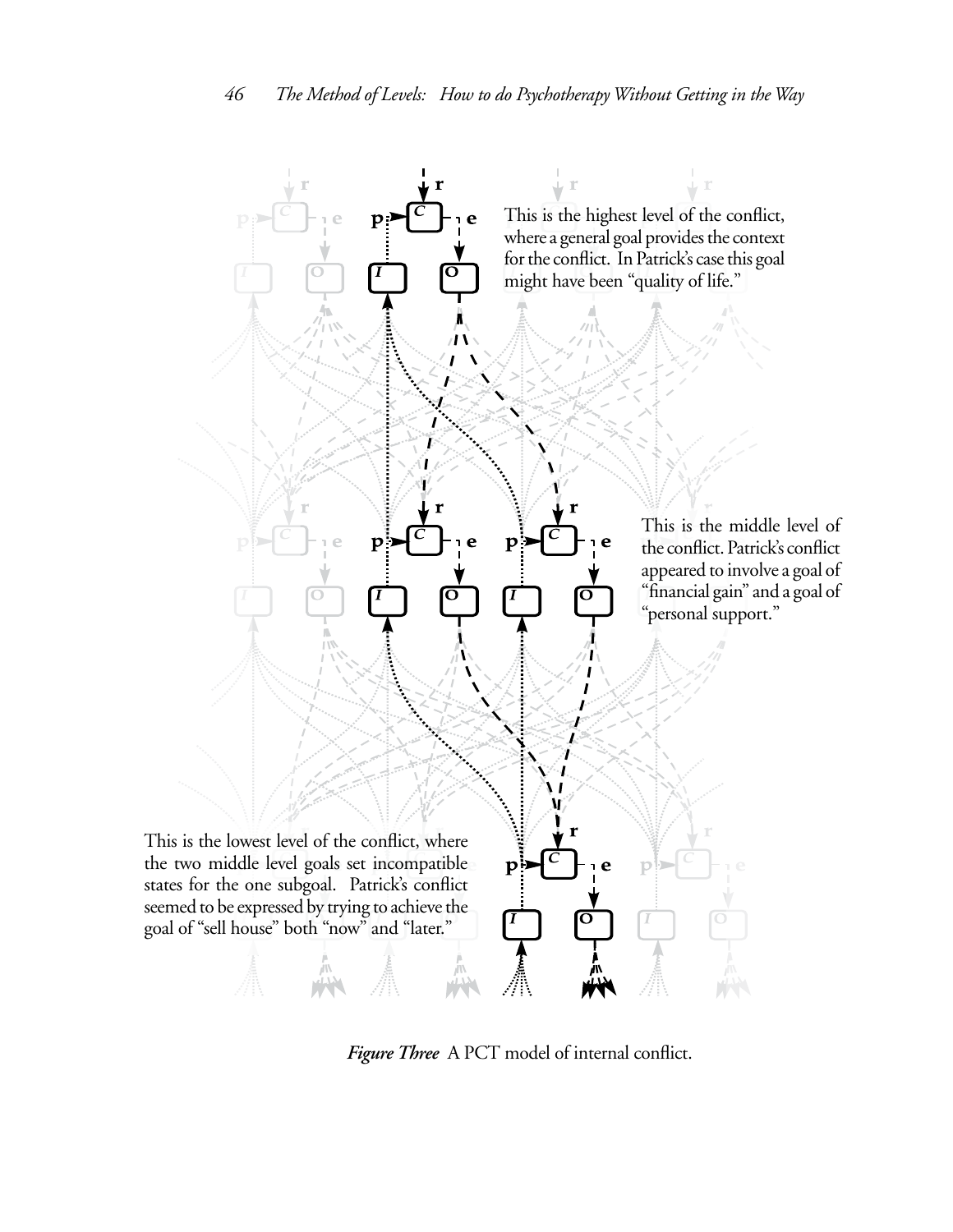This is the highest level of the conflict, where a general goal provides the context for the conflict. In Patrick's case this goal might have been "quality of life."

This is the middle level of the conflict. Patrick's conflict appeared to involve a goal of "financial gain" and a goal of "personal support."

This is the lowest level of the conflict, where the two middle level goals set incompatible states for the one subgoal. Patrick's conflict seemed to be expressed by trying to achieve the goal of "sell house" both "now" and "later."

***Figure Three*** A PCT model of internal conflict.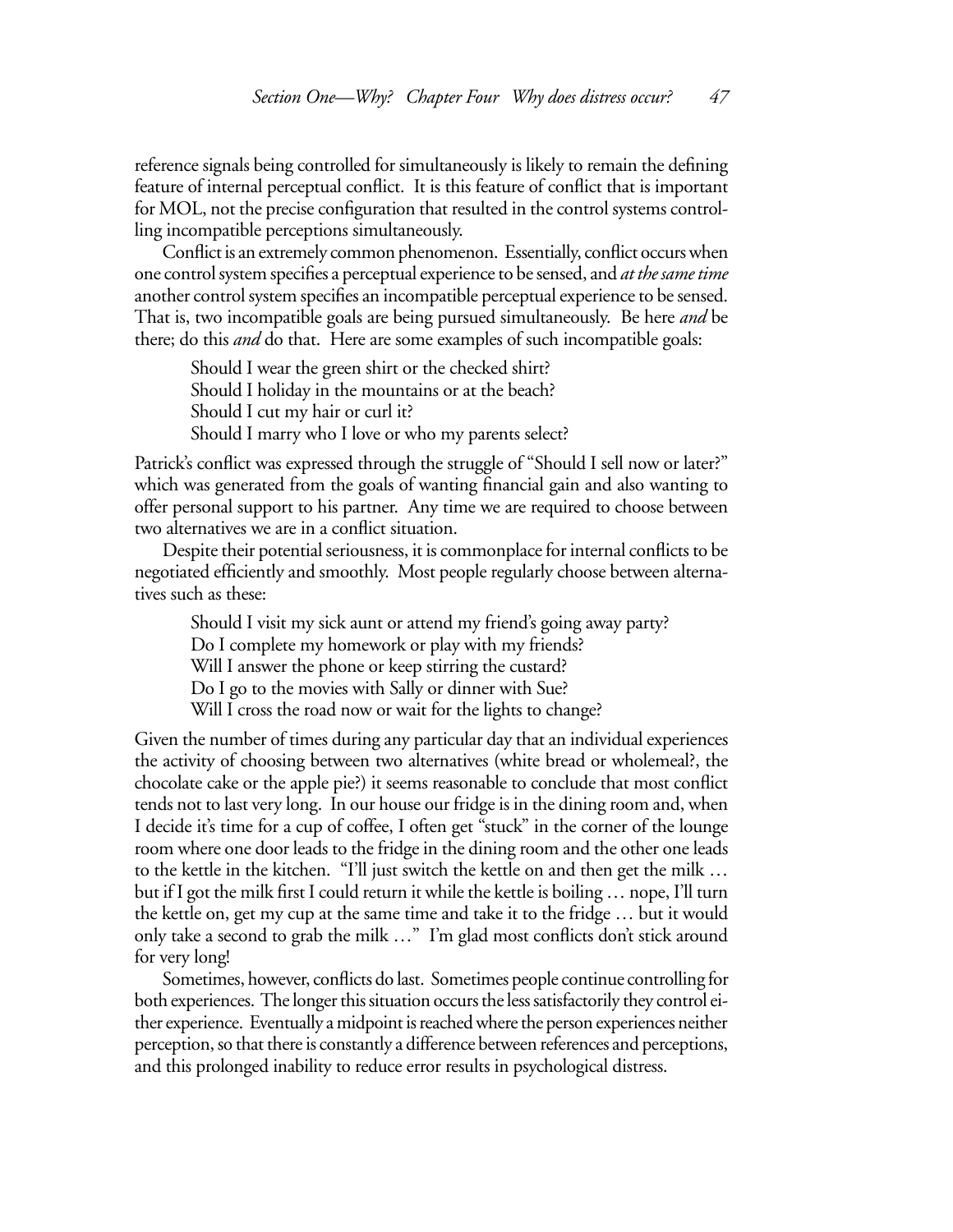reference signals being controlled for simultaneously is likely to remain the defining feature of internal perceptual conflict. It is this feature of conflict that is important for MOL, not the precise configuration that resulted in the control systems controlling incompatible perceptions simultaneously.

Conflict is an extremely common phenomenon. Essentially, conflict occurs when one control system specifies a perceptual experience to be sensed, and *at the same time* another control system specifies an incompatible perceptual experience to be sensed. That is, two incompatible goals are being pursued simultaneously. Be here *and* be there; do this *and* do that. Here are some examples of such incompatible goals:

> Should I wear the green shirt or the checked shirt?
> Should I holiday in the mountains or at the beach?
> Should I cut my hair or curl it?
> Should I marry who I love or who my parents select?

Patrick's conflict was expressed through the struggle of "Should I sell now or later?" which was generated from the goals of wanting financial gain and also wanting to offer personal support to his partner. Any time we are required to choose between two alternatives we are in a conflict situation.

Despite their potential seriousness, it is commonplace for internal conflicts to be negotiated efficiently and smoothly. Most people regularly choose between alternatives such as these:

> Should I visit my sick aunt or attend my friend's going away party?
> Do I complete my homework or play with my friends?
> Will I answer the phone or keep stirring the custard?
> Do I go to the movies with Sally or dinner with Sue?
> Will I cross the road now or wait for the lights to change?

Given the number of times during any particular day that an individual experiences the activity of choosing between two alternatives (white bread or wholemeal?, the chocolate cake or the apple pie?) it seems reasonable to conclude that most conflict tends not to last very long. In our house our fridge is in the dining room and, when I decide it's time for a cup of coffee, I often get "stuck" in the corner of the lounge room where one door leads to the fridge in the dining room and the other one leads to the kettle in the kitchen. "I'll just switch the kettle on and then get the milk … but if I got the milk first I could return it while the kettle is boiling … nope, I'll turn the kettle on, get my cup at the same time and take it to the fridge … but it would only take a second to grab the milk …" I'm glad most conflicts don't stick around for very long!

Sometimes, however, conflicts do last. Sometimes people continue controlling for both experiences. The longer this situation occurs the less satisfactorily they control either experience. Eventually a midpoint is reached where the person experiences neither perception, so that there is constantly a difference between references and perceptions, and this prolonged inability to reduce error results in psychological distress.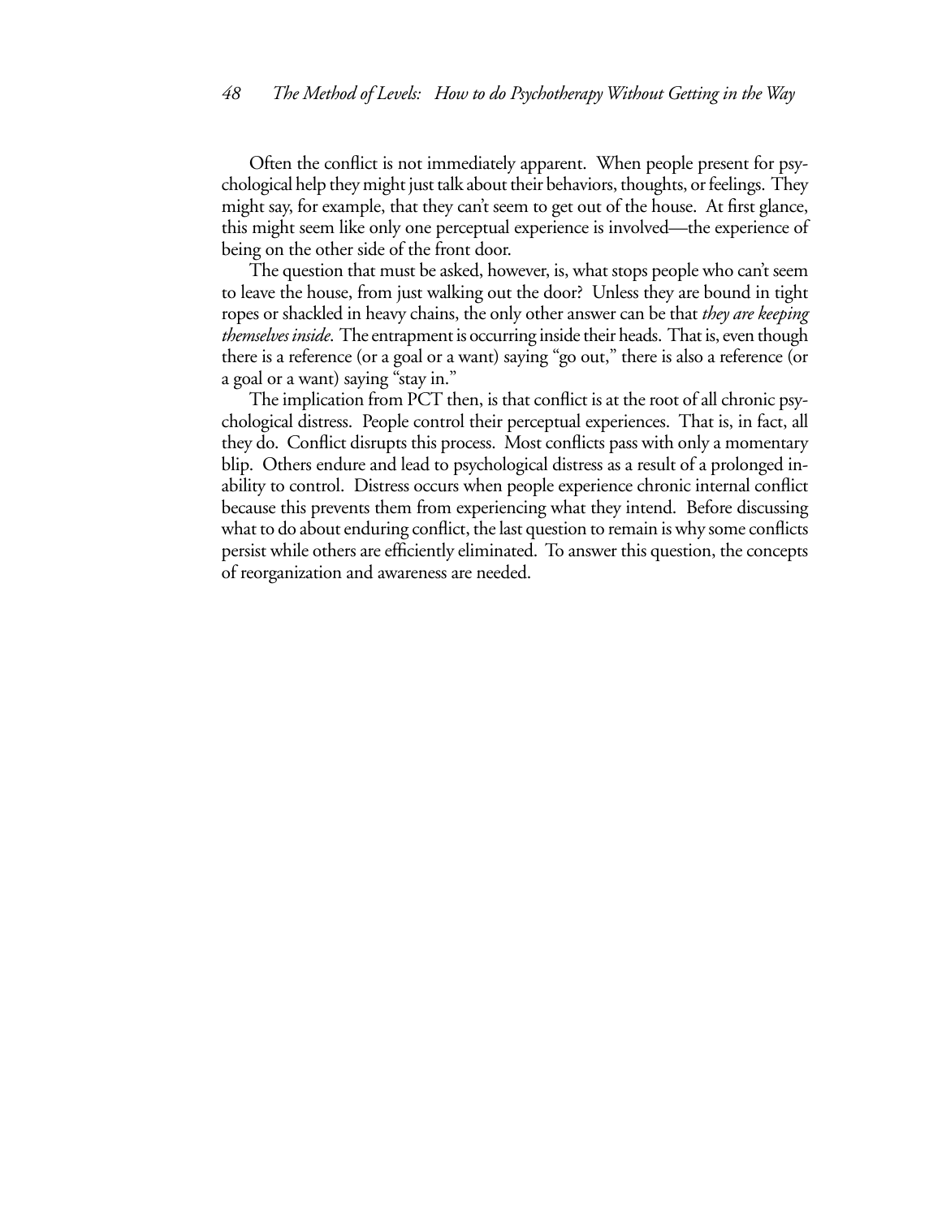Often the conflict is not immediately apparent. When people present for psychological help they might just talk about their behaviors, thoughts, or feelings. They might say, for example, that they can't seem to get out of the house. At first glance, this might seem like only one perceptual experience is involved—the experience of being on the other side of the front door.

The question that must be asked, however, is, what stops people who can't seem to leave the house, from just walking out the door? Unless they are bound in tight ropes or shackled in heavy chains, the only other answer can be that *they are keeping themselves inside*. The entrapment is occurring inside their heads. That is, even though there is a reference (or a goal or a want) saying "go out," there is also a reference (or a goal or a want) saying "stay in."

The implication from PCT then, is that conflict is at the root of all chronic psychological distress. People control their perceptual experiences. That is, in fact, all they do. Conflict disrupts this process. Most conflicts pass with only a momentary blip. Others endure and lead to psychological distress as a result of a prolonged inability to control. Distress occurs when people experience chronic internal conflict because this prevents them from experiencing what they intend. Before discussing what to do about enduring conflict, the last question to remain is why some conflicts persist while others are efficiently eliminated. To answer this question, the concepts of reorganization and awareness are needed.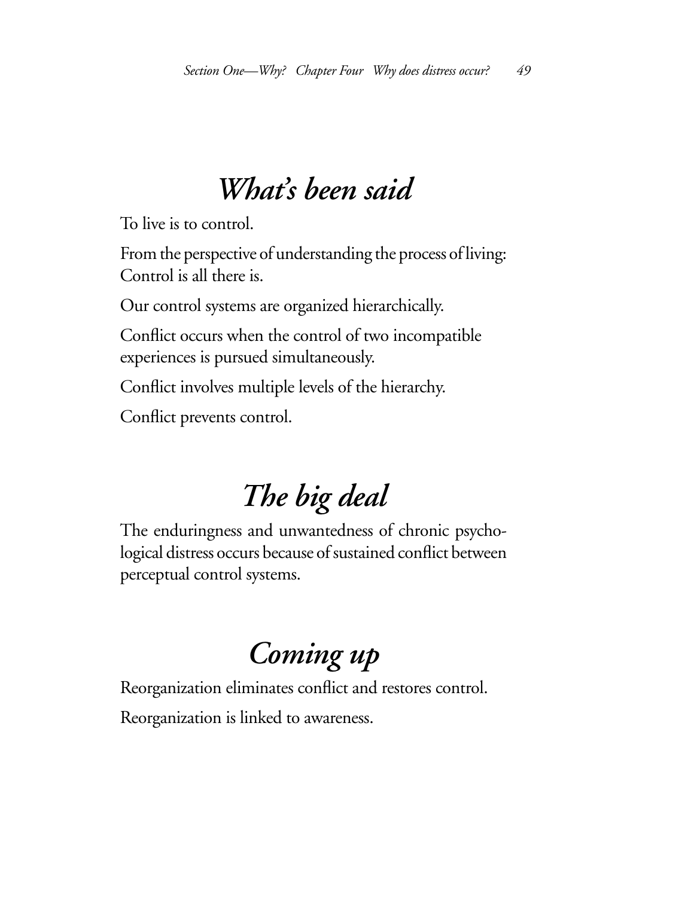## *What's been said*

To live is to control.

From the perspective of understanding the process of living: Control is all there is.

Our control systems are organized hierarchically.

Conflict occurs when the control of two incompatible experiences is pursued simultaneously.

Conflict involves multiple levels of the hierarchy.

Conflict prevents control.

## *The big deal*

The enduringness and unwantedness of chronic psychological distress occurs because of sustained conflict between perceptual control systems.

## *Coming up*

Reorganization eliminates conflict and restores control.

Reorganization is linked to awareness.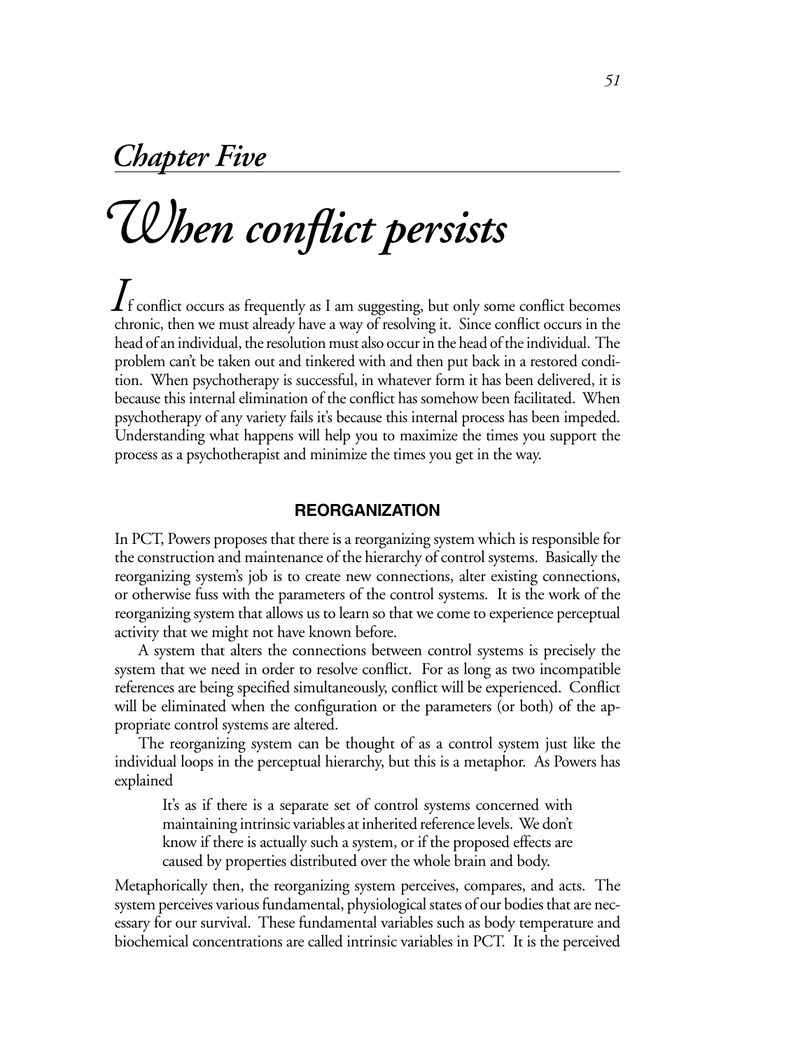## *Chapter Five*

# *When conflict persists*

If conflict occurs as frequently as I am suggesting, but only some conflict becomes chronic, then we must already have a way of resolving it. Since conflict occurs in the head of an individual, the resolution must also occur in the head of the individual. The problem can't be taken out and tinkered with and then put back in a restored condition. When psychotherapy is successful, in whatever form it has been delivered, it is because this internal elimination of the conflict has somehow been facilitated. When psychotherapy of any variety fails it's because this internal process has been impeded. Understanding what happens will help you to maximize the times you support the process as a psychotherapist and minimize the times you get in the way.

### REORGANIZATION

In PCT, Powers proposes that there is a reorganizing system which is responsible for the construction and maintenance of the hierarchy of control systems. Basically the reorganizing system's job is to create new connections, alter existing connections, or otherwise fuss with the parameters of the control systems. It is the work of the reorganizing system that allows us to learn so that we come to experience perceptual activity that we might not have known before.

A system that alters the connections between control systems is precisely the system that we need in order to resolve conflict. For as long as two incompatible references are being specified simultaneously, conflict will be experienced. Conflict will be eliminated when the configuration or the parameters (or both) of the appropriate control systems are altered.

The reorganizing system can be thought of as a control system just like the individual loops in the perceptual hierarchy, but this is a metaphor. As Powers has explained

> It's as if there is a separate set of control systems concerned with maintaining intrinsic variables at inherited reference levels. We don't know if there is actually such a system, or if the proposed effects are caused by properties distributed over the whole brain and body.

Metaphorically then, the reorganizing system perceives, compares, and acts. The system perceives various fundamental, physiological states of our bodies that are necessary for our survival. These fundamental variables such as body temperature and biochemical concentrations are called intrinsic variables in PCT. It is the perceived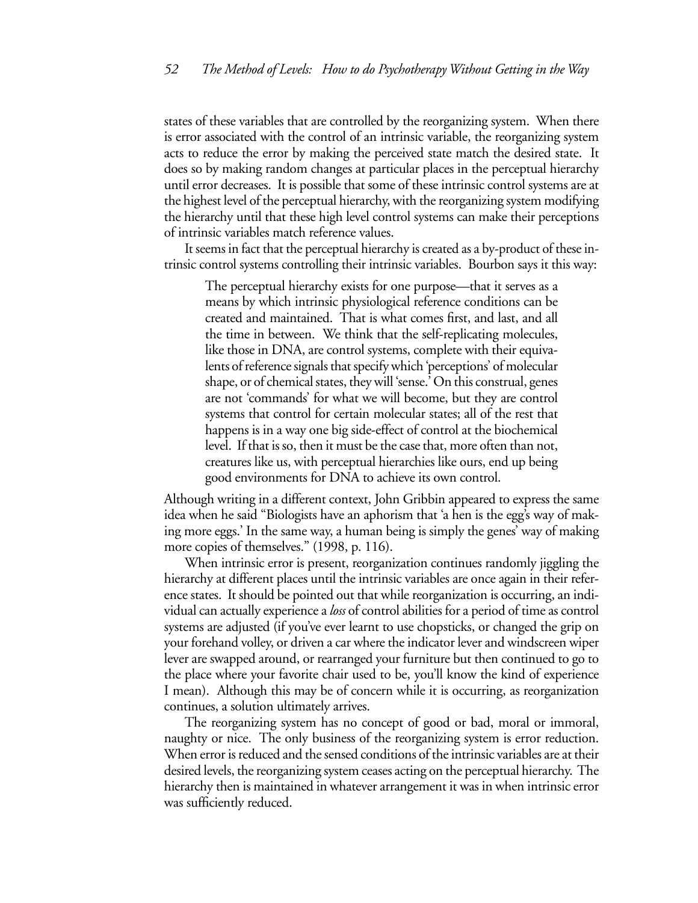states of these variables that are controlled by the reorganizing system. When there is error associated with the control of an intrinsic variable, the reorganizing system acts to reduce the error by making the perceived state match the desired state. It does so by making random changes at particular places in the perceptual hierarchy until error decreases. It is possible that some of these intrinsic control systems are at the highest level of the perceptual hierarchy, with the reorganizing system modifying the hierarchy until that these high level control systems can make their perceptions of intrinsic variables match reference values.

It seems in fact that the perceptual hierarchy is created as a by-product of these intrinsic control systems controlling their intrinsic variables. Bourbon says it this way:

> The perceptual hierarchy exists for one purpose—that it serves as a means by which intrinsic physiological reference conditions can be created and maintained. That is what comes first, and last, and all the time in between. We think that the self-replicating molecules, like those in DNA, are control systems, complete with their equivalents of reference signals that specify which 'perceptions' of molecular shape, or of chemical states, they will 'sense.' On this construal, genes are not 'commands' for what we will become, but they are control systems that control for certain molecular states; all of the rest that happens is in a way one big side-effect of control at the biochemical level. If that is so, then it must be the case that, more often than not, creatures like us, with perceptual hierarchies like ours, end up being good environments for DNA to achieve its own control.

Although writing in a different context, John Gribbin appeared to express the same idea when he said "Biologists have an aphorism that 'a hen is the egg's way of making more eggs.' In the same way, a human being is simply the genes' way of making more copies of themselves." (1998, p. 116).

When intrinsic error is present, reorganization continues randomly jiggling the hierarchy at different places until the intrinsic variables are once again in their reference states. It should be pointed out that while reorganization is occurring, an individual can actually experience a *loss* of control abilities for a period of time as control systems are adjusted (if you've ever learnt to use chopsticks, or changed the grip on your forehand volley, or driven a car where the indicator lever and windscreen wiper lever are swapped around, or rearranged your furniture but then continued to go to the place where your favorite chair used to be, you'll know the kind of experience I mean). Although this may be of concern while it is occurring, as reorganization continues, a solution ultimately arrives.

The reorganizing system has no concept of good or bad, moral or immoral, naughty or nice. The only business of the reorganizing system is error reduction. When error is reduced and the sensed conditions of the intrinsic variables are at their desired levels, the reorganizing system ceases acting on the perceptual hierarchy. The hierarchy then is maintained in whatever arrangement it was in when intrinsic error was sufficiently reduced.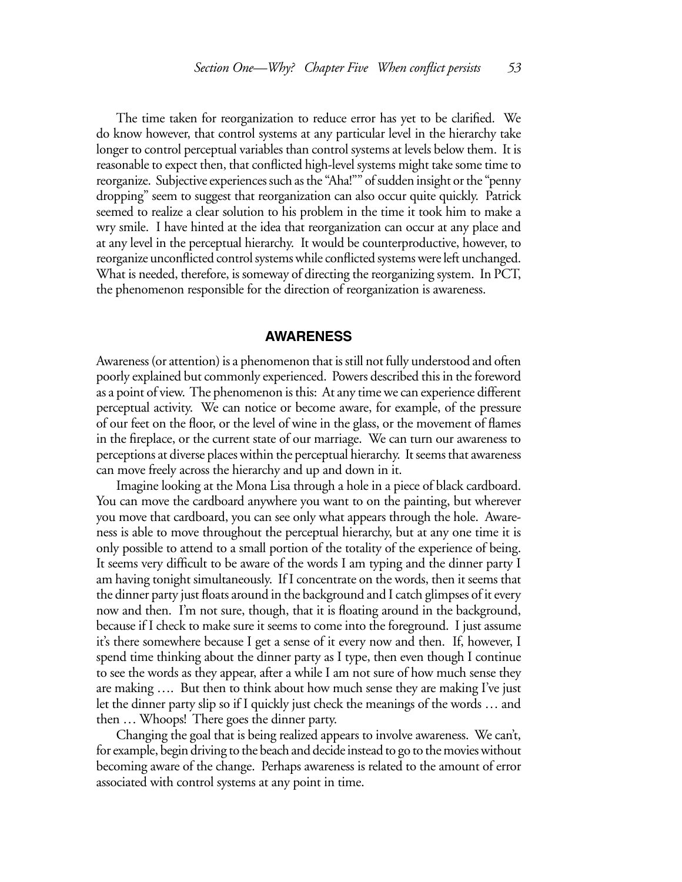The time taken for reorganization to reduce error has yet to be clarified. We do know however, that control systems at any particular level in the hierarchy take longer to control perceptual variables than control systems at levels below them. It is reasonable to expect then, that conflicted high-level systems might take some time to reorganize. Subjective experiences such as the "Aha!"" of sudden insight or the "penny dropping" seem to suggest that reorganization can also occur quite quickly. Patrick seemed to realize a clear solution to his problem in the time it took him to make a wry smile. I have hinted at the idea that reorganization can occur at any place and at any level in the perceptual hierarchy. It would be counterproductive, however, to reorganize unconflicted control systems while conflicted systems were left unchanged. What is needed, therefore, is someway of directing the reorganizing system. In PCT, the phenomenon responsible for the direction of reorganization is awareness.

## AWARENESS

Awareness (or attention) is a phenomenon that is still not fully understood and often poorly explained but commonly experienced. Powers described this in the foreword as a point of view. The phenomenon is this: At any time we can experience different perceptual activity. We can notice or become aware, for example, of the pressure of our feet on the floor, or the level of wine in the glass, or the movement of flames in the fireplace, or the current state of our marriage. We can turn our awareness to perceptions at diverse places within the perceptual hierarchy. It seems that awareness can move freely across the hierarchy and up and down in it.

Imagine looking at the Mona Lisa through a hole in a piece of black cardboard. You can move the cardboard anywhere you want to on the painting, but wherever you move that cardboard, you can see only what appears through the hole. Awareness is able to move throughout the perceptual hierarchy, but at any one time it is only possible to attend to a small portion of the totality of the experience of being. It seems very difficult to be aware of the words I am typing and the dinner party I am having tonight simultaneously. If I concentrate on the words, then it seems that the dinner party just floats around in the background and I catch glimpses of it every now and then. I'm not sure, though, that it is floating around in the background, because if I check to make sure it seems to come into the foreground. I just assume it's there somewhere because I get a sense of it every now and then. If, however, I spend time thinking about the dinner party as I type, then even though I continue to see the words as they appear, after a while I am not sure of how much sense they are making …. But then to think about how much sense they are making I've just let the dinner party slip so if I quickly just check the meanings of the words … and then … Whoops! There goes the dinner party.

Changing the goal that is being realized appears to involve awareness. We can't, for example, begin driving to the beach and decide instead to go to the movies without becoming aware of the change. Perhaps awareness is related to the amount of error associated with control systems at any point in time.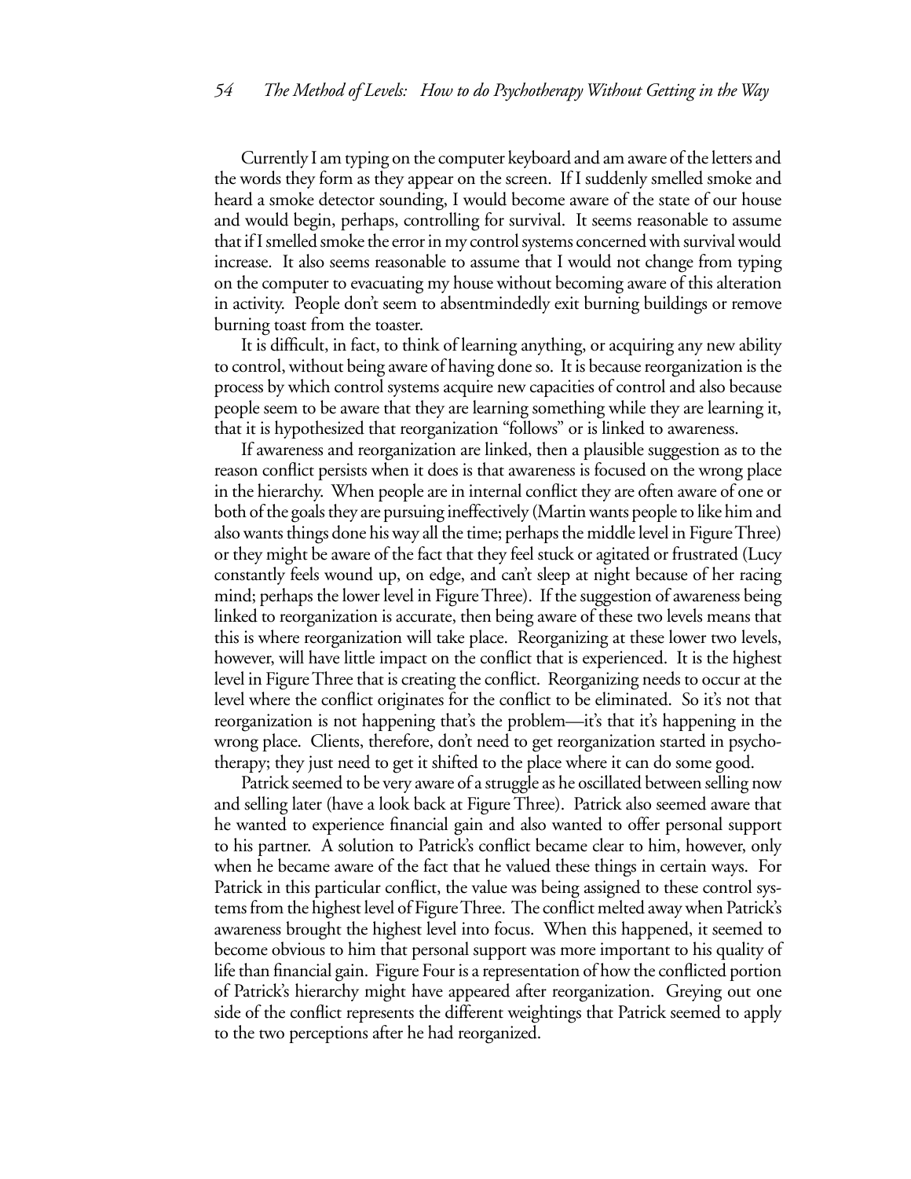Currently I am typing on the computer keyboard and am aware of the letters and the words they form as they appear on the screen. If I suddenly smelled smoke and heard a smoke detector sounding, I would become aware of the state of our house and would begin, perhaps, controlling for survival. It seems reasonable to assume that if I smelled smoke the error in my control systems concerned with survival would increase. It also seems reasonable to assume that I would not change from typing on the computer to evacuating my house without becoming aware of this alteration in activity. People don't seem to absentmindedly exit burning buildings or remove burning toast from the toaster.

It is difficult, in fact, to think of learning anything, or acquiring any new ability to control, without being aware of having done so. It is because reorganization is the process by which control systems acquire new capacities of control and also because people seem to be aware that they are learning something while they are learning it, that it is hypothesized that reorganization "follows" or is linked to awareness.

If awareness and reorganization are linked, then a plausible suggestion as to the reason conflict persists when it does is that awareness is focused on the wrong place in the hierarchy. When people are in internal conflict they are often aware of one or both of the goals they are pursuing ineffectively (Martin wants people to like him and also wants things done his way all the time; perhaps the middle level in Figure Three) or they might be aware of the fact that they feel stuck or agitated or frustrated (Lucy constantly feels wound up, on edge, and can't sleep at night because of her racing mind; perhaps the lower level in Figure Three). If the suggestion of awareness being linked to reorganization is accurate, then being aware of these two levels means that this is where reorganization will take place. Reorganizing at these lower two levels, however, will have little impact on the conflict that is experienced. It is the highest level in Figure Three that is creating the conflict. Reorganizing needs to occur at the level where the conflict originates for the conflict to be eliminated. So it's not that reorganization is not happening that's the problem—it's that it's happening in the wrong place. Clients, therefore, don't need to get reorganization started in psychotherapy; they just need to get it shifted to the place where it can do some good.

Patrick seemed to be very aware of a struggle as he oscillated between selling now and selling later (have a look back at Figure Three). Patrick also seemed aware that he wanted to experience financial gain and also wanted to offer personal support to his partner. A solution to Patrick's conflict became clear to him, however, only when he became aware of the fact that he valued these things in certain ways. For Patrick in this particular conflict, the value was being assigned to these control systems from the highest level of Figure Three. The conflict melted away when Patrick's awareness brought the highest level into focus. When this happened, it seemed to become obvious to him that personal support was more important to his quality of life than financial gain. Figure Four is a representation of how the conflicted portion of Patrick's hierarchy might have appeared after reorganization. Greying out one side of the conflict represents the different weightings that Patrick seemed to apply to the two perceptions after he had reorganized.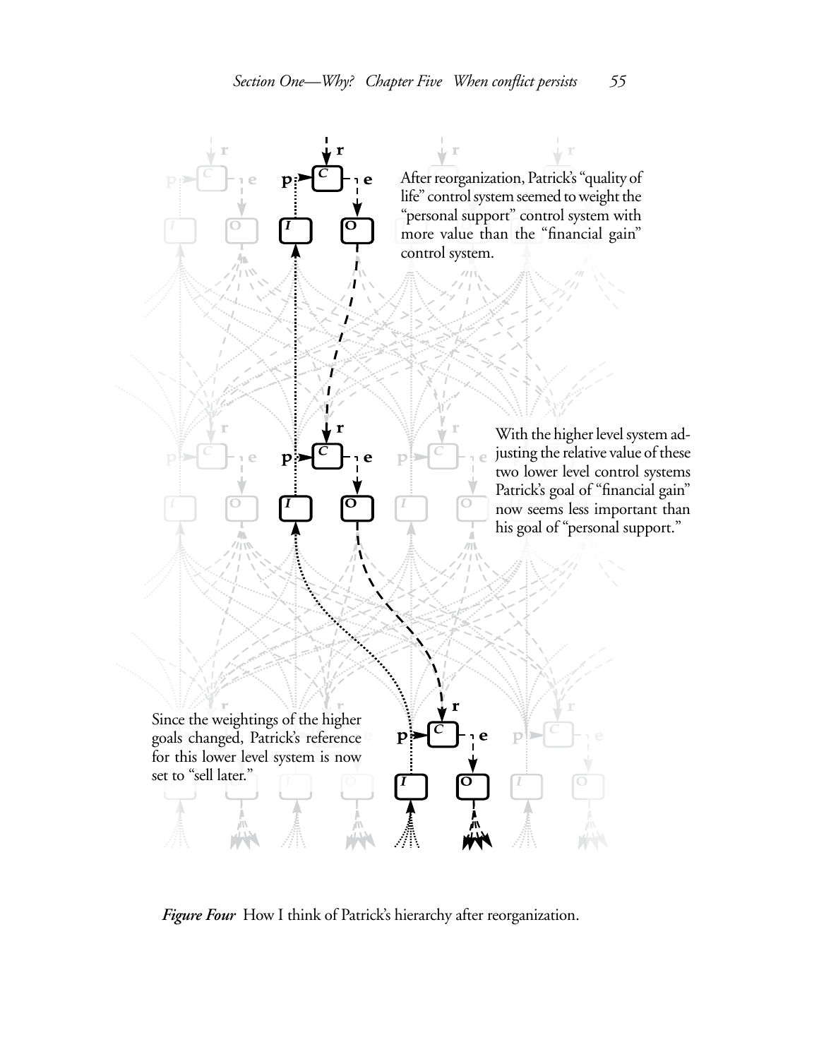After reorganization, Patrick's "quality of life" control system seemed to weight the "personal support" control system with more value than the "financial gain" control system.

With the higher level system adjusting the relative value of these two lower level control systems Patrick's goal of "financial gain" now seems less important than his goal of "personal support."

Since the weightings of the higher goals changed, Patrick's reference for this lower level system is now set to "sell later."

***Figure Four*** How I think of Patrick's hierarchy after reorganization.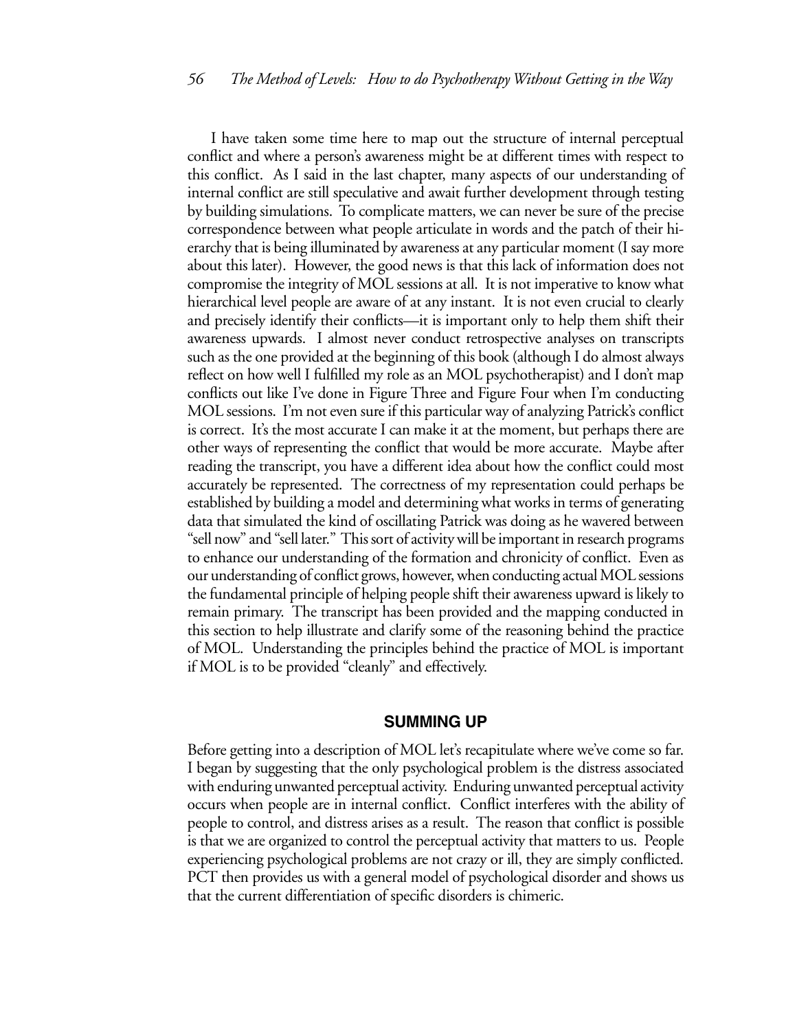I have taken some time here to map out the structure of internal perceptual conflict and where a person's awareness might be at different times with respect to this conflict. As I said in the last chapter, many aspects of our understanding of internal conflict are still speculative and await further development through testing by building simulations. To complicate matters, we can never be sure of the precise correspondence between what people articulate in words and the patch of their hierarchy that is being illuminated by awareness at any particular moment (I say more about this later). However, the good news is that this lack of information does not compromise the integrity of MOL sessions at all. It is not imperative to know what hierarchical level people are aware of at any instant. It is not even crucial to clearly and precisely identify their conflicts—it is important only to help them shift their awareness upwards. I almost never conduct retrospective analyses on transcripts such as the one provided at the beginning of this book (although I do almost always reflect on how well I fulfilled my role as an MOL psychotherapist) and I don't map conflicts out like I've done in Figure Three and Figure Four when I'm conducting MOL sessions. I'm not even sure if this particular way of analyzing Patrick's conflict is correct. It's the most accurate I can make it at the moment, but perhaps there are other ways of representing the conflict that would be more accurate. Maybe after reading the transcript, you have a different idea about how the conflict could most accurately be represented. The correctness of my representation could perhaps be established by building a model and determining what works in terms of generating data that simulated the kind of oscillating Patrick was doing as he wavered between "sell now" and "sell later." This sort of activity will be important in research programs to enhance our understanding of the formation and chronicity of conflict. Even as our understanding of conflict grows, however, when conducting actual MOL sessions the fundamental principle of helping people shift their awareness upward is likely to remain primary. The transcript has been provided and the mapping conducted in this section to help illustrate and clarify some of the reasoning behind the practice of MOL. Understanding the principles behind the practice of MOL is important if MOL is to be provided "cleanly" and effectively.

## SUMMING UP

Before getting into a description of MOL let's recapitulate where we've come so far. I began by suggesting that the only psychological problem is the distress associated with enduring unwanted perceptual activity. Enduring unwanted perceptual activity occurs when people are in internal conflict. Conflict interferes with the ability of people to control, and distress arises as a result. The reason that conflict is possible is that we are organized to control the perceptual activity that matters to us. People experiencing psychological problems are not crazy or ill, they are simply conflicted. PCT then provides us with a general model of psychological disorder and shows us that the current differentiation of specific disorders is chimeric.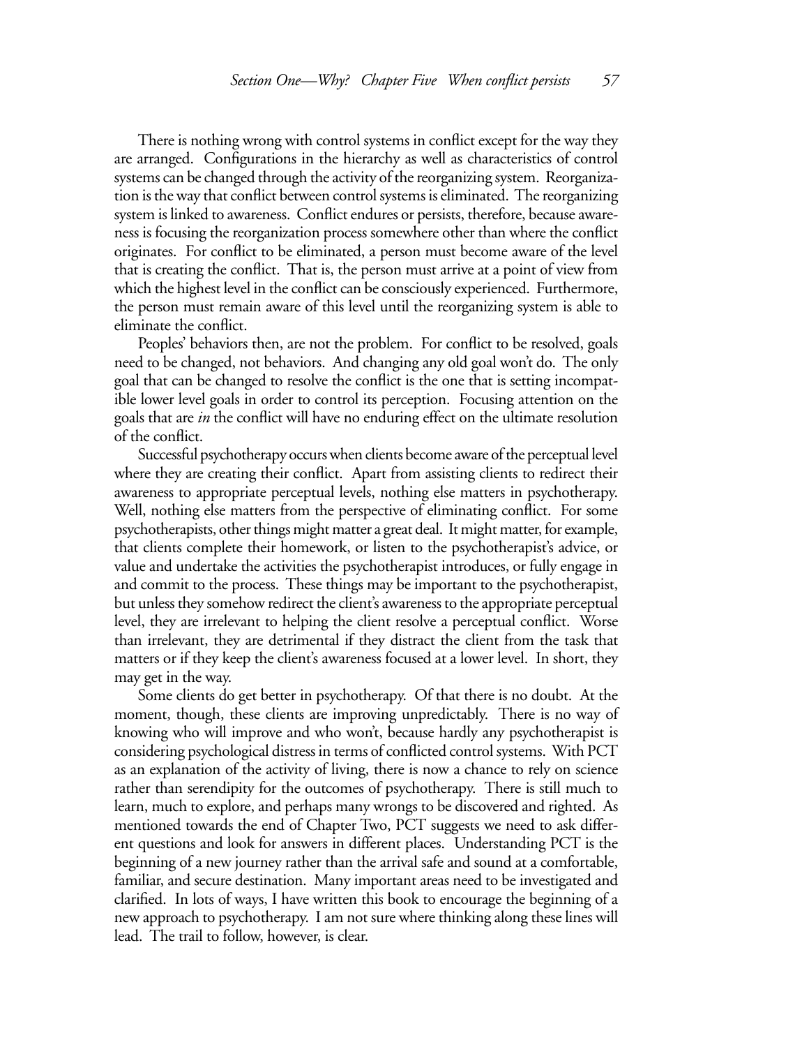There is nothing wrong with control systems in conflict except for the way they are arranged. Configurations in the hierarchy as well as characteristics of control systems can be changed through the activity of the reorganizing system. Reorganization is the way that conflict between control systems is eliminated. The reorganizing system is linked to awareness. Conflict endures or persists, therefore, because awareness is focusing the reorganization process somewhere other than where the conflict originates. For conflict to be eliminated, a person must become aware of the level that is creating the conflict. That is, the person must arrive at a point of view from which the highest level in the conflict can be consciously experienced. Furthermore, the person must remain aware of this level until the reorganizing system is able to eliminate the conflict.

Peoples' behaviors then, are not the problem. For conflict to be resolved, goals need to be changed, not behaviors. And changing any old goal won't do. The only goal that can be changed to resolve the conflict is the one that is setting incompatible lower level goals in order to control its perception. Focusing attention on the goals that are *in* the conflict will have no enduring effect on the ultimate resolution of the conflict.

Successful psychotherapy occurs when clients become aware of the perceptual level where they are creating their conflict. Apart from assisting clients to redirect their awareness to appropriate perceptual levels, nothing else matters in psychotherapy. Well, nothing else matters from the perspective of eliminating conflict. For some psychotherapists, other things might matter a great deal. It might matter, for example, that clients complete their homework, or listen to the psychotherapist's advice, or value and undertake the activities the psychotherapist introduces, or fully engage in and commit to the process. These things may be important to the psychotherapist, but unless they somehow redirect the client's awareness to the appropriate perceptual level, they are irrelevant to helping the client resolve a perceptual conflict. Worse than irrelevant, they are detrimental if they distract the client from the task that matters or if they keep the client's awareness focused at a lower level. In short, they may get in the way.

Some clients do get better in psychotherapy. Of that there is no doubt. At the moment, though, these clients are improving unpredictably. There is no way of knowing who will improve and who won't, because hardly any psychotherapist is considering psychological distress in terms of conflicted control systems. With PCT as an explanation of the activity of living, there is now a chance to rely on science rather than serendipity for the outcomes of psychotherapy. There is still much to learn, much to explore, and perhaps many wrongs to be discovered and righted. As mentioned towards the end of Chapter Two, PCT suggests we need to ask different questions and look for answers in different places. Understanding PCT is the beginning of a new journey rather than the arrival safe and sound at a comfortable, familiar, and secure destination. Many important areas need to be investigated and clarified. In lots of ways, I have written this book to encourage the beginning of a new approach to psychotherapy. I am not sure where thinking along these lines will lead. The trail to follow, however, is clear.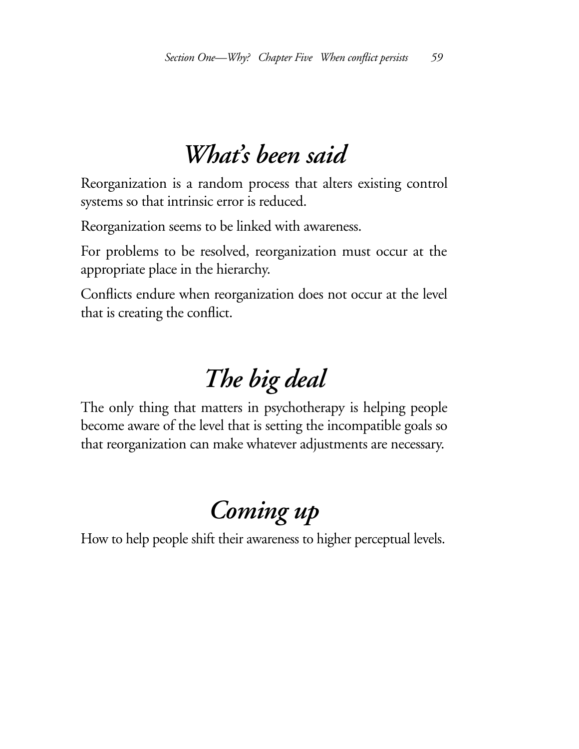## *What's been said*

Reorganization is a random process that alters existing control systems so that intrinsic error is reduced.

Reorganization seems to be linked with awareness.

For problems to be resolved, reorganization must occur at the appropriate place in the hierarchy.

Conflicts endure when reorganization does not occur at the level that is creating the conflict.

## *The big deal*

The only thing that matters in psychotherapy is helping people become aware of the level that is setting the incompatible goals so that reorganization can make whatever adjustments are necessary.

## *Coming up*

How to help people shift their awareness to higher perceptual levels.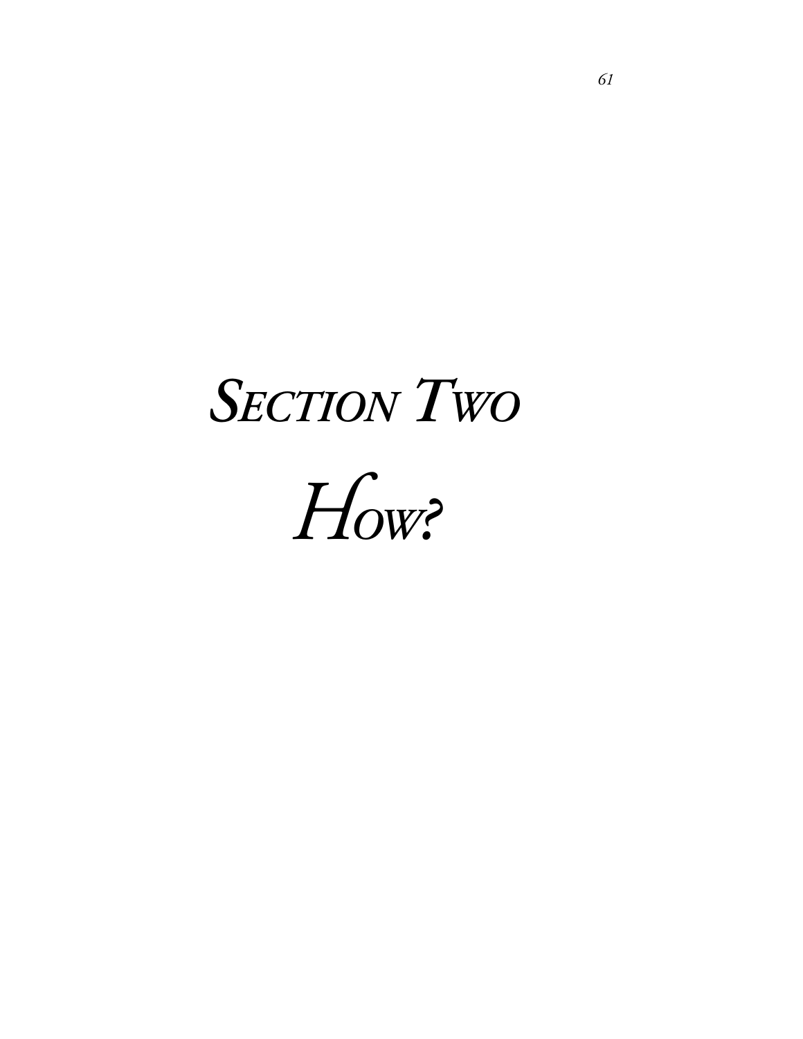# *Section Two*

# *How?*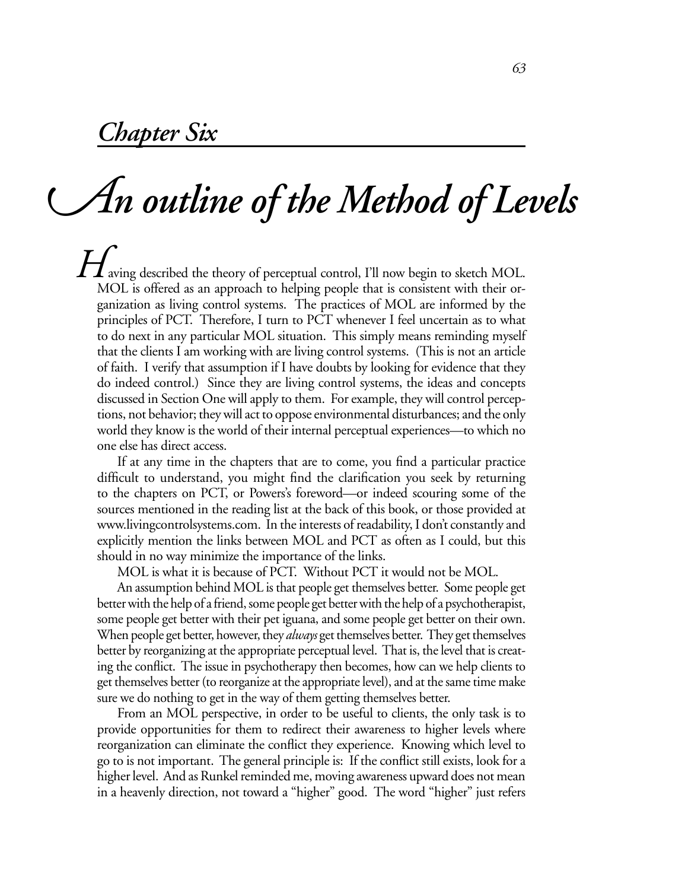## Chapter Six

# An outline of the Method of Levels

Having described the theory of perceptual control, I'll now begin to sketch MOL. MOL is offered as an approach to helping people that is consistent with their organization as living control systems. The practices of MOL are informed by the principles of PCT. Therefore, I turn to PCT whenever I feel uncertain as to what to do next in any particular MOL situation. This simply means reminding myself that the clients I am working with are living control systems. (This is not an article of faith. I verify that assumption if I have doubts by looking for evidence that they do indeed control.) Since they are living control systems, the ideas and concepts discussed in Section One will apply to them. For example, they will control perceptions, not behavior; they will act to oppose environmental disturbances; and the only world they know is the world of their internal perceptual experiences—to which no one else has direct access.

If at any time in the chapters that are to come, you find a particular practice difficult to understand, you might find the clarification you seek by returning to the chapters on PCT, or Powers's foreword—or indeed scouring some of the sources mentioned in the reading list at the back of this book, or those provided at www.livingcontrolsystems.com. In the interests of readability, I don't constantly and explicitly mention the links between MOL and PCT as often as I could, but this should in no way minimize the importance of the links.

MOL is what it is because of PCT. Without PCT it would not be MOL.

An assumption behind MOL is that people get themselves better. Some people get better with the help of a friend, some people get better with the help of a psychotherapist, some people get better with their pet iguana, and some people get better on their own. When people get better, however, they *always* get themselves better. They get themselves better by reorganizing at the appropriate perceptual level. That is, the level that is creating the conflict. The issue in psychotherapy then becomes, how can we help clients to get themselves better (to reorganize at the appropriate level), and at the same time make sure we do nothing to get in the way of them getting themselves better.

From an MOL perspective, in order to be useful to clients, the only task is to provide opportunities for them to redirect their awareness to higher levels where reorganization can eliminate the conflict they experience. Knowing which level to go to is not important. The general principle is: If the conflict still exists, look for a higher level. And as Runkel reminded me, moving awareness upward does not mean in a heavenly direction, not toward a "higher" good. The word "higher" just refers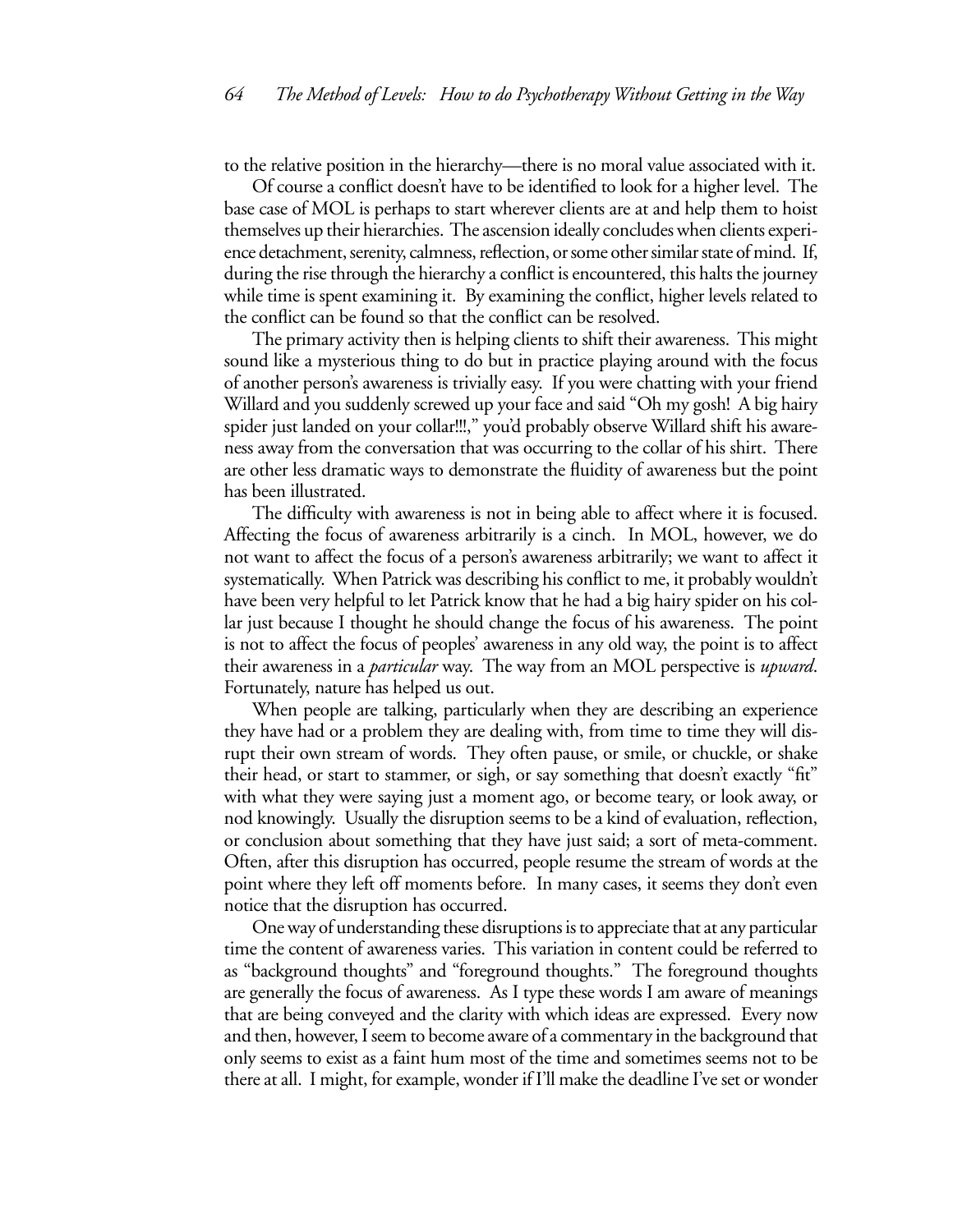to the relative position in the hierarchy—there is no moral value associated with it.

Of course a conflict doesn't have to be identified to look for a higher level. The base case of MOL is perhaps to start wherever clients are at and help them to hoist themselves up their hierarchies. The ascension ideally concludes when clients experience detachment, serenity, calmness, reflection, or some other similar state of mind. If, during the rise through the hierarchy a conflict is encountered, this halts the journey while time is spent examining it. By examining the conflict, higher levels related to the conflict can be found so that the conflict can be resolved.

The primary activity then is helping clients to shift their awareness. This might sound like a mysterious thing to do but in practice playing around with the focus of another person's awareness is trivially easy. If you were chatting with your friend Willard and you suddenly screwed up your face and said "Oh my gosh! A big hairy spider just landed on your collar!!!," you'd probably observe Willard shift his awareness away from the conversation that was occurring to the collar of his shirt. There are other less dramatic ways to demonstrate the fluidity of awareness but the point has been illustrated.

The difficulty with awareness is not in being able to affect where it is focused. Affecting the focus of awareness arbitrarily is a cinch. In MOL, however, we do not want to affect the focus of a person's awareness arbitrarily; we want to affect it systematically. When Patrick was describing his conflict to me, it probably wouldn't have been very helpful to let Patrick know that he had a big hairy spider on his collar just because I thought he should change the focus of his awareness. The point is not to affect the focus of peoples' awareness in any old way, the point is to affect their awareness in a *particular* way. The way from an MOL perspective is *upward*. Fortunately, nature has helped us out.

When people are talking, particularly when they are describing an experience they have had or a problem they are dealing with, from time to time they will disrupt their own stream of words. They often pause, or smile, or chuckle, or shake their head, or start to stammer, or sigh, or say something that doesn't exactly "fit" with what they were saying just a moment ago, or become teary, or look away, or nod knowingly. Usually the disruption seems to be a kind of evaluation, reflection, or conclusion about something that they have just said; a sort of meta-comment. Often, after this disruption has occurred, people resume the stream of words at the point where they left off moments before. In many cases, it seems they don't even notice that the disruption has occurred.

One way of understanding these disruptions is to appreciate that at any particular time the content of awareness varies. This variation in content could be referred to as "background thoughts" and "foreground thoughts." The foreground thoughts are generally the focus of awareness. As I type these words I am aware of meanings that are being conveyed and the clarity with which ideas are expressed. Every now and then, however, I seem to become aware of a commentary in the background that only seems to exist as a faint hum most of the time and sometimes seems not to be there at all. I might, for example, wonder if I'll make the deadline I've set or wonder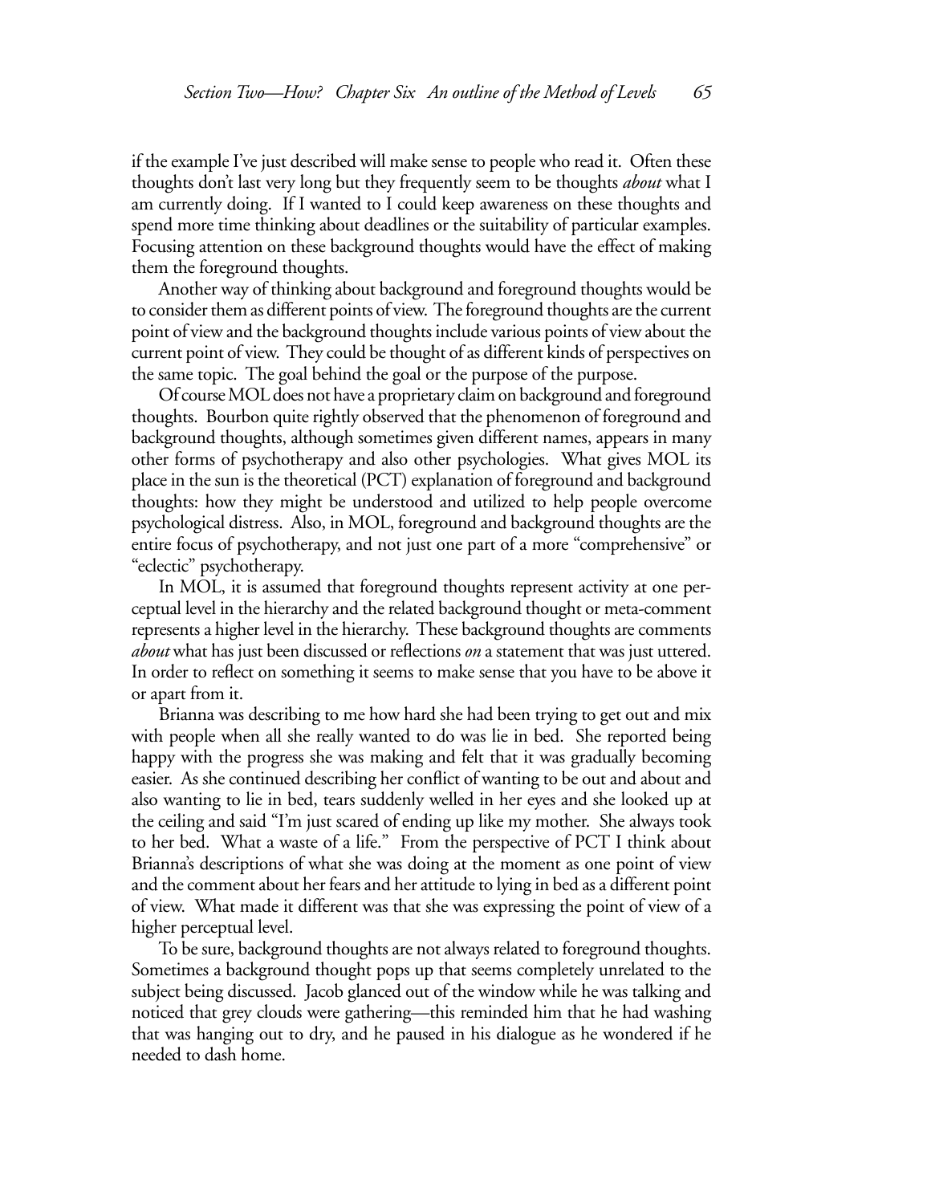if the example I've just described will make sense to people who read it. Often these thoughts don't last very long but they frequently seem to be thoughts *about* what I am currently doing. If I wanted to I could keep awareness on these thoughts and spend more time thinking about deadlines or the suitability of particular examples. Focusing attention on these background thoughts would have the effect of making them the foreground thoughts.

Another way of thinking about background and foreground thoughts would be to consider them as different points of view. The foreground thoughts are the current point of view and the background thoughts include various points of view about the current point of view. They could be thought of as different kinds of perspectives on the same topic. The goal behind the goal or the purpose of the purpose.

Of course MOL does not have a proprietary claim on background and foreground thoughts. Bourbon quite rightly observed that the phenomenon of foreground and background thoughts, although sometimes given different names, appears in many other forms of psychotherapy and also other psychologies. What gives MOL its place in the sun is the theoretical (PCT) explanation of foreground and background thoughts: how they might be understood and utilized to help people overcome psychological distress. Also, in MOL, foreground and background thoughts are the entire focus of psychotherapy, and not just one part of a more "comprehensive" or "eclectic" psychotherapy.

In MOL, it is assumed that foreground thoughts represent activity at one perceptual level in the hierarchy and the related background thought or meta-comment represents a higher level in the hierarchy. These background thoughts are comments *about* what has just been discussed or reflections *on* a statement that was just uttered. In order to reflect on something it seems to make sense that you have to be above it or apart from it.

Brianna was describing to me how hard she had been trying to get out and mix with people when all she really wanted to do was lie in bed. She reported being happy with the progress she was making and felt that it was gradually becoming easier. As she continued describing her conflict of wanting to be out and about and also wanting to lie in bed, tears suddenly welled in her eyes and she looked up at the ceiling and said "I'm just scared of ending up like my mother. She always took to her bed. What a waste of a life." From the perspective of PCT I think about Brianna's descriptions of what she was doing at the moment as one point of view and the comment about her fears and her attitude to lying in bed as a different point of view. What made it different was that she was expressing the point of view of a higher perceptual level.

To be sure, background thoughts are not always related to foreground thoughts. Sometimes a background thought pops up that seems completely unrelated to the subject being discussed. Jacob glanced out of the window while he was talking and noticed that grey clouds were gathering—this reminded him that he had washing that was hanging out to dry, and he paused in his dialogue as he wondered if he needed to dash home.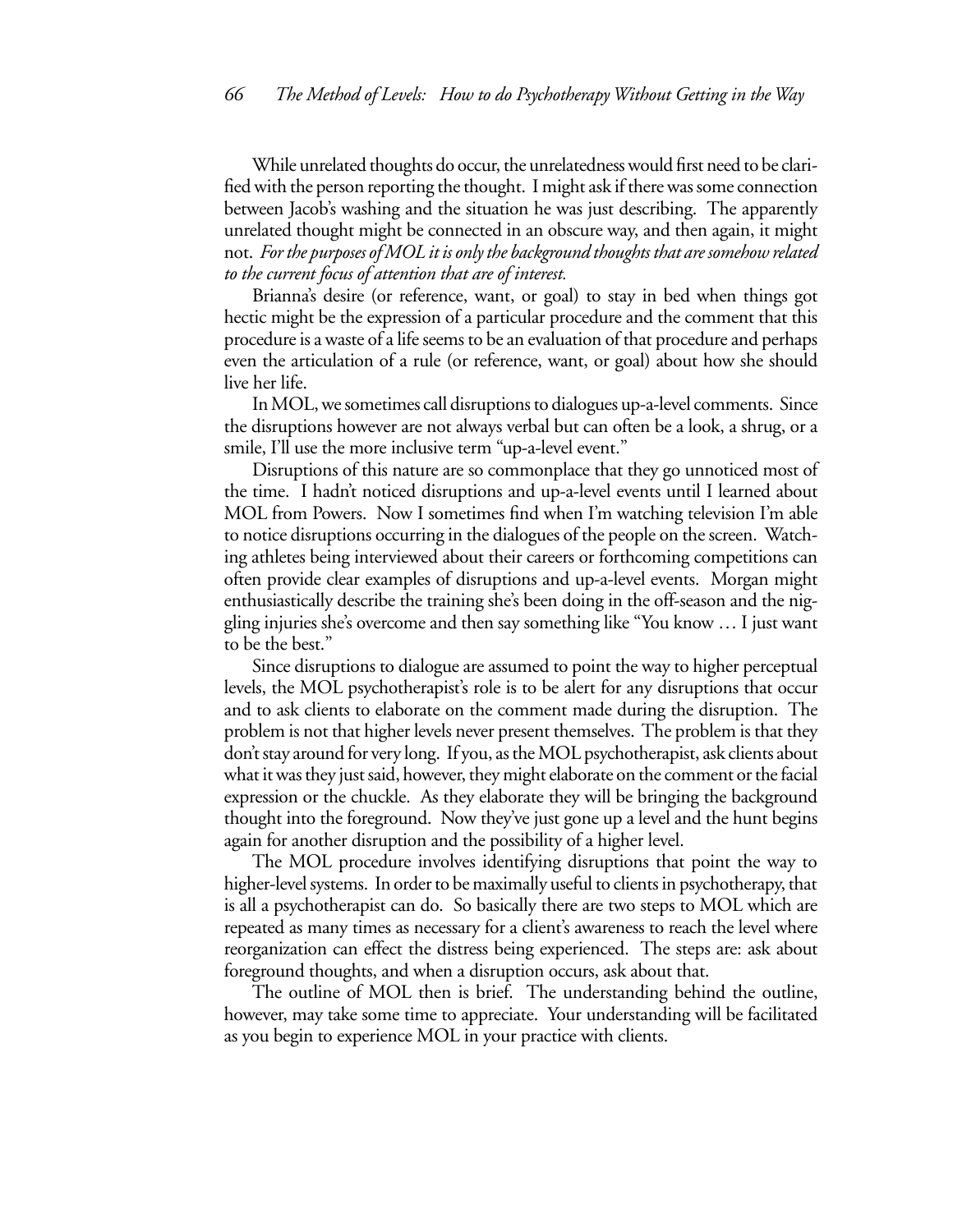While unrelated thoughts do occur, the unrelatedness would first need to be clarified with the person reporting the thought. I might ask if there was some connection between Jacob's washing and the situation he was just describing. The apparently unrelated thought might be connected in an obscure way, and then again, it might not. *For the purposes of MOL it is only the background thoughts that are somehow related to the current focus of attention that are of interest.*

Brianna's desire (or reference, want, or goal) to stay in bed when things got hectic might be the expression of a particular procedure and the comment that this procedure is a waste of a life seems to be an evaluation of that procedure and perhaps even the articulation of a rule (or reference, want, or goal) about how she should live her life.

In MOL, we sometimes call disruptions to dialogues up-a-level comments. Since the disruptions however are not always verbal but can often be a look, a shrug, or a smile, I'll use the more inclusive term "up-a-level event."

Disruptions of this nature are so commonplace that they go unnoticed most of the time. I hadn't noticed disruptions and up-a-level events until I learned about MOL from Powers. Now I sometimes find when I'm watching television I'm able to notice disruptions occurring in the dialogues of the people on the screen. Watching athletes being interviewed about their careers or forthcoming competitions can often provide clear examples of disruptions and up-a-level events. Morgan might enthusiastically describe the training she's been doing in the off-season and the niggling injuries she's overcome and then say something like "You know … I just want to be the best."

Since disruptions to dialogue are assumed to point the way to higher perceptual levels, the MOL psychotherapist's role is to be alert for any disruptions that occur and to ask clients to elaborate on the comment made during the disruption. The problem is not that higher levels never present themselves. The problem is that they don't stay around for very long. If you, as the MOL psychotherapist, ask clients about what it was they just said, however, they might elaborate on the comment or the facial expression or the chuckle. As they elaborate they will be bringing the background thought into the foreground. Now they've just gone up a level and the hunt begins again for another disruption and the possibility of a higher level.

The MOL procedure involves identifying disruptions that point the way to higher-level systems. In order to be maximally useful to clients in psychotherapy, that is all a psychotherapist can do. So basically there are two steps to MOL which are repeated as many times as necessary for a client's awareness to reach the level where reorganization can effect the distress being experienced. The steps are: ask about foreground thoughts, and when a disruption occurs, ask about that.

The outline of MOL then is brief. The understanding behind the outline, however, may take some time to appreciate. Your understanding will be facilitated as you begin to experience MOL in your practice with clients.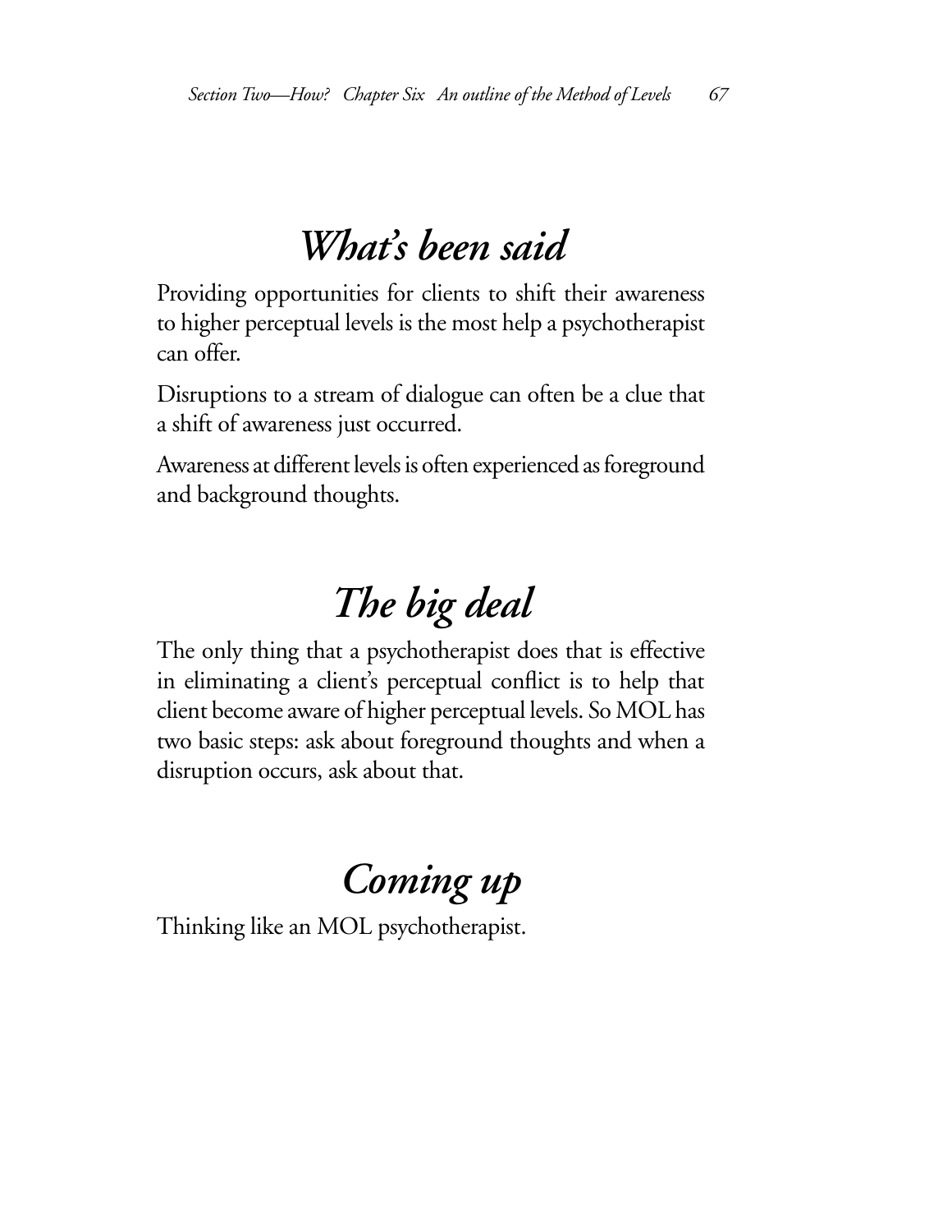## *What's been said*

Providing opportunities for clients to shift their awareness to higher perceptual levels is the most help a psychotherapist can offer.

Disruptions to a stream of dialogue can often be a clue that a shift of awareness just occurred.

Awareness at different levels is often experienced as foreground and background thoughts.

## *The big deal*

The only thing that a psychotherapist does that is effective in eliminating a client's perceptual conflict is to help that client become aware of higher perceptual levels. So MOL has two basic steps: ask about foreground thoughts and when a disruption occurs, ask about that.

## *Coming up*

Thinking like an MOL psychotherapist.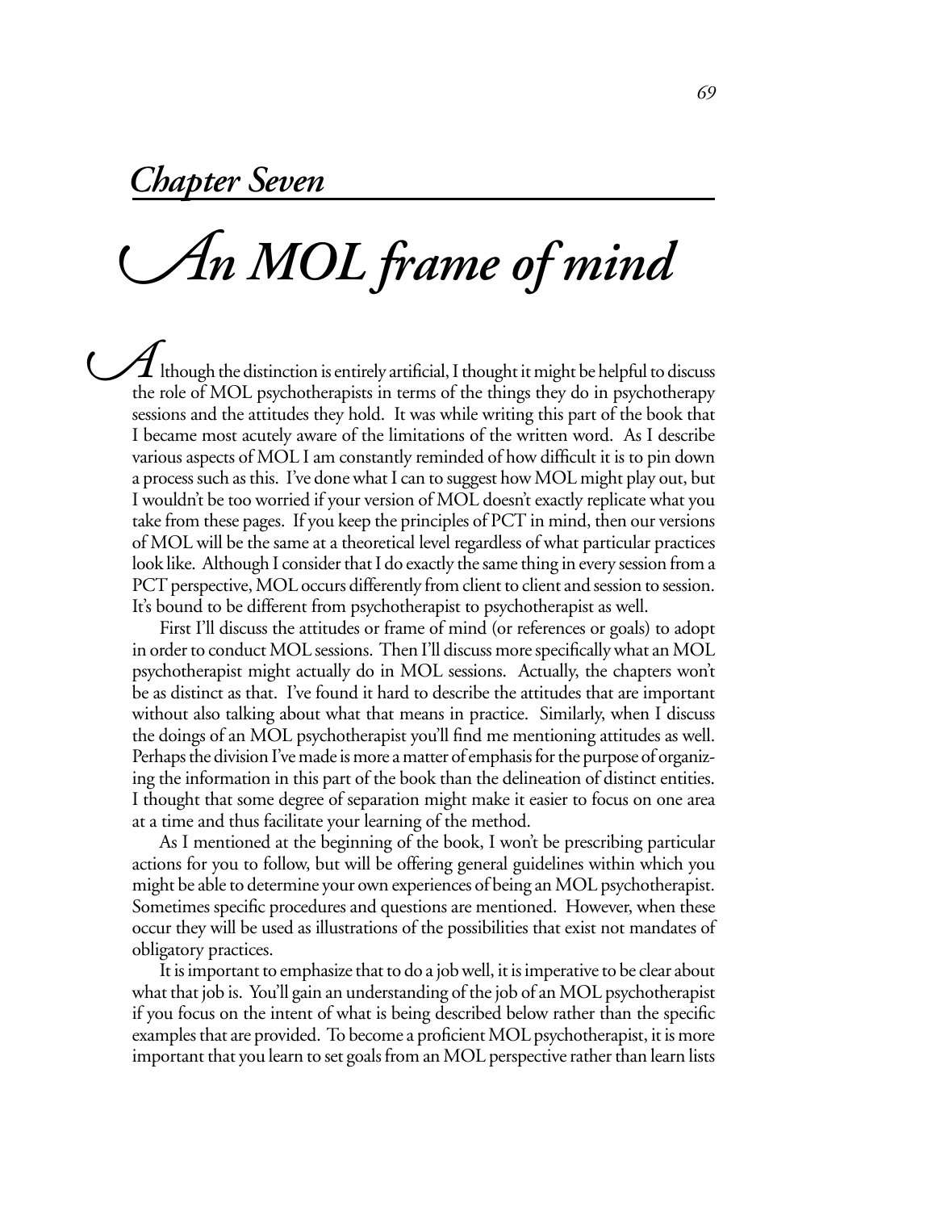## *Chapter Seven*

# *An MOL frame of mind*

Although the distinction is entirely artificial, I thought it might be helpful to discuss the role of MOL psychotherapists in terms of the things they do in psychotherapy sessions and the attitudes they hold. It was while writing this part of the book that I became most acutely aware of the limitations of the written word. As I describe various aspects of MOL I am constantly reminded of how difficult it is to pin down a process such as this. I've done what I can to suggest how MOL might play out, but I wouldn't be too worried if your version of MOL doesn't exactly replicate what you take from these pages. If you keep the principles of PCT in mind, then our versions of MOL will be the same at a theoretical level regardless of what particular practices look like. Although I consider that I do exactly the same thing in every session from a PCT perspective, MOL occurs differently from client to client and session to session. It's bound to be different from psychotherapist to psychotherapist as well.

First I'll discuss the attitudes or frame of mind (or references or goals) to adopt in order to conduct MOL sessions. Then I'll discuss more specifically what an MOL psychotherapist might actually do in MOL sessions. Actually, the chapters won't be as distinct as that. I've found it hard to describe the attitudes that are important without also talking about what that means in practice. Similarly, when I discuss the doings of an MOL psychotherapist you'll find me mentioning attitudes as well. Perhaps the division I've made is more a matter of emphasis for the purpose of organizing the information in this part of the book than the delineation of distinct entities. I thought that some degree of separation might make it easier to focus on one area at a time and thus facilitate your learning of the method.

As I mentioned at the beginning of the book, I won't be prescribing particular actions for you to follow, but will be offering general guidelines within which you might be able to determine your own experiences of being an MOL psychotherapist. Sometimes specific procedures and questions are mentioned. However, when these occur they will be used as illustrations of the possibilities that exist not mandates of obligatory practices.

It is important to emphasize that to do a job well, it is imperative to be clear about what that job is. You'll gain an understanding of the job of an MOL psychotherapist if you focus on the intent of what is being described below rather than the specific examples that are provided. To become a proficient MOL psychotherapist, it is more important that you learn to set goals from an MOL perspective rather than learn lists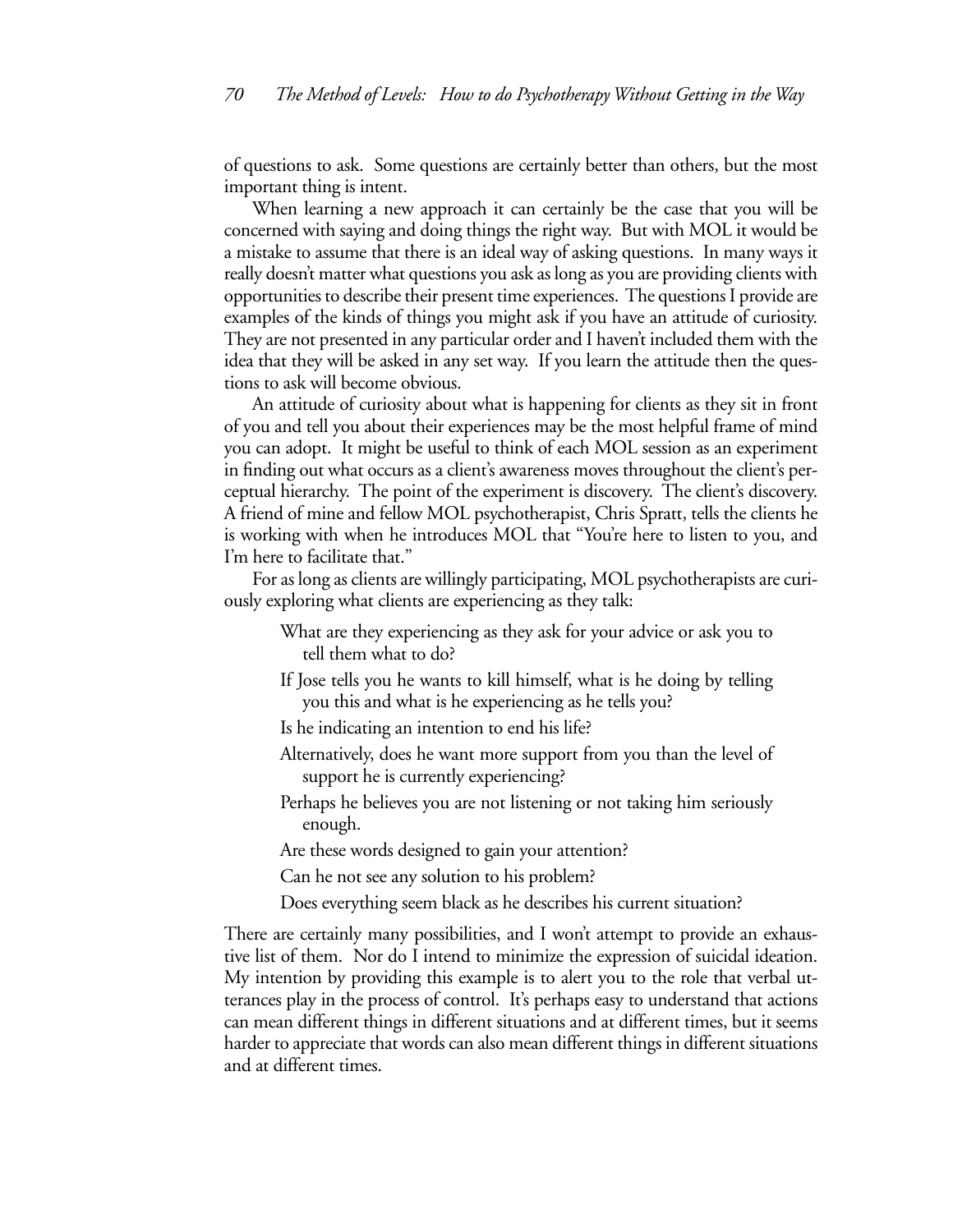of questions to ask. Some questions are certainly better than others, but the most important thing is intent.

When learning a new approach it can certainly be the case that you will be concerned with saying and doing things the right way. But with MOL it would be a mistake to assume that there is an ideal way of asking questions. In many ways it really doesn't matter what questions you ask as long as you are providing clients with opportunities to describe their present time experiences. The questions I provide are examples of the kinds of things you might ask if you have an attitude of curiosity. They are not presented in any particular order and I haven't included them with the idea that they will be asked in any set way. If you learn the attitude then the questions to ask will become obvious.

An attitude of curiosity about what is happening for clients as they sit in front of you and tell you about their experiences may be the most helpful frame of mind you can adopt. It might be useful to think of each MOL session as an experiment in finding out what occurs as a client's awareness moves throughout the client's perceptual hierarchy. The point of the experiment is discovery. The client's discovery. A friend of mine and fellow MOL psychotherapist, Chris Spratt, tells the clients he is working with when he introduces MOL that "You're here to listen to you, and I'm here to facilitate that."

For as long as clients are willingly participating, MOL psychotherapists are curiously exploring what clients are experiencing as they talk:

> What are they experiencing as they ask for your advice or ask you to tell them what to do?
>
> If Jose tells you he wants to kill himself, what is he doing by telling you this and what is he experiencing as he tells you?
>
> Is he indicating an intention to end his life?
>
> Alternatively, does he want more support from you than the level of support he is currently experiencing?
>
> Perhaps he believes you are not listening or not taking him seriously enough.
>
> Are these words designed to gain your attention?
>
> Can he not see any solution to his problem?
>
> Does everything seem black as he describes his current situation?

There are certainly many possibilities, and I won't attempt to provide an exhaustive list of them. Nor do I intend to minimize the expression of suicidal ideation. My intention by providing this example is to alert you to the role that verbal utterances play in the process of control. It's perhaps easy to understand that actions can mean different things in different situations and at different times, but it seems harder to appreciate that words can also mean different things in different situations and at different times.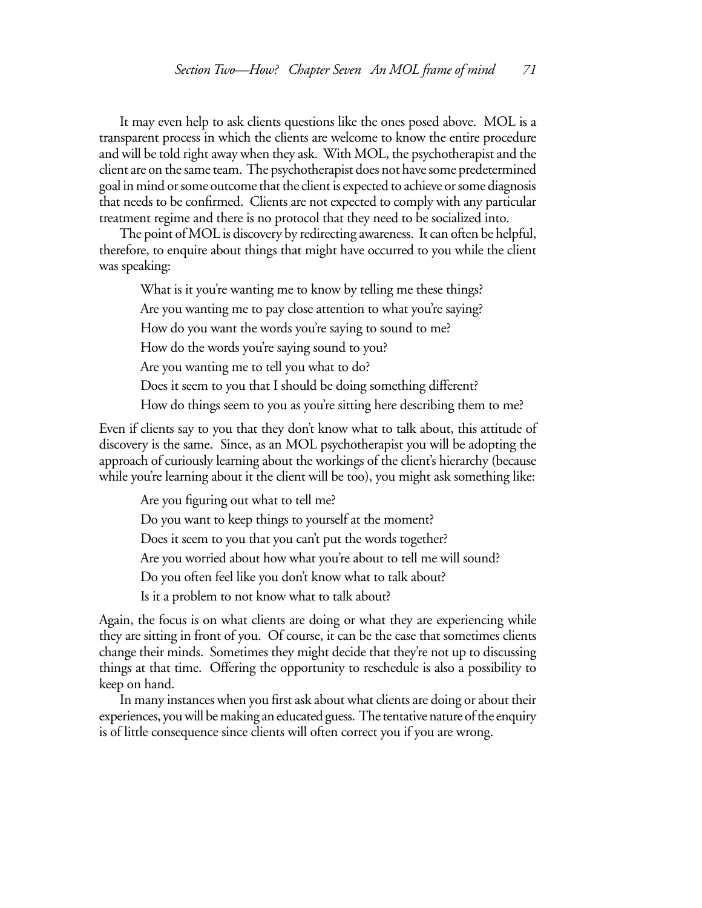It may even help to ask clients questions like the ones posed above. MOL is a transparent process in which the clients are welcome to know the entire procedure and will be told right away when they ask. With MOL, the psychotherapist and the client are on the same team. The psychotherapist does not have some predetermined goal in mind or some outcome that the client is expected to achieve or some diagnosis that needs to be confirmed. Clients are not expected to comply with any particular treatment regime and there is no protocol that they need to be socialized into.

The point of MOL is discovery by redirecting awareness. It can often be helpful, therefore, to enquire about things that might have occurred to you while the client was speaking:

> What is it you're wanting me to know by telling me these things?
>
> Are you wanting me to pay close attention to what you're saying?
>
> How do you want the words you're saying to sound to me?
>
> How do the words you're saying sound to you?
>
> Are you wanting me to tell you what to do?
>
> Does it seem to you that I should be doing something different?
>
> How do things seem to you as you're sitting here describing them to me?

Even if clients say to you that they don't know what to talk about, this attitude of discovery is the same. Since, as an MOL psychotherapist you will be adopting the approach of curiously learning about the workings of the client's hierarchy (because while you're learning about it the client will be too), you might ask something like:

> Are you figuring out what to tell me?
>
> Do you want to keep things to yourself at the moment?
>
> Does it seem to you that you can't put the words together?
>
> Are you worried about how what you're about to tell me will sound?
>
> Do you often feel like you don't know what to talk about?
>
> Is it a problem to not know what to talk about?

Again, the focus is on what clients are doing or what they are experiencing while they are sitting in front of you. Of course, it can be the case that sometimes clients change their minds. Sometimes they might decide that they're not up to discussing things at that time. Offering the opportunity to reschedule is also a possibility to keep on hand.

In many instances when you first ask about what clients are doing or about their experiences, you will be making an educated guess. The tentative nature of the enquiry is of little consequence since clients will often correct you if you are wrong.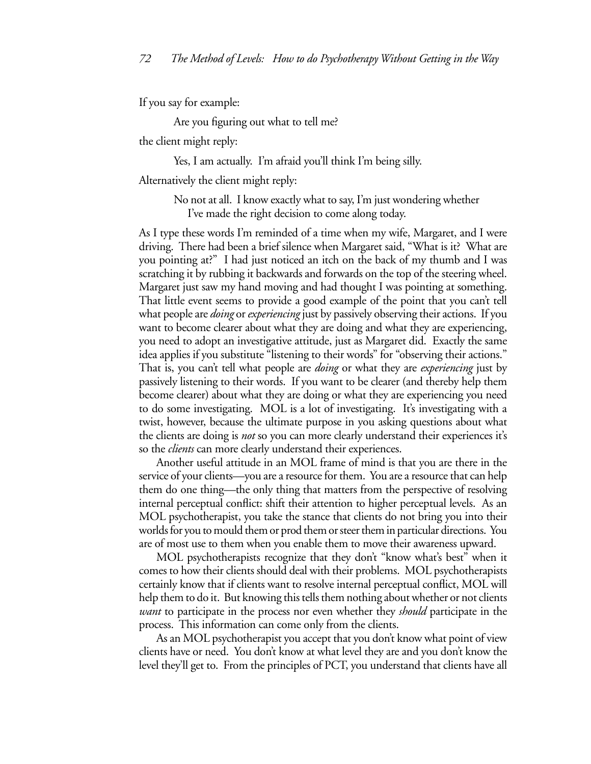If you say for example:

> Are you figuring out what to tell me?

the client might reply:

> Yes, I am actually. I'm afraid you'll think I'm being silly.

Alternatively the client might reply:

> No not at all. I know exactly what to say, I'm just wondering whether I've made the right decision to come along today.

As I type these words I'm reminded of a time when my wife, Margaret, and I were driving. There had been a brief silence when Margaret said, "What is it? What are you pointing at?" I had just noticed an itch on the back of my thumb and I was scratching it by rubbing it backwards and forwards on the top of the steering wheel. Margaret just saw my hand moving and had thought I was pointing at something. That little event seems to provide a good example of the point that you can't tell what people are *doing* or *experiencing* just by passively observing their actions. If you want to become clearer about what they are doing and what they are experiencing, you need to adopt an investigative attitude, just as Margaret did. Exactly the same idea applies if you substitute "listening to their words" for "observing their actions." That is, you can't tell what people are *doing* or what they are *experiencing* just by passively listening to their words. If you want to be clearer (and thereby help them become clearer) about what they are doing or what they are experiencing you need to do some investigating. MOL is a lot of investigating. It's investigating with a twist, however, because the ultimate purpose in you asking questions about what the clients are doing is *not* so you can more clearly understand their experiences it's so the *clients* can more clearly understand their experiences.

Another useful attitude in an MOL frame of mind is that you are there in the service of your clients—you are a resource for them. You are a resource that can help them do one thing—the only thing that matters from the perspective of resolving internal perceptual conflict: shift their attention to higher perceptual levels. As an MOL psychotherapist, you take the stance that clients do not bring you into their worlds for you to mould them or prod them or steer them in particular directions. You are of most use to them when you enable them to move their awareness upward.

MOL psychotherapists recognize that they don't "know what's best" when it comes to how their clients should deal with their problems. MOL psychotherapists certainly know that if clients want to resolve internal perceptual conflict, MOL will help them to do it. But knowing this tells them nothing about whether or not clients *want* to participate in the process nor even whether they *should* participate in the process. This information can come only from the clients.

As an MOL psychotherapist you accept that you don't know what point of view clients have or need. You don't know at what level they are and you don't know the level they'll get to. From the principles of PCT, you understand that clients have all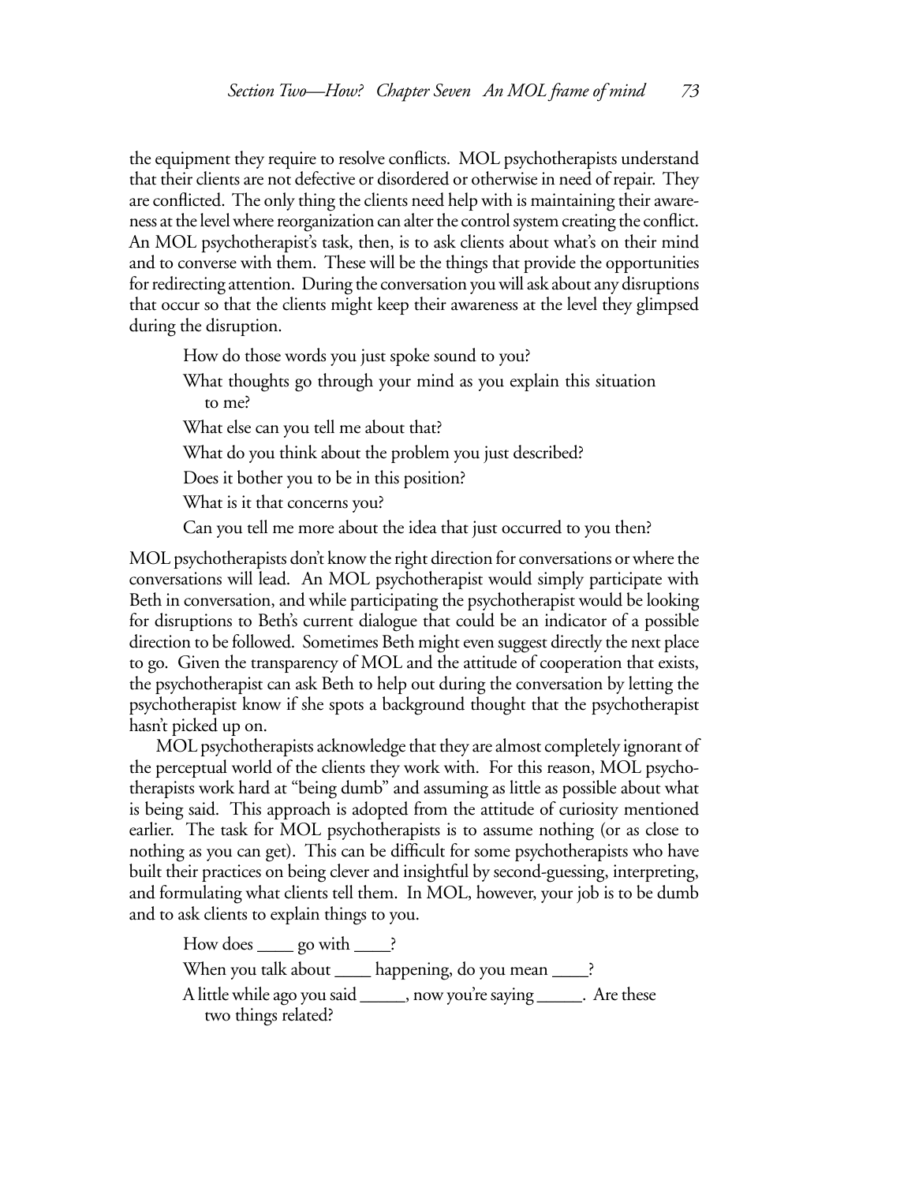the equipment they require to resolve conflicts. MOL psychotherapists understand that their clients are not defective or disordered or otherwise in need of repair. They are conflicted. The only thing the clients need help with is maintaining their awareness at the level where reorganization can alter the control system creating the conflict. An MOL psychotherapist's task, then, is to ask clients about what's on their mind and to converse with them. These will be the things that provide the opportunities for redirecting attention. During the conversation you will ask about any disruptions that occur so that the clients might keep their awareness at the level they glimpsed during the disruption.

> How do those words you just spoke sound to you?
>
> What thoughts go through your mind as you explain this situation to me?
>
> What else can you tell me about that?
>
> What do you think about the problem you just described?
>
> Does it bother you to be in this position?
>
> What is it that concerns you?
>
> Can you tell me more about the idea that just occurred to you then?

MOL psychotherapists don't know the right direction for conversations or where the conversations will lead. An MOL psychotherapist would simply participate with Beth in conversation, and while participating the psychotherapist would be looking for disruptions to Beth's current dialogue that could be an indicator of a possible direction to be followed. Sometimes Beth might even suggest directly the next place to go. Given the transparency of MOL and the attitude of cooperation that exists, the psychotherapist can ask Beth to help out during the conversation by letting the psychotherapist know if she spots a background thought that the psychotherapist hasn't picked up on.

MOL psychotherapists acknowledge that they are almost completely ignorant of the perceptual world of the clients they work with. For this reason, MOL psychotherapists work hard at "being dumb" and assuming as little as possible about what is being said. This approach is adopted from the attitude of curiosity mentioned earlier. The task for MOL psychotherapists is to assume nothing (or as close to nothing as you can get). This can be difficult for some psychotherapists who have built their practices on being clever and insightful by second-guessing, interpreting, and formulating what clients tell them. In MOL, however, your job is to be dumb and to ask clients to explain things to you.

> How does ____ go with ____?
>
> When you talk about ____ happening, do you mean ____?
>
> A little while ago you said _____, now you're saying _____. Are these two things related?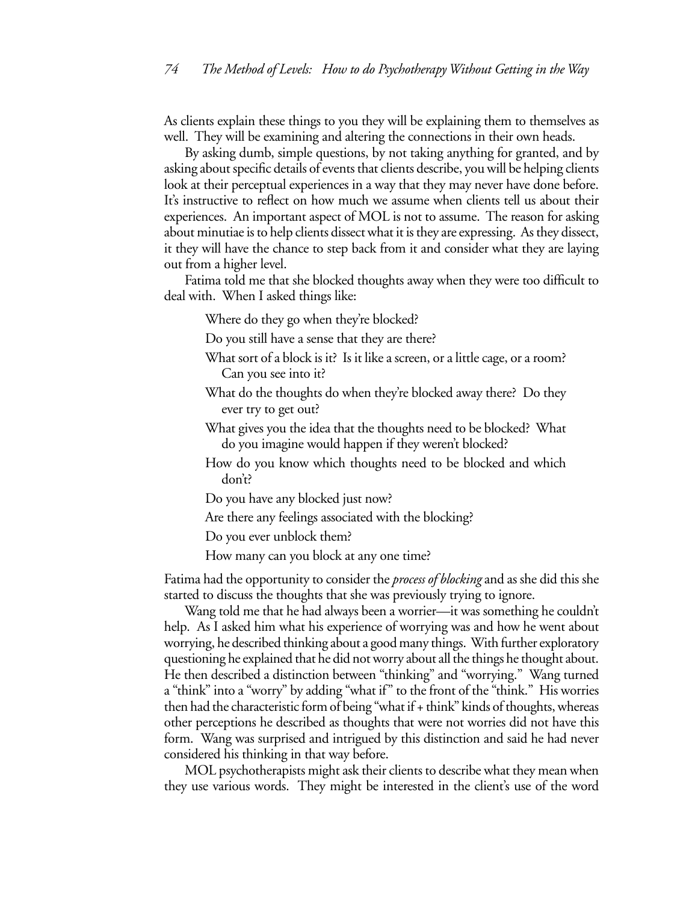As clients explain these things to you they will be explaining them to themselves as well. They will be examining and altering the connections in their own heads.

By asking dumb, simple questions, by not taking anything for granted, and by asking about specific details of events that clients describe, you will be helping clients look at their perceptual experiences in a way that they may never have done before. It's instructive to reflect on how much we assume when clients tell us about their experiences. An important aspect of MOL is not to assume. The reason for asking about minutiae is to help clients dissect what it is they are expressing. As they dissect, it they will have the chance to step back from it and consider what they are laying out from a higher level.

Fatima told me that she blocked thoughts away when they were too difficult to deal with. When I asked things like:

> Where do they go when they're blocked?
>
> Do you still have a sense that they are there?
>
> What sort of a block is it? Is it like a screen, or a little cage, or a room? Can you see into it?
>
> What do the thoughts do when they're blocked away there? Do they ever try to get out?
>
> What gives you the idea that the thoughts need to be blocked? What do you imagine would happen if they weren't blocked?
>
> How do you know which thoughts need to be blocked and which don't?
>
> Do you have any blocked just now?
>
> Are there any feelings associated with the blocking?
>
> Do you ever unblock them?
>
> How many can you block at any one time?

Fatima had the opportunity to consider the *process of blocking* and as she did this she started to discuss the thoughts that she was previously trying to ignore.

Wang told me that he had always been a worrier—it was something he couldn't help. As I asked him what his experience of worrying was and how he went about worrying, he described thinking about a good many things. With further exploratory questioning he explained that he did not worry about all the things he thought about. He then described a distinction between "thinking" and "worrying." Wang turned a "think" into a "worry" by adding "what if" to the front of the "think." His worries then had the characteristic form of being "what if + think" kinds of thoughts, whereas other perceptions he described as thoughts that were not worries did not have this form. Wang was surprised and intrigued by this distinction and said he had never considered his thinking in that way before.

MOL psychotherapists might ask their clients to describe what they mean when they use various words. They might be interested in the client's use of the word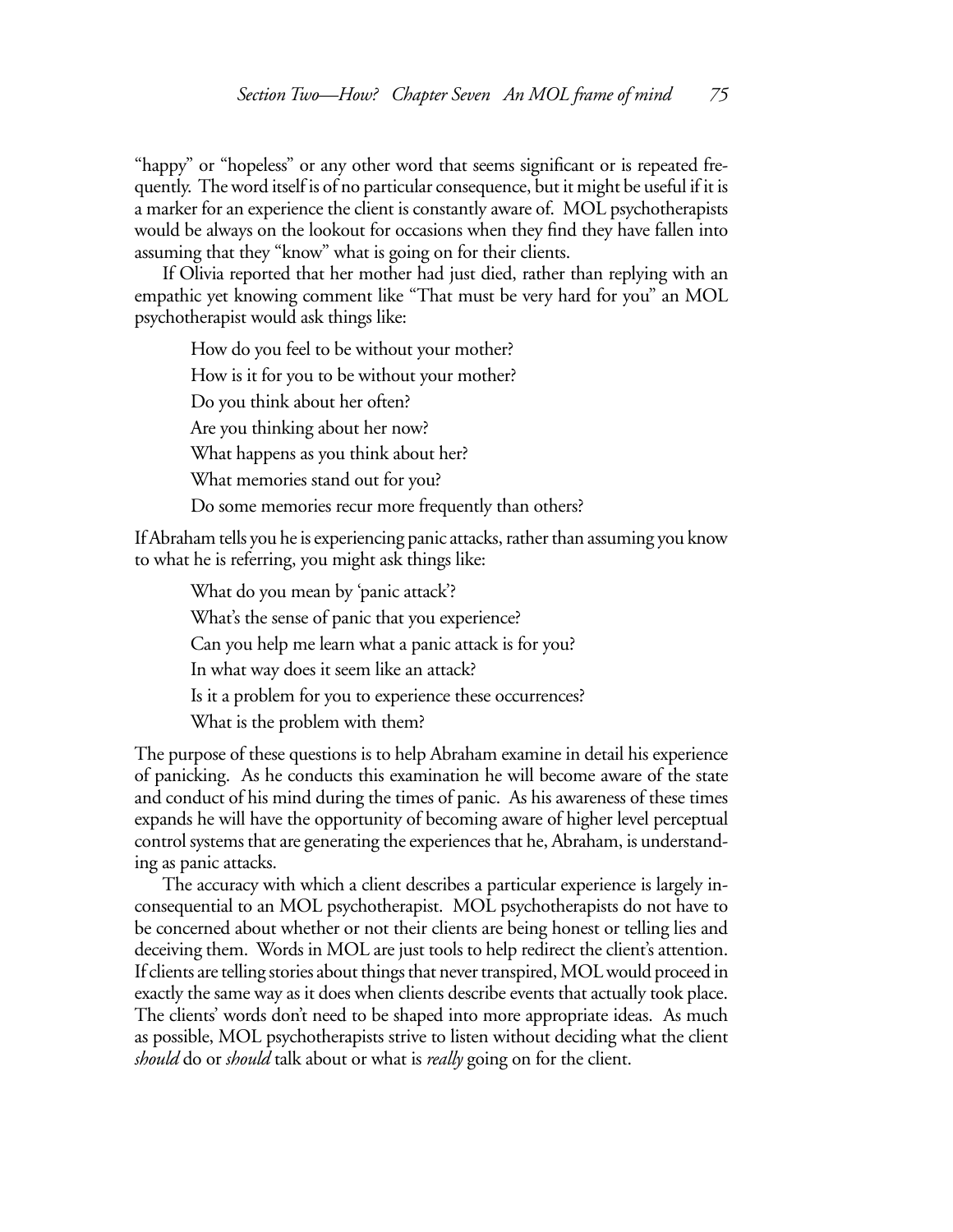"happy" or "hopeless" or any other word that seems significant or is repeated frequently. The word itself is of no particular consequence, but it might be useful if it is a marker for an experience the client is constantly aware of. MOL psychotherapists would be always on the lookout for occasions when they find they have fallen into assuming that they "know" what is going on for their clients.

If Olivia reported that her mother had just died, rather than replying with an empathic yet knowing comment like "That must be very hard for you" an MOL psychotherapist would ask things like:

> How do you feel to be without your mother?
>
> How is it for you to be without your mother?
>
> Do you think about her often?
>
> Are you thinking about her now?
>
> What happens as you think about her?
>
> What memories stand out for you?
>
> Do some memories recur more frequently than others?

If Abraham tells you he is experiencing panic attacks, rather than assuming you know to what he is referring, you might ask things like:

> What do you mean by 'panic attack'?
>
> What's the sense of panic that you experience?
>
> Can you help me learn what a panic attack is for you?
>
> In what way does it seem like an attack?
>
> Is it a problem for you to experience these occurrences?
>
> What is the problem with them?

The purpose of these questions is to help Abraham examine in detail his experience of panicking. As he conducts this examination he will become aware of the state and conduct of his mind during the times of panic. As his awareness of these times expands he will have the opportunity of becoming aware of higher level perceptual control systems that are generating the experiences that he, Abraham, is understanding as panic attacks.

The accuracy with which a client describes a particular experience is largely inconsequential to an MOL psychotherapist. MOL psychotherapists do not have to be concerned about whether or not their clients are being honest or telling lies and deceiving them. Words in MOL are just tools to help redirect the client's attention. If clients are telling stories about things that never transpired, MOL would proceed in exactly the same way as it does when clients describe events that actually took place. The clients' words don't need to be shaped into more appropriate ideas. As much as possible, MOL psychotherapists strive to listen without deciding what the client *should* do or *should* talk about or what is *really* going on for the client.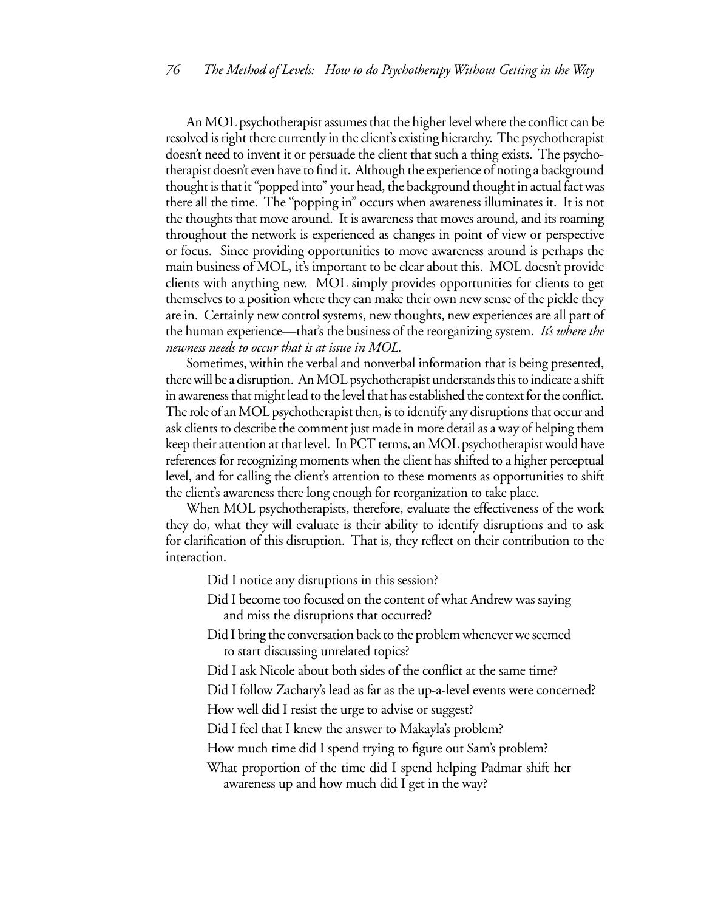An MOL psychotherapist assumes that the higher level where the conflict can be resolved is right there currently in the client's existing hierarchy. The psychotherapist doesn't need to invent it or persuade the client that such a thing exists. The psychotherapist doesn't even have to find it. Although the experience of noting a background thought is that it "popped into" your head, the background thought in actual fact was there all the time. The "popping in" occurs when awareness illuminates it. It is not the thoughts that move around. It is awareness that moves around, and its roaming throughout the network is experienced as changes in point of view or perspective or focus. Since providing opportunities to move awareness around is perhaps the main business of MOL, it's important to be clear about this. MOL doesn't provide clients with anything new. MOL simply provides opportunities for clients to get themselves to a position where they can make their own new sense of the pickle they are in. Certainly new control systems, new thoughts, new experiences are all part of the human experience—that's the business of the reorganizing system. *It's where the newness needs to occur that is at issue in MOL.*

Sometimes, within the verbal and nonverbal information that is being presented, there will be a disruption. An MOL psychotherapist understands this to indicate a shift in awareness that might lead to the level that has established the context for the conflict. The role of an MOL psychotherapist then, is to identify any disruptions that occur and ask clients to describe the comment just made in more detail as a way of helping them keep their attention at that level. In PCT terms, an MOL psychotherapist would have references for recognizing moments when the client has shifted to a higher perceptual level, and for calling the client's attention to these moments as opportunities to shift the client's awareness there long enough for reorganization to take place.

When MOL psychotherapists, therefore, evaluate the effectiveness of the work they do, what they will evaluate is their ability to identify disruptions and to ask for clarification of this disruption. That is, they reflect on their contribution to the interaction.

> Did I notice any disruptions in this session?
>
> Did I become too focused on the content of what Andrew was saying and miss the disruptions that occurred?
>
> Did I bring the conversation back to the problem whenever we seemed to start discussing unrelated topics?
>
> Did I ask Nicole about both sides of the conflict at the same time?
>
> Did I follow Zachary's lead as far as the up-a-level events were concerned?
>
> How well did I resist the urge to advise or suggest?
>
> Did I feel that I knew the answer to Makayla's problem?
>
> How much time did I spend trying to figure out Sam's problem?
>
> What proportion of the time did I spend helping Padmar shift her awareness up and how much did I get in the way?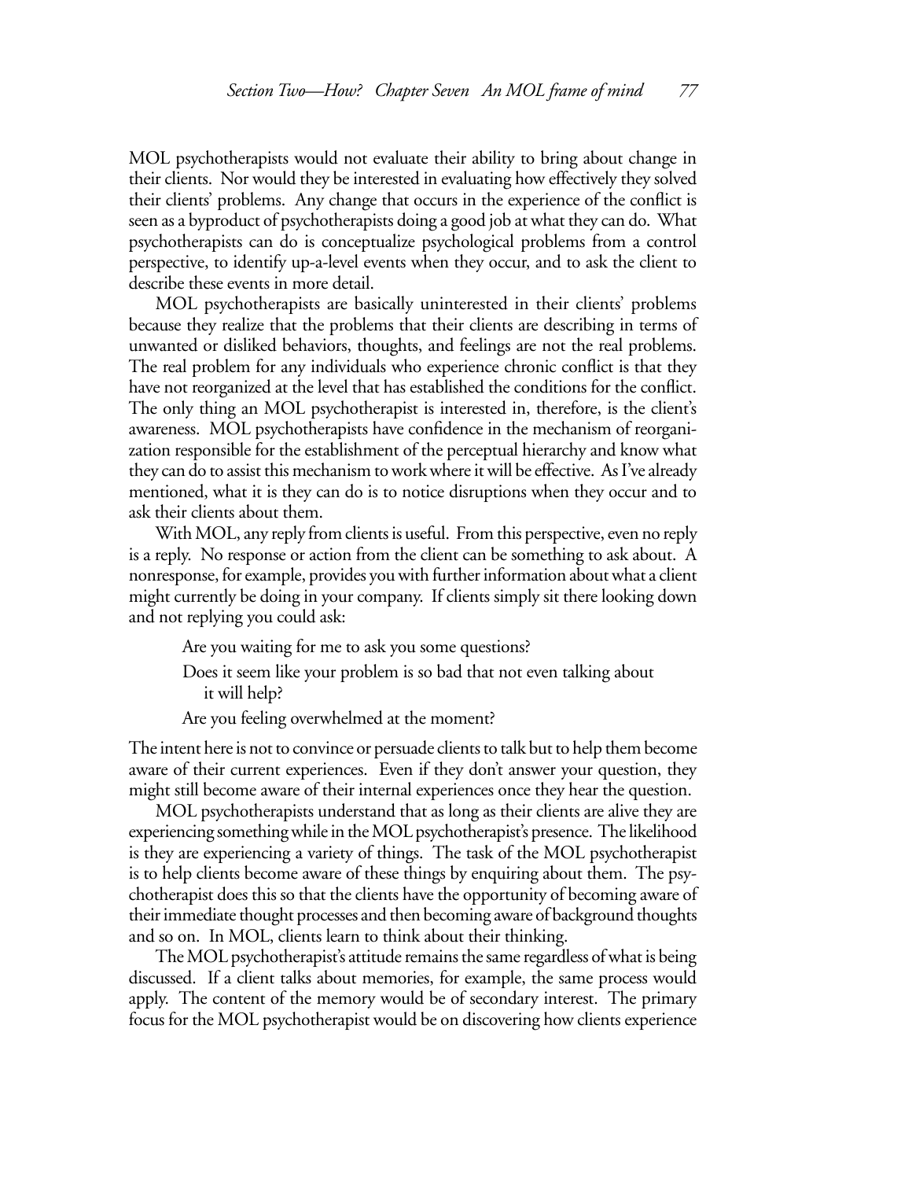MOL psychotherapists would not evaluate their ability to bring about change in their clients. Nor would they be interested in evaluating how effectively they solved their clients' problems. Any change that occurs in the experience of the conflict is seen as a byproduct of psychotherapists doing a good job at what they can do. What psychotherapists can do is conceptualize psychological problems from a control perspective, to identify up-a-level events when they occur, and to ask the client to describe these events in more detail.

MOL psychotherapists are basically uninterested in their clients' problems because they realize that the problems that their clients are describing in terms of unwanted or disliked behaviors, thoughts, and feelings are not the real problems. The real problem for any individuals who experience chronic conflict is that they have not reorganized at the level that has established the conditions for the conflict. The only thing an MOL psychotherapist is interested in, therefore, is the client's awareness. MOL psychotherapists have confidence in the mechanism of reorganization responsible for the establishment of the perceptual hierarchy and know what they can do to assist this mechanism to work where it will be effective. As I've already mentioned, what it is they can do is to notice disruptions when they occur and to ask their clients about them.

With MOL, any reply from clients is useful. From this perspective, even no reply is a reply. No response or action from the client can be something to ask about. A nonresponse, for example, provides you with further information about what a client might currently be doing in your company. If clients simply sit there looking down and not replying you could ask:

> Are you waiting for me to ask you some questions?
>
> Does it seem like your problem is so bad that not even talking about it will help?
>
> Are you feeling overwhelmed at the moment?

The intent here is not to convince or persuade clients to talk but to help them become aware of their current experiences. Even if they don't answer your question, they might still become aware of their internal experiences once they hear the question.

MOL psychotherapists understand that as long as their clients are alive they are experiencing something while in the MOL psychotherapist's presence. The likelihood is they are experiencing a variety of things. The task of the MOL psychotherapist is to help clients become aware of these things by enquiring about them. The psychotherapist does this so that the clients have the opportunity of becoming aware of their immediate thought processes and then becoming aware of background thoughts and so on. In MOL, clients learn to think about their thinking.

The MOL psychotherapist's attitude remains the same regardless of what is being discussed. If a client talks about memories, for example, the same process would apply. The content of the memory would be of secondary interest. The primary focus for the MOL psychotherapist would be on discovering how clients experience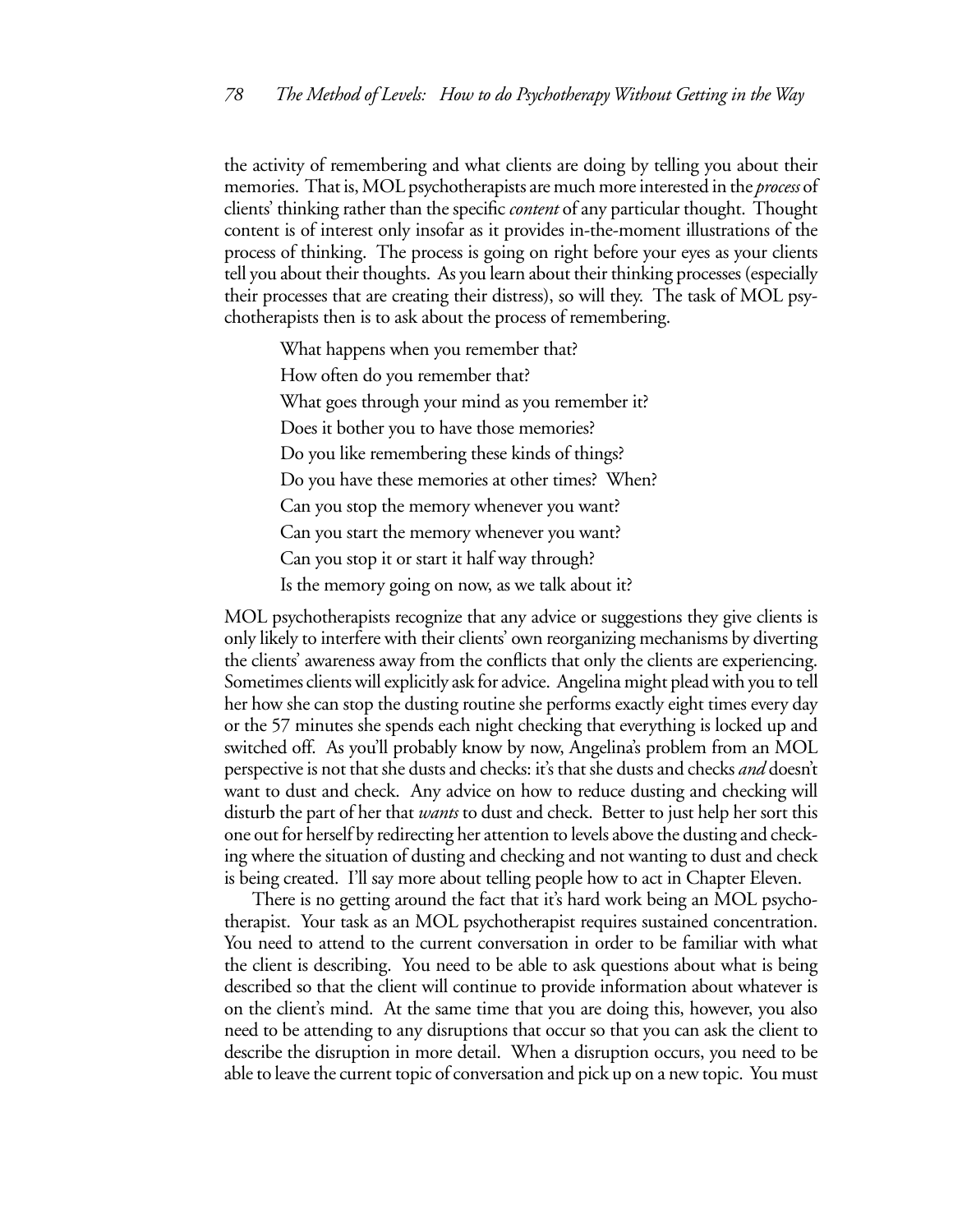the activity of remembering and what clients are doing by telling you about their memories. That is, MOL psychotherapists are much more interested in the *process* of clients' thinking rather than the specific *content* of any particular thought. Thought content is of interest only insofar as it provides in-the-moment illustrations of the process of thinking. The process is going on right before your eyes as your clients tell you about their thoughts. As you learn about their thinking processes (especially their processes that are creating their distress), so will they. The task of MOL psychotherapists then is to ask about the process of remembering.

> What happens when you remember that?
>
> How often do you remember that?
>
> What goes through your mind as you remember it?
>
> Does it bother you to have those memories?
>
> Do you like remembering these kinds of things?
>
> Do you have these memories at other times? When?
>
> Can you stop the memory whenever you want?
>
> Can you start the memory whenever you want?
>
> Can you stop it or start it half way through?
>
> Is the memory going on now, as we talk about it?

MOL psychotherapists recognize that any advice or suggestions they give clients is only likely to interfere with their clients' own reorganizing mechanisms by diverting the clients' awareness away from the conflicts that only the clients are experiencing. Sometimes clients will explicitly ask for advice. Angelina might plead with you to tell her how she can stop the dusting routine she performs exactly eight times every day or the 57 minutes she spends each night checking that everything is locked up and switched off. As you'll probably know by now, Angelina's problem from an MOL perspective is not that she dusts and checks: it's that she dusts and checks *and* doesn't want to dust and check. Any advice on how to reduce dusting and checking will disturb the part of her that *wants* to dust and check. Better to just help her sort this one out for herself by redirecting her attention to levels above the dusting and checking where the situation of dusting and checking and not wanting to dust and check is being created. I'll say more about telling people how to act in Chapter Eleven.

There is no getting around the fact that it's hard work being an MOL psychotherapist. Your task as an MOL psychotherapist requires sustained concentration. You need to attend to the current conversation in order to be familiar with what the client is describing. You need to be able to ask questions about what is being described so that the client will continue to provide information about whatever is on the client's mind. At the same time that you are doing this, however, you also need to be attending to any disruptions that occur so that you can ask the client to describe the disruption in more detail. When a disruption occurs, you need to be able to leave the current topic of conversation and pick up on a new topic. You must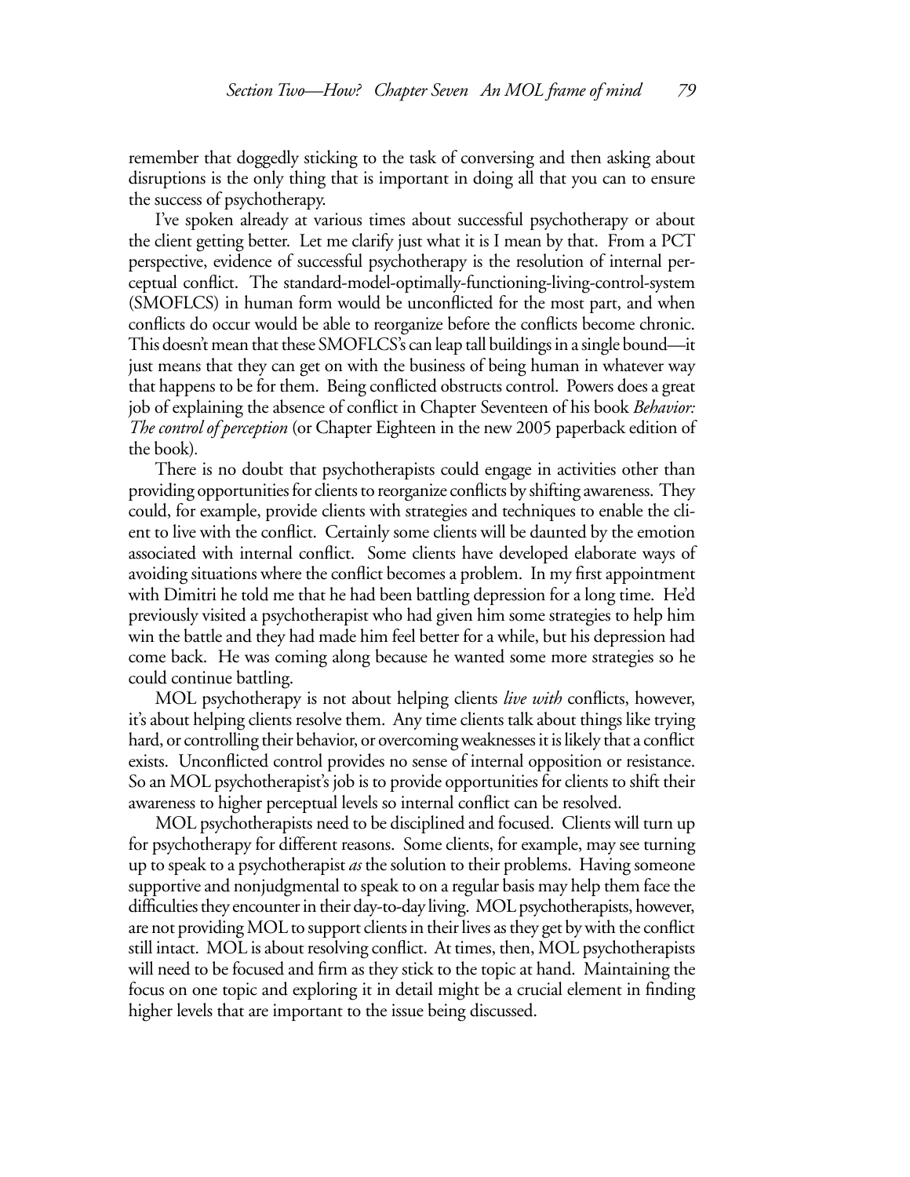remember that doggedly sticking to the task of conversing and then asking about disruptions is the only thing that is important in doing all that you can to ensure the success of psychotherapy.

I've spoken already at various times about successful psychotherapy or about the client getting better. Let me clarify just what it is I mean by that. From a PCT perspective, evidence of successful psychotherapy is the resolution of internal perceptual conflict. The standard-model-optimally-functioning-living-control-system (SMOFLCS) in human form would be unconflicted for the most part, and when conflicts do occur would be able to reorganize before the conflicts become chronic. This doesn't mean that these SMOFLCS's can leap tall buildings in a single bound—it just means that they can get on with the business of being human in whatever way that happens to be for them. Being conflicted obstructs control. Powers does a great job of explaining the absence of conflict in Chapter Seventeen of his book *Behavior: The control of perception* (or Chapter Eighteen in the new 2005 paperback edition of the book).

There is no doubt that psychotherapists could engage in activities other than providing opportunities for clients to reorganize conflicts by shifting awareness. They could, for example, provide clients with strategies and techniques to enable the client to live with the conflict. Certainly some clients will be daunted by the emotion associated with internal conflict. Some clients have developed elaborate ways of avoiding situations where the conflict becomes a problem. In my first appointment with Dimitri he told me that he had been battling depression for a long time. He'd previously visited a psychotherapist who had given him some strategies to help him win the battle and they had made him feel better for a while, but his depression had come back. He was coming along because he wanted some more strategies so he could continue battling.

MOL psychotherapy is not about helping clients *live with* conflicts, however, it's about helping clients resolve them. Any time clients talk about things like trying hard, or controlling their behavior, or overcoming weaknesses it is likely that a conflict exists. Unconflicted control provides no sense of internal opposition or resistance. So an MOL psychotherapist's job is to provide opportunities for clients to shift their awareness to higher perceptual levels so internal conflict can be resolved.

MOL psychotherapists need to be disciplined and focused. Clients will turn up for psychotherapy for different reasons. Some clients, for example, may see turning up to speak to a psychotherapist *as* the solution to their problems. Having someone supportive and nonjudgmental to speak to on a regular basis may help them face the difficulties they encounter in their day-to-day living. MOL psychotherapists, however, are not providing MOL to support clients in their lives as they get by with the conflict still intact. MOL is about resolving conflict. At times, then, MOL psychotherapists will need to be focused and firm as they stick to the topic at hand. Maintaining the focus on one topic and exploring it in detail might be a crucial element in finding higher levels that are important to the issue being discussed.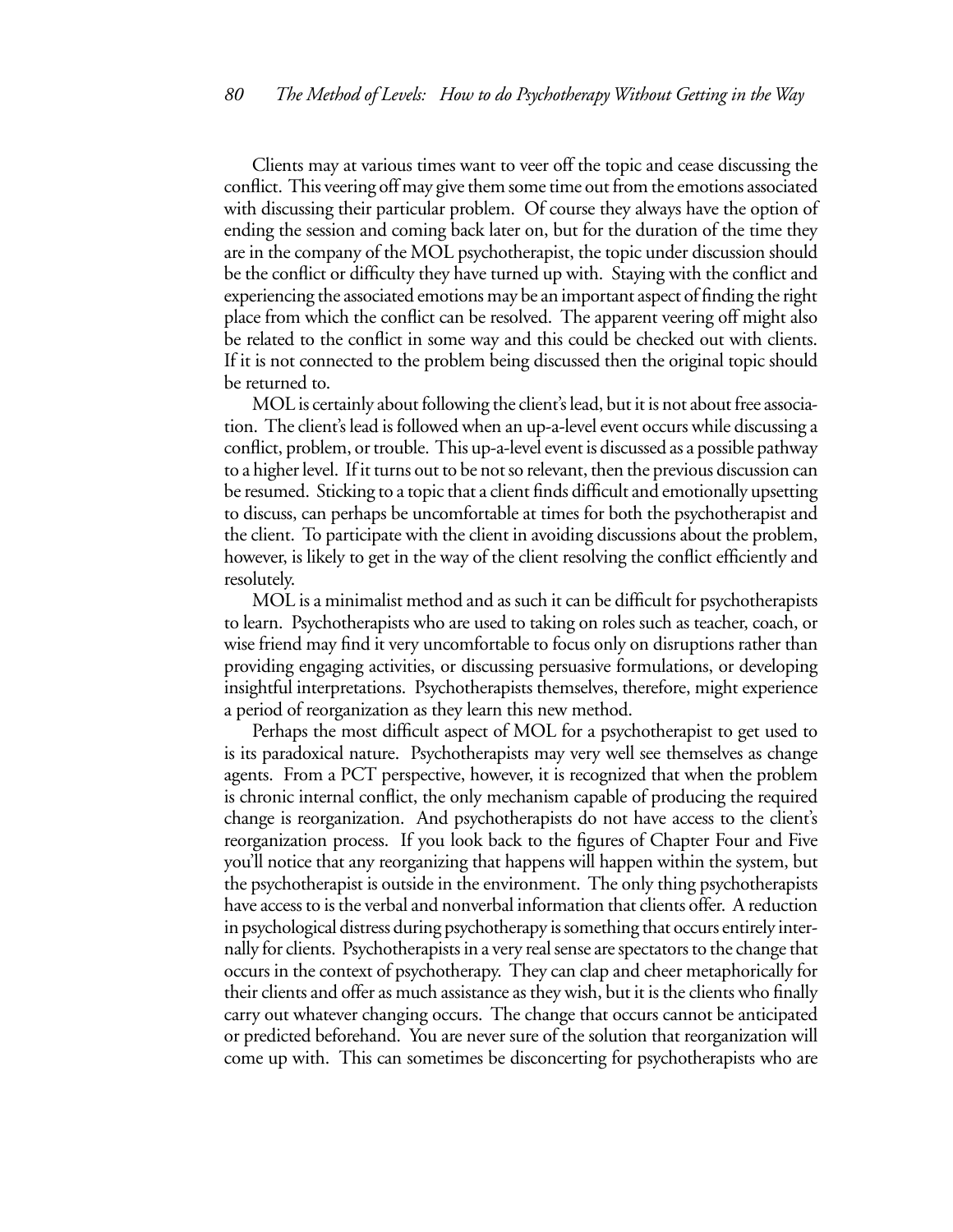Clients may at various times want to veer off the topic and cease discussing the conflict. This veering off may give them some time out from the emotions associated with discussing their particular problem. Of course they always have the option of ending the session and coming back later on, but for the duration of the time they are in the company of the MOL psychotherapist, the topic under discussion should be the conflict or difficulty they have turned up with. Staying with the conflict and experiencing the associated emotions may be an important aspect of finding the right place from which the conflict can be resolved. The apparent veering off might also be related to the conflict in some way and this could be checked out with clients. If it is not connected to the problem being discussed then the original topic should be returned to.

MOL is certainly about following the client's lead, but it is not about free association. The client's lead is followed when an up-a-level event occurs while discussing a conflict, problem, or trouble. This up-a-level event is discussed as a possible pathway to a higher level. If it turns out to be not so relevant, then the previous discussion can be resumed. Sticking to a topic that a client finds difficult and emotionally upsetting to discuss, can perhaps be uncomfortable at times for both the psychotherapist and the client. To participate with the client in avoiding discussions about the problem, however, is likely to get in the way of the client resolving the conflict efficiently and resolutely.

MOL is a minimalist method and as such it can be difficult for psychotherapists to learn. Psychotherapists who are used to taking on roles such as teacher, coach, or wise friend may find it very uncomfortable to focus only on disruptions rather than providing engaging activities, or discussing persuasive formulations, or developing insightful interpretations. Psychotherapists themselves, therefore, might experience a period of reorganization as they learn this new method.

Perhaps the most difficult aspect of MOL for a psychotherapist to get used to is its paradoxical nature. Psychotherapists may very well see themselves as change agents. From a PCT perspective, however, it is recognized that when the problem is chronic internal conflict, the only mechanism capable of producing the required change is reorganization. And psychotherapists do not have access to the client's reorganization process. If you look back to the figures of Chapter Four and Five you'll notice that any reorganizing that happens will happen within the system, but the psychotherapist is outside in the environment. The only thing psychotherapists have access to is the verbal and nonverbal information that clients offer. A reduction in psychological distress during psychotherapy is something that occurs entirely internally for clients. Psychotherapists in a very real sense are spectators to the change that occurs in the context of psychotherapy. They can clap and cheer metaphorically for their clients and offer as much assistance as they wish, but it is the clients who finally carry out whatever changing occurs. The change that occurs cannot be anticipated or predicted beforehand. You are never sure of the solution that reorganization will come up with. This can sometimes be disconcerting for psychotherapists who are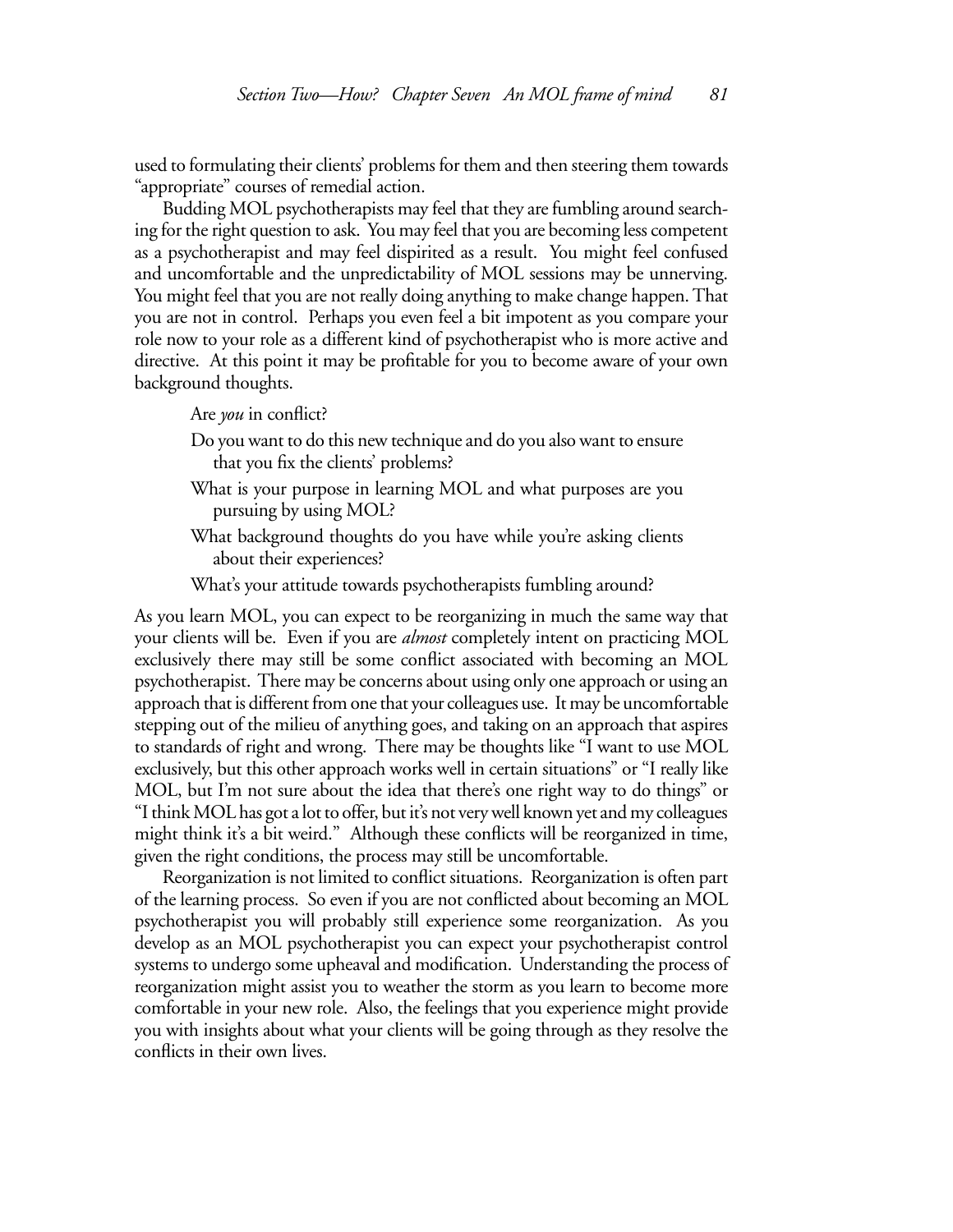used to formulating their clients' problems for them and then steering them towards "appropriate" courses of remedial action.

Budding MOL psychotherapists may feel that they are fumbling around searching for the right question to ask. You may feel that you are becoming less competent as a psychotherapist and may feel dispirited as a result. You might feel confused and uncomfortable and the unpredictability of MOL sessions may be unnerving. You might feel that you are not really doing anything to make change happen. That you are not in control. Perhaps you even feel a bit impotent as you compare your role now to your role as a different kind of psychotherapist who is more active and directive. At this point it may be profitable for you to become aware of your own background thoughts.

> Are *you* in conflict?
>
> Do you want to do this new technique and do you also want to ensure that you fix the clients' problems?
>
> What is your purpose in learning MOL and what purposes are you pursuing by using MOL?
>
> What background thoughts do you have while you're asking clients about their experiences?
>
> What's your attitude towards psychotherapists fumbling around?

As you learn MOL, you can expect to be reorganizing in much the same way that your clients will be. Even if you are *almost* completely intent on practicing MOL exclusively there may still be some conflict associated with becoming an MOL psychotherapist. There may be concerns about using only one approach or using an approach that is different from one that your colleagues use. It may be uncomfortable stepping out of the milieu of anything goes, and taking on an approach that aspires to standards of right and wrong. There may be thoughts like "I want to use MOL exclusively, but this other approach works well in certain situations" or "I really like MOL, but I'm not sure about the idea that there's one right way to do things" or "I think MOL has got a lot to offer, but it's not very well known yet and my colleagues might think it's a bit weird." Although these conflicts will be reorganized in time, given the right conditions, the process may still be uncomfortable.

Reorganization is not limited to conflict situations. Reorganization is often part of the learning process. So even if you are not conflicted about becoming an MOL psychotherapist you will probably still experience some reorganization. As you develop as an MOL psychotherapist you can expect your psychotherapist control systems to undergo some upheaval and modification. Understanding the process of reorganization might assist you to weather the storm as you learn to become more comfortable in your new role. Also, the feelings that you experience might provide you with insights about what your clients will be going through as they resolve the conflicts in their own lives.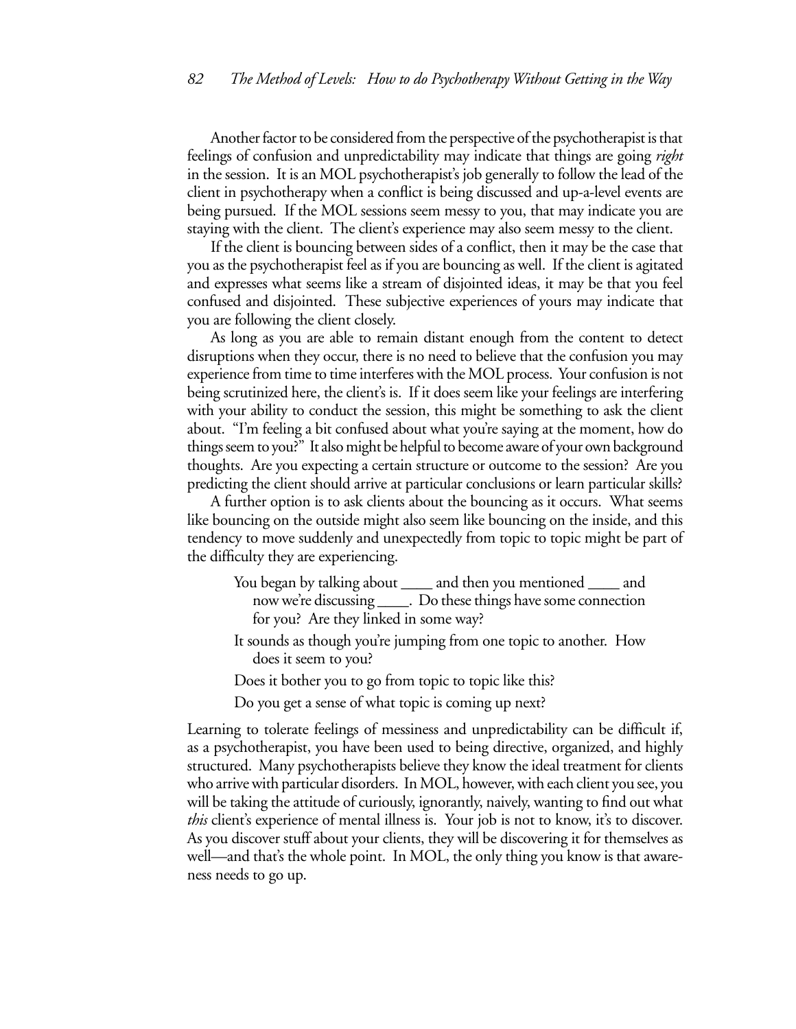Another factor to be considered from the perspective of the psychotherapist is that feelings of confusion and unpredictability may indicate that things are going *right* in the session. It is an MOL psychotherapist's job generally to follow the lead of the client in psychotherapy when a conflict is being discussed and up-a-level events are being pursued. If the MOL sessions seem messy to you, that may indicate you are staying with the client. The client's experience may also seem messy to the client.

If the client is bouncing between sides of a conflict, then it may be the case that you as the psychotherapist feel as if you are bouncing as well. If the client is agitated and expresses what seems like a stream of disjointed ideas, it may be that you feel confused and disjointed. These subjective experiences of yours may indicate that you are following the client closely.

As long as you are able to remain distant enough from the content to detect disruptions when they occur, there is no need to believe that the confusion you may experience from time to time interferes with the MOL process. Your confusion is not being scrutinized here, the client's is. If it does seem like your feelings are interfering with your ability to conduct the session, this might be something to ask the client about. "I'm feeling a bit confused about what you're saying at the moment, how do things seem to you?" It also might be helpful to become aware of your own background thoughts. Are you expecting a certain structure or outcome to the session? Are you predicting the client should arrive at particular conclusions or learn particular skills?

A further option is to ask clients about the bouncing as it occurs. What seems like bouncing on the outside might also seem like bouncing on the inside, and this tendency to move suddenly and unexpectedly from topic to topic might be part of the difficulty they are experiencing.

> You began by talking about ____ and then you mentioned ____ and now we're discussing ____. Do these things have some connection for you? Are they linked in some way?
>
> It sounds as though you're jumping from one topic to another. How does it seem to you?
>
> Does it bother you to go from topic to topic like this?
>
> Do you get a sense of what topic is coming up next?

Learning to tolerate feelings of messiness and unpredictability can be difficult if, as a psychotherapist, you have been used to being directive, organized, and highly structured. Many psychotherapists believe they know the ideal treatment for clients who arrive with particular disorders. In MOL, however, with each client you see, you will be taking the attitude of curiously, ignorantly, naively, wanting to find out what *this* client's experience of mental illness is. Your job is not to know, it's to discover. As you discover stuff about your clients, they will be discovering it for themselves as well—and that's the whole point. In MOL, the only thing you know is that awareness needs to go up.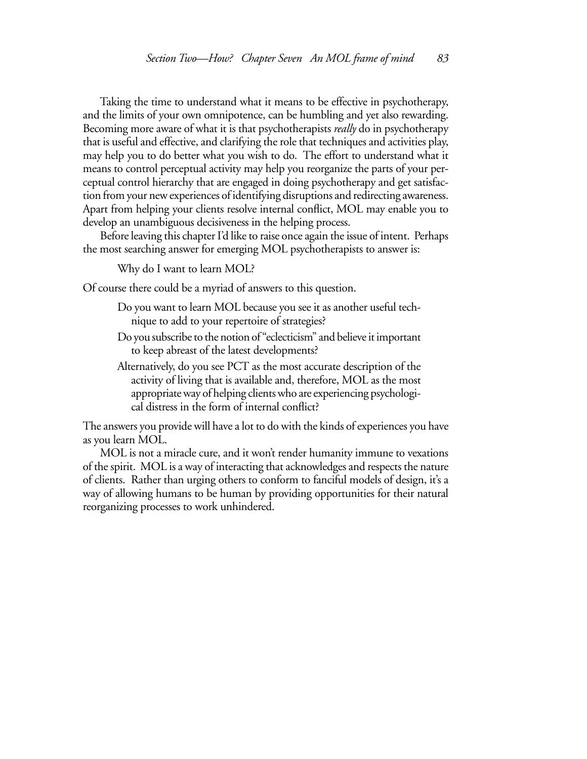Taking the time to understand what it means to be effective in psychotherapy, and the limits of your own omnipotence, can be humbling and yet also rewarding. Becoming more aware of what it is that psychotherapists *really* do in psychotherapy that is useful and effective, and clarifying the role that techniques and activities play, may help you to do better what you wish to do. The effort to understand what it means to control perceptual activity may help you reorganize the parts of your perceptual control hierarchy that are engaged in doing psychotherapy and get satisfaction from your new experiences of identifying disruptions and redirecting awareness. Apart from helping your clients resolve internal conflict, MOL may enable you to develop an unambiguous decisiveness in the helping process.

Before leaving this chapter I'd like to raise once again the issue of intent. Perhaps the most searching answer for emerging MOL psychotherapists to answer is:

> Why do I want to learn MOL?

Of course there could be a myriad of answers to this question.

> Do you want to learn MOL because you see it as another useful technique to add to your repertoire of strategies?
>
> Do you subscribe to the notion of "eclecticism" and believe it important to keep abreast of the latest developments?
>
> Alternatively, do you see PCT as the most accurate description of the activity of living that is available and, therefore, MOL as the most appropriate way of helping clients who are experiencing psychological distress in the form of internal conflict?

The answers you provide will have a lot to do with the kinds of experiences you have as you learn MOL.

MOL is not a miracle cure, and it won't render humanity immune to vexations of the spirit. MOL is a way of interacting that acknowledges and respects the nature of clients. Rather than urging others to conform to fanciful models of design, it's a way of allowing humans to be human by providing opportunities for their natural reorganizing processes to work unhindered.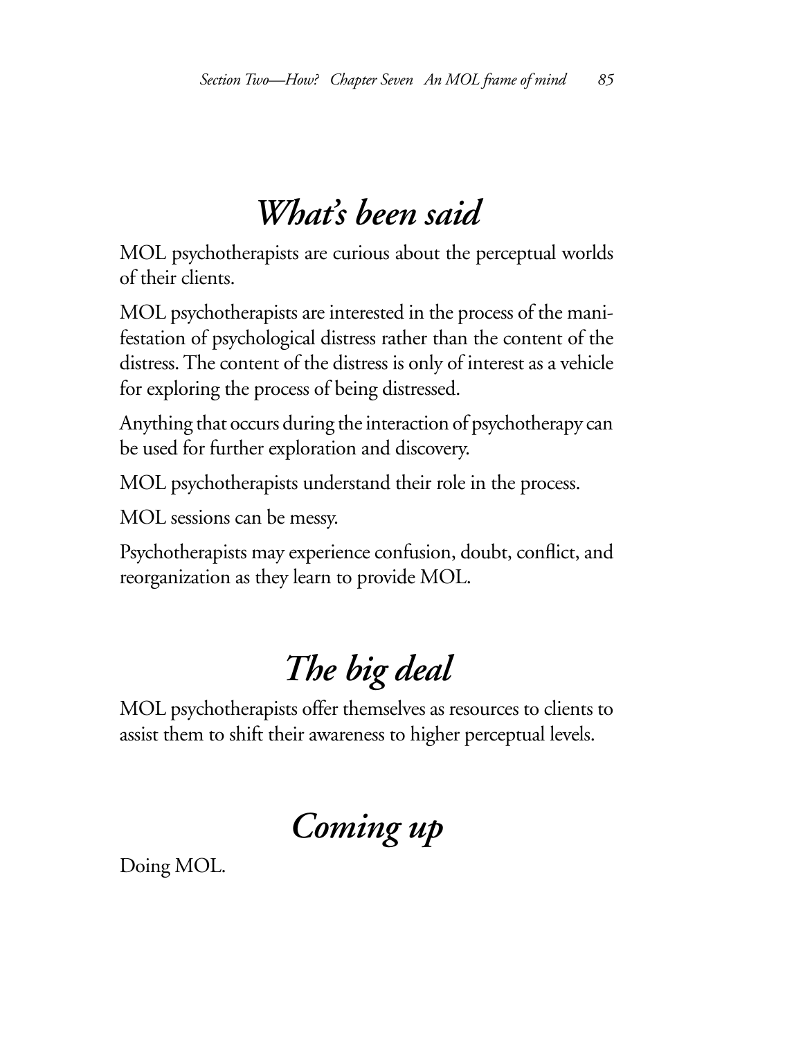## *What's been said*

MOL psychotherapists are curious about the perceptual worlds of their clients.

MOL psychotherapists are interested in the process of the manifestation of psychological distress rather than the content of the distress. The content of the distress is only of interest as a vehicle for exploring the process of being distressed.

Anything that occurs during the interaction of psychotherapy can be used for further exploration and discovery.

MOL psychotherapists understand their role in the process.

MOL sessions can be messy.

Psychotherapists may experience confusion, doubt, conflict, and reorganization as they learn to provide MOL.

## *The big deal*

MOL psychotherapists offer themselves as resources to clients to assist them to shift their awareness to higher perceptual levels.

## *Coming up*

Doing MOL.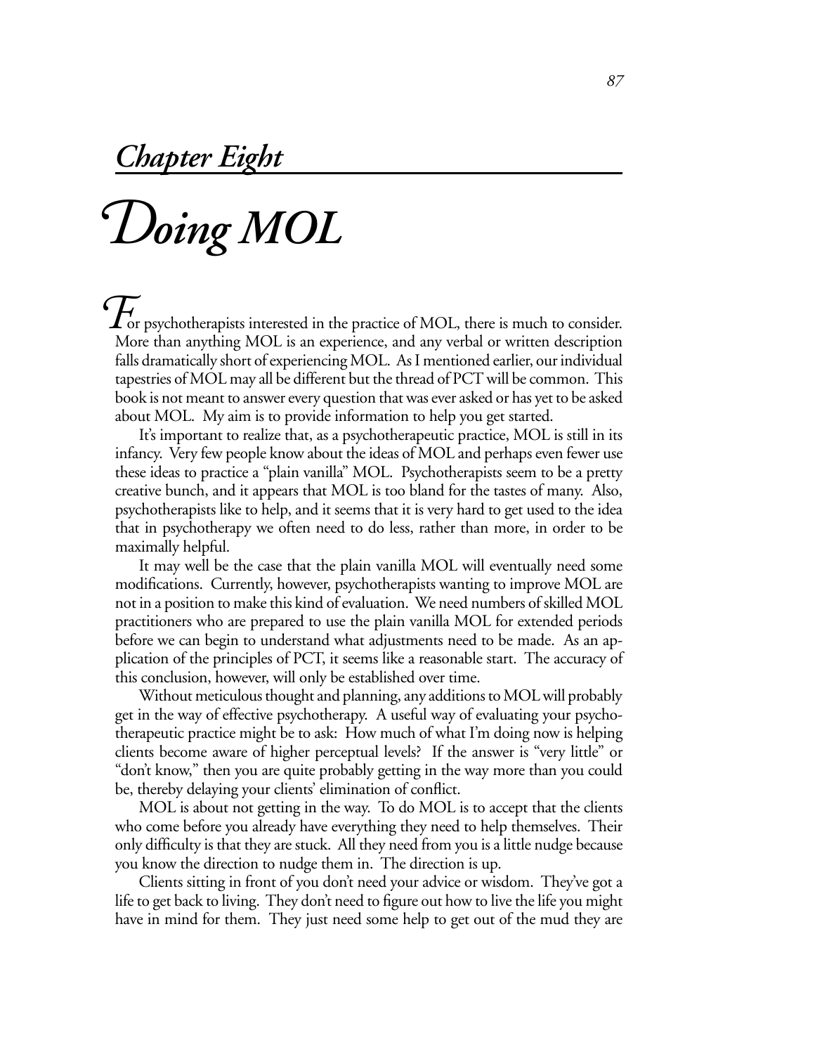## *Chapter Eight*

# *Doing MOL*

For psychotherapists interested in the practice of MOL, there is much to consider. More than anything MOL is an experience, and any verbal or written description falls dramatically short of experiencing MOL. As I mentioned earlier, our individual tapestries of MOL may all be different but the thread of PCT will be common. This book is not meant to answer every question that was ever asked or has yet to be asked about MOL. My aim is to provide information to help you get started.

It's important to realize that, as a psychotherapeutic practice, MOL is still in its infancy. Very few people know about the ideas of MOL and perhaps even fewer use these ideas to practice a "plain vanilla" MOL. Psychotherapists seem to be a pretty creative bunch, and it appears that MOL is too bland for the tastes of many. Also, psychotherapists like to help, and it seems that it is very hard to get used to the idea that in psychotherapy we often need to do less, rather than more, in order to be maximally helpful.

It may well be the case that the plain vanilla MOL will eventually need some modifications. Currently, however, psychotherapists wanting to improve MOL are not in a position to make this kind of evaluation. We need numbers of skilled MOL practitioners who are prepared to use the plain vanilla MOL for extended periods before we can begin to understand what adjustments need to be made. As an application of the principles of PCT, it seems like a reasonable start. The accuracy of this conclusion, however, will only be established over time.

Without meticulous thought and planning, any additions to MOL will probably get in the way of effective psychotherapy. A useful way of evaluating your psychotherapeutic practice might be to ask: How much of what I'm doing now is helping clients become aware of higher perceptual levels? If the answer is "very little" or "don't know," then you are quite probably getting in the way more than you could be, thereby delaying your clients' elimination of conflict.

MOL is about not getting in the way. To do MOL is to accept that the clients who come before you already have everything they need to help themselves. Their only difficulty is that they are stuck. All they need from you is a little nudge because you know the direction to nudge them in. The direction is up.

Clients sitting in front of you don't need your advice or wisdom. They've got a life to get back to living. They don't need to figure out how to live the life you might have in mind for them. They just need some help to get out of the mud they are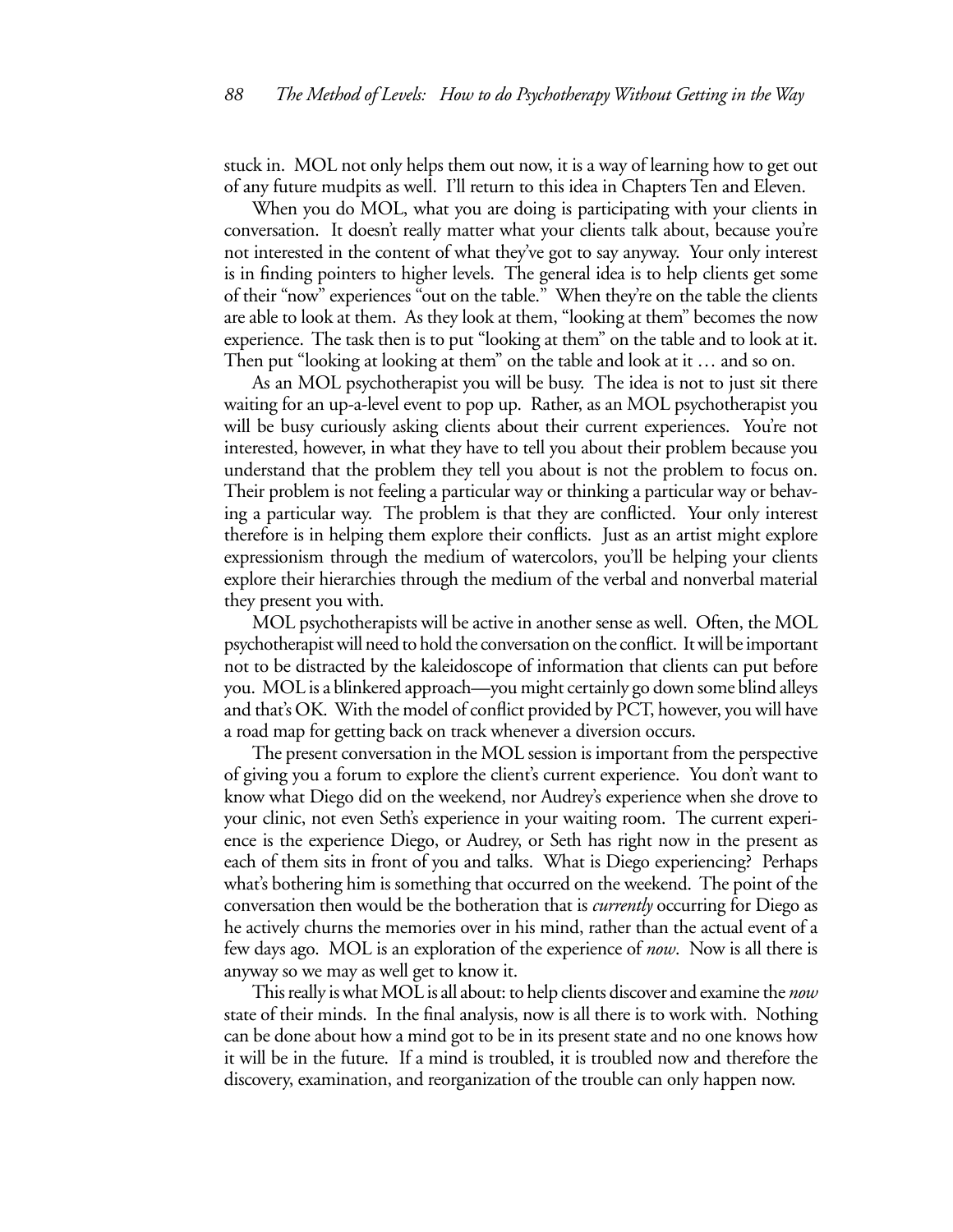stuck in. MOL not only helps them out now, it is a way of learning how to get out of any future mudpits as well. I'll return to this idea in Chapters Ten and Eleven.

When you do MOL, what you are doing is participating with your clients in conversation. It doesn't really matter what your clients talk about, because you're not interested in the content of what they've got to say anyway. Your only interest is in finding pointers to higher levels. The general idea is to help clients get some of their "now" experiences "out on the table." When they're on the table the clients are able to look at them. As they look at them, "looking at them" becomes the now experience. The task then is to put "looking at them" on the table and to look at it. Then put "looking at looking at them" on the table and look at it … and so on.

As an MOL psychotherapist you will be busy. The idea is not to just sit there waiting for an up-a-level event to pop up. Rather, as an MOL psychotherapist you will be busy curiously asking clients about their current experiences. You're not interested, however, in what they have to tell you about their problem because you understand that the problem they tell you about is not the problem to focus on. Their problem is not feeling a particular way or thinking a particular way or behaving a particular way. The problem is that they are conflicted. Your only interest therefore is in helping them explore their conflicts. Just as an artist might explore expressionism through the medium of watercolors, you'll be helping your clients explore their hierarchies through the medium of the verbal and nonverbal material they present you with.

MOL psychotherapists will be active in another sense as well. Often, the MOL psychotherapist will need to hold the conversation on the conflict. It will be important not to be distracted by the kaleidoscope of information that clients can put before you. MOL is a blinkered approach—you might certainly go down some blind alleys and that's OK. With the model of conflict provided by PCT, however, you will have a road map for getting back on track whenever a diversion occurs.

The present conversation in the MOL session is important from the perspective of giving you a forum to explore the client's current experience. You don't want to know what Diego did on the weekend, nor Audrey's experience when she drove to your clinic, not even Seth's experience in your waiting room. The current experience is the experience Diego, or Audrey, or Seth has right now in the present as each of them sits in front of you and talks. What is Diego experiencing? Perhaps what's bothering him is something that occurred on the weekend. The point of the conversation then would be the botheration that is *currently* occurring for Diego as he actively churns the memories over in his mind, rather than the actual event of a few days ago. MOL is an exploration of the experience of *now*. Now is all there is anyway so we may as well get to know it.

This really is what MOL is all about: to help clients discover and examine the *now* state of their minds. In the final analysis, now is all there is to work with. Nothing can be done about how a mind got to be in its present state and no one knows how it will be in the future. If a mind is troubled, it is troubled now and therefore the discovery, examination, and reorganization of the trouble can only happen now.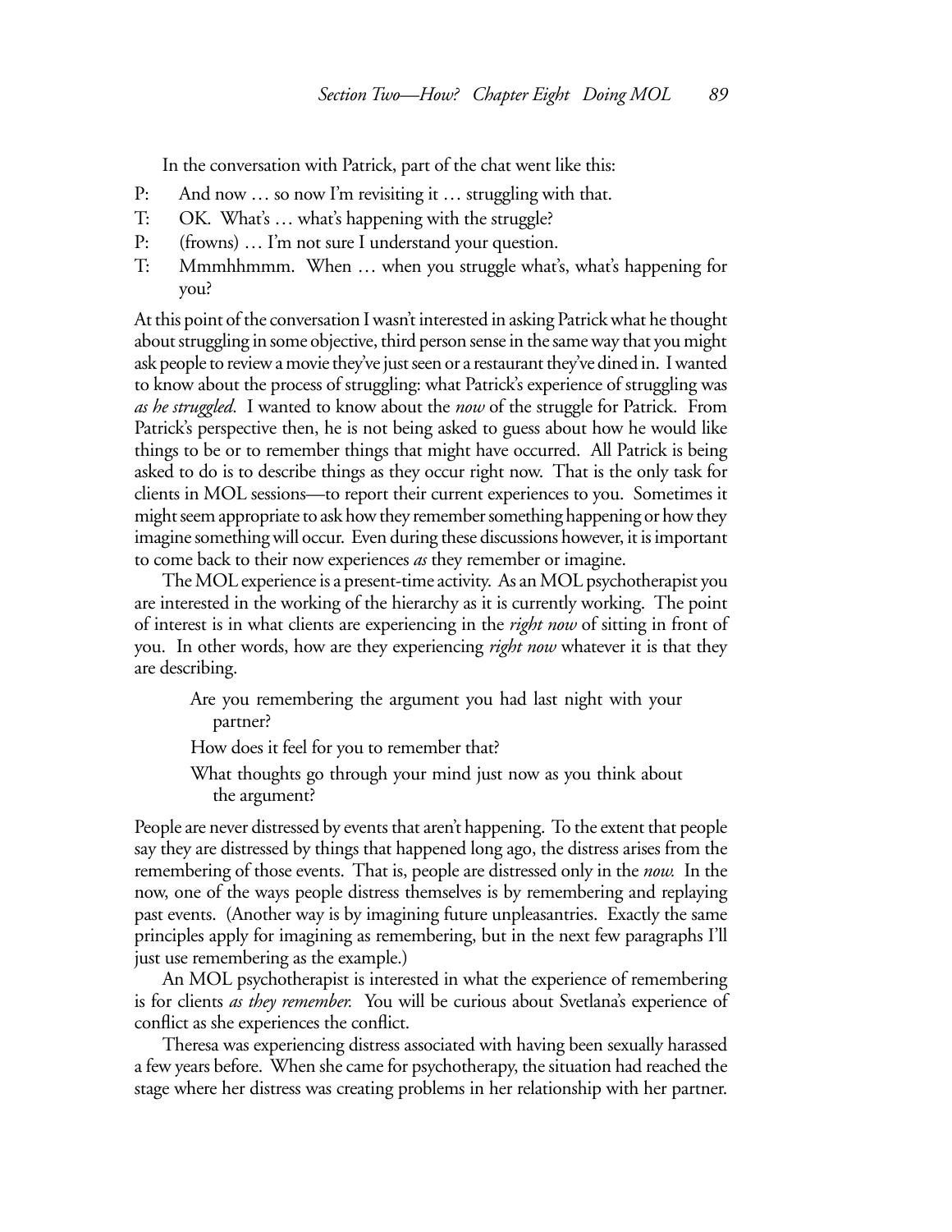In the conversation with Patrick, part of the chat went like this:

P: And now … so now I'm revisiting it … struggling with that.

T: OK. What's … what's happening with the struggle?

P: (frowns) … I'm not sure I understand your question.

T: Mmmhhmmm. When … when you struggle what's, what's happening for you?

At this point of the conversation I wasn't interested in asking Patrick what he thought about struggling in some objective, third person sense in the same way that you might ask people to review a movie they've just seen or a restaurant they've dined in. I wanted to know about the process of struggling: what Patrick's experience of struggling was *as he struggled*. I wanted to know about the *now* of the struggle for Patrick. From Patrick's perspective then, he is not being asked to guess about how he would like things to be or to remember things that might have occurred. All Patrick is being asked to do is to describe things as they occur right now. That is the only task for clients in MOL sessions—to report their current experiences to you. Sometimes it might seem appropriate to ask how they remember something happening or how they imagine something will occur. Even during these discussions however, it is important to come back to their now experiences *as* they remember or imagine.

The MOL experience is a present-time activity. As an MOL psychotherapist you are interested in the working of the hierarchy as it is currently working. The point of interest is in what clients are experiencing in the *right now* of sitting in front of you. In other words, how are they experiencing *right now* whatever it is that they are describing.

> Are you remembering the argument you had last night with your partner?
>
> How does it feel for you to remember that?
>
> What thoughts go through your mind just now as you think about the argument?

People are never distressed by events that aren't happening. To the extent that people say they are distressed by things that happened long ago, the distress arises from the remembering of those events. That is, people are distressed only in the *now.* In the now, one of the ways people distress themselves is by remembering and replaying past events. (Another way is by imagining future unpleasantries. Exactly the same principles apply for imagining as remembering, but in the next few paragraphs I'll just use remembering as the example.)

An MOL psychotherapist is interested in what the experience of remembering is for clients *as they remember.* You will be curious about Svetlana's experience of conflict as she experiences the conflict.

Theresa was experiencing distress associated with having been sexually harassed a few years before. When she came for psychotherapy, the situation had reached the stage where her distress was creating problems in her relationship with her partner.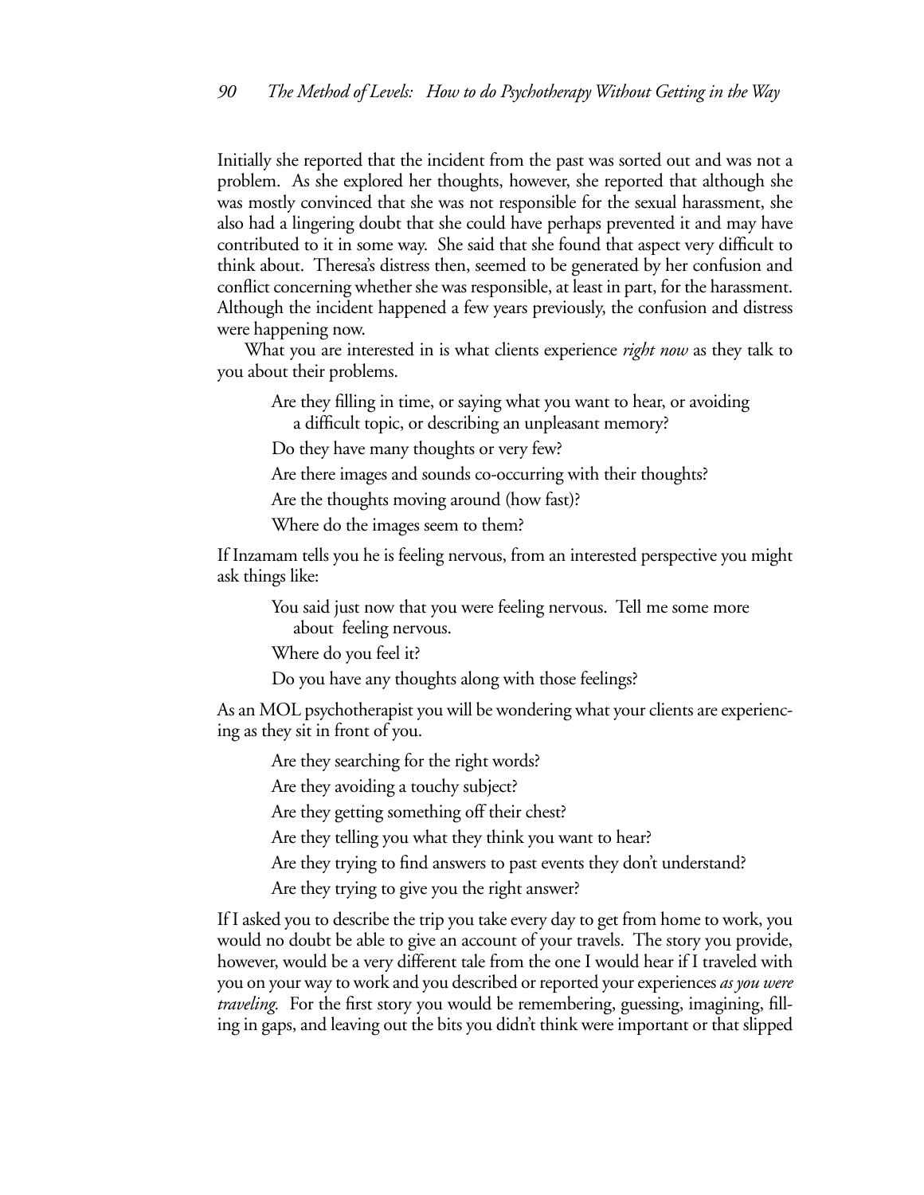Initially she reported that the incident from the past was sorted out and was not a problem. As she explored her thoughts, however, she reported that although she was mostly convinced that she was not responsible for the sexual harassment, she also had a lingering doubt that she could have perhaps prevented it and may have contributed to it in some way. She said that she found that aspect very difficult to think about. Theresa's distress then, seemed to be generated by her confusion and conflict concerning whether she was responsible, at least in part, for the harassment. Although the incident happened a few years previously, the confusion and distress were happening now.

What you are interested in is what clients experience *right now* as they talk to you about their problems.

> Are they filling in time, or saying what you want to hear, or avoiding a difficult topic, or describing an unpleasant memory?
>
> Do they have many thoughts or very few?
>
> Are there images and sounds co-occurring with their thoughts?
>
> Are the thoughts moving around (how fast)?
>
> Where do the images seem to them?

If Inzamam tells you he is feeling nervous, from an interested perspective you might ask things like:

> You said just now that you were feeling nervous. Tell me some more about feeling nervous.
>
> Where do you feel it?
>
> Do you have any thoughts along with those feelings?

As an MOL psychotherapist you will be wondering what your clients are experiencing as they sit in front of you.

> Are they searching for the right words?
>
> Are they avoiding a touchy subject?
>
> Are they getting something off their chest?
>
> Are they telling you what they think you want to hear?
>
> Are they trying to find answers to past events they don't understand?
>
> Are they trying to give you the right answer?

If I asked you to describe the trip you take every day to get from home to work, you would no doubt be able to give an account of your travels. The story you provide, however, would be a very different tale from the one I would hear if I traveled with you on your way to work and you described or reported your experiences *as you were traveling*. For the first story you would be remembering, guessing, imagining, filling in gaps, and leaving out the bits you didn't think were important or that slipped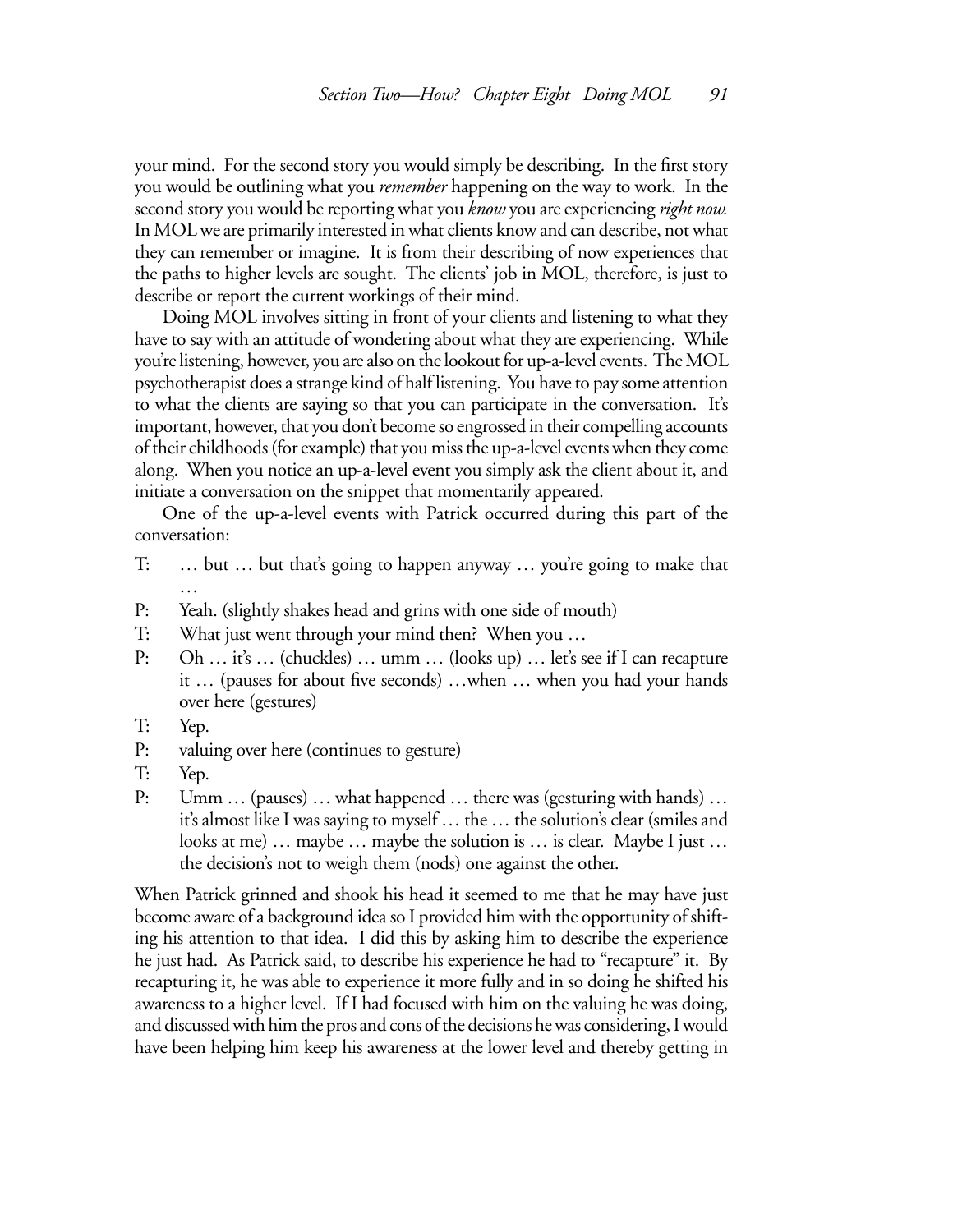your mind. For the second story you would simply be describing. In the first story you would be outlining what you *remember* happening on the way to work. In the second story you would be reporting what you *know* you are experiencing *right now.* In MOL we are primarily interested in what clients know and can describe, not what they can remember or imagine. It is from their describing of now experiences that the paths to higher levels are sought. The clients' job in MOL, therefore, is just to describe or report the current workings of their mind.

Doing MOL involves sitting in front of your clients and listening to what they have to say with an attitude of wondering about what they are experiencing. While you're listening, however, you are also on the lookout for up-a-level events. The MOL psychotherapist does a strange kind of half listening. You have to pay some attention to what the clients are saying so that you can participate in the conversation. It's important, however, that you don't become so engrossed in their compelling accounts of their childhoods (for example) that you miss the up-a-level events when they come along. When you notice an up-a-level event you simply ask the client about it, and initiate a conversation on the snippet that momentarily appeared.

One of the up-a-level events with Patrick occurred during this part of the conversation:

T: … but … but that's going to happen anyway … you're going to make that …

P: Yeah. (slightly shakes head and grins with one side of mouth)

T: What just went through your mind then? When you …

P: Oh … it's … (chuckles) … umm … (looks up) … let's see if I can recapture it … (pauses for about five seconds) …when … when you had your hands over here (gestures)

T: Yep.

P: valuing over here (continues to gesture)

T: Yep.

P: Umm … (pauses) … what happened … there was (gesturing with hands) … it's almost like I was saying to myself … the … the solution's clear (smiles and looks at me) … maybe … maybe the solution is … is clear. Maybe I just … the decision's not to weigh them (nods) one against the other.

When Patrick grinned and shook his head it seemed to me that he may have just become aware of a background idea so I provided him with the opportunity of shifting his attention to that idea. I did this by asking him to describe the experience he just had. As Patrick said, to describe his experience he had to "recapture" it. By recapturing it, he was able to experience it more fully and in so doing he shifted his awareness to a higher level. If I had focused with him on the valuing he was doing, and discussed with him the pros and cons of the decisions he was considering, I would have been helping him keep his awareness at the lower level and thereby getting in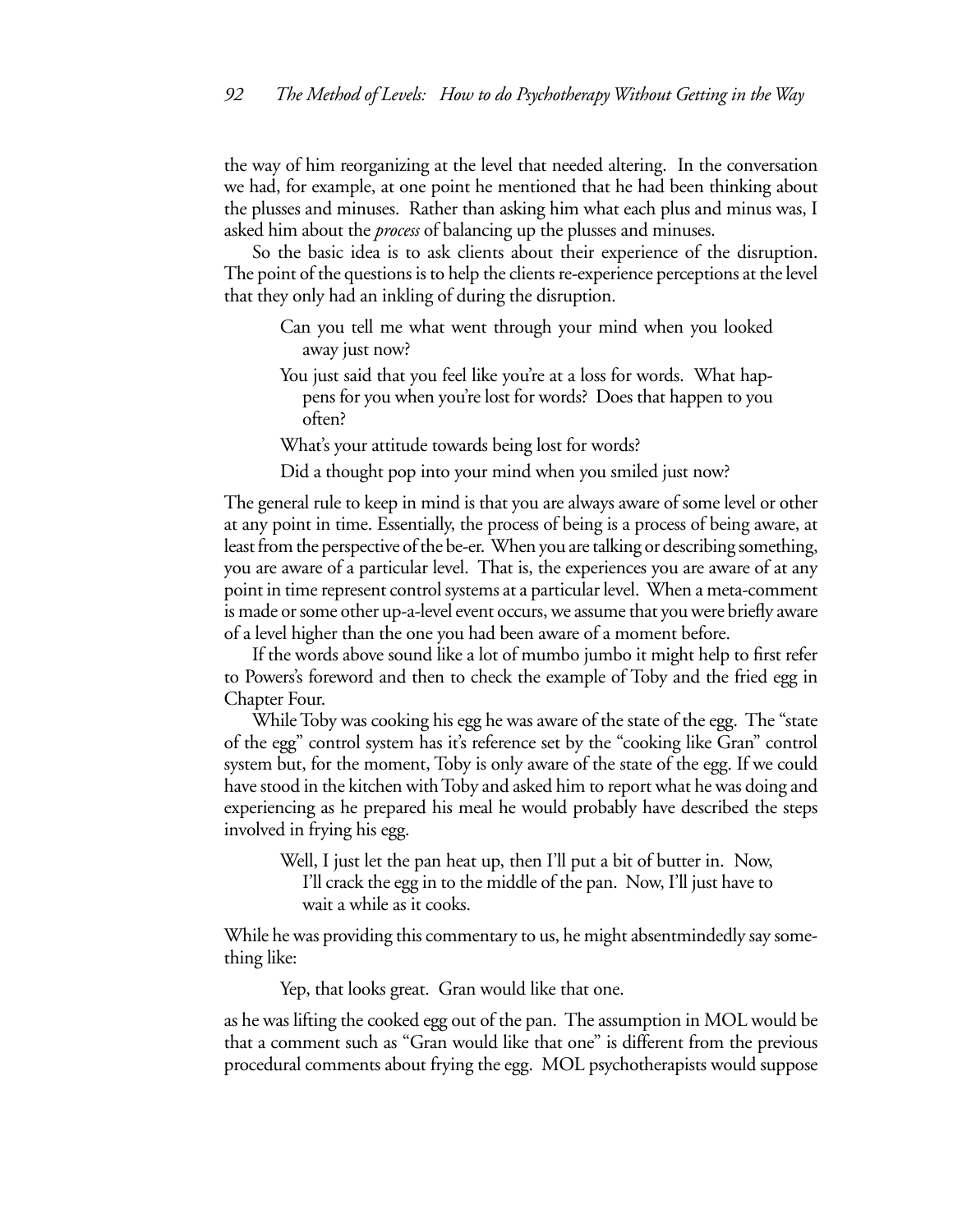the way of him reorganizing at the level that needed altering. In the conversation we had, for example, at one point he mentioned that he had been thinking about the plusses and minuses. Rather than asking him what each plus and minus was, I asked him about the *process* of balancing up the plusses and minuses.

So the basic idea is to ask clients about their experience of the disruption. The point of the questions is to help the clients re-experience perceptions at the level that they only had an inkling of during the disruption.

> Can you tell me what went through your mind when you looked away just now?
>
> You just said that you feel like you're at a loss for words. What happens for you when you're lost for words? Does that happen to you often?
>
> What's your attitude towards being lost for words?
>
> Did a thought pop into your mind when you smiled just now?

The general rule to keep in mind is that you are always aware of some level or other at any point in time. Essentially, the process of being is a process of being aware, at least from the perspective of the be-er. When you are talking or describing something, you are aware of a particular level. That is, the experiences you are aware of at any point in time represent control systems at a particular level. When a meta-comment is made or some other up-a-level event occurs, we assume that you were briefly aware of a level higher than the one you had been aware of a moment before.

If the words above sound like a lot of mumbo jumbo it might help to first refer to Powers's foreword and then to check the example of Toby and the fried egg in Chapter Four.

While Toby was cooking his egg he was aware of the state of the egg. The "state of the egg" control system has it's reference set by the "cooking like Gran" control system but, for the moment, Toby is only aware of the state of the egg. If we could have stood in the kitchen with Toby and asked him to report what he was doing and experiencing as he prepared his meal he would probably have described the steps involved in frying his egg.

> Well, I just let the pan heat up, then I'll put a bit of butter in. Now, I'll crack the egg in to the middle of the pan. Now, I'll just have to wait a while as it cooks.

While he was providing this commentary to us, he might absentmindedly say something like:

> Yep, that looks great. Gran would like that one.

as he was lifting the cooked egg out of the pan. The assumption in MOL would be that a comment such as "Gran would like that one" is different from the previous procedural comments about frying the egg. MOL psychotherapists would suppose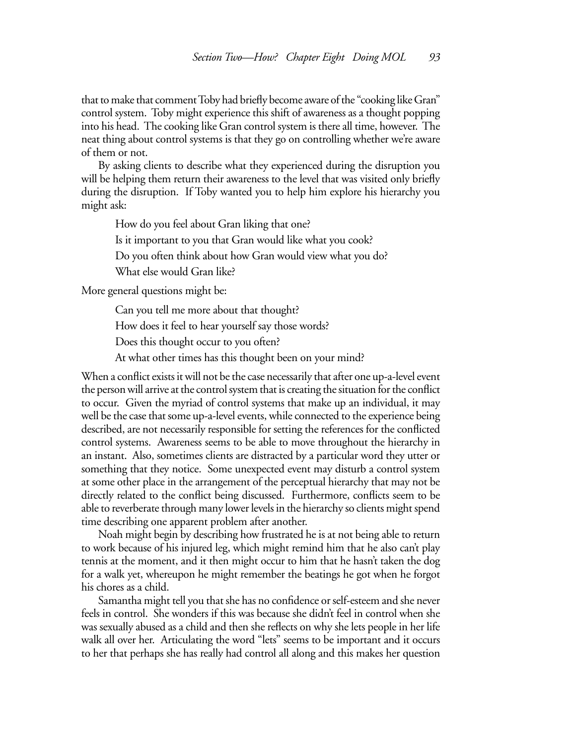that to make that comment Toby had briefly become aware of the "cooking like Gran" control system. Toby might experience this shift of awareness as a thought popping into his head. The cooking like Gran control system is there all time, however. The neat thing about control systems is that they go on controlling whether we're aware of them or not.

By asking clients to describe what they experienced during the disruption you will be helping them return their awareness to the level that was visited only briefly during the disruption. If Toby wanted you to help him explore his hierarchy you might ask:

> How do you feel about Gran liking that one?
>
> Is it important to you that Gran would like what you cook?
>
> Do you often think about how Gran would view what you do?
>
> What else would Gran like?

More general questions might be:

> Can you tell me more about that thought?
>
> How does it feel to hear yourself say those words?
>
> Does this thought occur to you often?
>
> At what other times has this thought been on your mind?

When a conflict exists it will not be the case necessarily that after one up-a-level event the person will arrive at the control system that is creating the situation for the conflict to occur. Given the myriad of control systems that make up an individual, it may well be the case that some up-a-level events, while connected to the experience being described, are not necessarily responsible for setting the references for the conflicted control systems. Awareness seems to be able to move throughout the hierarchy in an instant. Also, sometimes clients are distracted by a particular word they utter or something that they notice. Some unexpected event may disturb a control system at some other place in the arrangement of the perceptual hierarchy that may not be directly related to the conflict being discussed. Furthermore, conflicts seem to be able to reverberate through many lower levels in the hierarchy so clients might spend time describing one apparent problem after another.

Noah might begin by describing how frustrated he is at not being able to return to work because of his injured leg, which might remind him that he also can't play tennis at the moment, and it then might occur to him that he hasn't taken the dog for a walk yet, whereupon he might remember the beatings he got when he forgot his chores as a child.

Samantha might tell you that she has no confidence or self-esteem and she never feels in control. She wonders if this was because she didn't feel in control when she was sexually abused as a child and then she reflects on why she lets people in her life walk all over her. Articulating the word "lets" seems to be important and it occurs to her that perhaps she has really had control all along and this makes her question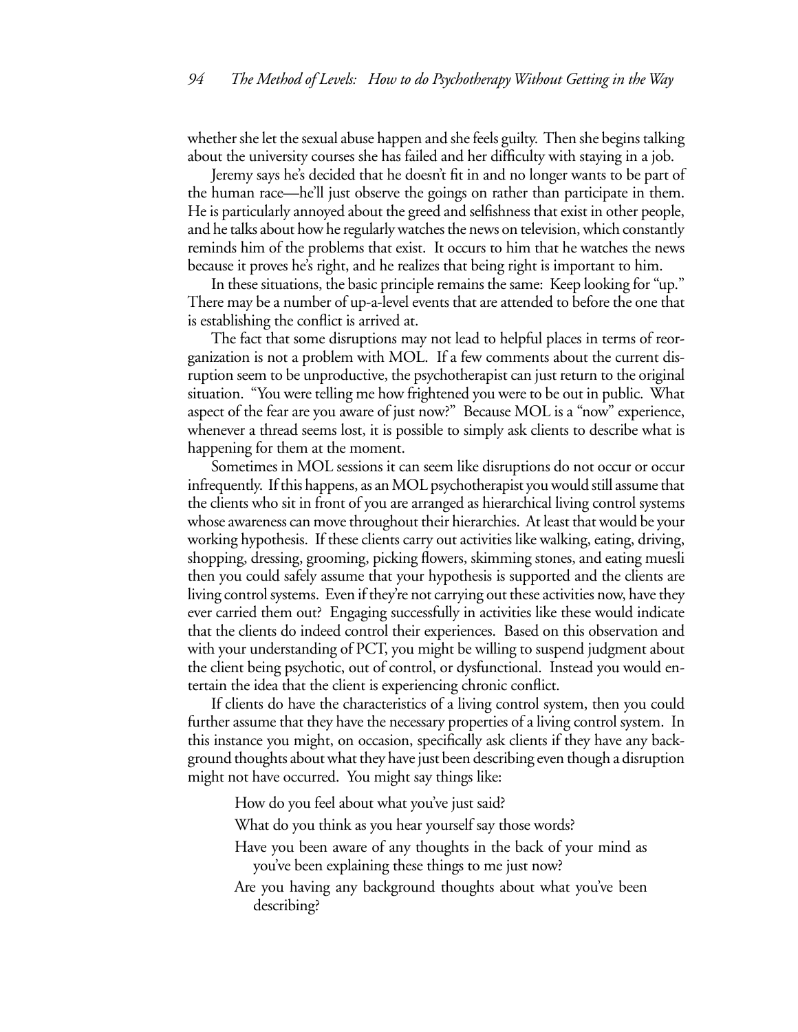whether she let the sexual abuse happen and she feels guilty. Then she begins talking about the university courses she has failed and her difficulty with staying in a job.

Jeremy says he's decided that he doesn't fit in and no longer wants to be part of the human race—he'll just observe the goings on rather than participate in them. He is particularly annoyed about the greed and selfishness that exist in other people, and he talks about how he regularly watches the news on television, which constantly reminds him of the problems that exist. It occurs to him that he watches the news because it proves he's right, and he realizes that being right is important to him.

In these situations, the basic principle remains the same: Keep looking for "up." There may be a number of up-a-level events that are attended to before the one that is establishing the conflict is arrived at.

The fact that some disruptions may not lead to helpful places in terms of reorganization is not a problem with MOL. If a few comments about the current disruption seem to be unproductive, the psychotherapist can just return to the original situation. "You were telling me how frightened you were to be out in public. What aspect of the fear are you aware of just now?" Because MOL is a "now" experience, whenever a thread seems lost, it is possible to simply ask clients to describe what is happening for them at the moment.

Sometimes in MOL sessions it can seem like disruptions do not occur or occur infrequently. If this happens, as an MOL psychotherapist you would still assume that the clients who sit in front of you are arranged as hierarchical living control systems whose awareness can move throughout their hierarchies. At least that would be your working hypothesis. If these clients carry out activities like walking, eating, driving, shopping, dressing, grooming, picking flowers, skimming stones, and eating muesli then you could safely assume that your hypothesis is supported and the clients are living control systems. Even if they're not carrying out these activities now, have they ever carried them out? Engaging successfully in activities like these would indicate that the clients do indeed control their experiences. Based on this observation and with your understanding of PCT, you might be willing to suspend judgment about the client being psychotic, out of control, or dysfunctional. Instead you would entertain the idea that the client is experiencing chronic conflict.

If clients do have the characteristics of a living control system, then you could further assume that they have the necessary properties of a living control system. In this instance you might, on occasion, specifically ask clients if they have any background thoughts about what they have just been describing even though a disruption might not have occurred. You might say things like:

> How do you feel about what you've just said?
>
> What do you think as you hear yourself say those words?
>
> Have you been aware of any thoughts in the back of your mind as you've been explaining these things to me just now?
>
> Are you having any background thoughts about what you've been describing?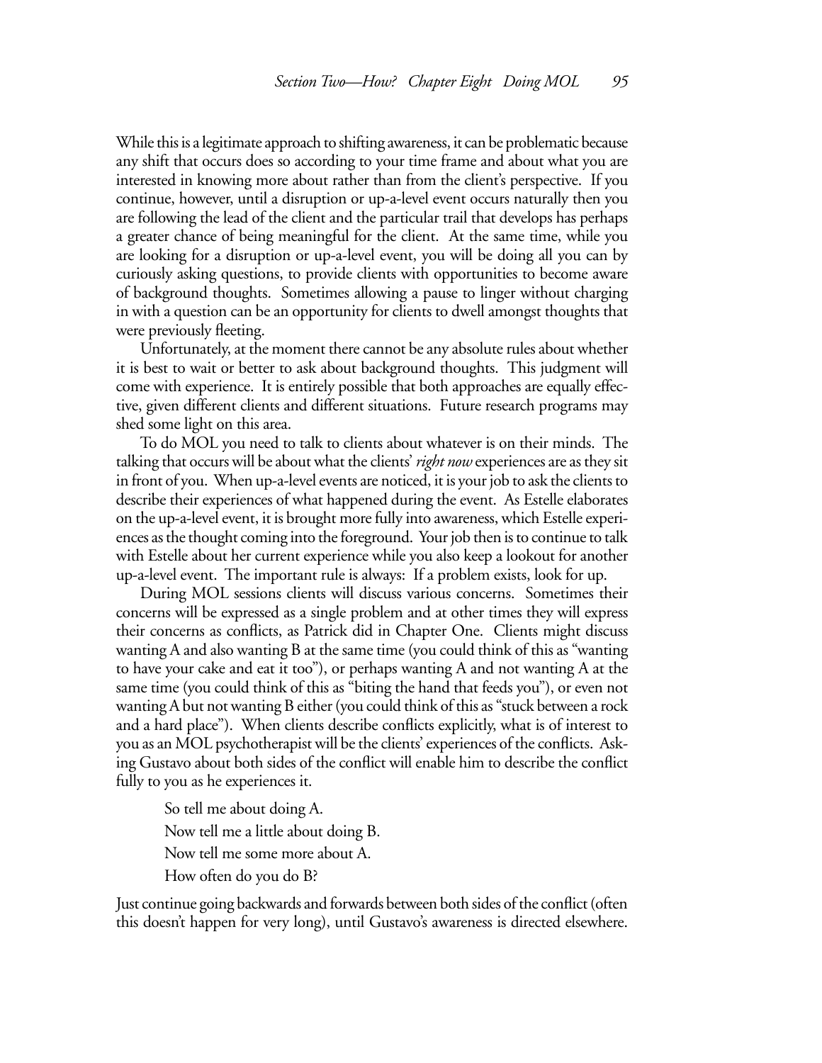While this is a legitimate approach to shifting awareness, it can be problematic because any shift that occurs does so according to your time frame and about what you are interested in knowing more about rather than from the client's perspective. If you continue, however, until a disruption or up-a-level event occurs naturally then you are following the lead of the client and the particular trail that develops has perhaps a greater chance of being meaningful for the client. At the same time, while you are looking for a disruption or up-a-level event, you will be doing all you can by curiously asking questions, to provide clients with opportunities to become aware of background thoughts. Sometimes allowing a pause to linger without charging in with a question can be an opportunity for clients to dwell amongst thoughts that were previously fleeting.

Unfortunately, at the moment there cannot be any absolute rules about whether it is best to wait or better to ask about background thoughts. This judgment will come with experience. It is entirely possible that both approaches are equally effective, given different clients and different situations. Future research programs may shed some light on this area.

To do MOL you need to talk to clients about whatever is on their minds. The talking that occurs will be about what the clients' *right now* experiences are as they sit in front of you. When up-a-level events are noticed, it is your job to ask the clients to describe their experiences of what happened during the event. As Estelle elaborates on the up-a-level event, it is brought more fully into awareness, which Estelle experiences as the thought coming into the foreground. Your job then is to continue to talk with Estelle about her current experience while you also keep a lookout for another up-a-level event. The important rule is always: If a problem exists, look for up.

During MOL sessions clients will discuss various concerns. Sometimes their concerns will be expressed as a single problem and at other times they will express their concerns as conflicts, as Patrick did in Chapter One. Clients might discuss wanting A and also wanting B at the same time (you could think of this as "wanting to have your cake and eat it too"), or perhaps wanting A and not wanting A at the same time (you could think of this as "biting the hand that feeds you"), or even not wanting A but not wanting B either (you could think of this as "stuck between a rock and a hard place"). When clients describe conflicts explicitly, what is of interest to you as an MOL psychotherapist will be the clients' experiences of the conflicts. Asking Gustavo about both sides of the conflict will enable him to describe the conflict fully to you as he experiences it.

> So tell me about doing A.
>
> Now tell me a little about doing B.
>
> Now tell me some more about A.
>
> How often do you do B?

Just continue going backwards and forwards between both sides of the conflict (often this doesn't happen for very long), until Gustavo's awareness is directed elsewhere.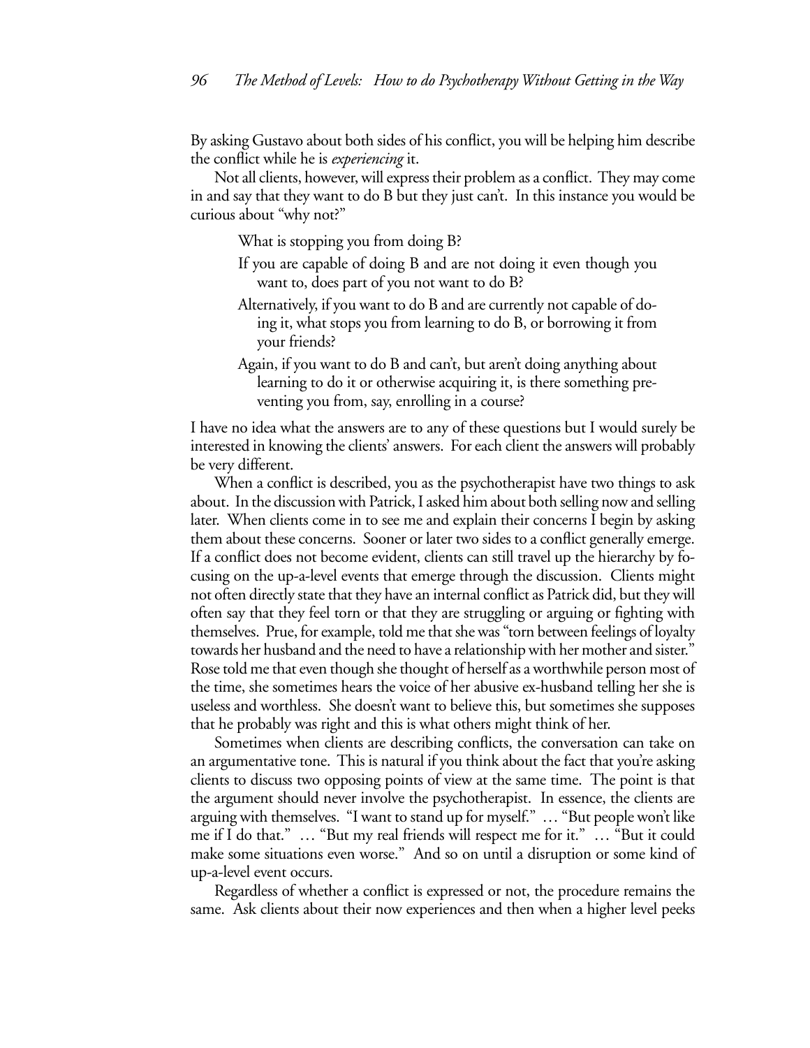By asking Gustavo about both sides of his conflict, you will be helping him describe the conflict while he is *experiencing* it.

Not all clients, however, will express their problem as a conflict. They may come in and say that they want to do B but they just can't. In this instance you would be curious about "why not?"

> What is stopping you from doing B?
>
> If you are capable of doing B and are not doing it even though you want to, does part of you not want to do B?
>
> Alternatively, if you want to do B and are currently not capable of doing it, what stops you from learning to do B, or borrowing it from your friends?
>
> Again, if you want to do B and can't, but aren't doing anything about learning to do it or otherwise acquiring it, is there something preventing you from, say, enrolling in a course?

I have no idea what the answers are to any of these questions but I would surely be interested in knowing the clients' answers. For each client the answers will probably be very different.

When a conflict is described, you as the psychotherapist have two things to ask about. In the discussion with Patrick, I asked him about both selling now and selling later. When clients come in to see me and explain their concerns I begin by asking them about these concerns. Sooner or later two sides to a conflict generally emerge. If a conflict does not become evident, clients can still travel up the hierarchy by focusing on the up-a-level events that emerge through the discussion. Clients might not often directly state that they have an internal conflict as Patrick did, but they will often say that they feel torn or that they are struggling or arguing or fighting with themselves. Prue, for example, told me that she was "torn between feelings of loyalty towards her husband and the need to have a relationship with her mother and sister." Rose told me that even though she thought of herself as a worthwhile person most of the time, she sometimes hears the voice of her abusive ex-husband telling her she is useless and worthless. She doesn't want to believe this, but sometimes she supposes that he probably was right and this is what others might think of her.

Sometimes when clients are describing conflicts, the conversation can take on an argumentative tone. This is natural if you think about the fact that you're asking clients to discuss two opposing points of view at the same time. The point is that the argument should never involve the psychotherapist. In essence, the clients are arguing with themselves. "I want to stand up for myself." … "But people won't like me if I do that." … "But my real friends will respect me for it." … "But it could make some situations even worse." And so on until a disruption or some kind of up-a-level event occurs.

Regardless of whether a conflict is expressed or not, the procedure remains the same. Ask clients about their now experiences and then when a higher level peeks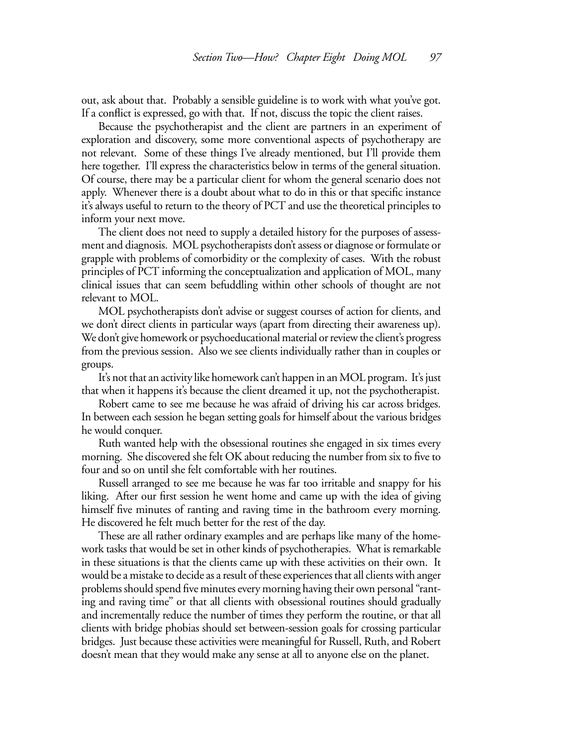out, ask about that. Probably a sensible guideline is to work with what you've got. If a conflict is expressed, go with that. If not, discuss the topic the client raises.

Because the psychotherapist and the client are partners in an experiment of exploration and discovery, some more conventional aspects of psychotherapy are not relevant. Some of these things I've already mentioned, but I'll provide them here together. I'll express the characteristics below in terms of the general situation. Of course, there may be a particular client for whom the general scenario does not apply. Whenever there is a doubt about what to do in this or that specific instance it's always useful to return to the theory of PCT and use the theoretical principles to inform your next move.

The client does not need to supply a detailed history for the purposes of assessment and diagnosis. MOL psychotherapists don't assess or diagnose or formulate or grapple with problems of comorbidity or the complexity of cases. With the robust principles of PCT informing the conceptualization and application of MOL, many clinical issues that can seem befuddling within other schools of thought are not relevant to MOL.

MOL psychotherapists don't advise or suggest courses of action for clients, and we don't direct clients in particular ways (apart from directing their awareness up). We don't give homework or psychoeducational material or review the client's progress from the previous session. Also we see clients individually rather than in couples or groups.

It's not that an activity like homework can't happen in an MOL program. It's just that when it happens it's because the client dreamed it up, not the psychotherapist.

Robert came to see me because he was afraid of driving his car across bridges. In between each session he began setting goals for himself about the various bridges he would conquer.

Ruth wanted help with the obsessional routines she engaged in six times every morning. She discovered she felt OK about reducing the number from six to five to four and so on until she felt comfortable with her routines.

Russell arranged to see me because he was far too irritable and snappy for his liking. After our first session he went home and came up with the idea of giving himself five minutes of ranting and raving time in the bathroom every morning. He discovered he felt much better for the rest of the day.

These are all rather ordinary examples and are perhaps like many of the homework tasks that would be set in other kinds of psychotherapies. What is remarkable in these situations is that the clients came up with these activities on their own. It would be a mistake to decide as a result of these experiences that all clients with anger problems should spend five minutes every morning having their own personal "ranting and raving time" or that all clients with obsessional routines should gradually and incrementally reduce the number of times they perform the routine, or that all clients with bridge phobias should set between-session goals for crossing particular bridges. Just because these activities were meaningful for Russell, Ruth, and Robert doesn't mean that they would make any sense at all to anyone else on the planet.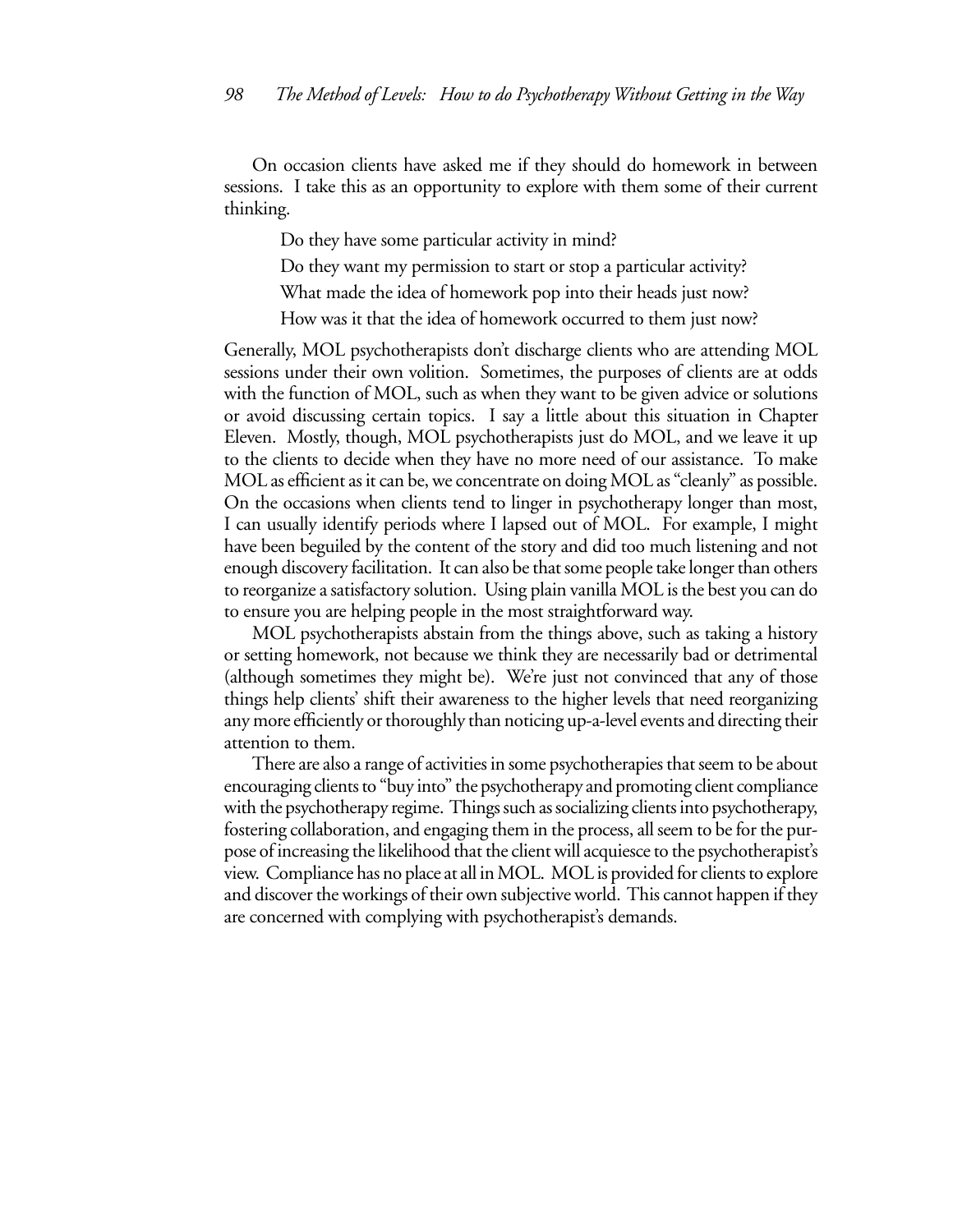On occasion clients have asked me if they should do homework in between sessions. I take this as an opportunity to explore with them some of their current thinking.

> Do they have some particular activity in mind?
>
> Do they want my permission to start or stop a particular activity?
>
> What made the idea of homework pop into their heads just now?
>
> How was it that the idea of homework occurred to them just now?

Generally, MOL psychotherapists don't discharge clients who are attending MOL sessions under their own volition. Sometimes, the purposes of clients are at odds with the function of MOL, such as when they want to be given advice or solutions or avoid discussing certain topics. I say a little about this situation in Chapter Eleven. Mostly, though, MOL psychotherapists just do MOL, and we leave it up to the clients to decide when they have no more need of our assistance. To make MOL as efficient as it can be, we concentrate on doing MOL as "cleanly" as possible. On the occasions when clients tend to linger in psychotherapy longer than most, I can usually identify periods where I lapsed out of MOL. For example, I might have been beguiled by the content of the story and did too much listening and not enough discovery facilitation. It can also be that some people take longer than others to reorganize a satisfactory solution. Using plain vanilla MOL is the best you can do to ensure you are helping people in the most straightforward way.

MOL psychotherapists abstain from the things above, such as taking a history or setting homework, not because we think they are necessarily bad or detrimental (although sometimes they might be). We're just not convinced that any of those things help clients' shift their awareness to the higher levels that need reorganizing any more efficiently or thoroughly than noticing up-a-level events and directing their attention to them.

There are also a range of activities in some psychotherapies that seem to be about encouraging clients to "buy into" the psychotherapy and promoting client compliance with the psychotherapy regime. Things such as socializing clients into psychotherapy, fostering collaboration, and engaging them in the process, all seem to be for the purpose of increasing the likelihood that the client will acquiesce to the psychotherapist's view. Compliance has no place at all in MOL. MOL is provided for clients to explore and discover the workings of their own subjective world. This cannot happen if they are concerned with complying with psychotherapist's demands.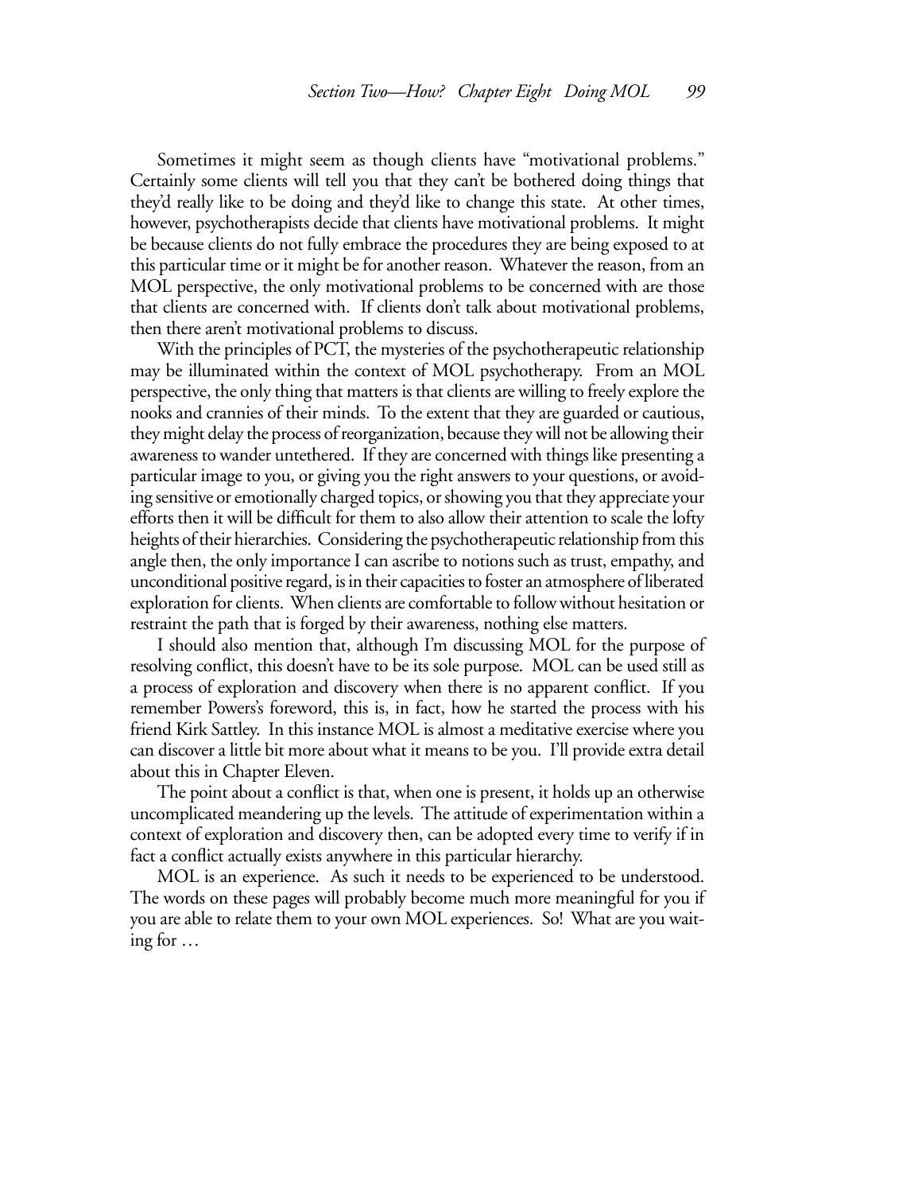Sometimes it might seem as though clients have "motivational problems." Certainly some clients will tell you that they can't be bothered doing things that they'd really like to be doing and they'd like to change this state. At other times, however, psychotherapists decide that clients have motivational problems. It might be because clients do not fully embrace the procedures they are being exposed to at this particular time or it might be for another reason. Whatever the reason, from an MOL perspective, the only motivational problems to be concerned with are those that clients are concerned with. If clients don't talk about motivational problems, then there aren't motivational problems to discuss.

With the principles of PCT, the mysteries of the psychotherapeutic relationship may be illuminated within the context of MOL psychotherapy. From an MOL perspective, the only thing that matters is that clients are willing to freely explore the nooks and crannies of their minds. To the extent that they are guarded or cautious, they might delay the process of reorganization, because they will not be allowing their awareness to wander untethered. If they are concerned with things like presenting a particular image to you, or giving you the right answers to your questions, or avoiding sensitive or emotionally charged topics, or showing you that they appreciate your efforts then it will be difficult for them to also allow their attention to scale the lofty heights of their hierarchies. Considering the psychotherapeutic relationship from this angle then, the only importance I can ascribe to notions such as trust, empathy, and unconditional positive regard, is in their capacities to foster an atmosphere of liberated exploration for clients. When clients are comfortable to follow without hesitation or restraint the path that is forged by their awareness, nothing else matters.

I should also mention that, although I'm discussing MOL for the purpose of resolving conflict, this doesn't have to be its sole purpose. MOL can be used still as a process of exploration and discovery when there is no apparent conflict. If you remember Powers's foreword, this is, in fact, how he started the process with his friend Kirk Sattley. In this instance MOL is almost a meditative exercise where you can discover a little bit more about what it means to be you. I'll provide extra detail about this in Chapter Eleven.

The point about a conflict is that, when one is present, it holds up an otherwise uncomplicated meandering up the levels. The attitude of experimentation within a context of exploration and discovery then, can be adopted every time to verify if in fact a conflict actually exists anywhere in this particular hierarchy.

MOL is an experience. As such it needs to be experienced to be understood. The words on these pages will probably become much more meaningful for you if you are able to relate them to your own MOL experiences. So! What are you waiting for …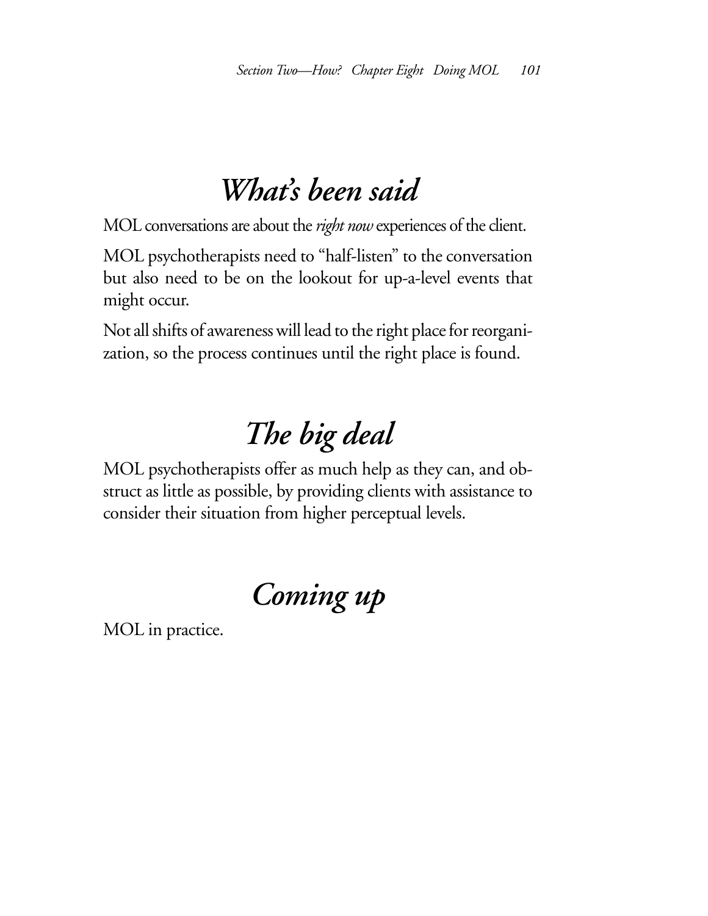## *What's been said*

MOL conversations are about the *right now* experiences of the client.

MOL psychotherapists need to "half-listen" to the conversation but also need to be on the lookout for up-a-level events that might occur.

Not all shifts of awareness will lead to the right place for reorganization, so the process continues until the right place is found.

## *The big deal*

MOL psychotherapists offer as much help as they can, and obstruct as little as possible, by providing clients with assistance to consider their situation from higher perceptual levels.

## *Coming up*

MOL in practice.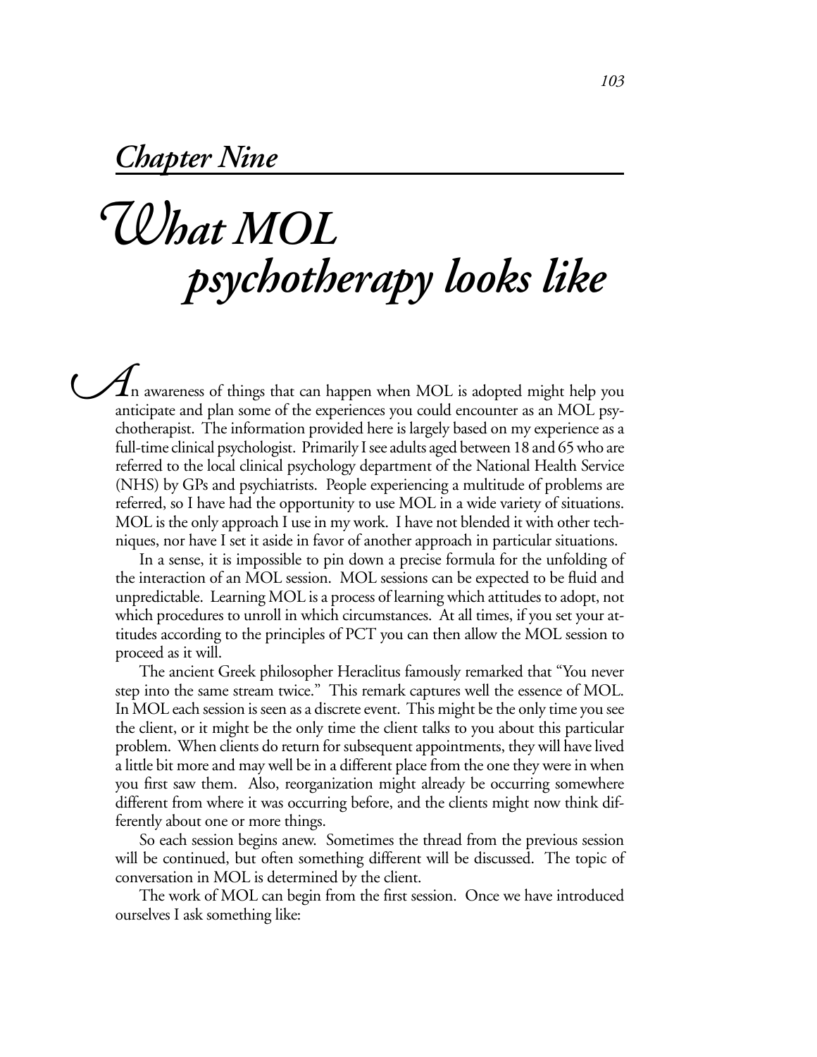## Chapter Nine

# What MOL psychotherapy looks like

An awareness of things that can happen when MOL is adopted might help you anticipate and plan some of the experiences you could encounter as an MOL psychotherapist. The information provided here is largely based on my experience as a full-time clinical psychologist. Primarily I see adults aged between 18 and 65 who are referred to the local clinical psychology department of the National Health Service (NHS) by GPs and psychiatrists. People experiencing a multitude of problems are referred, so I have had the opportunity to use MOL in a wide variety of situations. MOL is the only approach I use in my work. I have not blended it with other techniques, nor have I set it aside in favor of another approach in particular situations.

In a sense, it is impossible to pin down a precise formula for the unfolding of the interaction of an MOL session. MOL sessions can be expected to be fluid and unpredictable. Learning MOL is a process of learning which attitudes to adopt, not which procedures to unroll in which circumstances. At all times, if you set your attitudes according to the principles of PCT you can then allow the MOL session to proceed as it will.

The ancient Greek philosopher Heraclitus famously remarked that "You never step into the same stream twice." This remark captures well the essence of MOL. In MOL each session is seen as a discrete event. This might be the only time you see the client, or it might be the only time the client talks to you about this particular problem. When clients do return for subsequent appointments, they will have lived a little bit more and may well be in a different place from the one they were in when you first saw them. Also, reorganization might already be occurring somewhere different from where it was occurring before, and the clients might now think differently about one or more things.

So each session begins anew. Sometimes the thread from the previous session will be continued, but often something different will be discussed. The topic of conversation in MOL is determined by the client.

The work of MOL can begin from the first session. Once we have introduced ourselves I ask something like: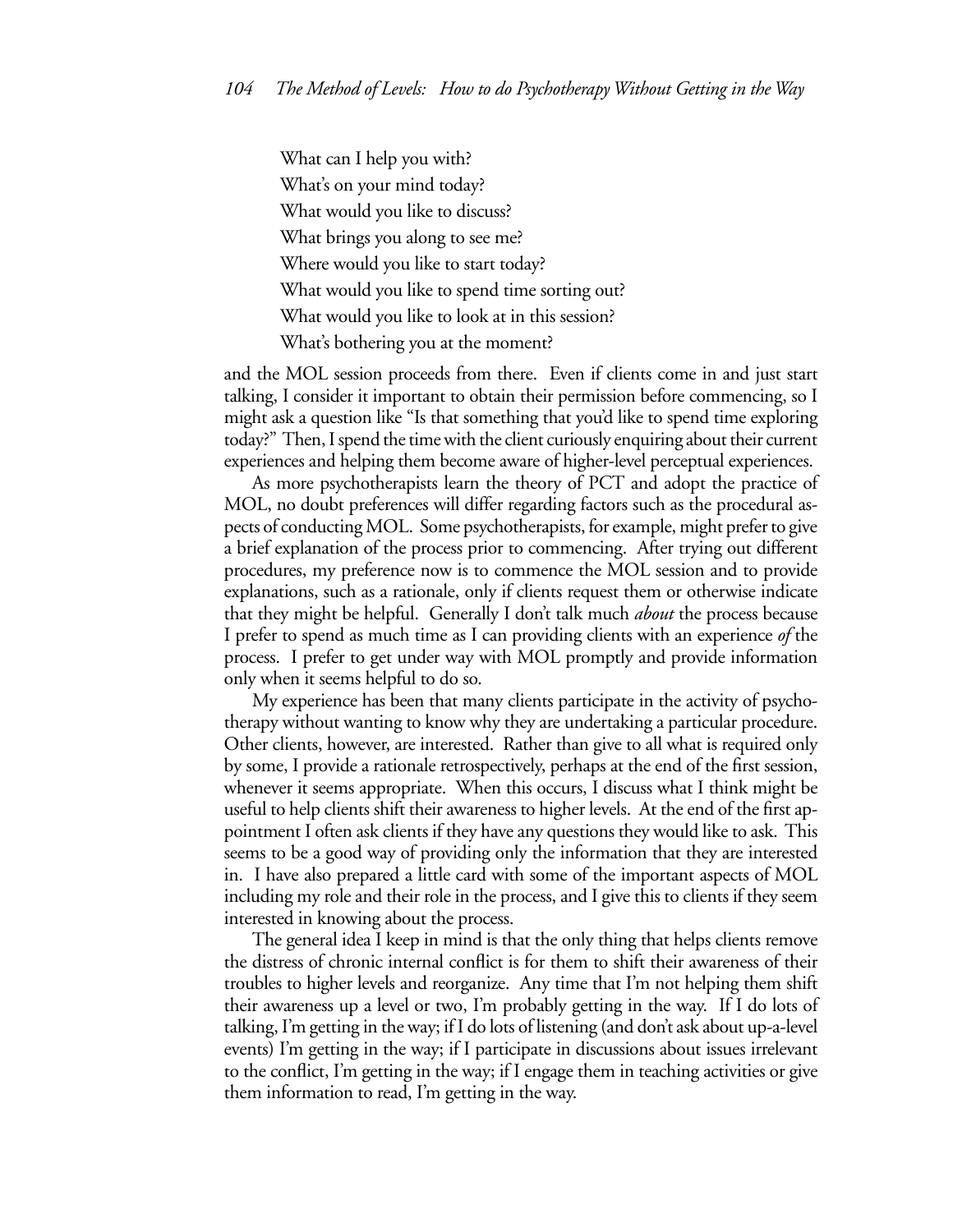What can I help you with?  
What's on your mind today?  
What would you like to discuss?  
What brings you along to see me?  
Where would you like to start today?  
What would you like to spend time sorting out?  
What would you like to look at in this session?  
What's bothering you at the moment?

and the MOL session proceeds from there. Even if clients come in and just start talking, I consider it important to obtain their permission before commencing, so I might ask a question like "Is that something that you'd like to spend time exploring today?" Then, I spend the time with the client curiously enquiring about their current experiences and helping them become aware of higher-level perceptual experiences.

As more psychotherapists learn the theory of PCT and adopt the practice of MOL, no doubt preferences will differ regarding factors such as the procedural aspects of conducting MOL. Some psychotherapists, for example, might prefer to give a brief explanation of the process prior to commencing. After trying out different procedures, my preference now is to commence the MOL session and to provide explanations, such as a rationale, only if clients request them or otherwise indicate that they might be helpful. Generally I don't talk much *about* the process because I prefer to spend as much time as I can providing clients with an experience *of* the process. I prefer to get under way with MOL promptly and provide information only when it seems helpful to do so.

My experience has been that many clients participate in the activity of psychotherapy without wanting to know why they are undertaking a particular procedure. Other clients, however, are interested. Rather than give to all what is required only by some, I provide a rationale retrospectively, perhaps at the end of the first session, whenever it seems appropriate. When this occurs, I discuss what I think might be useful to help clients shift their awareness to higher levels. At the end of the first appointment I often ask clients if they have any questions they would like to ask. This seems to be a good way of providing only the information that they are interested in. I have also prepared a little card with some of the important aspects of MOL including my role and their role in the process, and I give this to clients if they seem interested in knowing about the process.

The general idea I keep in mind is that the only thing that helps clients remove the distress of chronic internal conflict is for them to shift their awareness of their troubles to higher levels and reorganize. Any time that I'm not helping them shift their awareness up a level or two, I'm probably getting in the way. If I do lots of talking, I'm getting in the way; if I do lots of listening (and don't ask about up-a-level events) I'm getting in the way; if I participate in discussions about issues irrelevant to the conflict, I'm getting in the way; if I engage them in teaching activities or give them information to read, I'm getting in the way.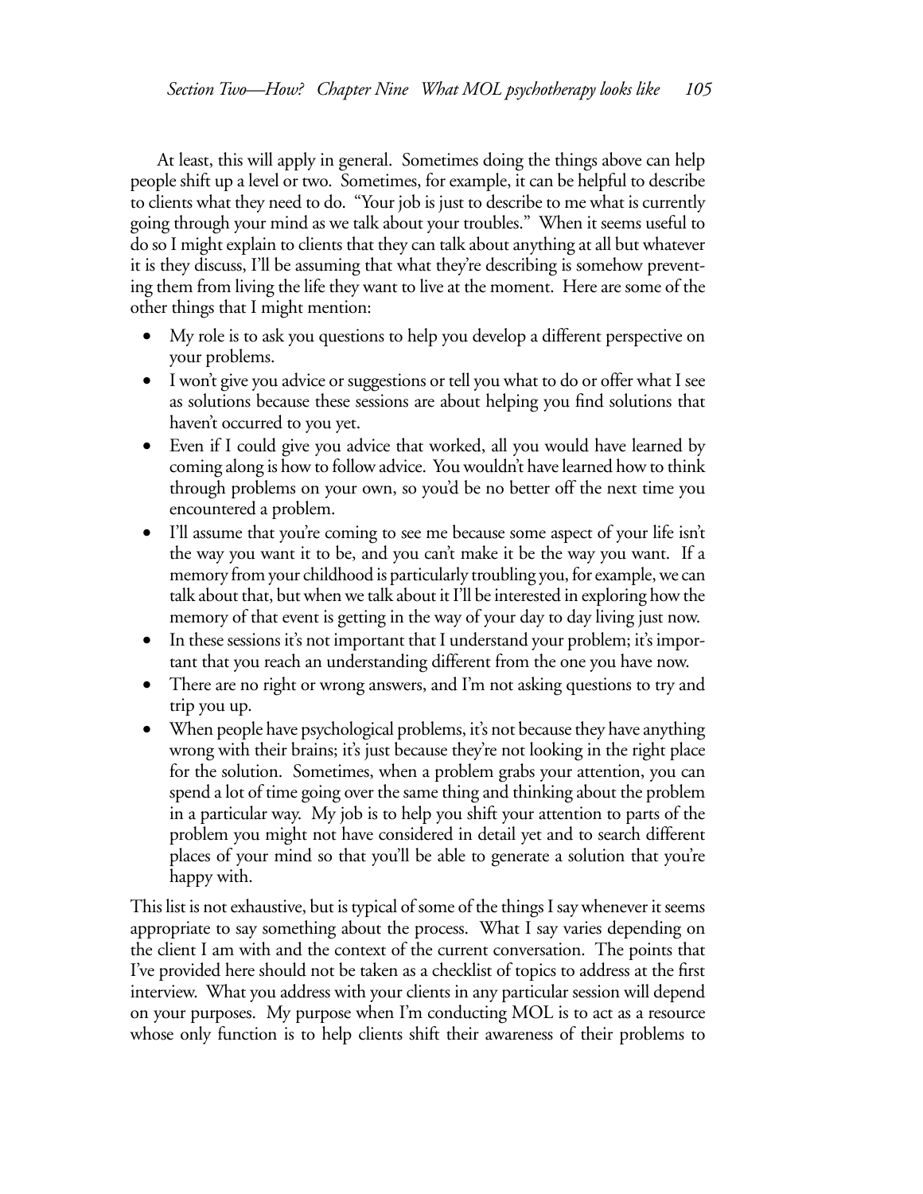At least, this will apply in general. Sometimes doing the things above can help people shift up a level or two. Sometimes, for example, it can be helpful to describe to clients what they need to do. "Your job is just to describe to me what is currently going through your mind as we talk about your troubles." When it seems useful to do so I might explain to clients that they can talk about anything at all but whatever it is they discuss, I'll be assuming that what they're describing is somehow preventing them from living the life they want to live at the moment. Here are some of the other things that I might mention:

- My role is to ask you questions to help you develop a different perspective on your problems.
- I won't give you advice or suggestions or tell you what to do or offer what I see as solutions because these sessions are about helping you find solutions that haven't occurred to you yet.
- Even if I could give you advice that worked, all you would have learned by coming along is how to follow advice. You wouldn't have learned how to think through problems on your own, so you'd be no better off the next time you encountered a problem.
- I'll assume that you're coming to see me because some aspect of your life isn't the way you want it to be, and you can't make it be the way you want. If a memory from your childhood is particularly troubling you, for example, we can talk about that, but when we talk about it I'll be interested in exploring how the memory of that event is getting in the way of your day to day living just now.
- In these sessions it's not important that I understand your problem; it's important that you reach an understanding different from the one you have now.
- There are no right or wrong answers, and I'm not asking questions to try and trip you up.
- When people have psychological problems, it's not because they have anything wrong with their brains; it's just because they're not looking in the right place for the solution. Sometimes, when a problem grabs your attention, you can spend a lot of time going over the same thing and thinking about the problem in a particular way. My job is to help you shift your attention to parts of the problem you might not have considered in detail yet and to search different places of your mind so that you'll be able to generate a solution that you're happy with.

This list is not exhaustive, but is typical of some of the things I say whenever it seems appropriate to say something about the process. What I say varies depending on the client I am with and the context of the current conversation. The points that I've provided here should not be taken as a checklist of topics to address at the first interview. What you address with your clients in any particular session will depend on your purposes. My purpose when I'm conducting MOL is to act as a resource whose only function is to help clients shift their awareness of their problems to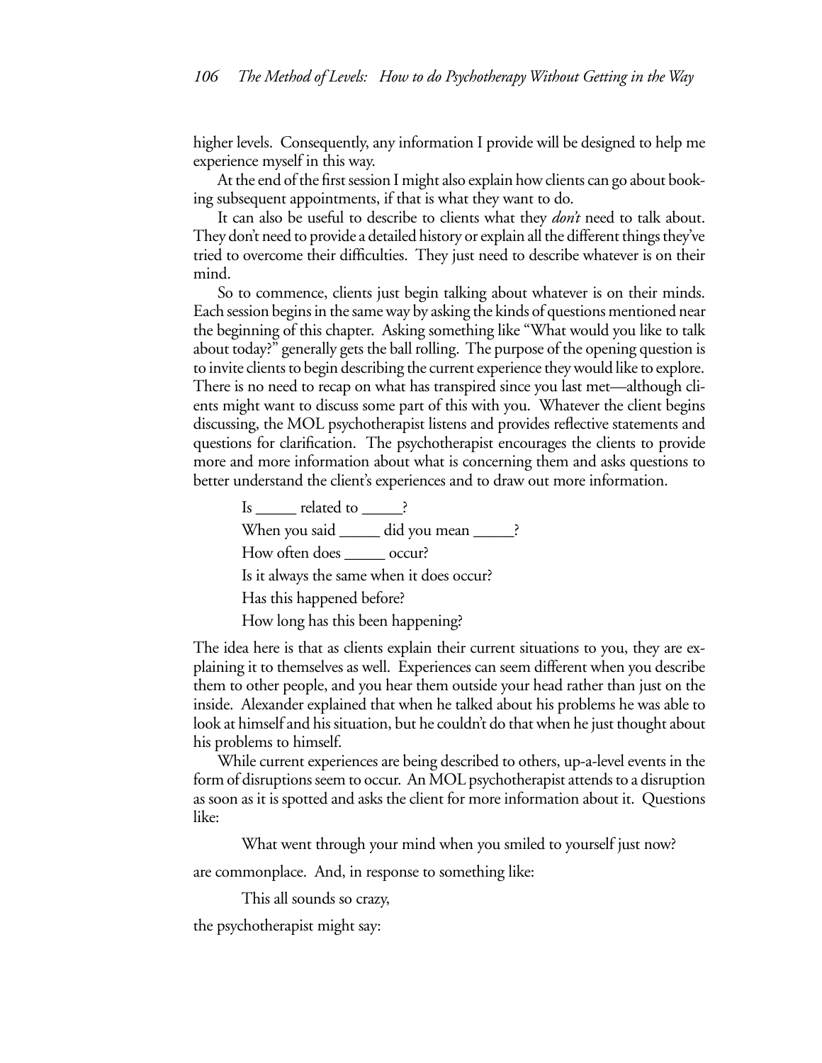higher levels. Consequently, any information I provide will be designed to help me experience myself in this way.

At the end of the first session I might also explain how clients can go about booking subsequent appointments, if that is what they want to do.

It can also be useful to describe to clients what they *don't* need to talk about. They don't need to provide a detailed history or explain all the different things they've tried to overcome their difficulties. They just need to describe whatever is on their mind.

So to commence, clients just begin talking about whatever is on their minds. Each session begins in the same way by asking the kinds of questions mentioned near the beginning of this chapter. Asking something like "What would you like to talk about today?" generally gets the ball rolling. The purpose of the opening question is to invite clients to begin describing the current experience they would like to explore. There is no need to recap on what has transpired since you last met—although clients might want to discuss some part of this with you. Whatever the client begins discussing, the MOL psychotherapist listens and provides reflective statements and questions for clarification. The psychotherapist encourages the clients to provide more and more information about what is concerning them and asks questions to better understand the client's experiences and to draw out more information.

> Is _____ related to _____?
>
> When you said _____ did you mean _____?
>
> How often does _____ occur?
>
> Is it always the same when it does occur?
>
> Has this happened before?
>
> How long has this been happening?

The idea here is that as clients explain their current situations to you, they are explaining it to themselves as well. Experiences can seem different when you describe them to other people, and you hear them outside your head rather than just on the inside. Alexander explained that when he talked about his problems he was able to look at himself and his situation, but he couldn't do that when he just thought about his problems to himself.

While current experiences are being described to others, up-a-level events in the form of disruptions seem to occur. An MOL psychotherapist attends to a disruption as soon as it is spotted and asks the client for more information about it. Questions like:

> What went through your mind when you smiled to yourself just now?

are commonplace. And, in response to something like:

> This all sounds so crazy,

the psychotherapist might say: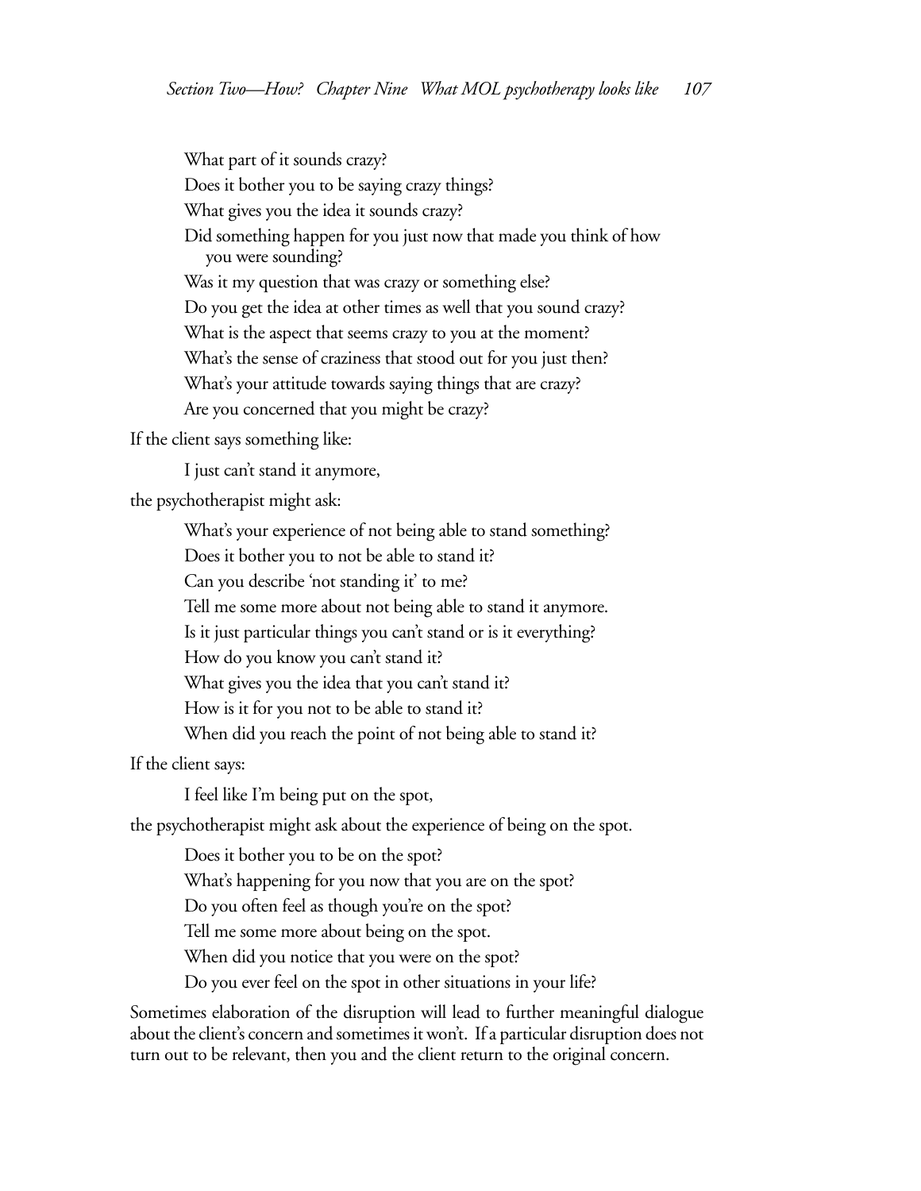What part of it sounds crazy?

Does it bother you to be saying crazy things?

What gives you the idea it sounds crazy?

Did something happen for you just now that made you think of how you were sounding?

Was it my question that was crazy or something else?

Do you get the idea at other times as well that you sound crazy?

What is the aspect that seems crazy to you at the moment?

What's the sense of craziness that stood out for you just then?

What's your attitude towards saying things that are crazy?

Are you concerned that you might be crazy?

If the client says something like:

I just can't stand it anymore,

the psychotherapist might ask:

What's your experience of not being able to stand something?

Does it bother you to not be able to stand it?

Can you describe 'not standing it' to me?

Tell me some more about not being able to stand it anymore.

Is it just particular things you can't stand or is it everything?

How do you know you can't stand it?

What gives you the idea that you can't stand it?

How is it for you not to be able to stand it?

When did you reach the point of not being able to stand it?

If the client says:

I feel like I'm being put on the spot,

the psychotherapist might ask about the experience of being on the spot.

Does it bother you to be on the spot?

What's happening for you now that you are on the spot?

Do you often feel as though you're on the spot?

Tell me some more about being on the spot.

When did you notice that you were on the spot?

Do you ever feel on the spot in other situations in your life?

Sometimes elaboration of the disruption will lead to further meaningful dialogue about the client's concern and sometimes it won't. If a particular disruption does not turn out to be relevant, then you and the client return to the original concern.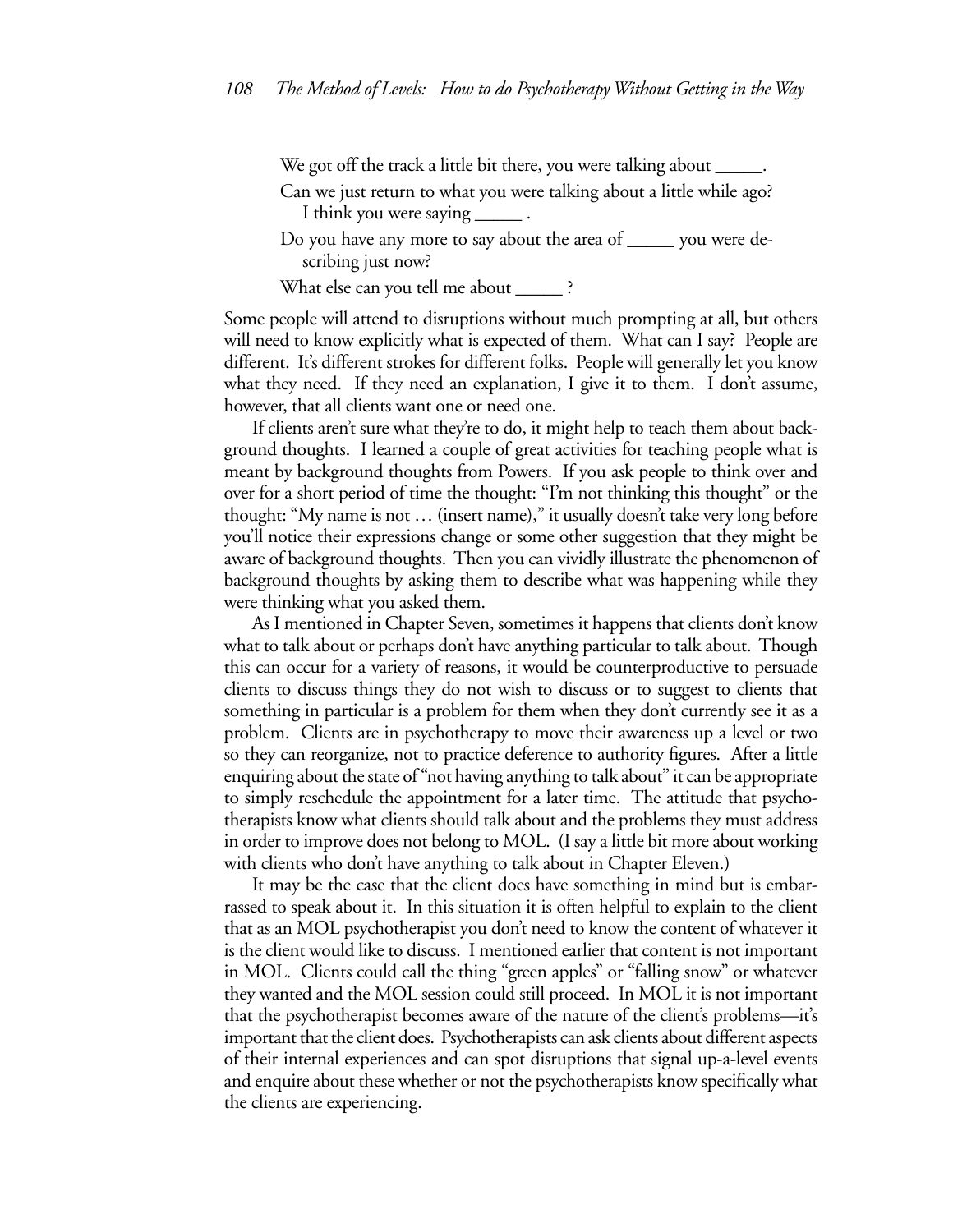We got off the track a little bit there, you were talking about _____.

Can we just return to what you were talking about a little while ago? I think you were saying _____ .

Do you have any more to say about the area of _____ you were describing just now?

What else can you tell me about _____ ?

Some people will attend to disruptions without much prompting at all, but others will need to know explicitly what is expected of them. What can I say? People are different. It's different strokes for different folks. People will generally let you know what they need. If they need an explanation, I give it to them. I don't assume, however, that all clients want one or need one.

If clients aren't sure what they're to do, it might help to teach them about background thoughts. I learned a couple of great activities for teaching people what is meant by background thoughts from Powers. If you ask people to think over and over for a short period of time the thought: "I'm not thinking this thought" or the thought: "My name is not … (insert name)," it usually doesn't take very long before you'll notice their expressions change or some other suggestion that they might be aware of background thoughts. Then you can vividly illustrate the phenomenon of background thoughts by asking them to describe what was happening while they were thinking what you asked them.

As I mentioned in Chapter Seven, sometimes it happens that clients don't know what to talk about or perhaps don't have anything particular to talk about. Though this can occur for a variety of reasons, it would be counterproductive to persuade clients to discuss things they do not wish to discuss or to suggest to clients that something in particular is a problem for them when they don't currently see it as a problem. Clients are in psychotherapy to move their awareness up a level or two so they can reorganize, not to practice deference to authority figures. After a little enquiring about the state of "not having anything to talk about" it can be appropriate to simply reschedule the appointment for a later time. The attitude that psychotherapists know what clients should talk about and the problems they must address in order to improve does not belong to MOL. (I say a little bit more about working with clients who don't have anything to talk about in Chapter Eleven.)

It may be the case that the client does have something in mind but is embarrassed to speak about it. In this situation it is often helpful to explain to the client that as an MOL psychotherapist you don't need to know the content of whatever it is the client would like to discuss. I mentioned earlier that content is not important in MOL. Clients could call the thing "green apples" or "falling snow" or whatever they wanted and the MOL session could still proceed. In MOL it is not important that the psychotherapist becomes aware of the nature of the client's problems—it's important that the client does. Psychotherapists can ask clients about different aspects of their internal experiences and can spot disruptions that signal up-a-level events and enquire about these whether or not the psychotherapists know specifically what the clients are experiencing.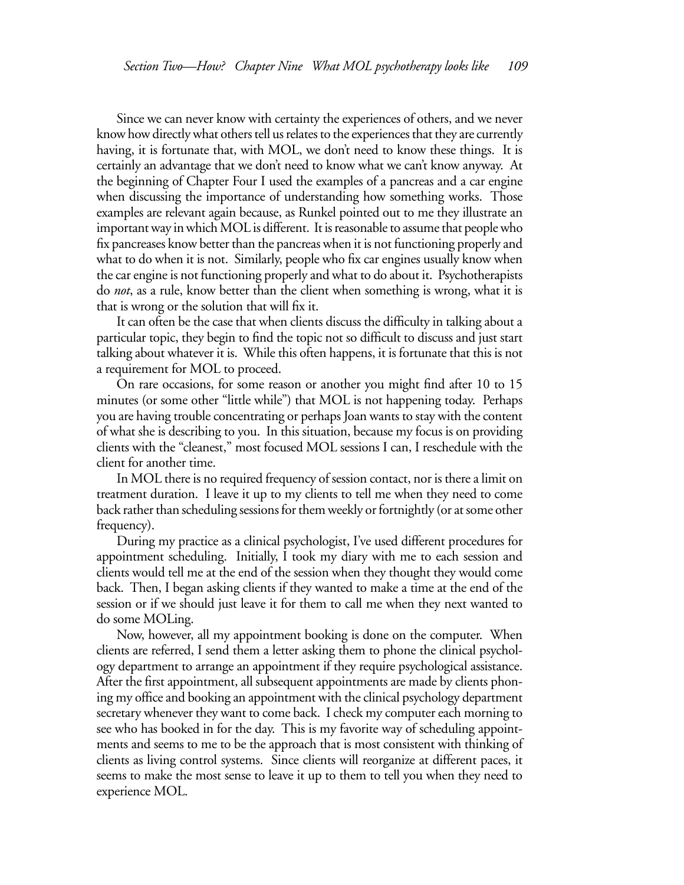Since we can never know with certainty the experiences of others, and we never know how directly what others tell us relates to the experiences that they are currently having, it is fortunate that, with MOL, we don't need to know these things. It is certainly an advantage that we don't need to know what we can't know anyway. At the beginning of Chapter Four I used the examples of a pancreas and a car engine when discussing the importance of understanding how something works. Those examples are relevant again because, as Runkel pointed out to me they illustrate an important way in which MOL is different. It is reasonable to assume that people who fix pancreases know better than the pancreas when it is not functioning properly and what to do when it is not. Similarly, people who fix car engines usually know when the car engine is not functioning properly and what to do about it. Psychotherapists do *not*, as a rule, know better than the client when something is wrong, what it is that is wrong or the solution that will fix it.

It can often be the case that when clients discuss the difficulty in talking about a particular topic, they begin to find the topic not so difficult to discuss and just start talking about whatever it is. While this often happens, it is fortunate that this is not a requirement for MOL to proceed.

On rare occasions, for some reason or another you might find after 10 to 15 minutes (or some other "little while") that MOL is not happening today. Perhaps you are having trouble concentrating or perhaps Joan wants to stay with the content of what she is describing to you. In this situation, because my focus is on providing clients with the "cleanest," most focused MOL sessions I can, I reschedule with the client for another time.

In MOL there is no required frequency of session contact, nor is there a limit on treatment duration. I leave it up to my clients to tell me when they need to come back rather than scheduling sessions for them weekly or fortnightly (or at some other frequency).

During my practice as a clinical psychologist, I've used different procedures for appointment scheduling. Initially, I took my diary with me to each session and clients would tell me at the end of the session when they thought they would come back. Then, I began asking clients if they wanted to make a time at the end of the session or if we should just leave it for them to call me when they next wanted to do some MOLing.

Now, however, all my appointment booking is done on the computer. When clients are referred, I send them a letter asking them to phone the clinical psychology department to arrange an appointment if they require psychological assistance. After the first appointment, all subsequent appointments are made by clients phoning my office and booking an appointment with the clinical psychology department secretary whenever they want to come back. I check my computer each morning to see who has booked in for the day. This is my favorite way of scheduling appointments and seems to me to be the approach that is most consistent with thinking of clients as living control systems. Since clients will reorganize at different paces, it seems to make the most sense to leave it up to them to tell you when they need to experience MOL.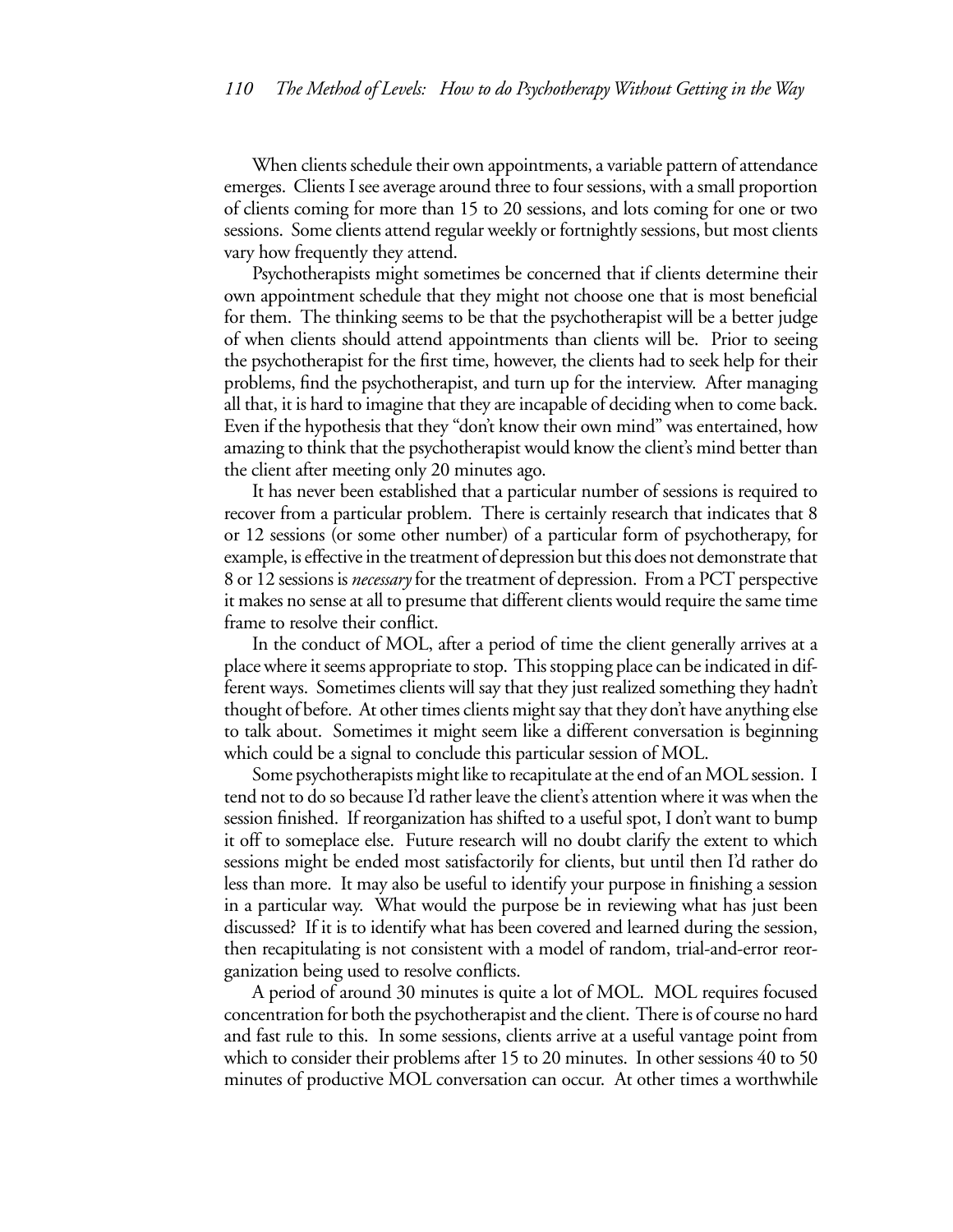When clients schedule their own appointments, a variable pattern of attendance emerges. Clients I see average around three to four sessions, with a small proportion of clients coming for more than 15 to 20 sessions, and lots coming for one or two sessions. Some clients attend regular weekly or fortnightly sessions, but most clients vary how frequently they attend.

Psychotherapists might sometimes be concerned that if clients determine their own appointment schedule that they might not choose one that is most beneficial for them. The thinking seems to be that the psychotherapist will be a better judge of when clients should attend appointments than clients will be. Prior to seeing the psychotherapist for the first time, however, the clients had to seek help for their problems, find the psychotherapist, and turn up for the interview. After managing all that, it is hard to imagine that they are incapable of deciding when to come back. Even if the hypothesis that they "don't know their own mind" was entertained, how amazing to think that the psychotherapist would know the client's mind better than the client after meeting only 20 minutes ago.

It has never been established that a particular number of sessions is required to recover from a particular problem. There is certainly research that indicates that 8 or 12 sessions (or some other number) of a particular form of psychotherapy, for example, is effective in the treatment of depression but this does not demonstrate that 8 or 12 sessions is *necessary* for the treatment of depression. From a PCT perspective it makes no sense at all to presume that different clients would require the same time frame to resolve their conflict.

In the conduct of MOL, after a period of time the client generally arrives at a place where it seems appropriate to stop. This stopping place can be indicated in different ways. Sometimes clients will say that they just realized something they hadn't thought of before. At other times clients might say that they don't have anything else to talk about. Sometimes it might seem like a different conversation is beginning which could be a signal to conclude this particular session of MOL.

Some psychotherapists might like to recapitulate at the end of an MOL session. I tend not to do so because I'd rather leave the client's attention where it was when the session finished. If reorganization has shifted to a useful spot, I don't want to bump it off to someplace else. Future research will no doubt clarify the extent to which sessions might be ended most satisfactorily for clients, but until then I'd rather do less than more. It may also be useful to identify your purpose in finishing a session in a particular way. What would the purpose be in reviewing what has just been discussed? If it is to identify what has been covered and learned during the session, then recapitulating is not consistent with a model of random, trial-and-error reorganization being used to resolve conflicts.

A period of around 30 minutes is quite a lot of MOL. MOL requires focused concentration for both the psychotherapist and the client. There is of course no hard and fast rule to this. In some sessions, clients arrive at a useful vantage point from which to consider their problems after 15 to 20 minutes. In other sessions 40 to 50 minutes of productive MOL conversation can occur. At other times a worthwhile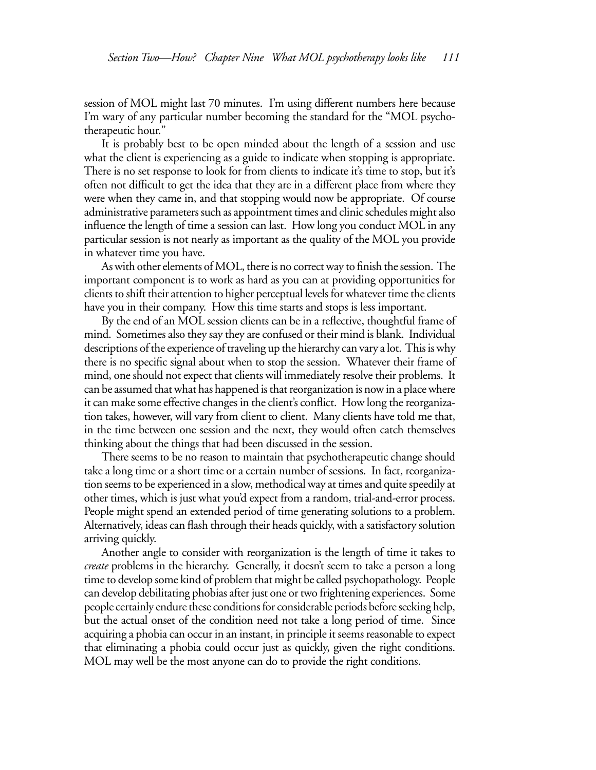session of MOL might last 70 minutes. I'm using different numbers here because I'm wary of any particular number becoming the standard for the "MOL psychotherapeutic hour."

It is probably best to be open minded about the length of a session and use what the client is experiencing as a guide to indicate when stopping is appropriate. There is no set response to look for from clients to indicate it's time to stop, but it's often not difficult to get the idea that they are in a different place from where they were when they came in, and that stopping would now be appropriate. Of course administrative parameters such as appointment times and clinic schedules might also influence the length of time a session can last. How long you conduct MOL in any particular session is not nearly as important as the quality of the MOL you provide in whatever time you have.

As with other elements of MOL, there is no correct way to finish the session. The important component is to work as hard as you can at providing opportunities for clients to shift their attention to higher perceptual levels for whatever time the clients have you in their company. How this time starts and stops is less important.

By the end of an MOL session clients can be in a reflective, thoughtful frame of mind. Sometimes also they say they are confused or their mind is blank. Individual descriptions of the experience of traveling up the hierarchy can vary a lot. This is why there is no specific signal about when to stop the session. Whatever their frame of mind, one should not expect that clients will immediately resolve their problems. It can be assumed that what has happened is that reorganization is now in a place where it can make some effective changes in the client's conflict. How long the reorganization takes, however, will vary from client to client. Many clients have told me that, in the time between one session and the next, they would often catch themselves thinking about the things that had been discussed in the session.

There seems to be no reason to maintain that psychotherapeutic change should take a long time or a short time or a certain number of sessions. In fact, reorganization seems to be experienced in a slow, methodical way at times and quite speedily at other times, which is just what you'd expect from a random, trial-and-error process. People might spend an extended period of time generating solutions to a problem. Alternatively, ideas can flash through their heads quickly, with a satisfactory solution arriving quickly.

Another angle to consider with reorganization is the length of time it takes to *create* problems in the hierarchy. Generally, it doesn't seem to take a person a long time to develop some kind of problem that might be called psychopathology. People can develop debilitating phobias after just one or two frightening experiences. Some people certainly endure these conditions for considerable periods before seeking help, but the actual onset of the condition need not take a long period of time. Since acquiring a phobia can occur in an instant, in principle it seems reasonable to expect that eliminating a phobia could occur just as quickly, given the right conditions. MOL may well be the most anyone can do to provide the right conditions.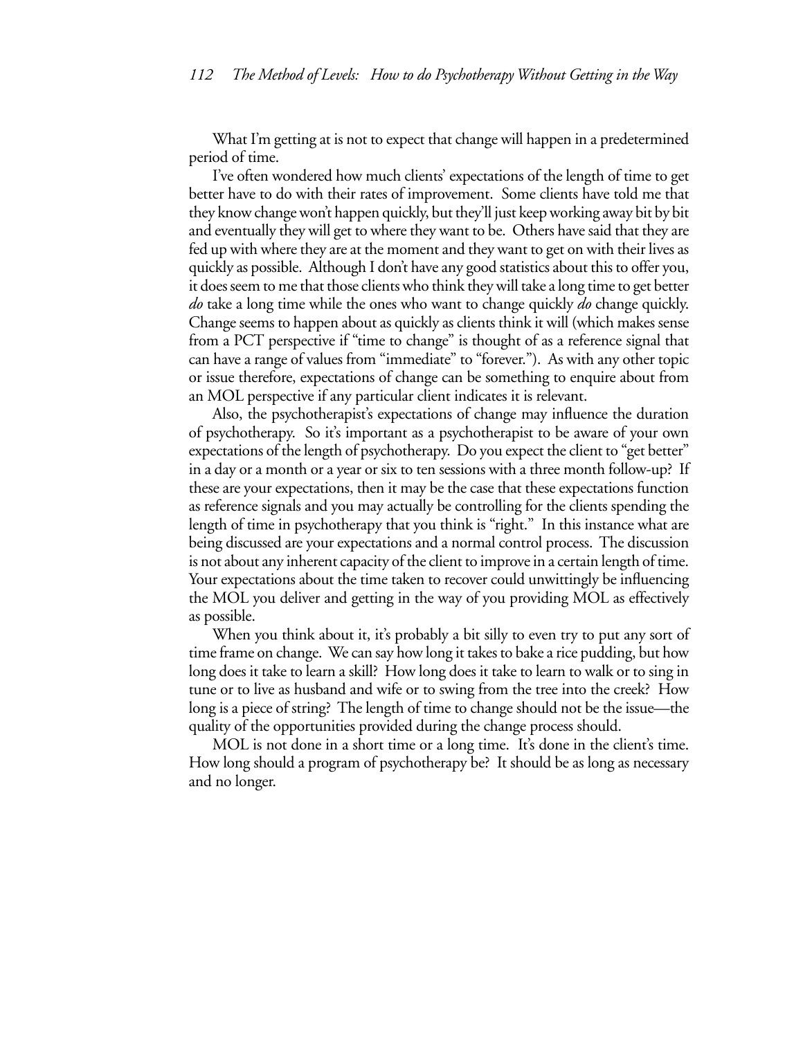What I'm getting at is not to expect that change will happen in a predetermined period of time.

I've often wondered how much clients' expectations of the length of time to get better have to do with their rates of improvement. Some clients have told me that they know change won't happen quickly, but they'll just keep working away bit by bit and eventually they will get to where they want to be. Others have said that they are fed up with where they are at the moment and they want to get on with their lives as quickly as possible. Although I don't have any good statistics about this to offer you, it does seem to me that those clients who think they will take a long time to get better *do* take a long time while the ones who want to change quickly *do* change quickly. Change seems to happen about as quickly as clients think it will (which makes sense from a PCT perspective if "time to change" is thought of as a reference signal that can have a range of values from "immediate" to "forever."). As with any other topic or issue therefore, expectations of change can be something to enquire about from an MOL perspective if any particular client indicates it is relevant.

Also, the psychotherapist's expectations of change may influence the duration of psychotherapy. So it's important as a psychotherapist to be aware of your own expectations of the length of psychotherapy. Do you expect the client to "get better" in a day or a month or a year or six to ten sessions with a three month follow-up? If these are your expectations, then it may be the case that these expectations function as reference signals and you may actually be controlling for the clients spending the length of time in psychotherapy that you think is "right." In this instance what are being discussed are your expectations and a normal control process. The discussion is not about any inherent capacity of the client to improve in a certain length of time. Your expectations about the time taken to recover could unwittingly be influencing the MOL you deliver and getting in the way of you providing MOL as effectively as possible.

When you think about it, it's probably a bit silly to even try to put any sort of time frame on change. We can say how long it takes to bake a rice pudding, but how long does it take to learn a skill? How long does it take to learn to walk or to sing in tune or to live as husband and wife or to swing from the tree into the creek? How long is a piece of string? The length of time to change should not be the issue—the quality of the opportunities provided during the change process should.

MOL is not done in a short time or a long time. It's done in the client's time. How long should a program of psychotherapy be? It should be as long as necessary and no longer.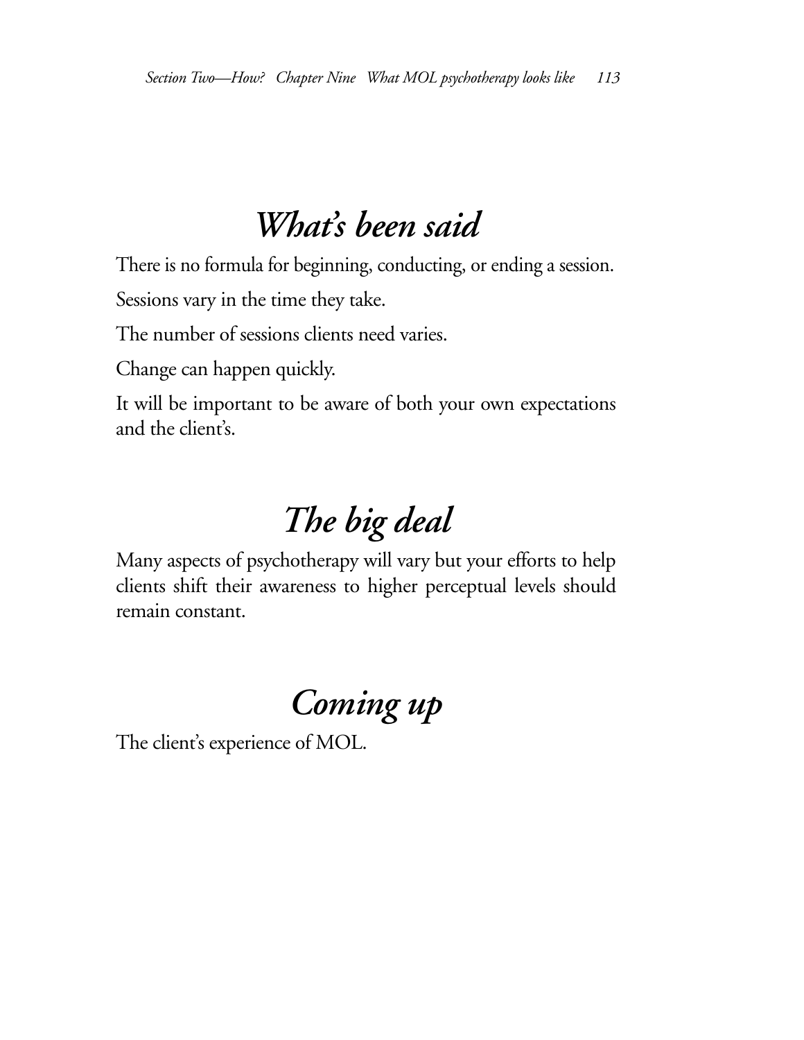# *What's been said*

There is no formula for beginning, conducting, or ending a session.

Sessions vary in the time they take.

The number of sessions clients need varies.

Change can happen quickly.

It will be important to be aware of both your own expectations and the client's.

# *The big deal*

Many aspects of psychotherapy will vary but your efforts to help clients shift their awareness to higher perceptual levels should remain constant.

# *Coming up*

The client's experience of MOL.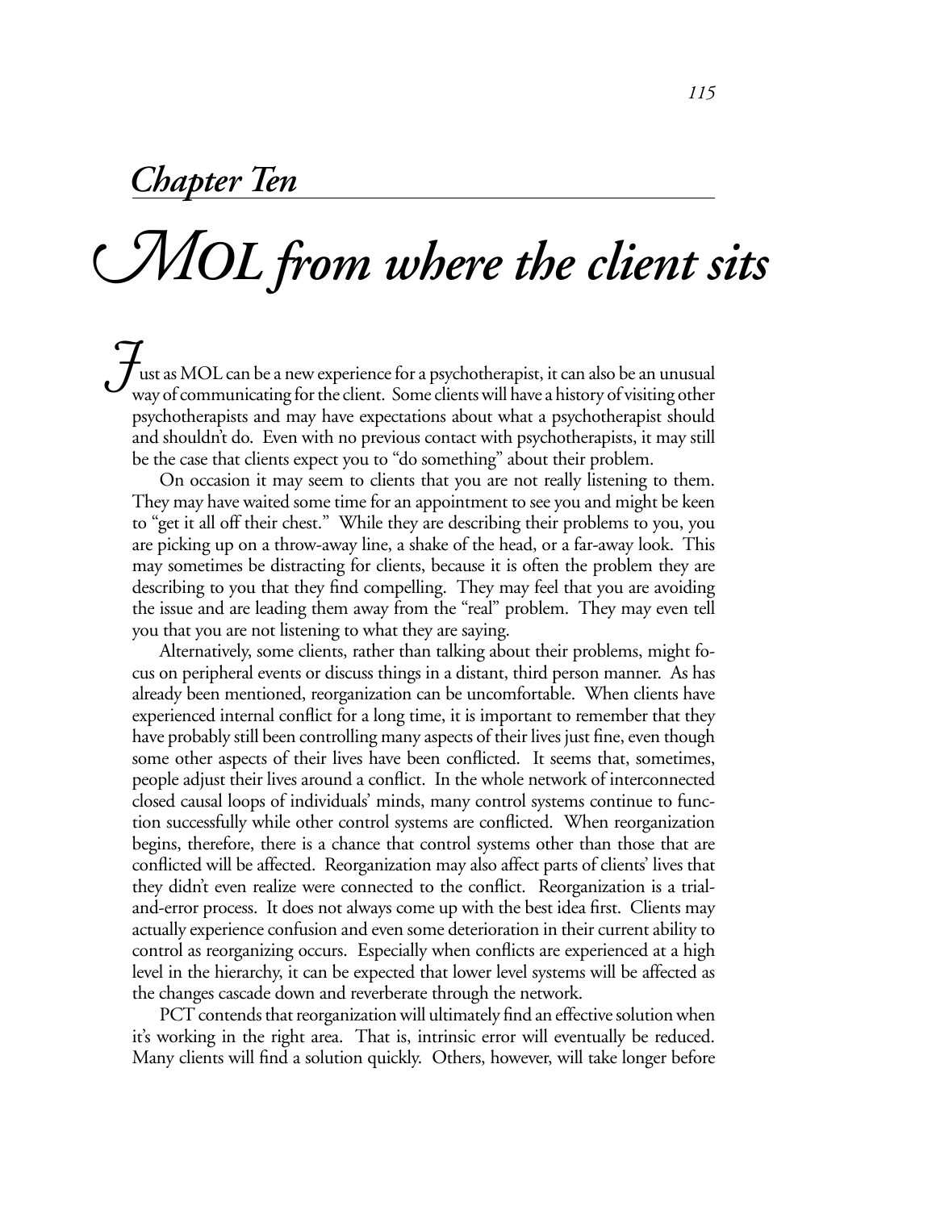## *Chapter Ten*

# *MOL from where the client sits*

Just as MOL can be a new experience for a psychotherapist, it can also be an unusual way of communicating for the client. Some clients will have a history of visiting other psychotherapists and may have expectations about what a psychotherapist should and shouldn't do. Even with no previous contact with psychotherapists, it may still be the case that clients expect you to "do something" about their problem.

On occasion it may seem to clients that you are not really listening to them. They may have waited some time for an appointment to see you and might be keen to "get it all off their chest." While they are describing their problems to you, you are picking up on a throw-away line, a shake of the head, or a far-away look. This may sometimes be distracting for clients, because it is often the problem they are describing to you that they find compelling. They may feel that you are avoiding the issue and are leading them away from the "real" problem. They may even tell you that you are not listening to what they are saying.

Alternatively, some clients, rather than talking about their problems, might focus on peripheral events or discuss things in a distant, third person manner. As has already been mentioned, reorganization can be uncomfortable. When clients have experienced internal conflict for a long time, it is important to remember that they have probably still been controlling many aspects of their lives just fine, even though some other aspects of their lives have been conflicted. It seems that, sometimes, people adjust their lives around a conflict. In the whole network of interconnected closed causal loops of individuals' minds, many control systems continue to function successfully while other control systems are conflicted. When reorganization begins, therefore, there is a chance that control systems other than those that are conflicted will be affected. Reorganization may also affect parts of clients' lives that they didn't even realize were connected to the conflict. Reorganization is a trial-and-error process. It does not always come up with the best idea first. Clients may actually experience confusion and even some deterioration in their current ability to control as reorganizing occurs. Especially when conflicts are experienced at a high level in the hierarchy, it can be expected that lower level systems will be affected as the changes cascade down and reverberate through the network.

PCT contends that reorganization will ultimately find an effective solution when it's working in the right area. That is, intrinsic error will eventually be reduced. Many clients will find a solution quickly. Others, however, will take longer before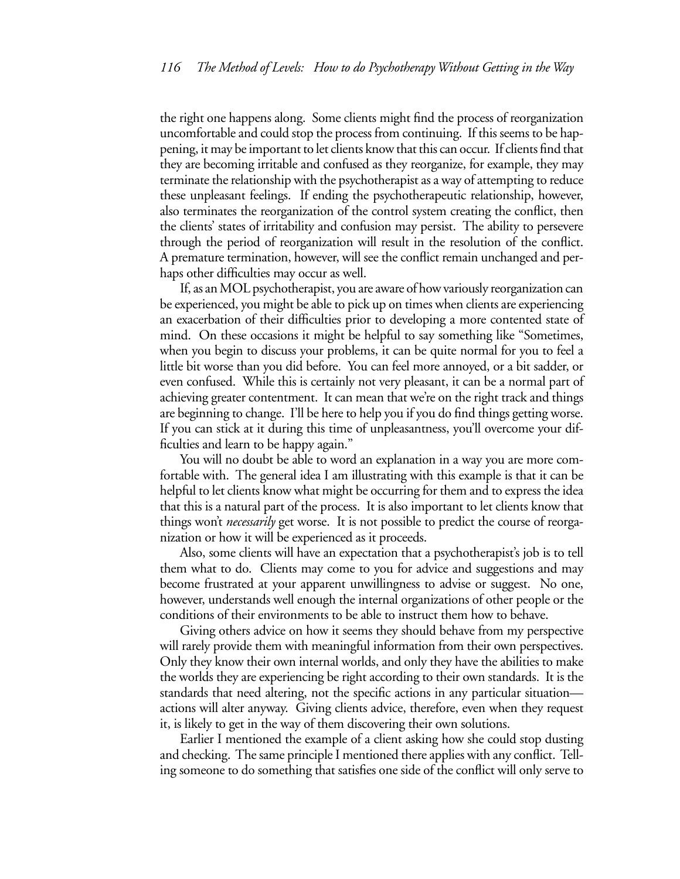the right one happens along. Some clients might find the process of reorganization uncomfortable and could stop the process from continuing. If this seems to be happening, it may be important to let clients know that this can occur. If clients find that they are becoming irritable and confused as they reorganize, for example, they may terminate the relationship with the psychotherapist as a way of attempting to reduce these unpleasant feelings. If ending the psychotherapeutic relationship, however, also terminates the reorganization of the control system creating the conflict, then the clients' states of irritability and confusion may persist. The ability to persevere through the period of reorganization will result in the resolution of the conflict. A premature termination, however, will see the conflict remain unchanged and perhaps other difficulties may occur as well.

If, as an MOL psychotherapist, you are aware of how variously reorganization can be experienced, you might be able to pick up on times when clients are experiencing an exacerbation of their difficulties prior to developing a more contented state of mind. On these occasions it might be helpful to say something like "Sometimes, when you begin to discuss your problems, it can be quite normal for you to feel a little bit worse than you did before. You can feel more annoyed, or a bit sadder, or even confused. While this is certainly not very pleasant, it can be a normal part of achieving greater contentment. It can mean that we're on the right track and things are beginning to change. I'll be here to help you if you do find things getting worse. If you can stick at it during this time of unpleasantness, you'll overcome your difficulties and learn to be happy again."

You will no doubt be able to word an explanation in a way you are more comfortable with. The general idea I am illustrating with this example is that it can be helpful to let clients know what might be occurring for them and to express the idea that this is a natural part of the process. It is also important to let clients know that things won't *necessarily* get worse. It is not possible to predict the course of reorganization or how it will be experienced as it proceeds.

Also, some clients will have an expectation that a psychotherapist's job is to tell them what to do. Clients may come to you for advice and suggestions and may become frustrated at your apparent unwillingness to advise or suggest. No one, however, understands well enough the internal organizations of other people or the conditions of their environments to be able to instruct them how to behave.

Giving others advice on how it seems they should behave from my perspective will rarely provide them with meaningful information from their own perspectives. Only they know their own internal worlds, and only they have the abilities to make the worlds they are experiencing be right according to their own standards. It is the standards that need altering, not the specific actions in any particular situation—actions will alter anyway. Giving clients advice, therefore, even when they request it, is likely to get in the way of them discovering their own solutions.

Earlier I mentioned the example of a client asking how she could stop dusting and checking. The same principle I mentioned there applies with any conflict. Telling someone to do something that satisfies one side of the conflict will only serve to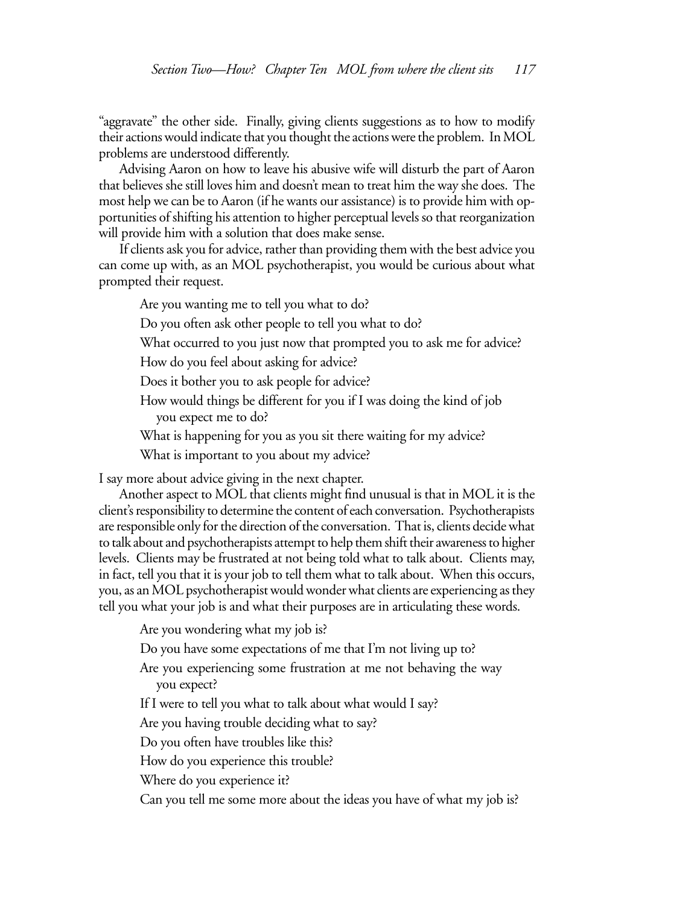"aggravate" the other side. Finally, giving clients suggestions as to how to modify their actions would indicate that you thought the actions were the problem. In MOL problems are understood differently.

Advising Aaron on how to leave his abusive wife will disturb the part of Aaron that believes she still loves him and doesn't mean to treat him the way she does. The most help we can be to Aaron (if he wants our assistance) is to provide him with opportunities of shifting his attention to higher perceptual levels so that reorganization will provide him with a solution that does make sense.

If clients ask you for advice, rather than providing them with the best advice you can come up with, as an MOL psychotherapist, you would be curious about what prompted their request.

> Are you wanting me to tell you what to do?
>
> Do you often ask other people to tell you what to do?
>
> What occurred to you just now that prompted you to ask me for advice?
>
> How do you feel about asking for advice?
>
> Does it bother you to ask people for advice?
>
> How would things be different for you if I was doing the kind of job you expect me to do?
>
> What is happening for you as you sit there waiting for my advice?
>
> What is important to you about my advice?

I say more about advice giving in the next chapter.

Another aspect to MOL that clients might find unusual is that in MOL it is the client's responsibility to determine the content of each conversation. Psychotherapists are responsible only for the direction of the conversation. That is, clients decide what to talk about and psychotherapists attempt to help them shift their awareness to higher levels. Clients may be frustrated at not being told what to talk about. Clients may, in fact, tell you that it is your job to tell them what to talk about. When this occurs, you, as an MOL psychotherapist would wonder what clients are experiencing as they tell you what your job is and what their purposes are in articulating these words.

> Are you wondering what my job is?
>
> Do you have some expectations of me that I'm not living up to?
>
> Are you experiencing some frustration at me not behaving the way you expect?
>
> If I were to tell you what to talk about what would I say?
>
> Are you having trouble deciding what to say?
>
> Do you often have troubles like this?
>
> How do you experience this trouble?
>
> Where do you experience it?
>
> Can you tell me some more about the ideas you have of what my job is?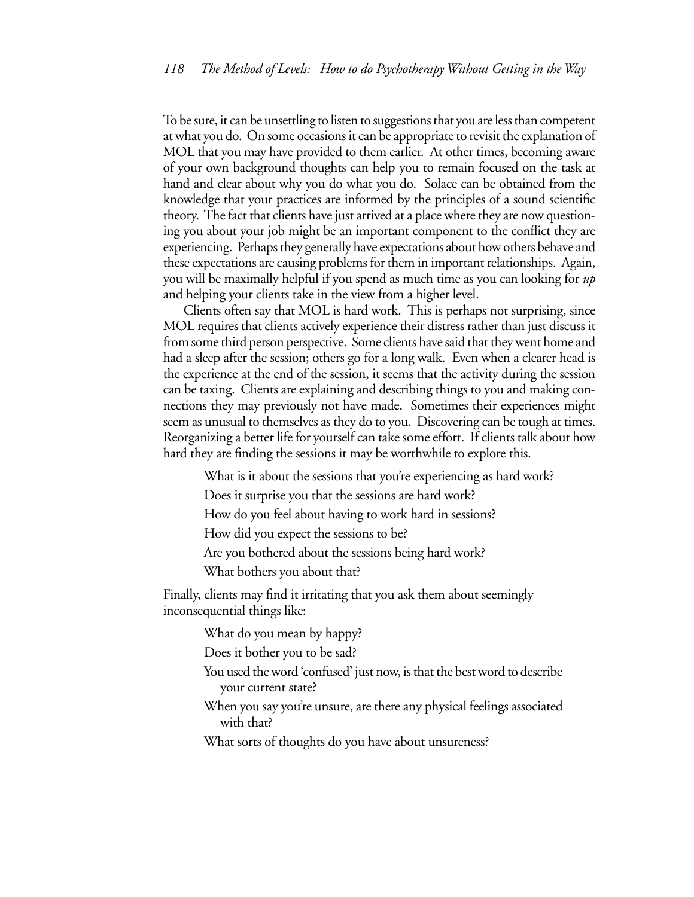To be sure, it can be unsettling to listen to suggestions that you are less than competent at what you do. On some occasions it can be appropriate to revisit the explanation of MOL that you may have provided to them earlier. At other times, becoming aware of your own background thoughts can help you to remain focused on the task at hand and clear about why you do what you do. Solace can be obtained from the knowledge that your practices are informed by the principles of a sound scientific theory. The fact that clients have just arrived at a place where they are now questioning you about your job might be an important component to the conflict they are experiencing. Perhaps they generally have expectations about how others behave and these expectations are causing problems for them in important relationships. Again, you will be maximally helpful if you spend as much time as you can looking for *up* and helping your clients take in the view from a higher level.

Clients often say that MOL is hard work. This is perhaps not surprising, since MOL requires that clients actively experience their distress rather than just discuss it from some third person perspective. Some clients have said that they went home and had a sleep after the session; others go for a long walk. Even when a clearer head is the experience at the end of the session, it seems that the activity during the session can be taxing. Clients are explaining and describing things to you and making connections they may previously not have made. Sometimes their experiences might seem as unusual to themselves as they do to you. Discovering can be tough at times. Reorganizing a better life for yourself can take some effort. If clients talk about how hard they are finding the sessions it may be worthwhile to explore this.

> What is it about the sessions that you're experiencing as hard work?
>
> Does it surprise you that the sessions are hard work?
>
> How do you feel about having to work hard in sessions?
>
> How did you expect the sessions to be?
>
> Are you bothered about the sessions being hard work?
>
> What bothers you about that?

Finally, clients may find it irritating that you ask them about seemingly inconsequential things like:

> What do you mean by happy?
>
> Does it bother you to be sad?
>
> You used the word 'confused' just now, is that the best word to describe your current state?
>
> When you say you're unsure, are there any physical feelings associated with that?
>
> What sorts of thoughts do you have about unsureness?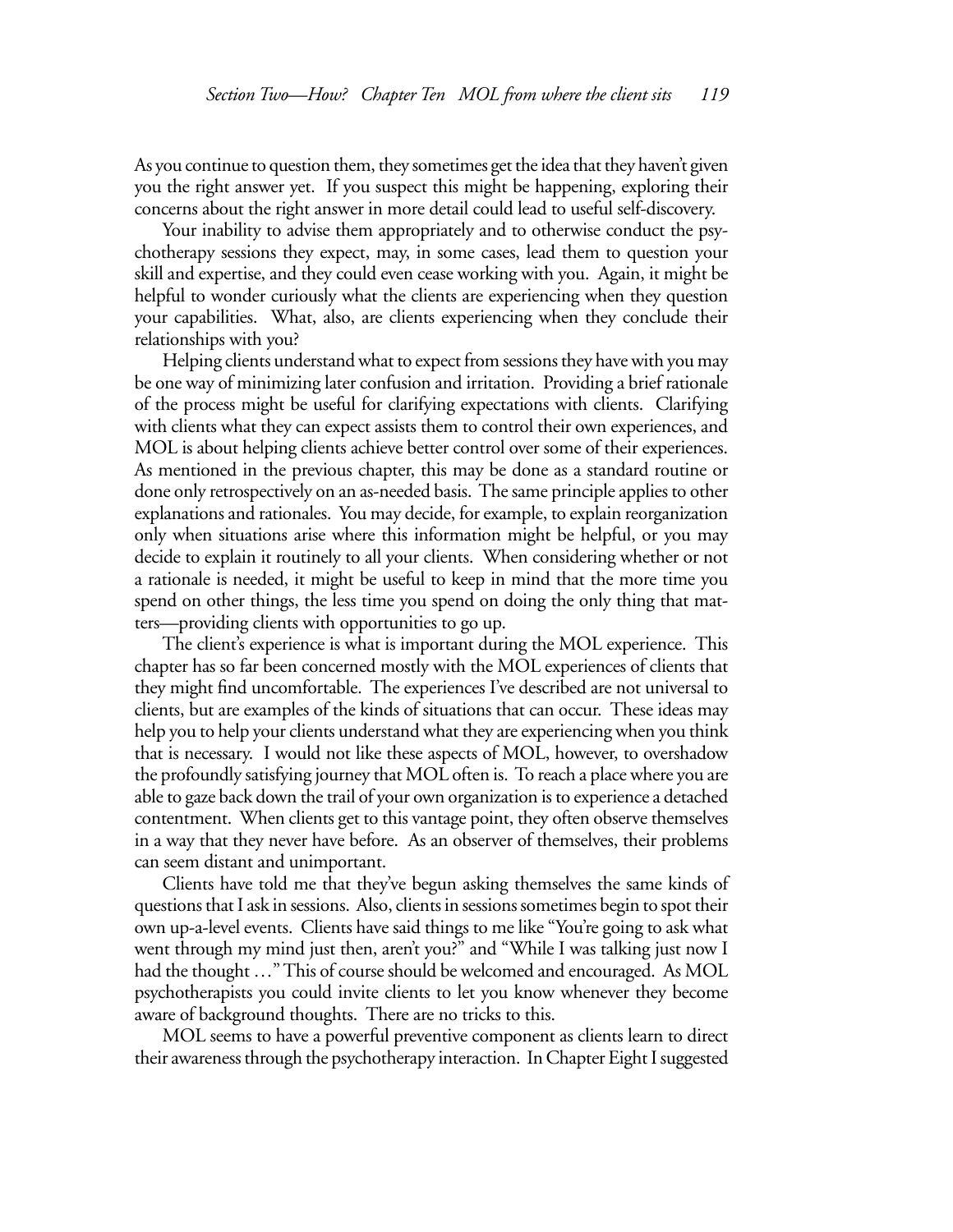As you continue to question them, they sometimes get the idea that they haven't given you the right answer yet. If you suspect this might be happening, exploring their concerns about the right answer in more detail could lead to useful self-discovery.

Your inability to advise them appropriately and to otherwise conduct the psychotherapy sessions they expect, may, in some cases, lead them to question your skill and expertise, and they could even cease working with you. Again, it might be helpful to wonder curiously what the clients are experiencing when they question your capabilities. What, also, are clients experiencing when they conclude their relationships with you?

Helping clients understand what to expect from sessions they have with you may be one way of minimizing later confusion and irritation. Providing a brief rationale of the process might be useful for clarifying expectations with clients. Clarifying with clients what they can expect assists them to control their own experiences, and MOL is about helping clients achieve better control over some of their experiences. As mentioned in the previous chapter, this may be done as a standard routine or done only retrospectively on an as-needed basis. The same principle applies to other explanations and rationales. You may decide, for example, to explain reorganization only when situations arise where this information might be helpful, or you may decide to explain it routinely to all your clients. When considering whether or not a rationale is needed, it might be useful to keep in mind that the more time you spend on other things, the less time you spend on doing the only thing that matters—providing clients with opportunities to go up.

The client's experience is what is important during the MOL experience. This chapter has so far been concerned mostly with the MOL experiences of clients that they might find uncomfortable. The experiences I've described are not universal to clients, but are examples of the kinds of situations that can occur. These ideas may help you to help your clients understand what they are experiencing when you think that is necessary. I would not like these aspects of MOL, however, to overshadow the profoundly satisfying journey that MOL often is. To reach a place where you are able to gaze back down the trail of your own organization is to experience a detached contentment. When clients get to this vantage point, they often observe themselves in a way that they never have before. As an observer of themselves, their problems can seem distant and unimportant.

Clients have told me that they've begun asking themselves the same kinds of questions that I ask in sessions. Also, clients in sessions sometimes begin to spot their own up-a-level events. Clients have said things to me like "You're going to ask what went through my mind just then, aren't you?" and "While I was talking just now I had the thought …" This of course should be welcomed and encouraged. As MOL psychotherapists you could invite clients to let you know whenever they become aware of background thoughts. There are no tricks to this.

MOL seems to have a powerful preventive component as clients learn to direct their awareness through the psychotherapy interaction. In Chapter Eight I suggested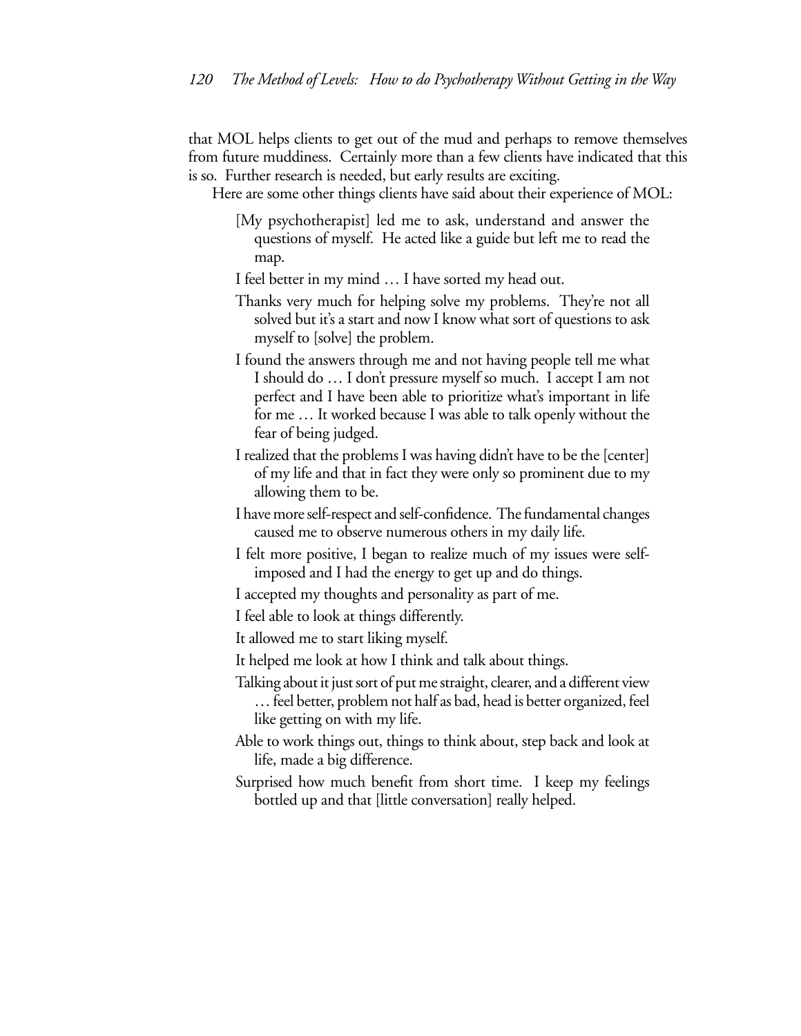that MOL helps clients to get out of the mud and perhaps to remove themselves from future muddiness. Certainly more than a few clients have indicated that this is so. Further research is needed, but early results are exciting.

Here are some other things clients have said about their experience of MOL:

> [My psychotherapist] led me to ask, understand and answer the questions of myself. He acted like a guide but left me to read the map.
>
> I feel better in my mind … I have sorted my head out.
>
> Thanks very much for helping solve my problems. They're not all solved but it's a start and now I know what sort of questions to ask myself to [solve] the problem.
>
> I found the answers through me and not having people tell me what I should do … I don't pressure myself so much. I accept I am not perfect and I have been able to prioritize what's important in life for me … It worked because I was able to talk openly without the fear of being judged.
>
> I realized that the problems I was having didn't have to be the [center] of my life and that in fact they were only so prominent due to my allowing them to be.
>
> I have more self-respect and self-confidence. The fundamental changes caused me to observe numerous others in my daily life.
>
> I felt more positive, I began to realize much of my issues were self-imposed and I had the energy to get up and do things.
>
> I accepted my thoughts and personality as part of me.
>
> I feel able to look at things differently.
>
> It allowed me to start liking myself.
>
> It helped me look at how I think and talk about things.
>
> Talking about it just sort of put me straight, clearer, and a different view … feel better, problem not half as bad, head is better organized, feel like getting on with my life.
>
> Able to work things out, things to think about, step back and look at life, made a big difference.
>
> Surprised how much benefit from short time. I keep my feelings bottled up and that [little conversation] really helped.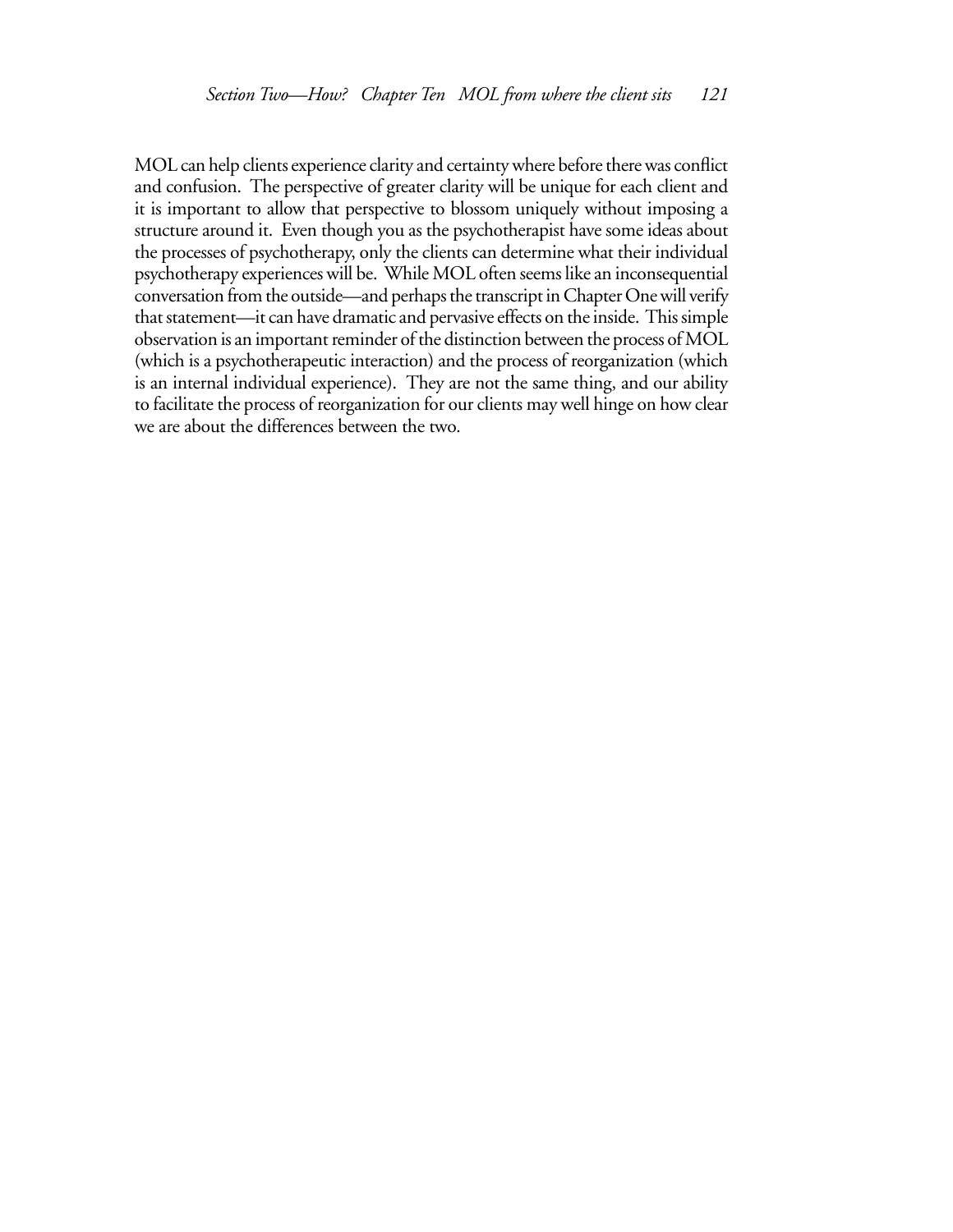MOL can help clients experience clarity and certainty where before there was conflict and confusion. The perspective of greater clarity will be unique for each client and it is important to allow that perspective to blossom uniquely without imposing a structure around it. Even though you as the psychotherapist have some ideas about the processes of psychotherapy, only the clients can determine what their individual psychotherapy experiences will be. While MOL often seems like an inconsequential conversation from the outside—and perhaps the transcript in Chapter One will verify that statement—it can have dramatic and pervasive effects on the inside. This simple observation is an important reminder of the distinction between the process of MOL (which is a psychotherapeutic interaction) and the process of reorganization (which is an internal individual experience). They are not the same thing, and our ability to facilitate the process of reorganization for our clients may well hinge on how clear we are about the differences between the two.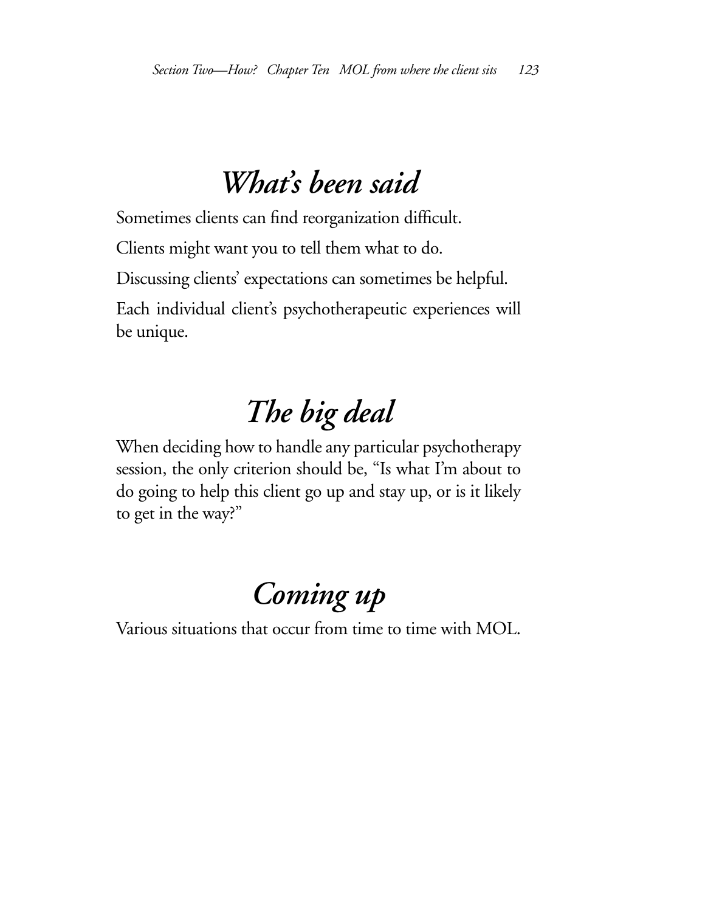## *What's been said*

Sometimes clients can find reorganization difficult.

Clients might want you to tell them what to do.

Discussing clients' expectations can sometimes be helpful.

Each individual client's psychotherapeutic experiences will be unique.

## *The big deal*

When deciding how to handle any particular psychotherapy session, the only criterion should be, "Is what I'm about to do going to help this client go up and stay up, or is it likely to get in the way?"

## *Coming up*

Various situations that occur from time to time with MOL.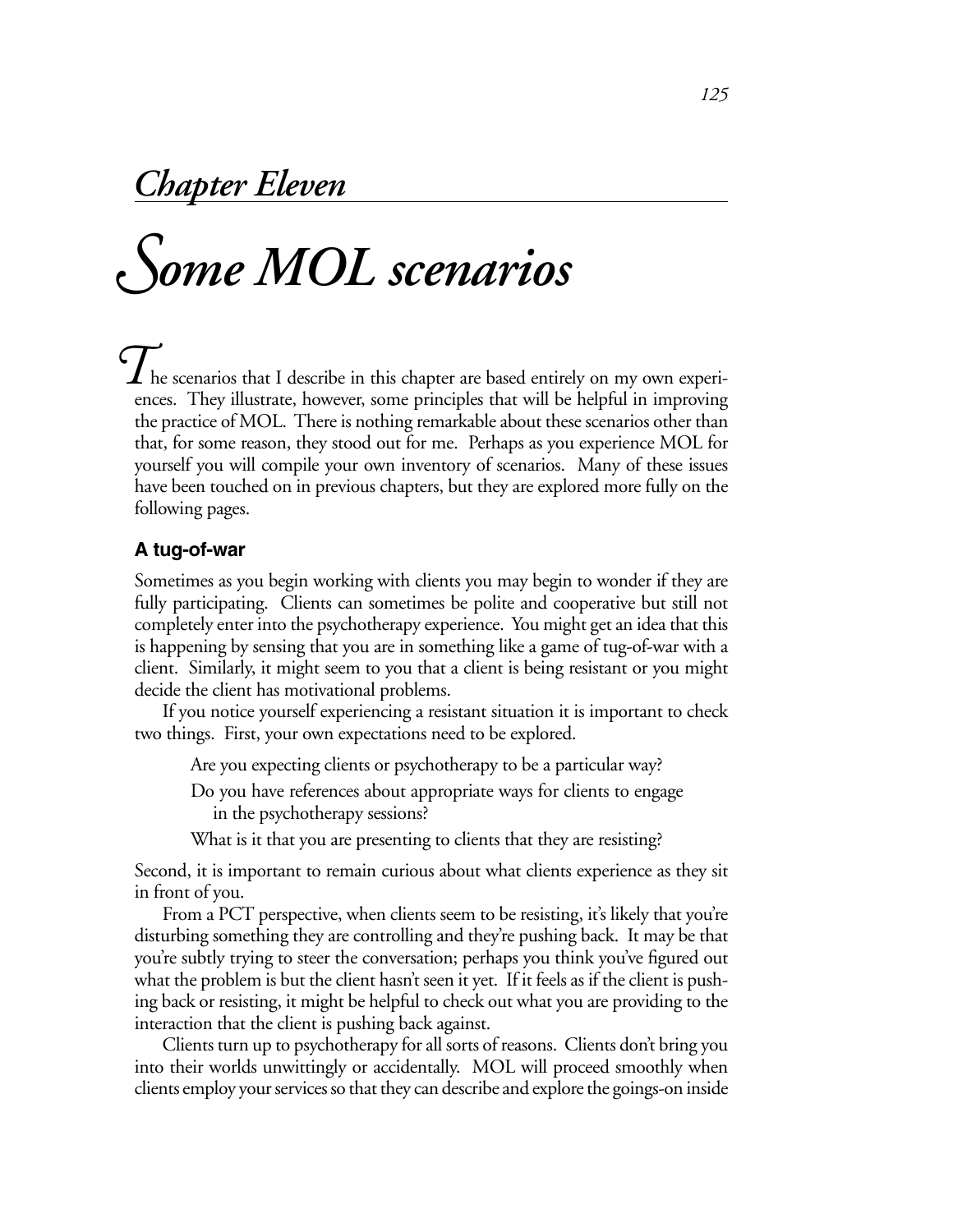# Chapter Eleven

# Some MOL scenarios

The scenarios that I describe in this chapter are based entirely on my own experiences. They illustrate, however, some principles that will be helpful in improving the practice of MOL. There is nothing remarkable about these scenarios other than that, for some reason, they stood out for me. Perhaps as you experience MOL for yourself you will compile your own inventory of scenarios. Many of these issues have been touched on in previous chapters, but they are explored more fully on the following pages.

### A tug-of-war

Sometimes as you begin working with clients you may begin to wonder if they are fully participating. Clients can sometimes be polite and cooperative but still not completely enter into the psychotherapy experience. You might get an idea that this is happening by sensing that you are in something like a game of tug-of-war with a client. Similarly, it might seem to you that a client is being resistant or you might decide the client has motivational problems.

If you notice yourself experiencing a resistant situation it is important to check two things. First, your own expectations need to be explored.

> Are you expecting clients or psychotherapy to be a particular way?
>
> Do you have references about appropriate ways for clients to engage in the psychotherapy sessions?
>
> What is it that you are presenting to clients that they are resisting?

Second, it is important to remain curious about what clients experience as they sit in front of you.

From a PCT perspective, when clients seem to be resisting, it's likely that you're disturbing something they are controlling and they're pushing back. It may be that you're subtly trying to steer the conversation; perhaps you think you've figured out what the problem is but the client hasn't seen it yet. If it feels as if the client is pushing back or resisting, it might be helpful to check out what you are providing to the interaction that the client is pushing back against.

Clients turn up to psychotherapy for all sorts of reasons. Clients don't bring you into their worlds unwittingly or accidentally. MOL will proceed smoothly when clients employ your services so that they can describe and explore the goings-on inside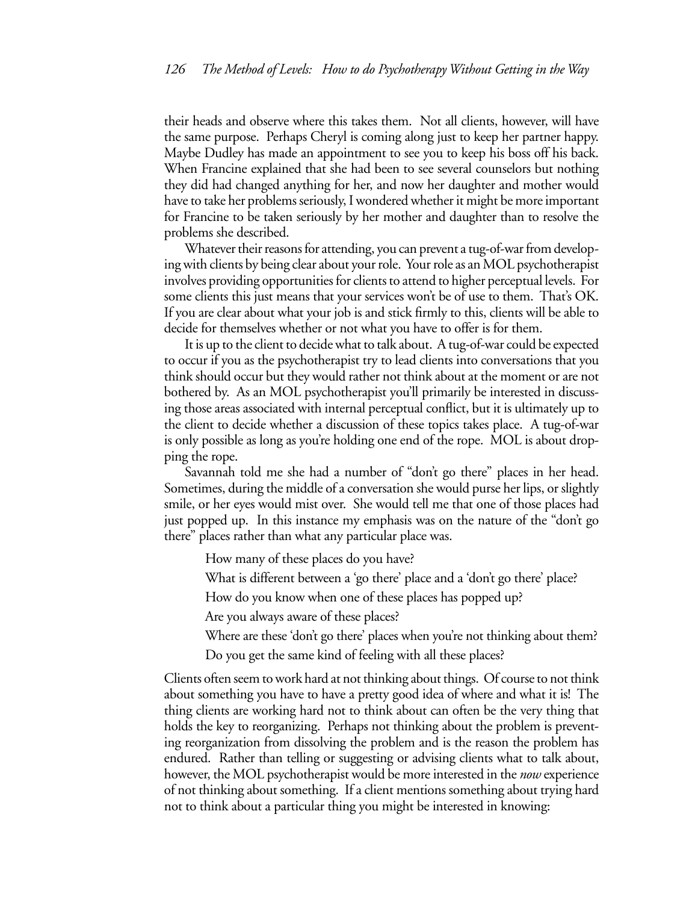their heads and observe where this takes them. Not all clients, however, will have the same purpose. Perhaps Cheryl is coming along just to keep her partner happy. Maybe Dudley has made an appointment to see you to keep his boss off his back. When Francine explained that she had been to see several counselors but nothing they did had changed anything for her, and now her daughter and mother would have to take her problems seriously, I wondered whether it might be more important for Francine to be taken seriously by her mother and daughter than to resolve the problems she described.

Whatever their reasons for attending, you can prevent a tug-of-war from developing with clients by being clear about your role. Your role as an MOL psychotherapist involves providing opportunities for clients to attend to higher perceptual levels. For some clients this just means that your services won't be of use to them. That's OK. If you are clear about what your job is and stick firmly to this, clients will be able to decide for themselves whether or not what you have to offer is for them.

It is up to the client to decide what to talk about. A tug-of-war could be expected to occur if you as the psychotherapist try to lead clients into conversations that you think should occur but they would rather not think about at the moment or are not bothered by. As an MOL psychotherapist you'll primarily be interested in discussing those areas associated with internal perceptual conflict, but it is ultimately up to the client to decide whether a discussion of these topics takes place. A tug-of-war is only possible as long as you're holding one end of the rope. MOL is about dropping the rope.

Savannah told me she had a number of "don't go there" places in her head. Sometimes, during the middle of a conversation she would purse her lips, or slightly smile, or her eyes would mist over. She would tell me that one of those places had just popped up. In this instance my emphasis was on the nature of the "don't go there" places rather than what any particular place was.

> How many of these places do you have?
>
> What is different between a 'go there' place and a 'don't go there' place?
>
> How do you know when one of these places has popped up?
>
> Are you always aware of these places?
>
> Where are these 'don't go there' places when you're not thinking about them?
>
> Do you get the same kind of feeling with all these places?

Clients often seem to work hard at not thinking about things. Of course to not think about something you have to have a pretty good idea of where and what it is! The thing clients are working hard not to think about can often be the very thing that holds the key to reorganizing. Perhaps not thinking about the problem is preventing reorganization from dissolving the problem and is the reason the problem has endured. Rather than telling or suggesting or advising clients what to talk about, however, the MOL psychotherapist would be more interested in the *now* experience of not thinking about something. If a client mentions something about trying hard not to think about a particular thing you might be interested in knowing: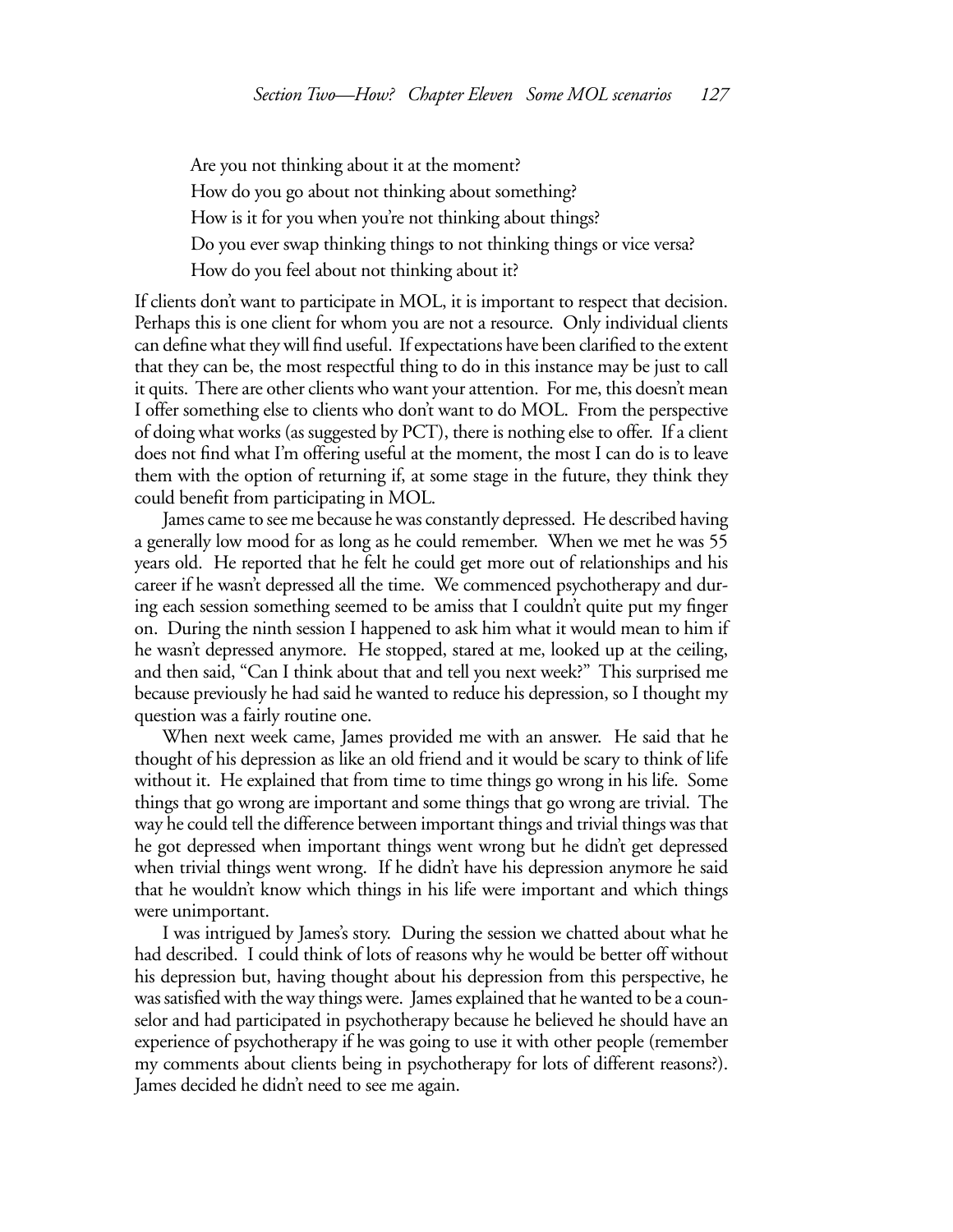Are you not thinking about it at the moment?

How do you go about not thinking about something?

How is it for you when you're not thinking about things?

Do you ever swap thinking things to not thinking things or vice versa?

How do you feel about not thinking about it?

If clients don't want to participate in MOL, it is important to respect that decision. Perhaps this is one client for whom you are not a resource. Only individual clients can define what they will find useful. If expectations have been clarified to the extent that they can be, the most respectful thing to do in this instance may be just to call it quits. There are other clients who want your attention. For me, this doesn't mean I offer something else to clients who don't want to do MOL. From the perspective of doing what works (as suggested by PCT), there is nothing else to offer. If a client does not find what I'm offering useful at the moment, the most I can do is to leave them with the option of returning if, at some stage in the future, they think they could benefit from participating in MOL.

James came to see me because he was constantly depressed. He described having a generally low mood for as long as he could remember. When we met he was 55 years old. He reported that he felt he could get more out of relationships and his career if he wasn't depressed all the time. We commenced psychotherapy and during each session something seemed to be amiss that I couldn't quite put my finger on. During the ninth session I happened to ask him what it would mean to him if he wasn't depressed anymore. He stopped, stared at me, looked up at the ceiling, and then said, "Can I think about that and tell you next week?" This surprised me because previously he had said he wanted to reduce his depression, so I thought my question was a fairly routine one.

When next week came, James provided me with an answer. He said that he thought of his depression as like an old friend and it would be scary to think of life without it. He explained that from time to time things go wrong in his life. Some things that go wrong are important and some things that go wrong are trivial. The way he could tell the difference between important things and trivial things was that he got depressed when important things went wrong but he didn't get depressed when trivial things went wrong. If he didn't have his depression anymore he said that he wouldn't know which things in his life were important and which things were unimportant.

I was intrigued by James's story. During the session we chatted about what he had described. I could think of lots of reasons why he would be better off without his depression but, having thought about his depression from this perspective, he was satisfied with the way things were. James explained that he wanted to be a counselor and had participated in psychotherapy because he believed he should have an experience of psychotherapy if he was going to use it with other people (remember my comments about clients being in psychotherapy for lots of different reasons?). James decided he didn't need to see me again.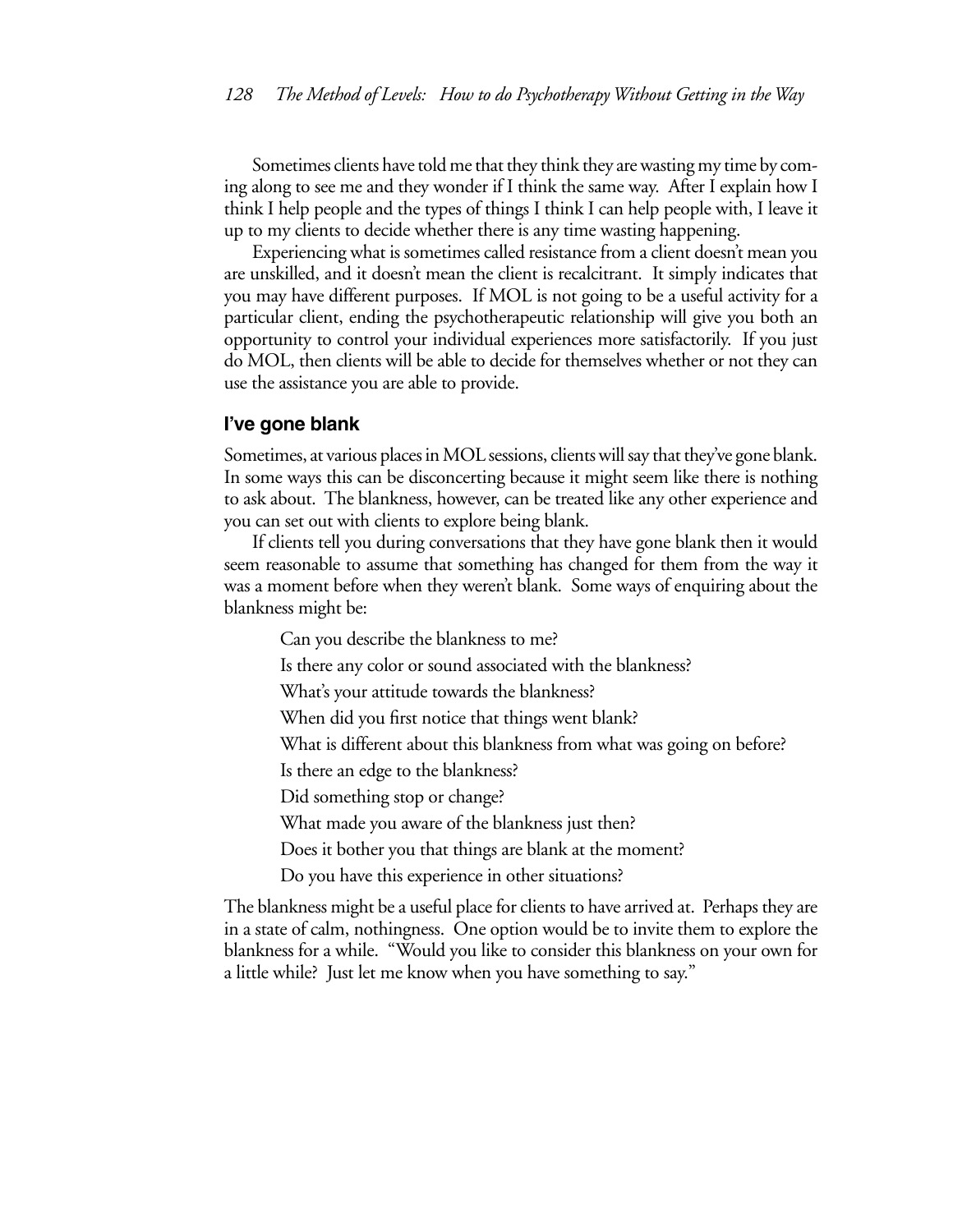Sometimes clients have told me that they think they are wasting my time by coming along to see me and they wonder if I think the same way. After I explain how I think I help people and the types of things I think I can help people with, I leave it up to my clients to decide whether there is any time wasting happening.

Experiencing what is sometimes called resistance from a client doesn't mean you are unskilled, and it doesn't mean the client is recalcitrant. It simply indicates that you may have different purposes. If MOL is not going to be a useful activity for a particular client, ending the psychotherapeutic relationship will give you both an opportunity to control your individual experiences more satisfactorily. If you just do MOL, then clients will be able to decide for themselves whether or not they can use the assistance you are able to provide.

### I've gone blank

Sometimes, at various places in MOL sessions, clients will say that they've gone blank. In some ways this can be disconcerting because it might seem like there is nothing to ask about. The blankness, however, can be treated like any other experience and you can set out with clients to explore being blank.

If clients tell you during conversations that they have gone blank then it would seem reasonable to assume that something has changed for them from the way it was a moment before when they weren't blank. Some ways of enquiring about the blankness might be:

> Can you describe the blankness to me?
>
> Is there any color or sound associated with the blankness?
>
> What's your attitude towards the blankness?
>
> When did you first notice that things went blank?
>
> What is different about this blankness from what was going on before?
>
> Is there an edge to the blankness?
>
> Did something stop or change?
>
> What made you aware of the blankness just then?
>
> Does it bother you that things are blank at the moment?
>
> Do you have this experience in other situations?

The blankness might be a useful place for clients to have arrived at. Perhaps they are in a state of calm, nothingness. One option would be to invite them to explore the blankness for a while. "Would you like to consider this blankness on your own for a little while? Just let me know when you have something to say."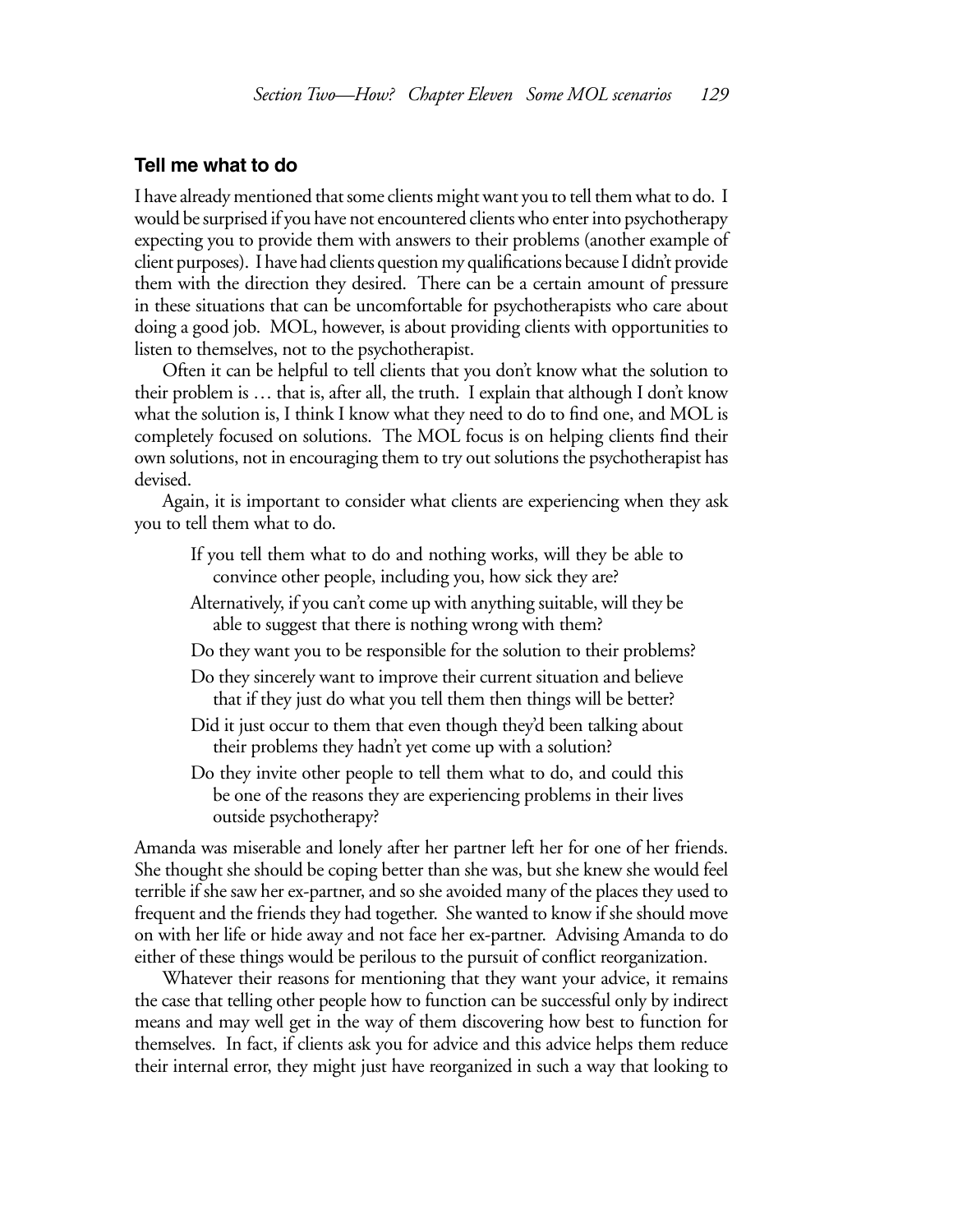### Tell me what to do

I have already mentioned that some clients might want you to tell them what to do. I would be surprised if you have not encountered clients who enter into psychotherapy expecting you to provide them with answers to their problems (another example of client purposes). I have had clients question my qualifications because I didn't provide them with the direction they desired. There can be a certain amount of pressure in these situations that can be uncomfortable for psychotherapists who care about doing a good job. MOL, however, is about providing clients with opportunities to listen to themselves, not to the psychotherapist.

Often it can be helpful to tell clients that you don't know what the solution to their problem is … that is, after all, the truth. I explain that although I don't know what the solution is, I think I know what they need to do to find one, and MOL is completely focused on solutions. The MOL focus is on helping clients find their own solutions, not in encouraging them to try out solutions the psychotherapist has devised.

Again, it is important to consider what clients are experiencing when they ask you to tell them what to do.

> If you tell them what to do and nothing works, will they be able to convince other people, including you, how sick they are?
>
> Alternatively, if you can't come up with anything suitable, will they be able to suggest that there is nothing wrong with them?
>
> Do they want you to be responsible for the solution to their problems?
>
> Do they sincerely want to improve their current situation and believe that if they just do what you tell them then things will be better?
>
> Did it just occur to them that even though they'd been talking about their problems they hadn't yet come up with a solution?
>
> Do they invite other people to tell them what to do, and could this be one of the reasons they are experiencing problems in their lives outside psychotherapy?

Amanda was miserable and lonely after her partner left her for one of her friends. She thought she should be coping better than she was, but she knew she would feel terrible if she saw her ex-partner, and so she avoided many of the places they used to frequent and the friends they had together. She wanted to know if she should move on with her life or hide away and not face her ex-partner. Advising Amanda to do either of these things would be perilous to the pursuit of conflict reorganization.

Whatever their reasons for mentioning that they want your advice, it remains the case that telling other people how to function can be successful only by indirect means and may well get in the way of them discovering how best to function for themselves. In fact, if clients ask you for advice and this advice helps them reduce their internal error, they might just have reorganized in such a way that looking to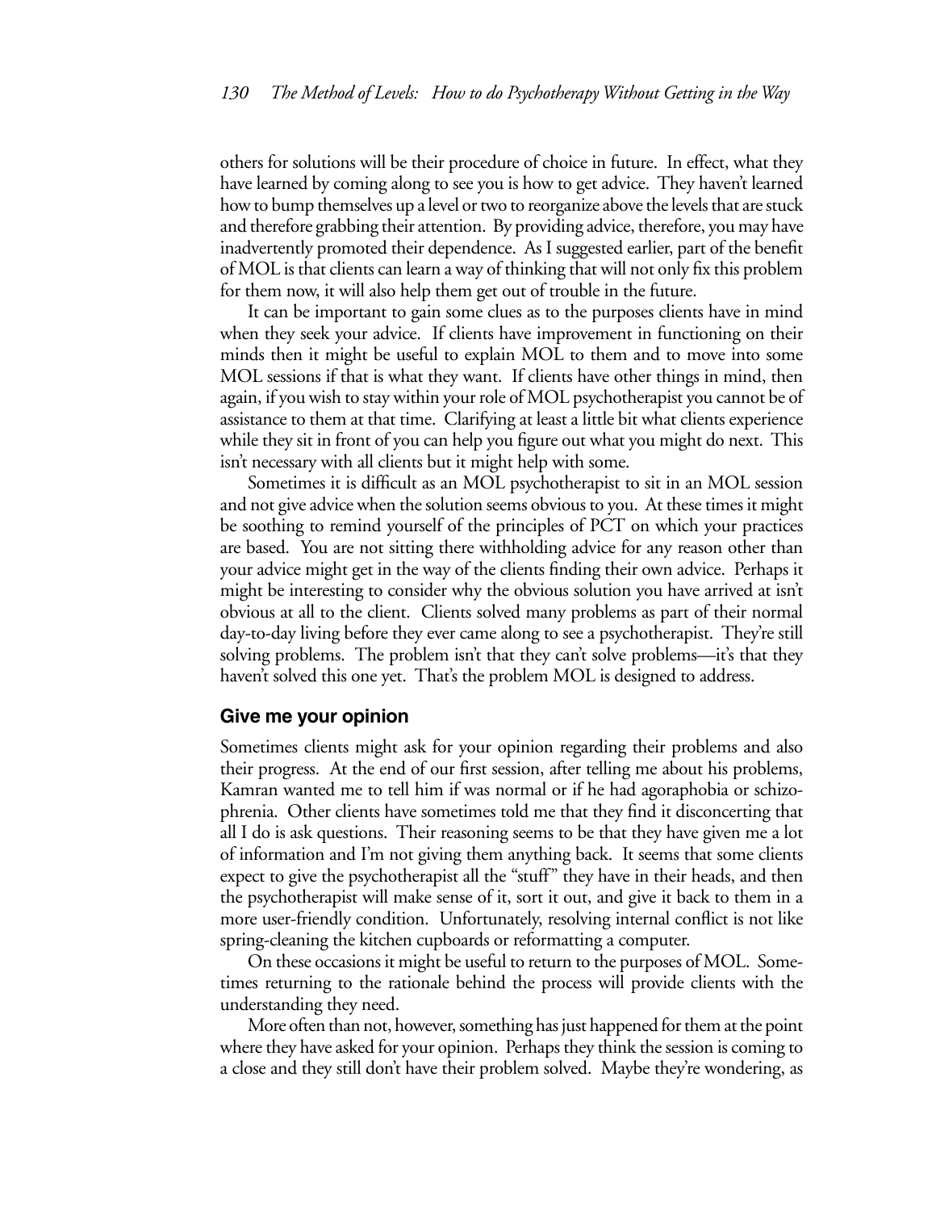others for solutions will be their procedure of choice in future. In effect, what they have learned by coming along to see you is how to get advice. They haven't learned how to bump themselves up a level or two to reorganize above the levels that are stuck and therefore grabbing their attention. By providing advice, therefore, you may have inadvertently promoted their dependence. As I suggested earlier, part of the benefit of MOL is that clients can learn a way of thinking that will not only fix this problem for them now, it will also help them get out of trouble in the future.

It can be important to gain some clues as to the purposes clients have in mind when they seek your advice. If clients have improvement in functioning on their minds then it might be useful to explain MOL to them and to move into some MOL sessions if that is what they want. If clients have other things in mind, then again, if you wish to stay within your role of MOL psychotherapist you cannot be of assistance to them at that time. Clarifying at least a little bit what clients experience while they sit in front of you can help you figure out what you might do next. This isn't necessary with all clients but it might help with some.

Sometimes it is difficult as an MOL psychotherapist to sit in an MOL session and not give advice when the solution seems obvious to you. At these times it might be soothing to remind yourself of the principles of PCT on which your practices are based. You are not sitting there withholding advice for any reason other than your advice might get in the way of the clients finding their own advice. Perhaps it might be interesting to consider why the obvious solution you have arrived at isn't obvious at all to the client. Clients solved many problems as part of their normal day-to-day living before they ever came along to see a psychotherapist. They're still solving problems. The problem isn't that they can't solve problems—it's that they haven't solved this one yet. That's the problem MOL is designed to address.

### Give me your opinion

Sometimes clients might ask for your opinion regarding their problems and also their progress. At the end of our first session, after telling me about his problems, Kamran wanted me to tell him if was normal or if he had agoraphobia or schizophrenia. Other clients have sometimes told me that they find it disconcerting that all I do is ask questions. Their reasoning seems to be that they have given me a lot of information and I'm not giving them anything back. It seems that some clients expect to give the psychotherapist all the "stuff" they have in their heads, and then the psychotherapist will make sense of it, sort it out, and give it back to them in a more user-friendly condition. Unfortunately, resolving internal conflict is not like spring-cleaning the kitchen cupboards or reformatting a computer.

On these occasions it might be useful to return to the purposes of MOL. Sometimes returning to the rationale behind the process will provide clients with the understanding they need.

More often than not, however, something has just happened for them at the point where they have asked for your opinion. Perhaps they think the session is coming to a close and they still don't have their problem solved. Maybe they're wondering, as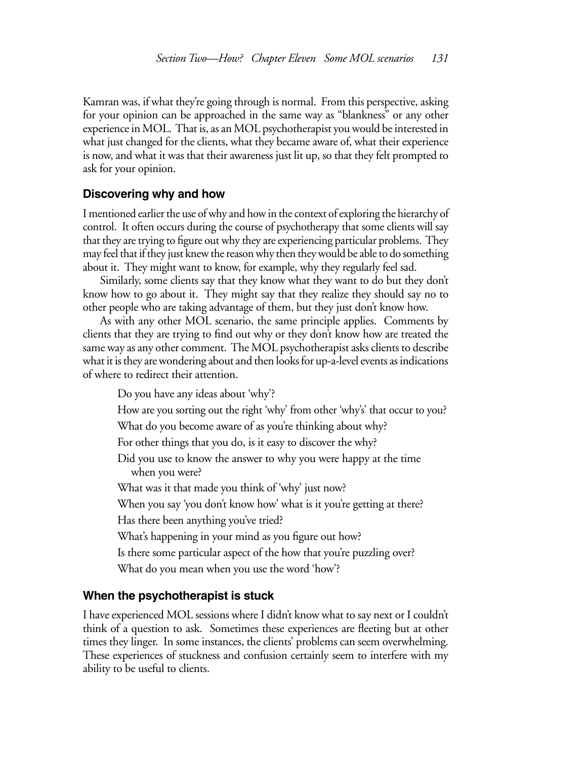Kamran was, if what they're going through is normal. From this perspective, asking for your opinion can be approached in the same way as "blankness" or any other experience in MOL. That is, as an MOL psychotherapist you would be interested in what just changed for the clients, what they became aware of, what their experience is now, and what it was that their awareness just lit up, so that they felt prompted to ask for your opinion.

## Discovering why and how

I mentioned earlier the use of why and how in the context of exploring the hierarchy of control. It often occurs during the course of psychotherapy that some clients will say that they are trying to figure out why they are experiencing particular problems. They may feel that if they just knew the reason why then they would be able to do something about it. They might want to know, for example, why they regularly feel sad.

Similarly, some clients say that they know what they want to do but they don't know how to go about it. They might say that they realize they should say no to other people who are taking advantage of them, but they just don't know how.

As with any other MOL scenario, the same principle applies. Comments by clients that they are trying to find out why or they don't know how are treated the same way as any other comment. The MOL psychotherapist asks clients to describe what it is they are wondering about and then looks for up-a-level events as indications of where to redirect their attention.

> Do you have any ideas about 'why'?
>
> How are you sorting out the right 'why' from other 'why's' that occur to you?
>
> What do you become aware of as you're thinking about why?
>
> For other things that you do, is it easy to discover the why?
>
> Did you use to know the answer to why you were happy at the time when you were?
>
> What was it that made you think of 'why' just now?
>
> When you say 'you don't know how' what is it you're getting at there?
>
> Has there been anything you've tried?
>
> What's happening in your mind as you figure out how?
>
> Is there some particular aspect of the how that you're puzzling over?
>
> What do you mean when you use the word 'how'?

## When the psychotherapist is stuck

I have experienced MOL sessions where I didn't know what to say next or I couldn't think of a question to ask. Sometimes these experiences are fleeting but at other times they linger. In some instances, the clients' problems can seem overwhelming. These experiences of stuckness and confusion certainly seem to interfere with my ability to be useful to clients.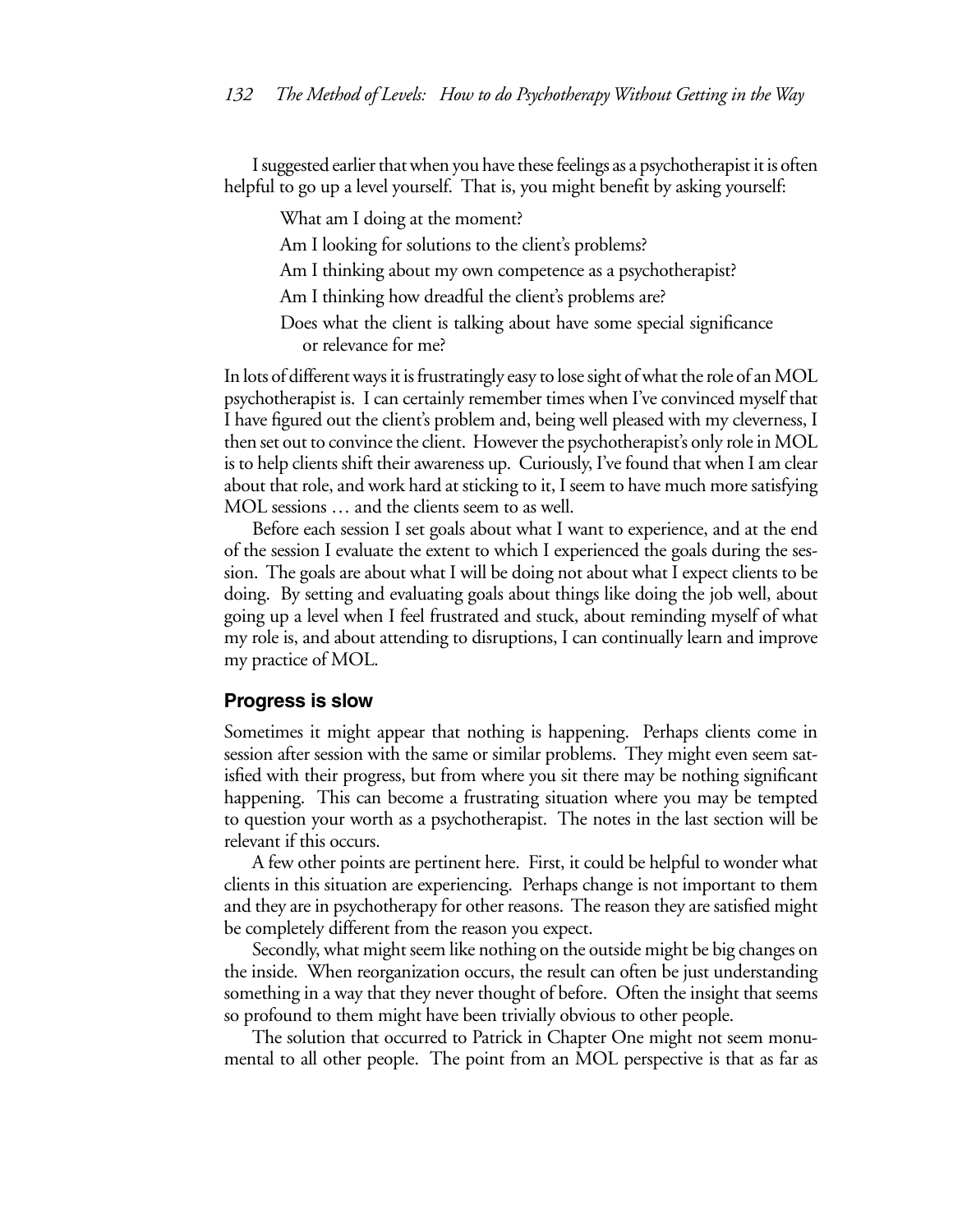I suggested earlier that when you have these feelings as a psychotherapist it is often helpful to go up a level yourself. That is, you might benefit by asking yourself:

> What am I doing at the moment?
>
> Am I looking for solutions to the client's problems?
>
> Am I thinking about my own competence as a psychotherapist?
>
> Am I thinking how dreadful the client's problems are?
>
> Does what the client is talking about have some special significance or relevance for me?

In lots of different ways it is frustratingly easy to lose sight of what the role of an MOL psychotherapist is. I can certainly remember times when I've convinced myself that I have figured out the client's problem and, being well pleased with my cleverness, I then set out to convince the client. However the psychotherapist's only role in MOL is to help clients shift their awareness up. Curiously, I've found that when I am clear about that role, and work hard at sticking to it, I seem to have much more satisfying MOL sessions … and the clients seem to as well.

Before each session I set goals about what I want to experience, and at the end of the session I evaluate the extent to which I experienced the goals during the session. The goals are about what I will be doing not about what I expect clients to be doing. By setting and evaluating goals about things like doing the job well, about going up a level when I feel frustrated and stuck, about reminding myself of what my role is, and about attending to disruptions, I can continually learn and improve my practice of MOL.

## Progress is slow

Sometimes it might appear that nothing is happening. Perhaps clients come in session after session with the same or similar problems. They might even seem satisfied with their progress, but from where you sit there may be nothing significant happening. This can become a frustrating situation where you may be tempted to question your worth as a psychotherapist. The notes in the last section will be relevant if this occurs.

A few other points are pertinent here. First, it could be helpful to wonder what clients in this situation are experiencing. Perhaps change is not important to them and they are in psychotherapy for other reasons. The reason they are satisfied might be completely different from the reason you expect.

Secondly, what might seem like nothing on the outside might be big changes on the inside. When reorganization occurs, the result can often be just understanding something in a way that they never thought of before. Often the insight that seems so profound to them might have been trivially obvious to other people.

The solution that occurred to Patrick in Chapter One might not seem monumental to all other people. The point from an MOL perspective is that as far as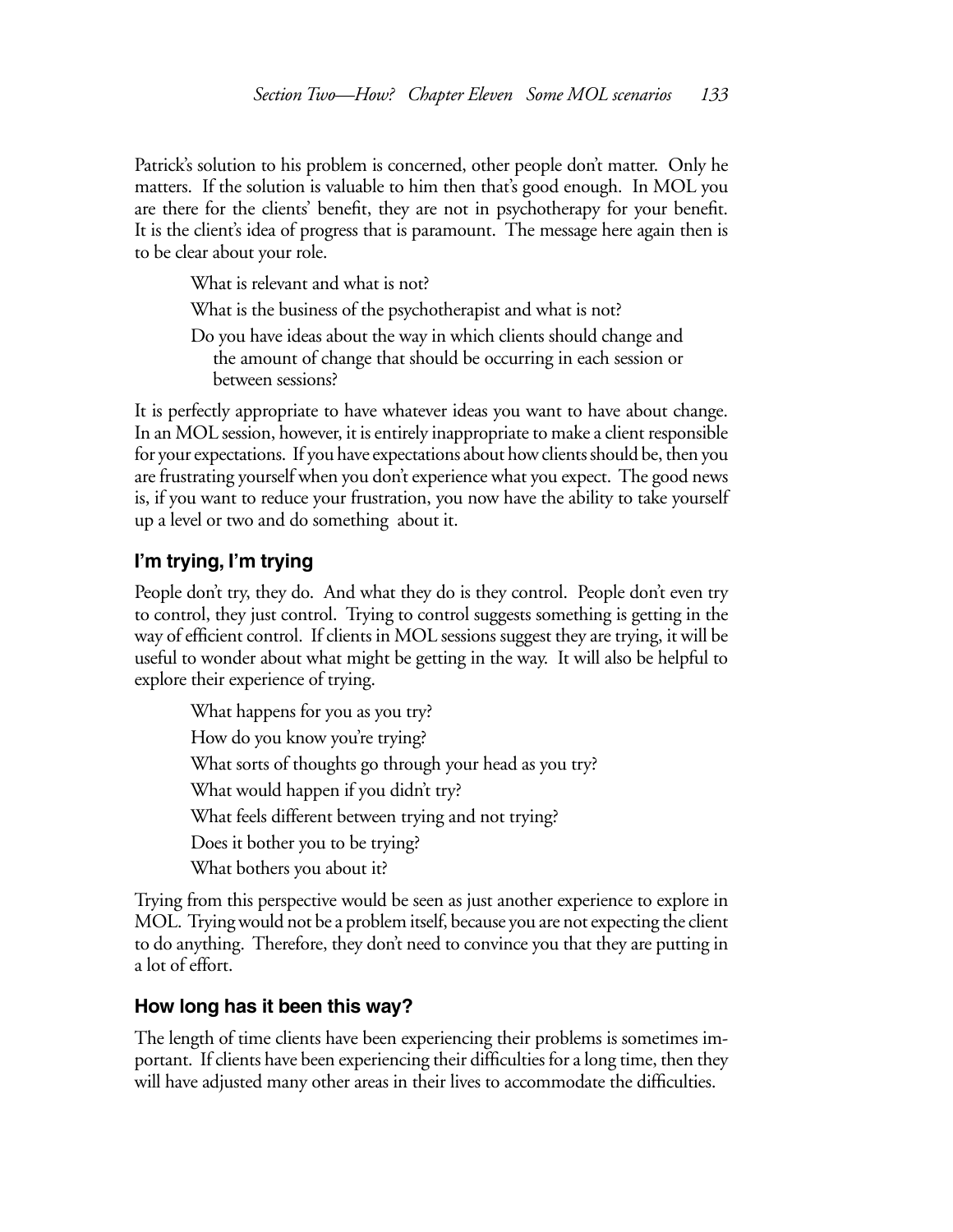Patrick's solution to his problem is concerned, other people don't matter. Only he matters. If the solution is valuable to him then that's good enough. In MOL you are there for the clients' benefit, they are not in psychotherapy for your benefit. It is the client's idea of progress that is paramount. The message here again then is to be clear about your role.

> What is relevant and what is not?
>
> What is the business of the psychotherapist and what is not?
>
> Do you have ideas about the way in which clients should change and the amount of change that should be occurring in each session or between sessions?

It is perfectly appropriate to have whatever ideas you want to have about change. In an MOL session, however, it is entirely inappropriate to make a client responsible for your expectations. If you have expectations about how clients should be, then you are frustrating yourself when you don't experience what you expect. The good news is, if you want to reduce your frustration, you now have the ability to take yourself up a level or two and do something about it.

### I'm trying, I'm trying

People don't try, they do. And what they do is they control. People don't even try to control, they just control. Trying to control suggests something is getting in the way of efficient control. If clients in MOL sessions suggest they are trying, it will be useful to wonder about what might be getting in the way. It will also be helpful to explore their experience of trying.

> What happens for you as you try?
>
> How do you know you're trying?
>
> What sorts of thoughts go through your head as you try?
>
> What would happen if you didn't try?
>
> What feels different between trying and not trying?
>
> Does it bother you to be trying?
>
> What bothers you about it?

Trying from this perspective would be seen as just another experience to explore in MOL. Trying would not be a problem itself, because you are not expecting the client to do anything. Therefore, they don't need to convince you that they are putting in a lot of effort.

### How long has it been this way?

The length of time clients have been experiencing their problems is sometimes important. If clients have been experiencing their difficulties for a long time, then they will have adjusted many other areas in their lives to accommodate the difficulties.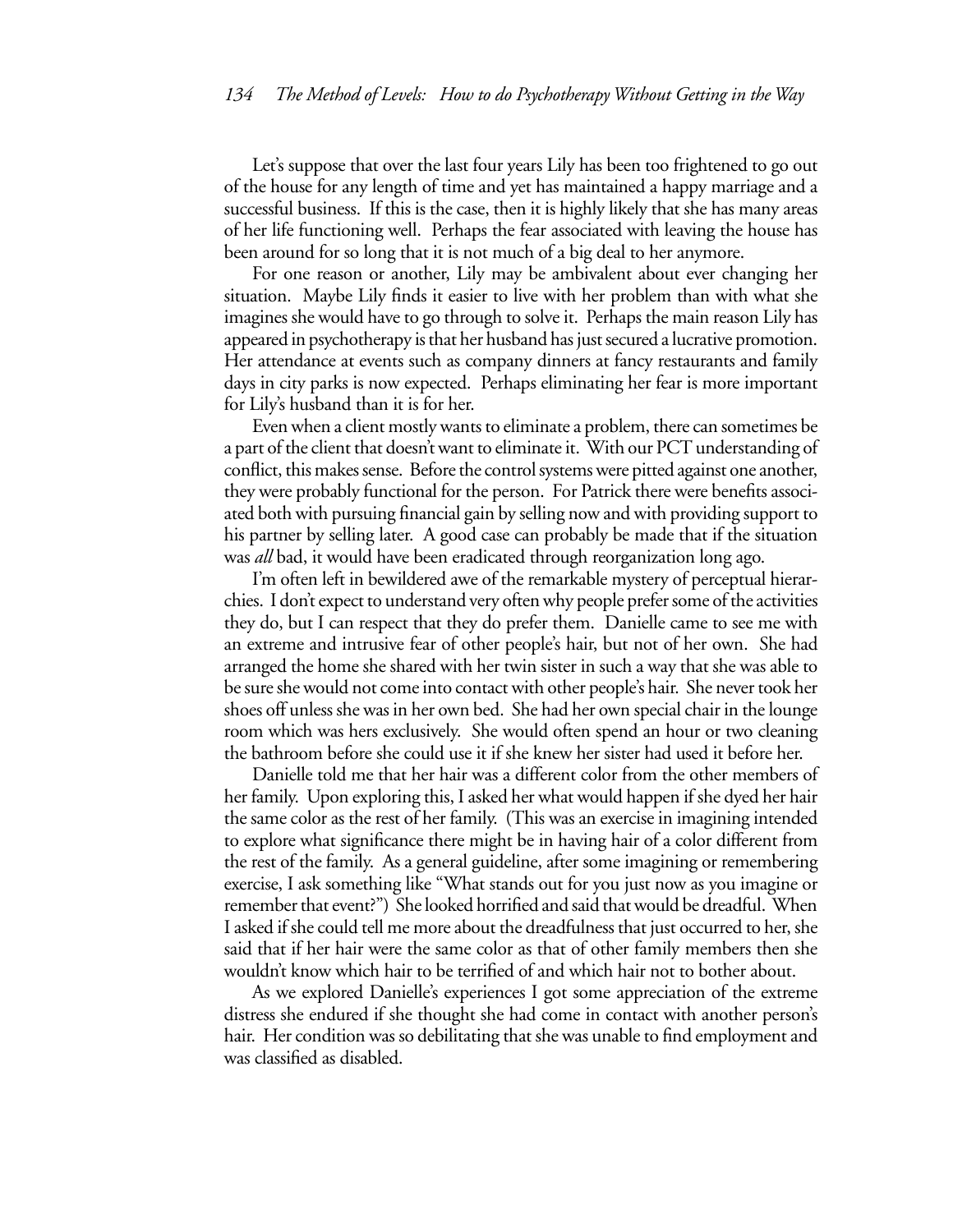Let's suppose that over the last four years Lily has been too frightened to go out of the house for any length of time and yet has maintained a happy marriage and a successful business. If this is the case, then it is highly likely that she has many areas of her life functioning well. Perhaps the fear associated with leaving the house has been around for so long that it is not much of a big deal to her anymore.

For one reason or another, Lily may be ambivalent about ever changing her situation. Maybe Lily finds it easier to live with her problem than with what she imagines she would have to go through to solve it. Perhaps the main reason Lily has appeared in psychotherapy is that her husband has just secured a lucrative promotion. Her attendance at events such as company dinners at fancy restaurants and family days in city parks is now expected. Perhaps eliminating her fear is more important for Lily's husband than it is for her.

Even when a client mostly wants to eliminate a problem, there can sometimes be a part of the client that doesn't want to eliminate it. With our PCT understanding of conflict, this makes sense. Before the control systems were pitted against one another, they were probably functional for the person. For Patrick there were benefits associated both with pursuing financial gain by selling now and with providing support to his partner by selling later. A good case can probably be made that if the situation was *all* bad, it would have been eradicated through reorganization long ago.

I'm often left in bewildered awe of the remarkable mystery of perceptual hierarchies. I don't expect to understand very often why people prefer some of the activities they do, but I can respect that they do prefer them. Danielle came to see me with an extreme and intrusive fear of other people's hair, but not of her own. She had arranged the home she shared with her twin sister in such a way that she was able to be sure she would not come into contact with other people's hair. She never took her shoes off unless she was in her own bed. She had her own special chair in the lounge room which was hers exclusively. She would often spend an hour or two cleaning the bathroom before she could use it if she knew her sister had used it before her.

Danielle told me that her hair was a different color from the other members of her family. Upon exploring this, I asked her what would happen if she dyed her hair the same color as the rest of her family. (This was an exercise in imagining intended to explore what significance there might be in having hair of a color different from the rest of the family. As a general guideline, after some imagining or remembering exercise, I ask something like "What stands out for you just now as you imagine or remember that event?") She looked horrified and said that would be dreadful. When I asked if she could tell me more about the dreadfulness that just occurred to her, she said that if her hair were the same color as that of other family members then she wouldn't know which hair to be terrified of and which hair not to bother about.

As we explored Danielle's experiences I got some appreciation of the extreme distress she endured if she thought she had come in contact with another person's hair. Her condition was so debilitating that she was unable to find employment and was classified as disabled.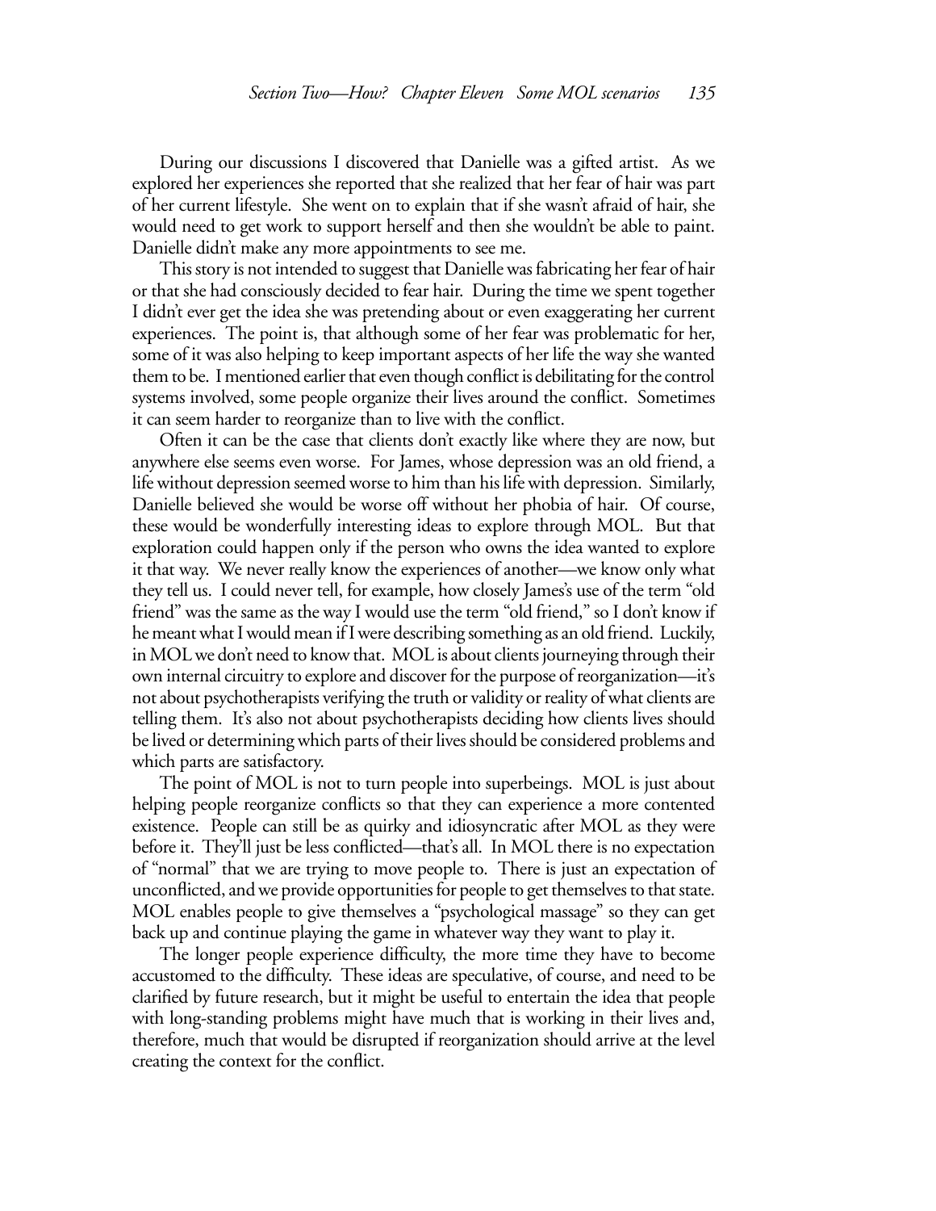During our discussions I discovered that Danielle was a gifted artist. As we explored her experiences she reported that she realized that her fear of hair was part of her current lifestyle. She went on to explain that if she wasn't afraid of hair, she would need to get work to support herself and then she wouldn't be able to paint. Danielle didn't make any more appointments to see me.

This story is not intended to suggest that Danielle was fabricating her fear of hair or that she had consciously decided to fear hair. During the time we spent together I didn't ever get the idea she was pretending about or even exaggerating her current experiences. The point is, that although some of her fear was problematic for her, some of it was also helping to keep important aspects of her life the way she wanted them to be. I mentioned earlier that even though conflict is debilitating for the control systems involved, some people organize their lives around the conflict. Sometimes it can seem harder to reorganize than to live with the conflict.

Often it can be the case that clients don't exactly like where they are now, but anywhere else seems even worse. For James, whose depression was an old friend, a life without depression seemed worse to him than his life with depression. Similarly, Danielle believed she would be worse off without her phobia of hair. Of course, these would be wonderfully interesting ideas to explore through MOL. But that exploration could happen only if the person who owns the idea wanted to explore it that way. We never really know the experiences of another—we know only what they tell us. I could never tell, for example, how closely James's use of the term "old friend" was the same as the way I would use the term "old friend," so I don't know if he meant what I would mean if I were describing something as an old friend. Luckily, in MOL we don't need to know that. MOL is about clients journeying through their own internal circuitry to explore and discover for the purpose of reorganization—it's not about psychotherapists verifying the truth or validity or reality of what clients are telling them. It's also not about psychotherapists deciding how clients lives should be lived or determining which parts of their lives should be considered problems and which parts are satisfactory.

The point of MOL is not to turn people into superbeings. MOL is just about helping people reorganize conflicts so that they can experience a more contented existence. People can still be as quirky and idiosyncratic after MOL as they were before it. They'll just be less conflicted—that's all. In MOL there is no expectation of "normal" that we are trying to move people to. There is just an expectation of unconflicted, and we provide opportunities for people to get themselves to that state. MOL enables people to give themselves a "psychological massage" so they can get back up and continue playing the game in whatever way they want to play it.

The longer people experience difficulty, the more time they have to become accustomed to the difficulty. These ideas are speculative, of course, and need to be clarified by future research, but it might be useful to entertain the idea that people with long-standing problems might have much that is working in their lives and, therefore, much that would be disrupted if reorganization should arrive at the level creating the context for the conflict.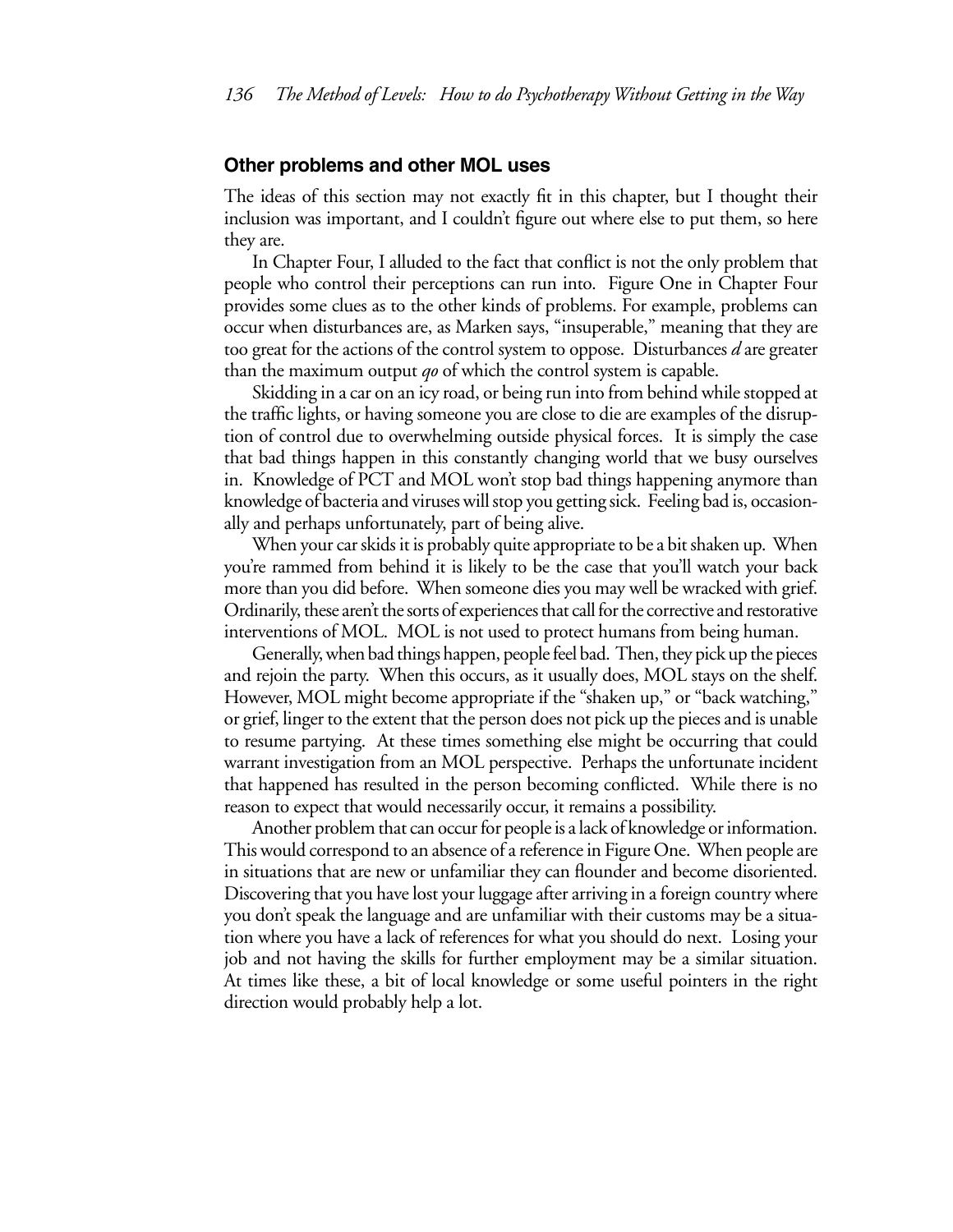## Other problems and other MOL uses

The ideas of this section may not exactly fit in this chapter, but I thought their inclusion was important, and I couldn't figure out where else to put them, so here they are.

In Chapter Four, I alluded to the fact that conflict is not the only problem that people who control their perceptions can run into. Figure One in Chapter Four provides some clues as to the other kinds of problems. For example, problems can occur when disturbances are, as Marken says, "insuperable," meaning that they are too great for the actions of the control system to oppose. Disturbances *d* are greater than the maximum output *qo* of which the control system is capable.

Skidding in a car on an icy road, or being run into from behind while stopped at the traffic lights, or having someone you are close to die are examples of the disruption of control due to overwhelming outside physical forces. It is simply the case that bad things happen in this constantly changing world that we busy ourselves in. Knowledge of PCT and MOL won't stop bad things happening anymore than knowledge of bacteria and viruses will stop you getting sick. Feeling bad is, occasionally and perhaps unfortunately, part of being alive.

When your car skids it is probably quite appropriate to be a bit shaken up. When you're rammed from behind it is likely to be the case that you'll watch your back more than you did before. When someone dies you may well be wracked with grief. Ordinarily, these aren't the sorts of experiences that call for the corrective and restorative interventions of MOL. MOL is not used to protect humans from being human.

Generally, when bad things happen, people feel bad. Then, they pick up the pieces and rejoin the party. When this occurs, as it usually does, MOL stays on the shelf. However, MOL might become appropriate if the "shaken up," or "back watching," or grief, linger to the extent that the person does not pick up the pieces and is unable to resume partying. At these times something else might be occurring that could warrant investigation from an MOL perspective. Perhaps the unfortunate incident that happened has resulted in the person becoming conflicted. While there is no reason to expect that would necessarily occur, it remains a possibility.

Another problem that can occur for people is a lack of knowledge or information. This would correspond to an absence of a reference in Figure One. When people are in situations that are new or unfamiliar they can flounder and become disoriented. Discovering that you have lost your luggage after arriving in a foreign country where you don't speak the language and are unfamiliar with their customs may be a situation where you have a lack of references for what you should do next. Losing your job and not having the skills for further employment may be a similar situation. At times like these, a bit of local knowledge or some useful pointers in the right direction would probably help a lot.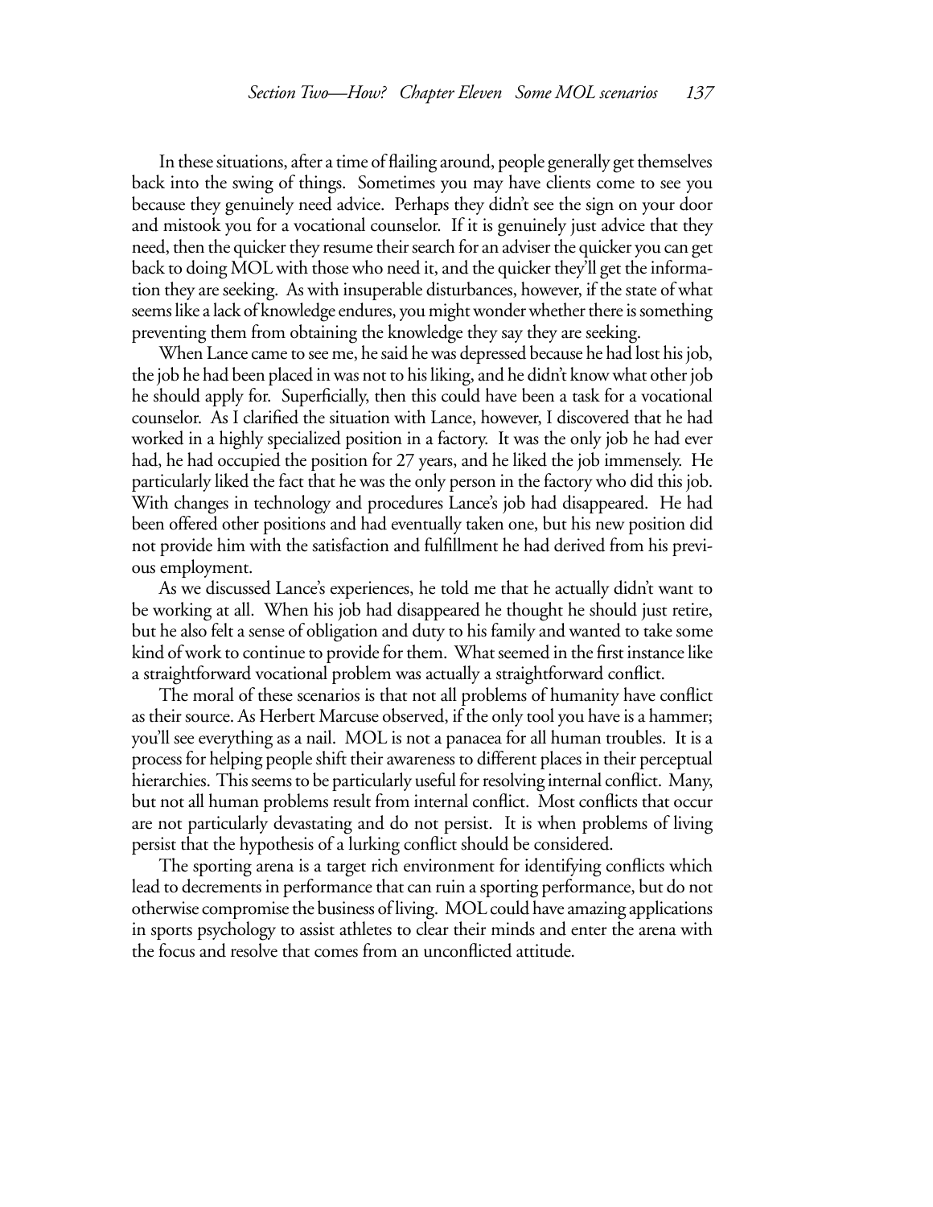In these situations, after a time of flailing around, people generally get themselves back into the swing of things. Sometimes you may have clients come to see you because they genuinely need advice. Perhaps they didn't see the sign on your door and mistook you for a vocational counselor. If it is genuinely just advice that they need, then the quicker they resume their search for an adviser the quicker you can get back to doing MOL with those who need it, and the quicker they'll get the information they are seeking. As with insuperable disturbances, however, if the state of what seems like a lack of knowledge endures, you might wonder whether there is something preventing them from obtaining the knowledge they say they are seeking.

When Lance came to see me, he said he was depressed because he had lost his job, the job he had been placed in was not to his liking, and he didn't know what other job he should apply for. Superficially, then this could have been a task for a vocational counselor. As I clarified the situation with Lance, however, I discovered that he had worked in a highly specialized position in a factory. It was the only job he had ever had, he had occupied the position for 27 years, and he liked the job immensely. He particularly liked the fact that he was the only person in the factory who did this job. With changes in technology and procedures Lance's job had disappeared. He had been offered other positions and had eventually taken one, but his new position did not provide him with the satisfaction and fulfillment he had derived from his previous employment.

As we discussed Lance's experiences, he told me that he actually didn't want to be working at all. When his job had disappeared he thought he should just retire, but he also felt a sense of obligation and duty to his family and wanted to take some kind of work to continue to provide for them. What seemed in the first instance like a straightforward vocational problem was actually a straightforward conflict.

The moral of these scenarios is that not all problems of humanity have conflict as their source. As Herbert Marcuse observed, if the only tool you have is a hammer; you'll see everything as a nail. MOL is not a panacea for all human troubles. It is a process for helping people shift their awareness to different places in their perceptual hierarchies. This seems to be particularly useful for resolving internal conflict. Many, but not all human problems result from internal conflict. Most conflicts that occur are not particularly devastating and do not persist. It is when problems of living persist that the hypothesis of a lurking conflict should be considered.

The sporting arena is a target rich environment for identifying conflicts which lead to decrements in performance that can ruin a sporting performance, but do not otherwise compromise the business of living. MOL could have amazing applications in sports psychology to assist athletes to clear their minds and enter the arena with the focus and resolve that comes from an unconflicted attitude.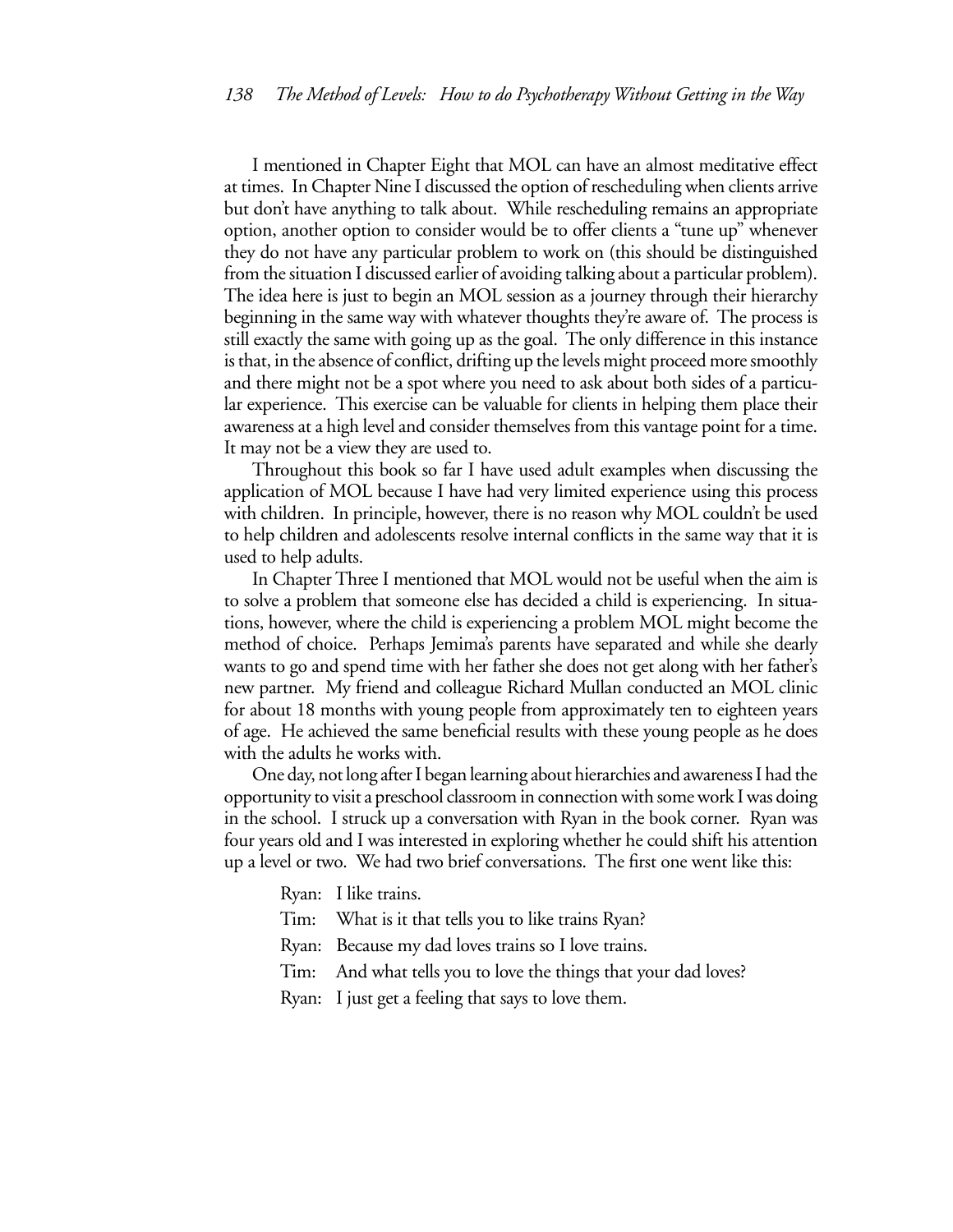I mentioned in Chapter Eight that MOL can have an almost meditative effect at times. In Chapter Nine I discussed the option of rescheduling when clients arrive but don't have anything to talk about. While rescheduling remains an appropriate option, another option to consider would be to offer clients a "tune up" whenever they do not have any particular problem to work on (this should be distinguished from the situation I discussed earlier of avoiding talking about a particular problem). The idea here is just to begin an MOL session as a journey through their hierarchy beginning in the same way with whatever thoughts they're aware of. The process is still exactly the same with going up as the goal. The only difference in this instance is that, in the absence of conflict, drifting up the levels might proceed more smoothly and there might not be a spot where you need to ask about both sides of a particular experience. This exercise can be valuable for clients in helping them place their awareness at a high level and consider themselves from this vantage point for a time. It may not be a view they are used to.

Throughout this book so far I have used adult examples when discussing the application of MOL because I have had very limited experience using this process with children. In principle, however, there is no reason why MOL couldn't be used to help children and adolescents resolve internal conflicts in the same way that it is used to help adults.

In Chapter Three I mentioned that MOL would not be useful when the aim is to solve a problem that someone else has decided a child is experiencing. In situations, however, where the child is experiencing a problem MOL might become the method of choice. Perhaps Jemima's parents have separated and while she dearly wants to go and spend time with her father she does not get along with her father's new partner. My friend and colleague Richard Mullan conducted an MOL clinic for about 18 months with young people from approximately ten to eighteen years of age. He achieved the same beneficial results with these young people as he does with the adults he works with.

One day, not long after I began learning about hierarchies and awareness I had the opportunity to visit a preschool classroom in connection with some work I was doing in the school. I struck up a conversation with Ryan in the book corner. Ryan was four years old and I was interested in exploring whether he could shift his attention up a level or two. We had two brief conversations. The first one went like this:

> Ryan: I like trains.
>
> Tim: What is it that tells you to like trains Ryan?
>
> Ryan: Because my dad loves trains so I love trains.
>
> Tim: And what tells you to love the things that your dad loves?
>
> Ryan: I just get a feeling that says to love them.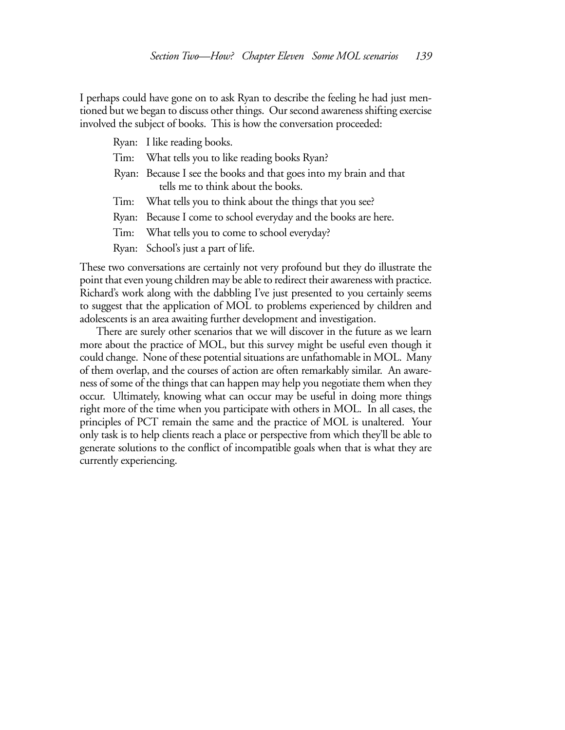I perhaps could have gone on to ask Ryan to describe the feeling he had just mentioned but we began to discuss other things. Our second awareness shifting exercise involved the subject of books. This is how the conversation proceeded:

> Ryan: I like reading books.
>
> Tim: What tells you to like reading books Ryan?
>
> Ryan: Because I see the books and that goes into my brain and that tells me to think about the books.
>
> Tim: What tells you to think about the things that you see?
>
> Ryan: Because I come to school everyday and the books are here.
>
> Tim: What tells you to come to school everyday?
>
> Ryan: School's just a part of life.

These two conversations are certainly not very profound but they do illustrate the point that even young children may be able to redirect their awareness with practice. Richard's work along with the dabbling I've just presented to you certainly seems to suggest that the application of MOL to problems experienced by children and adolescents is an area awaiting further development and investigation.

There are surely other scenarios that we will discover in the future as we learn more about the practice of MOL, but this survey might be useful even though it could change. None of these potential situations are unfathomable in MOL. Many of them overlap, and the courses of action are often remarkably similar. An awareness of some of the things that can happen may help you negotiate them when they occur. Ultimately, knowing what can occur may be useful in doing more things right more of the time when you participate with others in MOL. In all cases, the principles of PCT remain the same and the practice of MOL is unaltered. Your only task is to help clients reach a place or perspective from which they'll be able to generate solutions to the conflict of incompatible goals when that is what they are currently experiencing.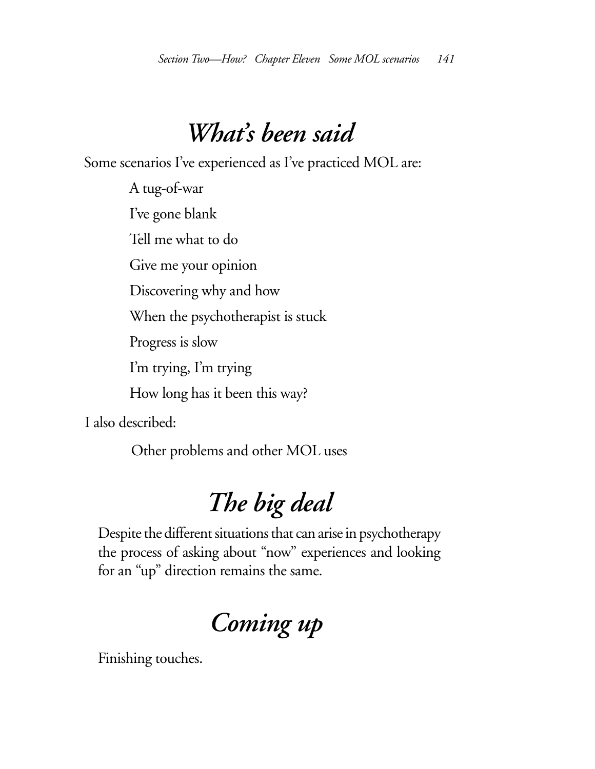## *What's been said*

Some scenarios I've experienced as I've practiced MOL are:

- A tug-of-war
- I've gone blank
- Tell me what to do
- Give me your opinion
- Discovering why and how
- When the psychotherapist is stuck
- Progress is slow
- I'm trying, I'm trying
- How long has it been this way?

I also described:

- Other problems and other MOL uses

## *The big deal*

Despite the different situations that can arise in psychotherapy the process of asking about "now" experiences and looking for an "up" direction remains the same.

## *Coming up*

Finishing touches.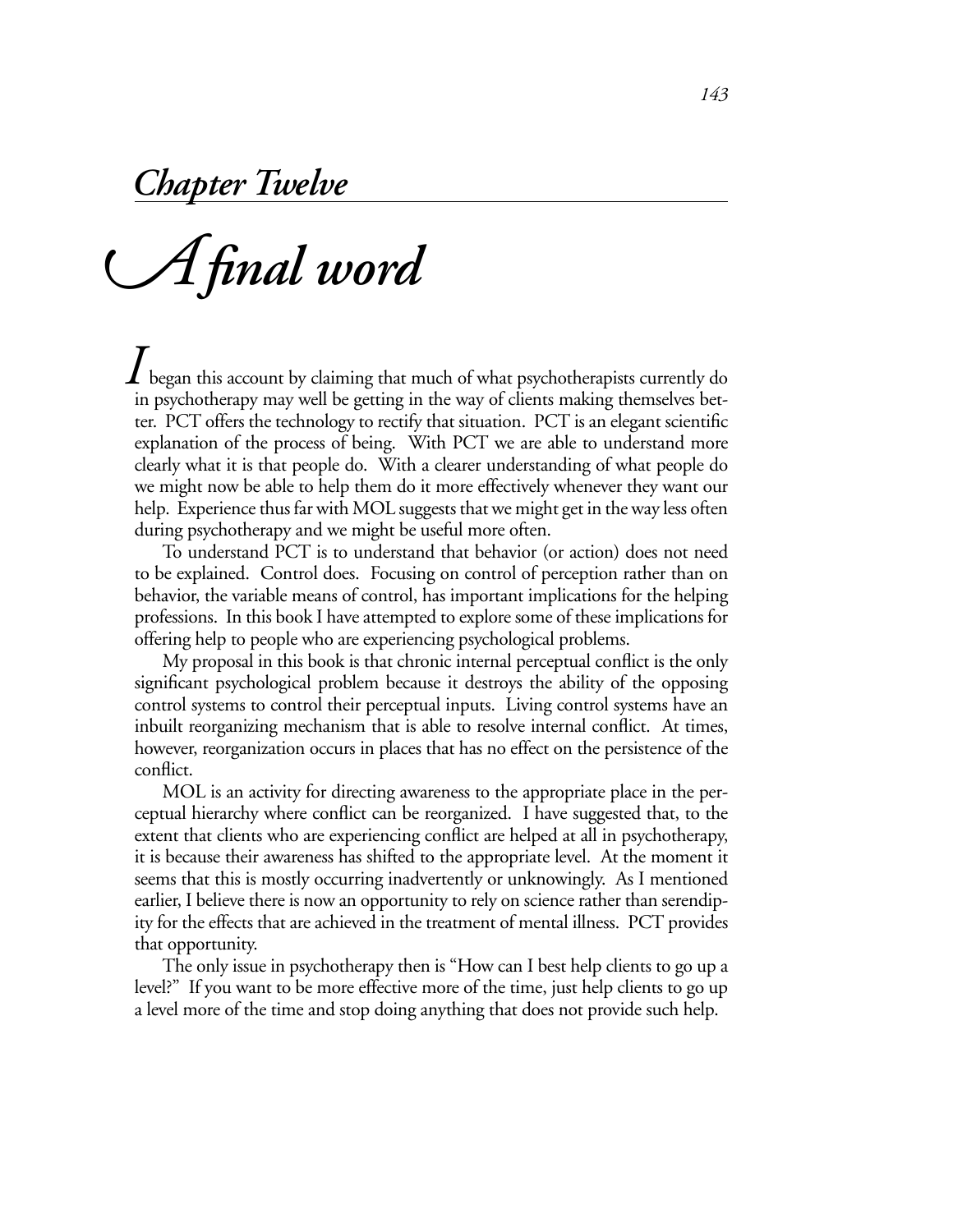## *Chapter Twelve*

# *A final word*

I began this account by claiming that much of what psychotherapists currently do in psychotherapy may well be getting in the way of clients making themselves better. PCT offers the technology to rectify that situation. PCT is an elegant scientific explanation of the process of being. With PCT we are able to understand more clearly what it is that people do. With a clearer understanding of what people do we might now be able to help them do it more effectively whenever they want our help. Experience thus far with MOL suggests that we might get in the way less often during psychotherapy and we might be useful more often.

To understand PCT is to understand that behavior (or action) does not need to be explained. Control does. Focusing on control of perception rather than on behavior, the variable means of control, has important implications for the helping professions. In this book I have attempted to explore some of these implications for offering help to people who are experiencing psychological problems.

My proposal in this book is that chronic internal perceptual conflict is the only significant psychological problem because it destroys the ability of the opposing control systems to control their perceptual inputs. Living control systems have an inbuilt reorganizing mechanism that is able to resolve internal conflict. At times, however, reorganization occurs in places that has no effect on the persistence of the conflict.

MOL is an activity for directing awareness to the appropriate place in the perceptual hierarchy where conflict can be reorganized. I have suggested that, to the extent that clients who are experiencing conflict are helped at all in psychotherapy, it is because their awareness has shifted to the appropriate level. At the moment it seems that this is mostly occurring inadvertently or unknowingly. As I mentioned earlier, I believe there is now an opportunity to rely on science rather than serendipity for the effects that are achieved in the treatment of mental illness. PCT provides that opportunity.

The only issue in psychotherapy then is "How can I best help clients to go up a level?" If you want to be more effective more of the time, just help clients to go up a level more of the time and stop doing anything that does not provide such help.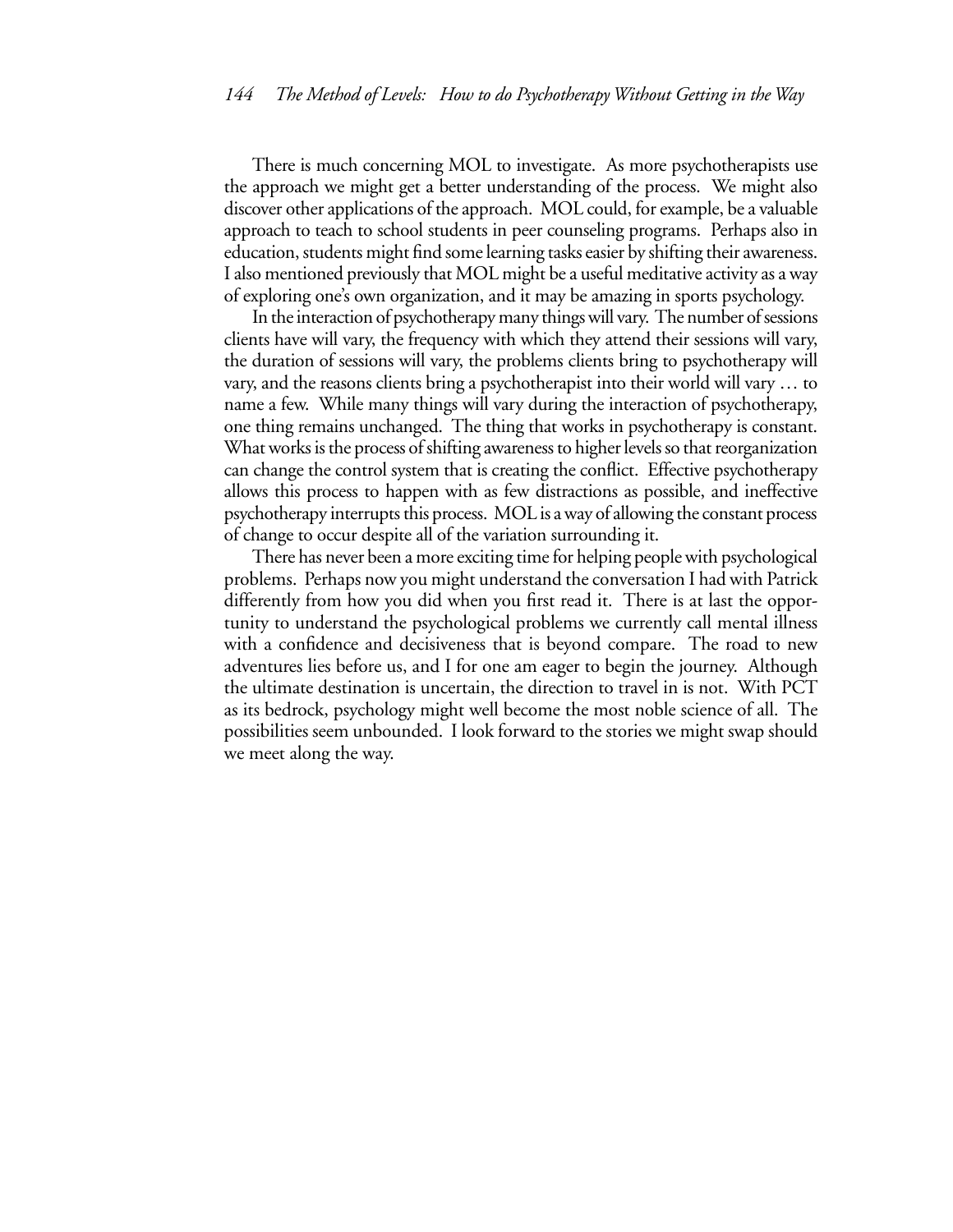There is much concerning MOL to investigate. As more psychotherapists use the approach we might get a better understanding of the process. We might also discover other applications of the approach. MOL could, for example, be a valuable approach to teach to school students in peer counseling programs. Perhaps also in education, students might find some learning tasks easier by shifting their awareness. I also mentioned previously that MOL might be a useful meditative activity as a way of exploring one's own organization, and it may be amazing in sports psychology.

In the interaction of psychotherapy many things will vary. The number of sessions clients have will vary, the frequency with which they attend their sessions will vary, the duration of sessions will vary, the problems clients bring to psychotherapy will vary, and the reasons clients bring a psychotherapist into their world will vary … to name a few. While many things will vary during the interaction of psychotherapy, one thing remains unchanged. The thing that works in psychotherapy is constant. What works is the process of shifting awareness to higher levels so that reorganization can change the control system that is creating the conflict. Effective psychotherapy allows this process to happen with as few distractions as possible, and ineffective psychotherapy interrupts this process. MOL is a way of allowing the constant process of change to occur despite all of the variation surrounding it.

There has never been a more exciting time for helping people with psychological problems. Perhaps now you might understand the conversation I had with Patrick differently from how you did when you first read it. There is at last the opportunity to understand the psychological problems we currently call mental illness with a confidence and decisiveness that is beyond compare. The road to new adventures lies before us, and I for one am eager to begin the journey. Although the ultimate destination is uncertain, the direction to travel in is not. With PCT as its bedrock, psychology might well become the most noble science of all. The possibilities seem unbounded. I look forward to the stories we might swap should we meet along the way.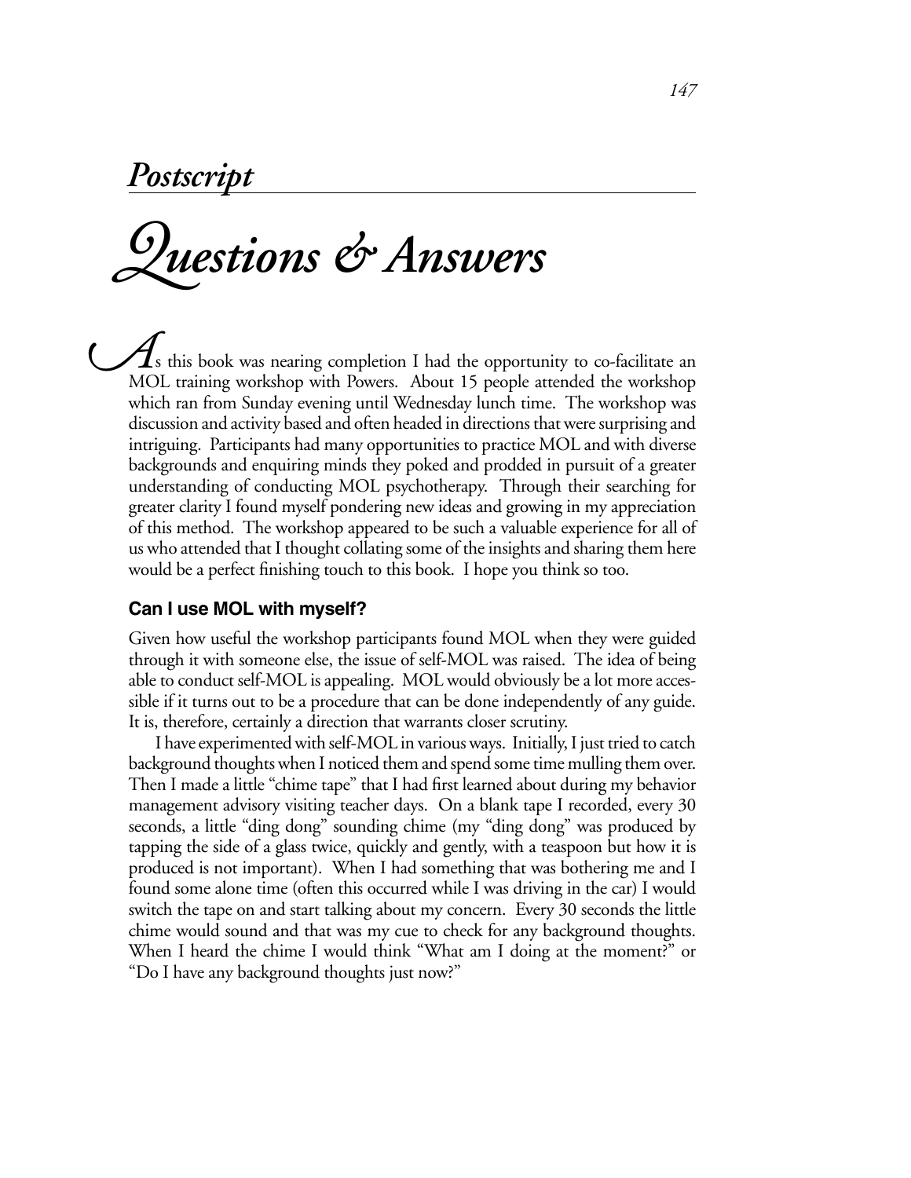## *Postscript*

# *Questions & Answers*

As this book was nearing completion I had the opportunity to co-facilitate an MOL training workshop with Powers. About 15 people attended the workshop which ran from Sunday evening until Wednesday lunch time. The workshop was discussion and activity based and often headed in directions that were surprising and intriguing. Participants had many opportunities to practice MOL and with diverse backgrounds and enquiring minds they poked and prodded in pursuit of a greater understanding of conducting MOL psychotherapy. Through their searching for greater clarity I found myself pondering new ideas and growing in my appreciation of this method. The workshop appeared to be such a valuable experience for all of us who attended that I thought collating some of the insights and sharing them here would be a perfect finishing touch to this book. I hope you think so too.

### **Can I use MOL with myself?**

Given how useful the workshop participants found MOL when they were guided through it with someone else, the issue of self-MOL was raised. The idea of being able to conduct self-MOL is appealing. MOL would obviously be a lot more accessible if it turns out to be a procedure that can be done independently of any guide. It is, therefore, certainly a direction that warrants closer scrutiny.

I have experimented with self-MOL in various ways. Initially, I just tried to catch background thoughts when I noticed them and spend some time mulling them over. Then I made a little "chime tape" that I had first learned about during my behavior management advisory visiting teacher days. On a blank tape I recorded, every 30 seconds, a little "ding dong" sounding chime (my "ding dong" was produced by tapping the side of a glass twice, quickly and gently, with a teaspoon but how it is produced is not important). When I had something that was bothering me and I found some alone time (often this occurred while I was driving in the car) I would switch the tape on and start talking about my concern. Every 30 seconds the little chime would sound and that was my cue to check for any background thoughts. When I heard the chime I would think "What am I doing at the moment?" or "Do I have any background thoughts just now?"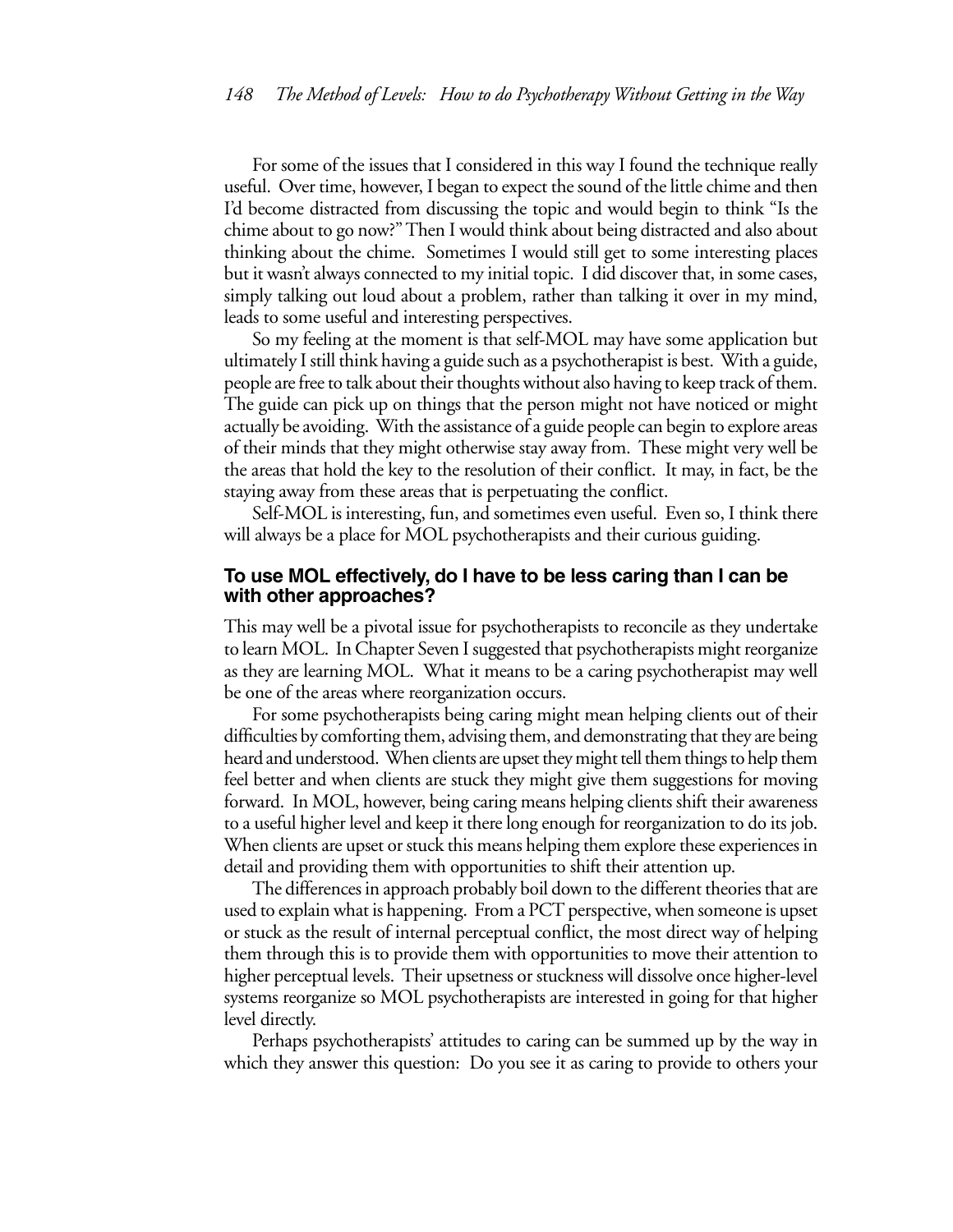For some of the issues that I considered in this way I found the technique really useful. Over time, however, I began to expect the sound of the little chime and then I'd become distracted from discussing the topic and would begin to think "Is the chime about to go now?" Then I would think about being distracted and also about thinking about the chime. Sometimes I would still get to some interesting places but it wasn't always connected to my initial topic. I did discover that, in some cases, simply talking out loud about a problem, rather than talking it over in my mind, leads to some useful and interesting perspectives.

So my feeling at the moment is that self-MOL may have some application but ultimately I still think having a guide such as a psychotherapist is best. With a guide, people are free to talk about their thoughts without also having to keep track of them. The guide can pick up on things that the person might not have noticed or might actually be avoiding. With the assistance of a guide people can begin to explore areas of their minds that they might otherwise stay away from. These might very well be the areas that hold the key to the resolution of their conflict. It may, in fact, be the staying away from these areas that is perpetuating the conflict.

Self-MOL is interesting, fun, and sometimes even useful. Even so, I think there will always be a place for MOL psychotherapists and their curious guiding.

### To use MOL effectively, do I have to be less caring than I can be with other approaches?

This may well be a pivotal issue for psychotherapists to reconcile as they undertake to learn MOL. In Chapter Seven I suggested that psychotherapists might reorganize as they are learning MOL. What it means to be a caring psychotherapist may well be one of the areas where reorganization occurs.

For some psychotherapists being caring might mean helping clients out of their difficulties by comforting them, advising them, and demonstrating that they are being heard and understood. When clients are upset they might tell them things to help them feel better and when clients are stuck they might give them suggestions for moving forward. In MOL, however, being caring means helping clients shift their awareness to a useful higher level and keep it there long enough for reorganization to do its job. When clients are upset or stuck this means helping them explore these experiences in detail and providing them with opportunities to shift their attention up.

The differences in approach probably boil down to the different theories that are used to explain what is happening. From a PCT perspective, when someone is upset or stuck as the result of internal perceptual conflict, the most direct way of helping them through this is to provide them with opportunities to move their attention to higher perceptual levels. Their upsetness or stuckness will dissolve once higher-level systems reorganize so MOL psychotherapists are interested in going for that higher level directly.

Perhaps psychotherapists' attitudes to caring can be summed up by the way in which they answer this question: Do you see it as caring to provide to others your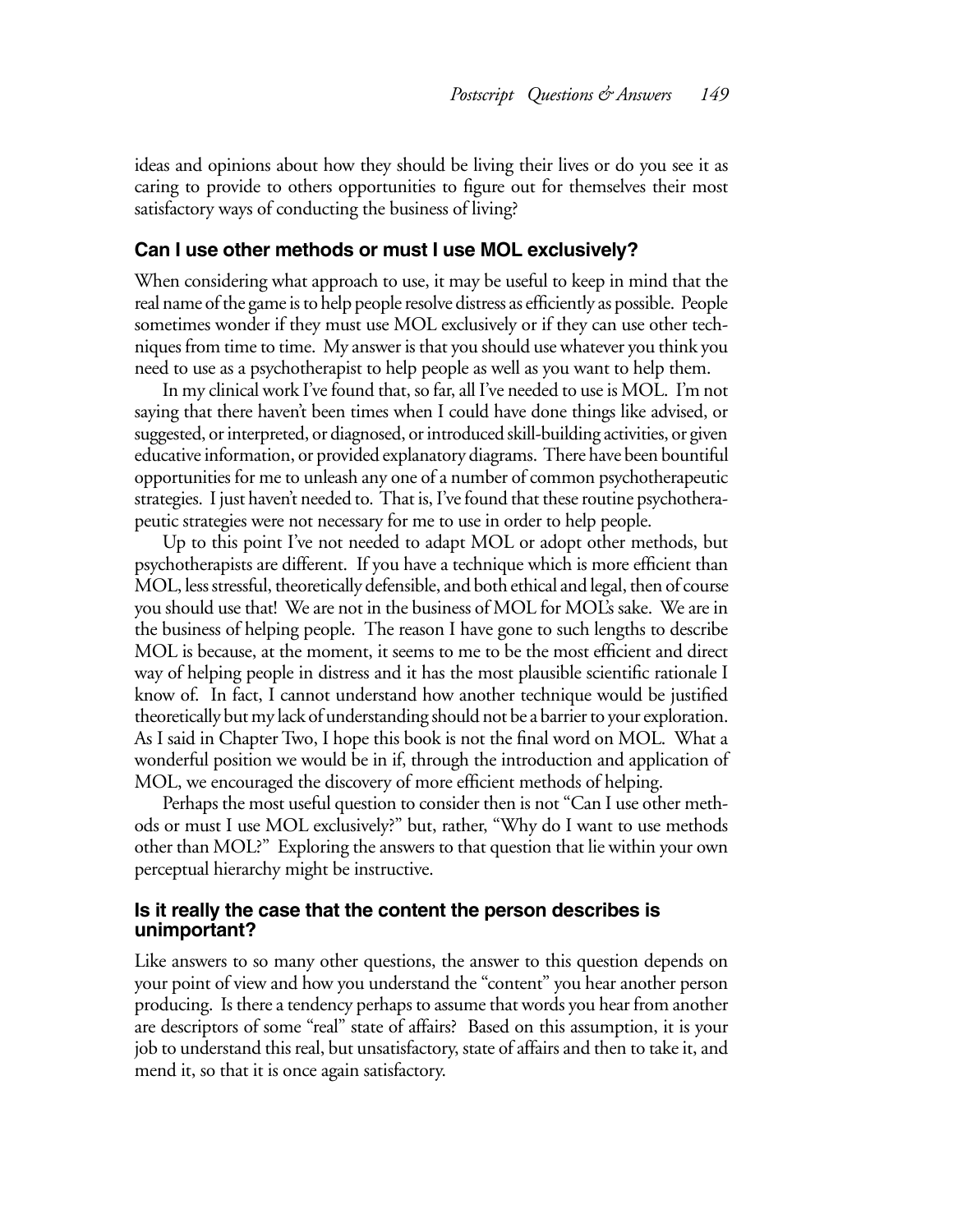ideas and opinions about how they should be living their lives or do you see it as caring to provide to others opportunities to figure out for themselves their most satisfactory ways of conducting the business of living?

### Can I use other methods or must I use MOL exclusively?

When considering what approach to use, it may be useful to keep in mind that the real name of the game is to help people resolve distress as efficiently as possible. People sometimes wonder if they must use MOL exclusively or if they can use other techniques from time to time. My answer is that you should use whatever you think you need to use as a psychotherapist to help people as well as you want to help them.

In my clinical work I've found that, so far, all I've needed to use is MOL. I'm not saying that there haven't been times when I could have done things like advised, or suggested, or interpreted, or diagnosed, or introduced skill-building activities, or given educative information, or provided explanatory diagrams. There have been bountiful opportunities for me to unleash any one of a number of common psychotherapeutic strategies. I just haven't needed to. That is, I've found that these routine psychotherapeutic strategies were not necessary for me to use in order to help people.

Up to this point I've not needed to adapt MOL or adopt other methods, but psychotherapists are different. If you have a technique which is more efficient than MOL, less stressful, theoretically defensible, and both ethical and legal, then of course you should use that! We are not in the business of MOL for MOL's sake. We are in the business of helping people. The reason I have gone to such lengths to describe MOL is because, at the moment, it seems to me to be the most efficient and direct way of helping people in distress and it has the most plausible scientific rationale I know of. In fact, I cannot understand how another technique would be justified theoretically but my lack of understanding should not be a barrier to your exploration. As I said in Chapter Two, I hope this book is not the final word on MOL. What a wonderful position we would be in if, through the introduction and application of MOL, we encouraged the discovery of more efficient methods of helping.

Perhaps the most useful question to consider then is not "Can I use other methods or must I use MOL exclusively?" but, rather, "Why do I want to use methods other than MOL?" Exploring the answers to that question that lie within your own perceptual hierarchy might be instructive.

### Is it really the case that the content the person describes is unimportant?

Like answers to so many other questions, the answer to this question depends on your point of view and how you understand the "content" you hear another person producing. Is there a tendency perhaps to assume that words you hear from another are descriptors of some "real" state of affairs? Based on this assumption, it is your job to understand this real, but unsatisfactory, state of affairs and then to take it, and mend it, so that it is once again satisfactory.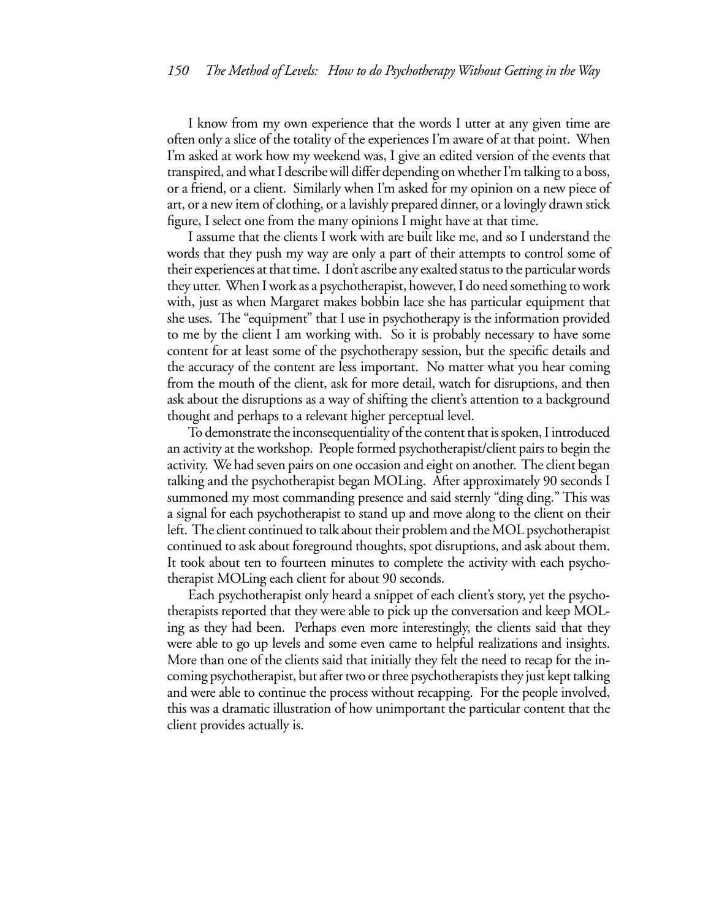I know from my own experience that the words I utter at any given time are often only a slice of the totality of the experiences I'm aware of at that point. When I'm asked at work how my weekend was, I give an edited version of the events that transpired, and what I describe will differ depending on whether I'm talking to a boss, or a friend, or a client. Similarly when I'm asked for my opinion on a new piece of art, or a new item of clothing, or a lavishly prepared dinner, or a lovingly drawn stick figure, I select one from the many opinions I might have at that time.

I assume that the clients I work with are built like me, and so I understand the words that they push my way are only a part of their attempts to control some of their experiences at that time. I don't ascribe any exalted status to the particular words they utter. When I work as a psychotherapist, however, I do need something to work with, just as when Margaret makes bobbin lace she has particular equipment that she uses. The "equipment" that I use in psychotherapy is the information provided to me by the client I am working with. So it is probably necessary to have some content for at least some of the psychotherapy session, but the specific details and the accuracy of the content are less important. No matter what you hear coming from the mouth of the client, ask for more detail, watch for disruptions, and then ask about the disruptions as a way of shifting the client's attention to a background thought and perhaps to a relevant higher perceptual level.

To demonstrate the inconsequentiality of the content that is spoken, I introduced an activity at the workshop. People formed psychotherapist/client pairs to begin the activity. We had seven pairs on one occasion and eight on another. The client began talking and the psychotherapist began MOLing. After approximately 90 seconds I summoned my most commanding presence and said sternly "ding ding." This was a signal for each psychotherapist to stand up and move along to the client on their left. The client continued to talk about their problem and the MOL psychotherapist continued to ask about foreground thoughts, spot disruptions, and ask about them. It took about ten to fourteen minutes to complete the activity with each psychotherapist MOLing each client for about 90 seconds.

Each psychotherapist only heard a snippet of each client's story, yet the psychotherapists reported that they were able to pick up the conversation and keep MOLing as they had been. Perhaps even more interestingly, the clients said that they were able to go up levels and some even came to helpful realizations and insights. More than one of the clients said that initially they felt the need to recap for the incoming psychotherapist, but after two or three psychotherapists they just kept talking and were able to continue the process without recapping. For the people involved, this was a dramatic illustration of how unimportant the particular content that the client provides actually is.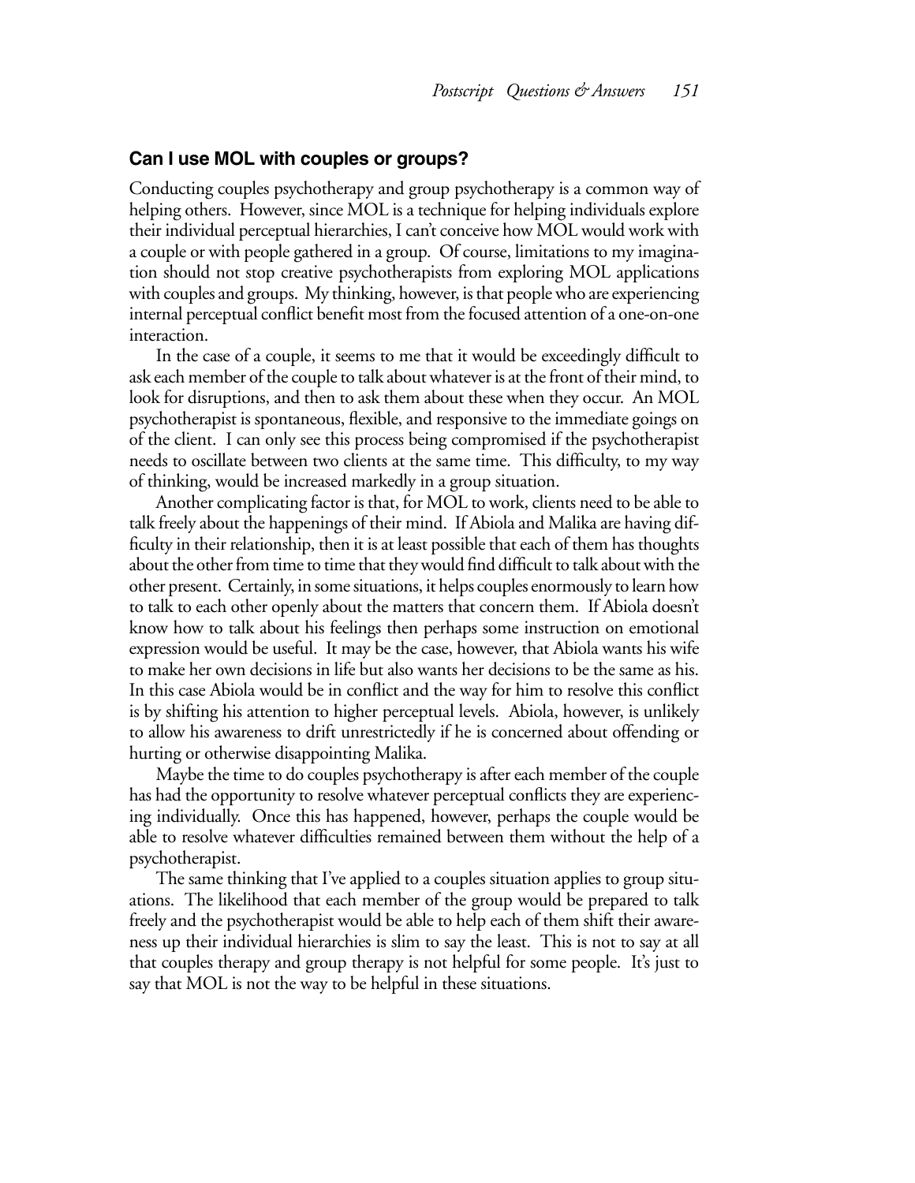### Can I use MOL with couples or groups?

Conducting couples psychotherapy and group psychotherapy is a common way of helping others. However, since MOL is a technique for helping individuals explore their individual perceptual hierarchies, I can't conceive how MOL would work with a couple or with people gathered in a group. Of course, limitations to my imagination should not stop creative psychotherapists from exploring MOL applications with couples and groups. My thinking, however, is that people who are experiencing internal perceptual conflict benefit most from the focused attention of a one-on-one interaction.

In the case of a couple, it seems to me that it would be exceedingly difficult to ask each member of the couple to talk about whatever is at the front of their mind, to look for disruptions, and then to ask them about these when they occur. An MOL psychotherapist is spontaneous, flexible, and responsive to the immediate goings on of the client. I can only see this process being compromised if the psychotherapist needs to oscillate between two clients at the same time. This difficulty, to my way of thinking, would be increased markedly in a group situation.

Another complicating factor is that, for MOL to work, clients need to be able to talk freely about the happenings of their mind. If Abiola and Malika are having difficulty in their relationship, then it is at least possible that each of them has thoughts about the other from time to time that they would find difficult to talk about with the other present. Certainly, in some situations, it helps couples enormously to learn how to talk to each other openly about the matters that concern them. If Abiola doesn't know how to talk about his feelings then perhaps some instruction on emotional expression would be useful. It may be the case, however, that Abiola wants his wife to make her own decisions in life but also wants her decisions to be the same as his. In this case Abiola would be in conflict and the way for him to resolve this conflict is by shifting his attention to higher perceptual levels. Abiola, however, is unlikely to allow his awareness to drift unrestrictedly if he is concerned about offending or hurting or otherwise disappointing Malika.

Maybe the time to do couples psychotherapy is after each member of the couple has had the opportunity to resolve whatever perceptual conflicts they are experiencing individually. Once this has happened, however, perhaps the couple would be able to resolve whatever difficulties remained between them without the help of a psychotherapist.

The same thinking that I've applied to a couples situation applies to group situations. The likelihood that each member of the group would be prepared to talk freely and the psychotherapist would be able to help each of them shift their awareness up their individual hierarchies is slim to say the least. This is not to say at all that couples therapy and group therapy is not helpful for some people. It's just to say that MOL is not the way to be helpful in these situations.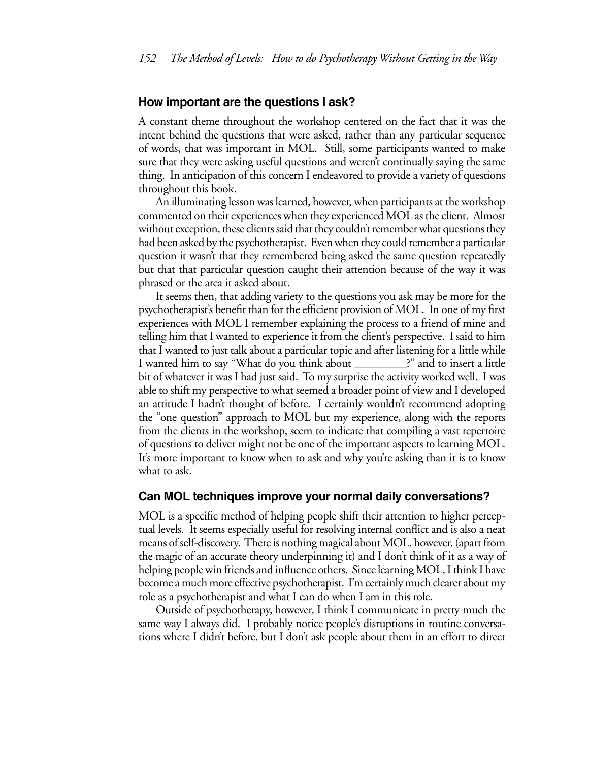## How important are the questions I ask?

A constant theme throughout the workshop centered on the fact that it was the intent behind the questions that were asked, rather than any particular sequence of words, that was important in MOL. Still, some participants wanted to make sure that they were asking useful questions and weren't continually saying the same thing. In anticipation of this concern I endeavored to provide a variety of questions throughout this book.

An illuminating lesson was learned, however, when participants at the workshop commented on their experiences when they experienced MOL as the client. Almost without exception, these clients said that they couldn't remember what questions they had been asked by the psychotherapist. Even when they could remember a particular question it wasn't that they remembered being asked the same question repeatedly but that that particular question caught their attention because of the way it was phrased or the area it asked about.

It seems then, that adding variety to the questions you ask may be more for the psychotherapist's benefit than for the efficient provision of MOL. In one of my first experiences with MOL I remember explaining the process to a friend of mine and telling him that I wanted to experience it from the client's perspective. I said to him that I wanted to just talk about a particular topic and after listening for a little while I wanted him to say "What do you think about _________?" and to insert a little bit of whatever it was I had just said. To my surprise the activity worked well. I was able to shift my perspective to what seemed a broader point of view and I developed an attitude I hadn't thought of before. I certainly wouldn't recommend adopting the "one question" approach to MOL but my experience, along with the reports from the clients in the workshop, seem to indicate that compiling a vast repertoire of questions to deliver might not be one of the important aspects to learning MOL. It's more important to know when to ask and why you're asking than it is to know what to ask.

## Can MOL techniques improve your normal daily conversations?

MOL is a specific method of helping people shift their attention to higher perceptual levels. It seems especially useful for resolving internal conflict and is also a neat means of self-discovery. There is nothing magical about MOL, however, (apart from the magic of an accurate theory underpinning it) and I don't think of it as a way of helping people win friends and influence others. Since learning MOL, I think I have become a much more effective psychotherapist. I'm certainly much clearer about my role as a psychotherapist and what I can do when I am in this role.

Outside of psychotherapy, however, I think I communicate in pretty much the same way I always did. I probably notice people's disruptions in routine conversations where I didn't before, but I don't ask people about them in an effort to direct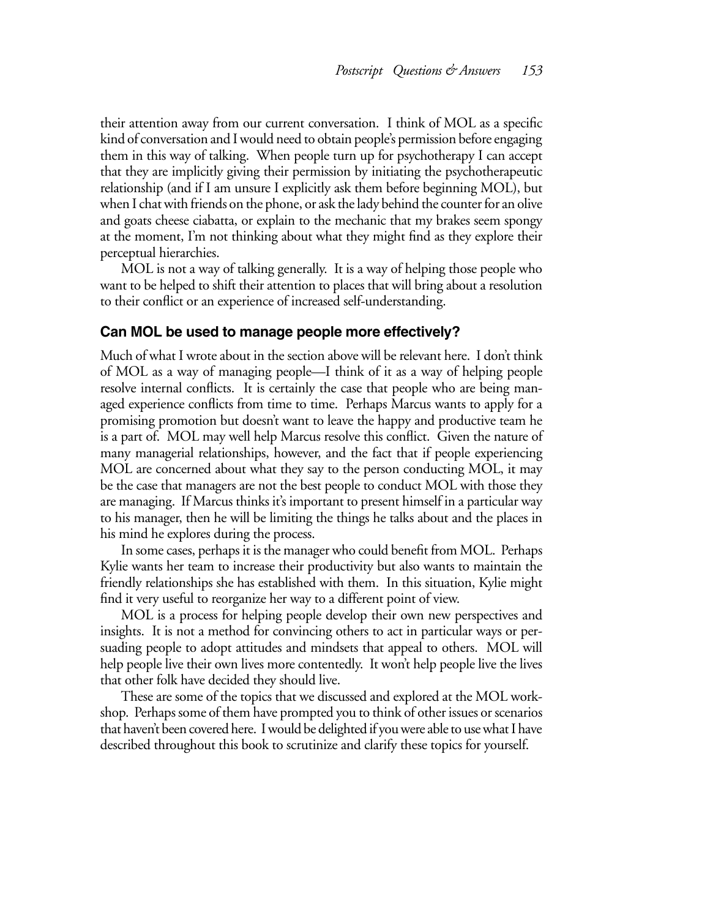their attention away from our current conversation. I think of MOL as a specific kind of conversation and I would need to obtain people's permission before engaging them in this way of talking. When people turn up for psychotherapy I can accept that they are implicitly giving their permission by initiating the psychotherapeutic relationship (and if I am unsure I explicitly ask them before beginning MOL), but when I chat with friends on the phone, or ask the lady behind the counter for an olive and goats cheese ciabatta, or explain to the mechanic that my brakes seem spongy at the moment, I'm not thinking about what they might find as they explore their perceptual hierarchies.

MOL is not a way of talking generally. It is a way of helping those people who want to be helped to shift their attention to places that will bring about a resolution to their conflict or an experience of increased self-understanding.

### Can MOL be used to manage people more effectively?

Much of what I wrote about in the section above will be relevant here. I don't think of MOL as a way of managing people—I think of it as a way of helping people resolve internal conflicts. It is certainly the case that people who are being managed experience conflicts from time to time. Perhaps Marcus wants to apply for a promising promotion but doesn't want to leave the happy and productive team he is a part of. MOL may well help Marcus resolve this conflict. Given the nature of many managerial relationships, however, and the fact that if people experiencing MOL are concerned about what they say to the person conducting MOL, it may be the case that managers are not the best people to conduct MOL with those they are managing. If Marcus thinks it's important to present himself in a particular way to his manager, then he will be limiting the things he talks about and the places in his mind he explores during the process.

In some cases, perhaps it is the manager who could benefit from MOL. Perhaps Kylie wants her team to increase their productivity but also wants to maintain the friendly relationships she has established with them. In this situation, Kylie might find it very useful to reorganize her way to a different point of view.

MOL is a process for helping people develop their own new perspectives and insights. It is not a method for convincing others to act in particular ways or persuading people to adopt attitudes and mindsets that appeal to others. MOL will help people live their own lives more contentedly. It won't help people live the lives that other folk have decided they should live.

These are some of the topics that we discussed and explored at the MOL workshop. Perhaps some of them have prompted you to think of other issues or scenarios that haven't been covered here. I would be delighted if you were able to use what I have described throughout this book to scrutinize and clarify these topics for yourself.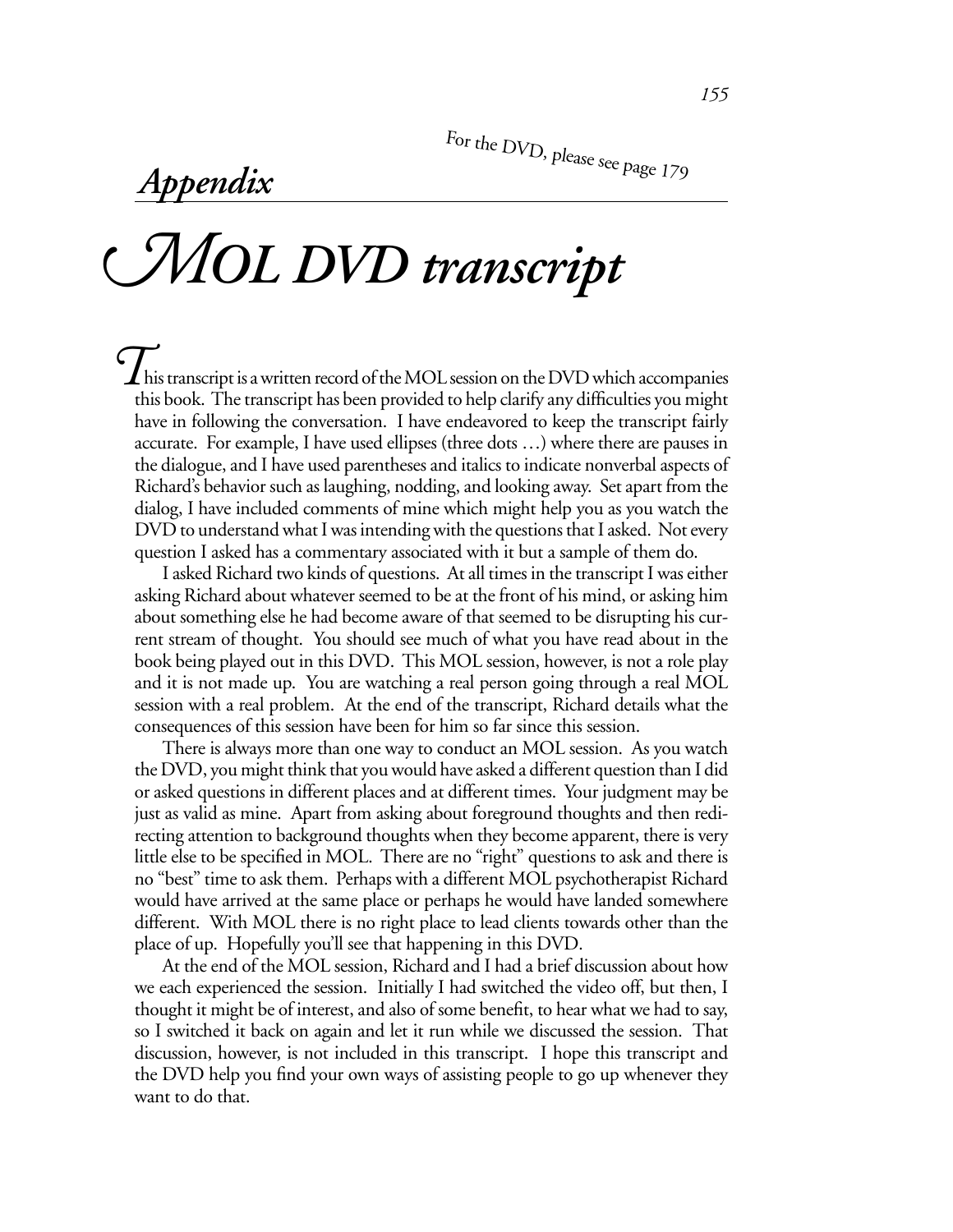For the DVD, please see page 179

# *Appendix*

# *MOL DVD transcript*

This transcript is a written record of the MOL session on the DVD which accompanies this book. The transcript has been provided to help clarify any difficulties you might have in following the conversation. I have endeavored to keep the transcript fairly accurate. For example, I have used ellipses (three dots …) where there are pauses in the dialogue, and I have used parentheses and italics to indicate nonverbal aspects of Richard's behavior such as laughing, nodding, and looking away. Set apart from the dialog, I have included comments of mine which might help you as you watch the DVD to understand what I was intending with the questions that I asked. Not every question I asked has a commentary associated with it but a sample of them do.

I asked Richard two kinds of questions. At all times in the transcript I was either asking Richard about whatever seemed to be at the front of his mind, or asking him about something else he had become aware of that seemed to be disrupting his current stream of thought. You should see much of what you have read about in the book being played out in this DVD. This MOL session, however, is not a role play and it is not made up. You are watching a real person going through a real MOL session with a real problem. At the end of the transcript, Richard details what the consequences of this session have been for him so far since this session.

There is always more than one way to conduct an MOL session. As you watch the DVD, you might think that you would have asked a different question than I did or asked questions in different places and at different times. Your judgment may be just as valid as mine. Apart from asking about foreground thoughts and then redirecting attention to background thoughts when they become apparent, there is very little else to be specified in MOL. There are no "right" questions to ask and there is no "best" time to ask them. Perhaps with a different MOL psychotherapist Richard would have arrived at the same place or perhaps he would have landed somewhere different. With MOL there is no right place to lead clients towards other than the place of up. Hopefully you'll see that happening in this DVD.

At the end of the MOL session, Richard and I had a brief discussion about how we each experienced the session. Initially I had switched the video off, but then, I thought it might be of interest, and also of some benefit, to hear what we had to say, so I switched it back on again and let it run while we discussed the session. That discussion, however, is not included in this transcript. I hope this transcript and the DVD help you find your own ways of assisting people to go up whenever they want to do that.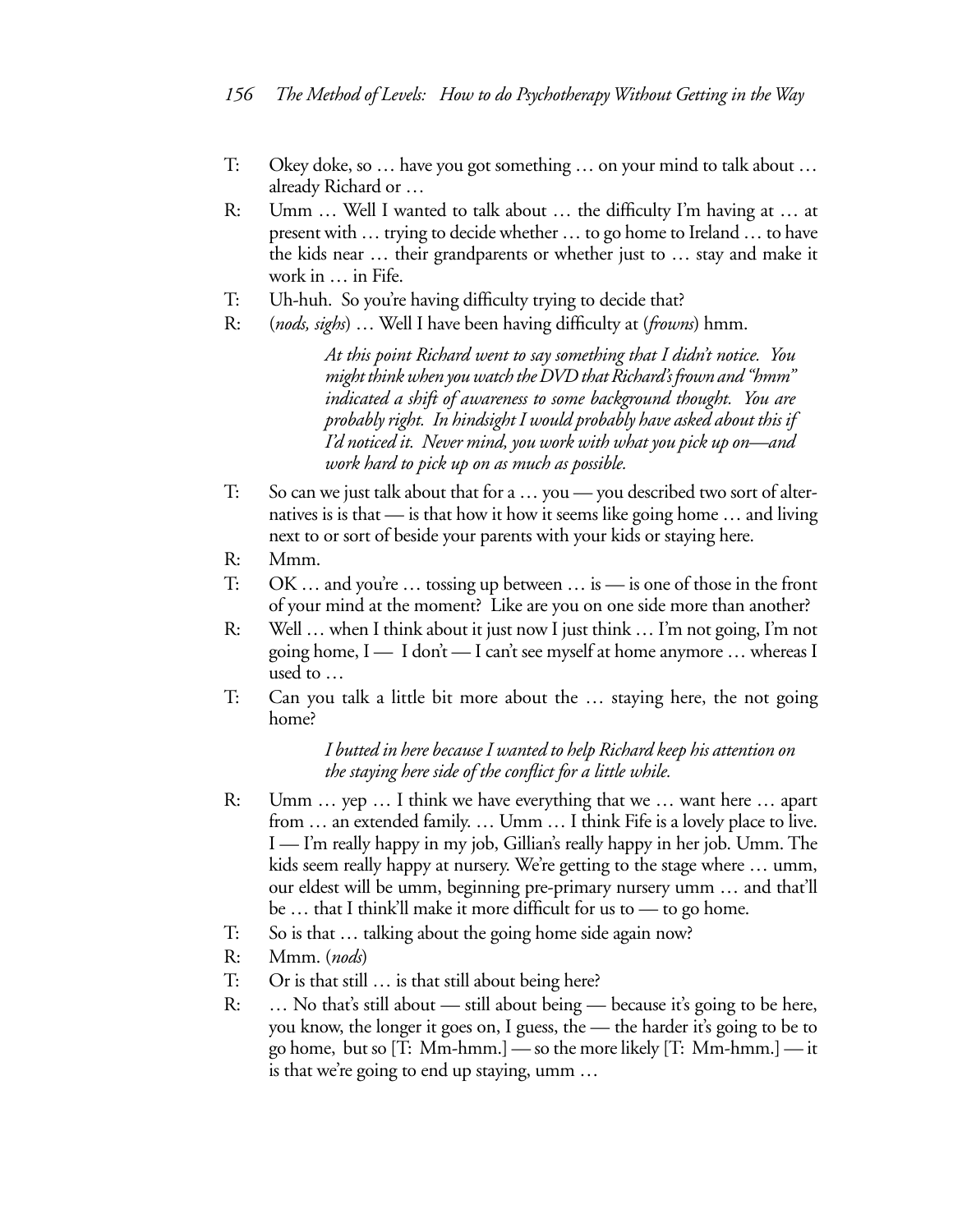T: Okey doke, so … have you got something … on your mind to talk about … already Richard or …

R: Umm … Well I wanted to talk about … the difficulty I'm having at … at present with … trying to decide whether … to go home to Ireland … to have the kids near … their grandparents or whether just to … stay and make it work in … in Fife.

T: Uh-huh. So you're having difficulty trying to decide that?

R: (*nods, sighs*) … Well I have been having difficulty at (*frowns*) hmm.

> *At this point Richard went to say something that I didn't notice. You might think when you watch the DVD that Richard's frown and "hmm" indicated a shift of awareness to some background thought. You are probably right. In hindsight I would probably have asked about this if I'd noticed it. Never mind, you work with what you pick up on—and work hard to pick up on as much as possible.*

T: So can we just talk about that for a … you — you described two sort of alternatives is is that — is that how it how it seems like going home … and living next to or sort of beside your parents with your kids or staying here.

R: Mmm.

T: OK … and you're … tossing up between … is — is one of those in the front of your mind at the moment? Like are you on one side more than another?

R: Well … when I think about it just now I just think … I'm not going, I'm not going home, I — I don't — I can't see myself at home anymore … whereas I used to …

T: Can you talk a little bit more about the … staying here, the not going home?

> *I butted in here because I wanted to help Richard keep his attention on the staying here side of the conflict for a little while.*

R: Umm … yep … I think we have everything that we … want here … apart from … an extended family. … Umm … I think Fife is a lovely place to live. I — I'm really happy in my job, Gillian's really happy in her job. Umm. The kids seem really happy at nursery. We're getting to the stage where … umm, our eldest will be umm, beginning pre-primary nursery umm … and that'll be … that I think'll make it more difficult for us to — to go home.

T: So is that … talking about the going home side again now?

R: Mmm. (*nods*)

T: Or is that still … is that still about being here?

R: … No that's still about — still about being — because it's going to be here, you know, the longer it goes on, I guess, the — the harder it's going to be to go home, but so [T: Mm-hmm.] — so the more likely [T: Mm-hmm.] — it is that we're going to end up staying, umm …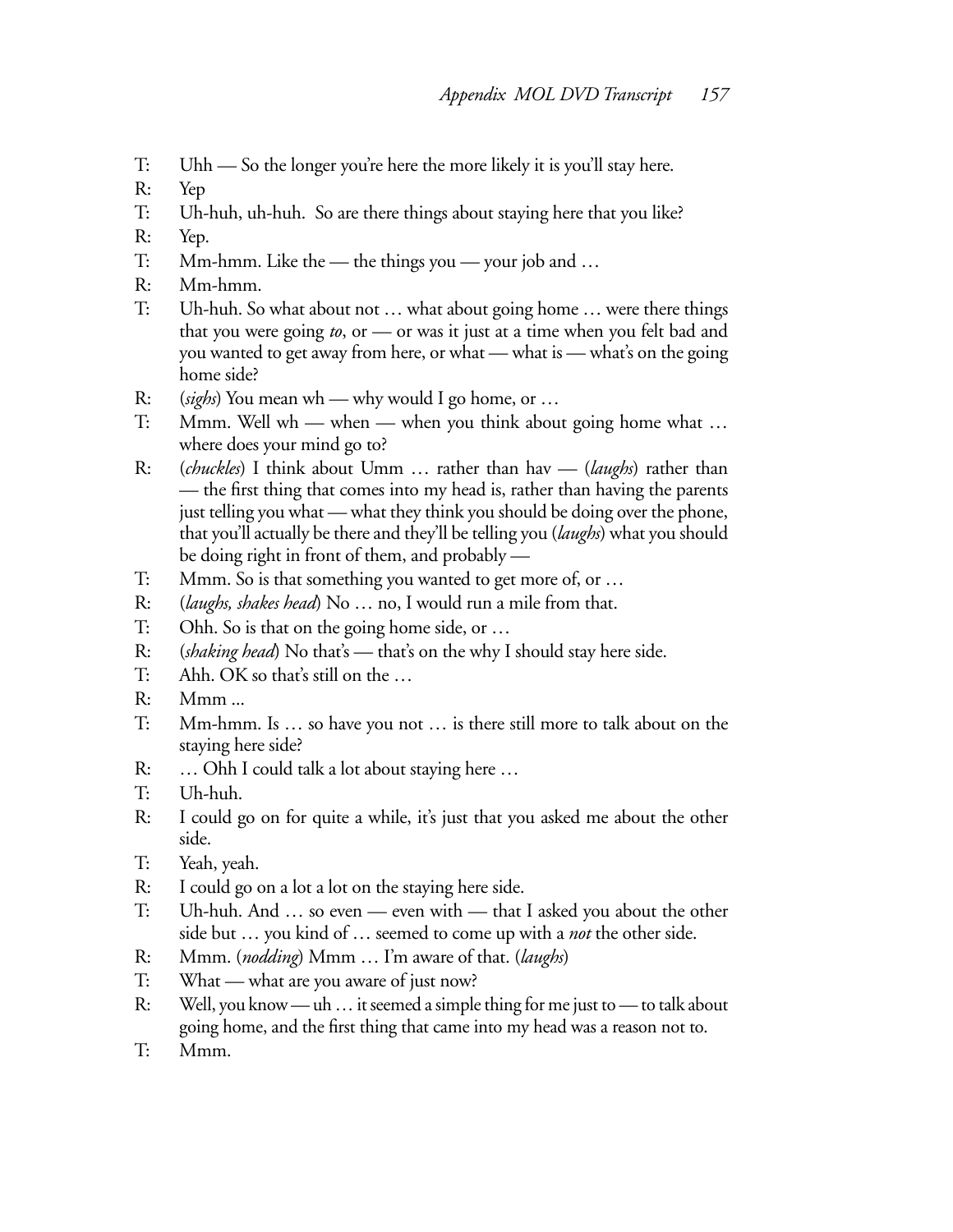T: Uhh — So the longer you're here the more likely it is you'll stay here.

R: Yep

T: Uh-huh, uh-huh. So are there things about staying here that you like?

R: Yep.

T: Mm-hmm. Like the — the things you — your job and …

R: Mm-hmm.

T: Uh-huh. So what about not … what about going home … were there things that you were going *to*, or — or was it just at a time when you felt bad and you wanted to get away from here, or what — what is — what's on the going home side?

R: (*sighs*) You mean wh — why would I go home, or …

T: Mmm. Well wh — when — when you think about going home what … where does your mind go to?

R: (*chuckles*) I think about Umm … rather than hav — (*laughs*) rather than — the first thing that comes into my head is, rather than having the parents just telling you what — what they think you should be doing over the phone, that you'll actually be there and they'll be telling you (*laughs*) what you should be doing right in front of them, and probably —

T: Mmm. So is that something you wanted to get more of, or …

R: (*laughs, shakes head*) No … no, I would run a mile from that.

T: Ohh. So is that on the going home side, or …

R: (*shaking head*) No that's — that's on the why I should stay here side.

T: Ahh. OK so that's still on the …

R: Mmm ...

T: Mm-hmm. Is … so have you not … is there still more to talk about on the staying here side?

R: … Ohh I could talk a lot about staying here …

T: Uh-huh.

R: I could go on for quite a while, it's just that you asked me about the other side.

T: Yeah, yeah.

R: I could go on a lot a lot on the staying here side.

T: Uh-huh. And … so even — even with — that I asked you about the other side but … you kind of … seemed to come up with a *not* the other side.

R: Mmm. (*nodding*) Mmm … I'm aware of that. (*laughs*)

T: What — what are you aware of just now?

R: Well, you know — uh … it seemed a simple thing for me just to — to talk about going home, and the first thing that came into my head was a reason not to.

T: Mmm.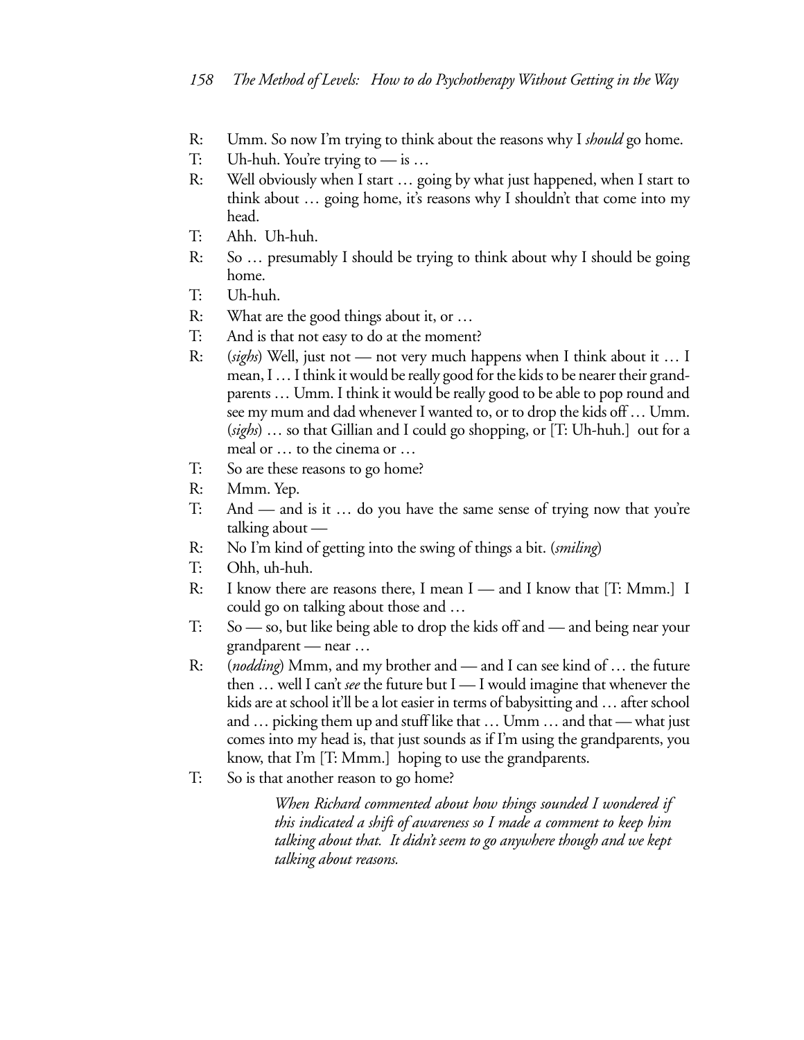R: Umm. So now I'm trying to think about the reasons why I *should* go home.

T: Uh-huh. You're trying to — is …

R: Well obviously when I start … going by what just happened, when I start to think about … going home, it's reasons why I shouldn't that come into my head.

T: Ahh. Uh-huh.

R: So … presumably I should be trying to think about why I should be going home.

T: Uh-huh.

R: What are the good things about it, or …

T: And is that not easy to do at the moment?

R: (*sighs*) Well, just not — not very much happens when I think about it … I mean, I … I think it would be really good for the kids to be nearer their grandparents … Umm. I think it would be really good to be able to pop round and see my mum and dad whenever I wanted to, or to drop the kids off … Umm. (*sighs*) … so that Gillian and I could go shopping, or [T: Uh-huh.] out for a meal or … to the cinema or …

T: So are these reasons to go home?

R: Mmm. Yep.

T: And — and is it … do you have the same sense of trying now that you're talking about —

R: No I'm kind of getting into the swing of things a bit. (*smiling*)

T: Ohh, uh-huh.

R: I know there are reasons there, I mean I — and I know that [T: Mmm.] I could go on talking about those and …

T: So — so, but like being able to drop the kids off and — and being near your grandparent — near …

R: (*nodding*) Mmm, and my brother and — and I can see kind of … the future then … well I can't *see* the future but I — I would imagine that whenever the kids are at school it'll be a lot easier in terms of babysitting and … after school and … picking them up and stuff like that … Umm … and that — what just comes into my head is, that just sounds as if I'm using the grandparents, you know, that I'm [T: Mmm.] hoping to use the grandparents.

T: So is that another reason to go home?

> *When Richard commented about how things sounded I wondered if this indicated a shift of awareness so I made a comment to keep him talking about that. It didn't seem to go anywhere though and we kept talking about reasons.*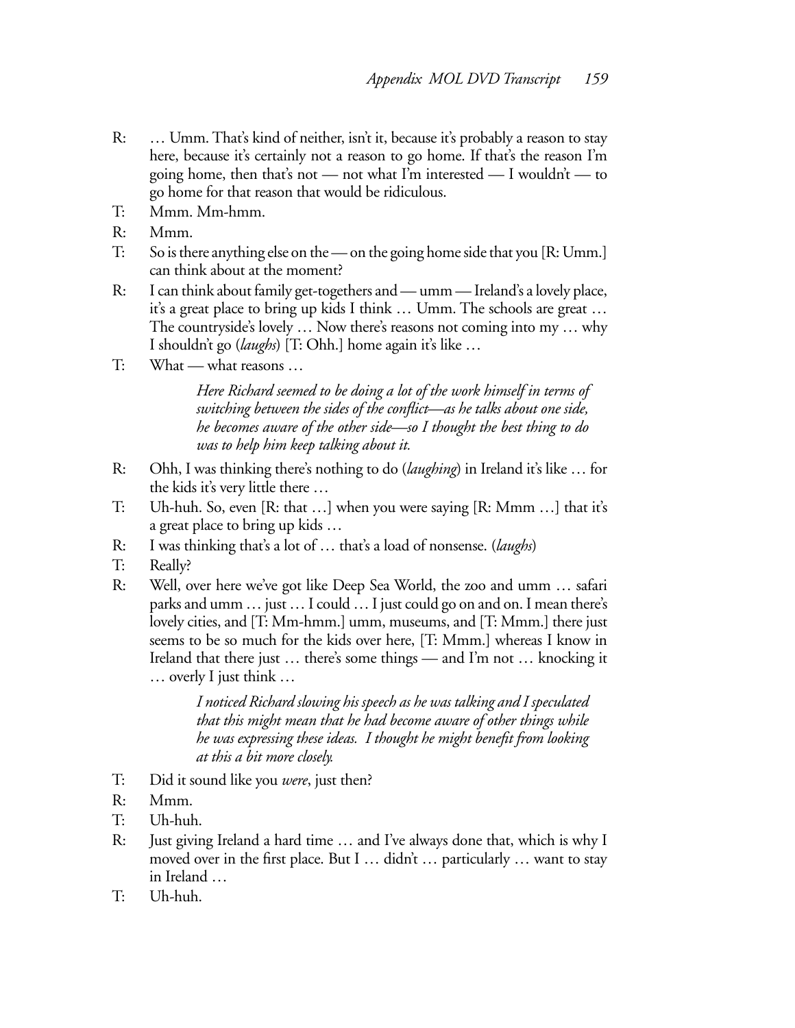R: … Umm. That's kind of neither, isn't it, because it's probably a reason to stay here, because it's certainly not a reason to go home. If that's the reason I'm going home, then that's not — not what I'm interested — I wouldn't — to go home for that reason that would be ridiculous.

T: Mmm. Mm-hmm.

R: Mmm.

T: So is there anything else on the — on the going home side that you [R: Umm.] can think about at the moment?

R: I can think about family get-togethers and — umm — Ireland's a lovely place, it's a great place to bring up kids I think … Umm. The schools are great … The countryside's lovely … Now there's reasons not coming into my … why I shouldn't go (*laughs*) [T: Ohh.] home again it's like …

T: What — what reasons …

> *Here Richard seemed to be doing a lot of the work himself in terms of switching between the sides of the conflict—as he talks about one side, he becomes aware of the other side—so I thought the best thing to do was to help him keep talking about it.*

R: Ohh, I was thinking there's nothing to do (*laughing*) in Ireland it's like … for the kids it's very little there …

T: Uh-huh. So, even [R: that …] when you were saying [R: Mmm …] that it's a great place to bring up kids …

R: I was thinking that's a lot of … that's a load of nonsense. (*laughs*)

T: Really?

R: Well, over here we've got like Deep Sea World, the zoo and umm … safari parks and umm … just … I could … I just could go on and on. I mean there's lovely cities, and [T: Mm-hmm.] umm, museums, and [T: Mmm.] there just seems to be so much for the kids over here, [T: Mmm.] whereas I know in Ireland that there just … there's some things — and I'm not … knocking it … overly I just think …

> *I noticed Richard slowing his speech as he was talking and I speculated that this might mean that he had become aware of other things while he was expressing these ideas. I thought he might benefit from looking at this a bit more closely.*

T: Did it sound like you *were*, just then?

R: Mmm.

T: Uh-huh.

R: Just giving Ireland a hard time … and I've always done that, which is why I moved over in the first place. But I … didn't … particularly … want to stay in Ireland …

T: Uh-huh.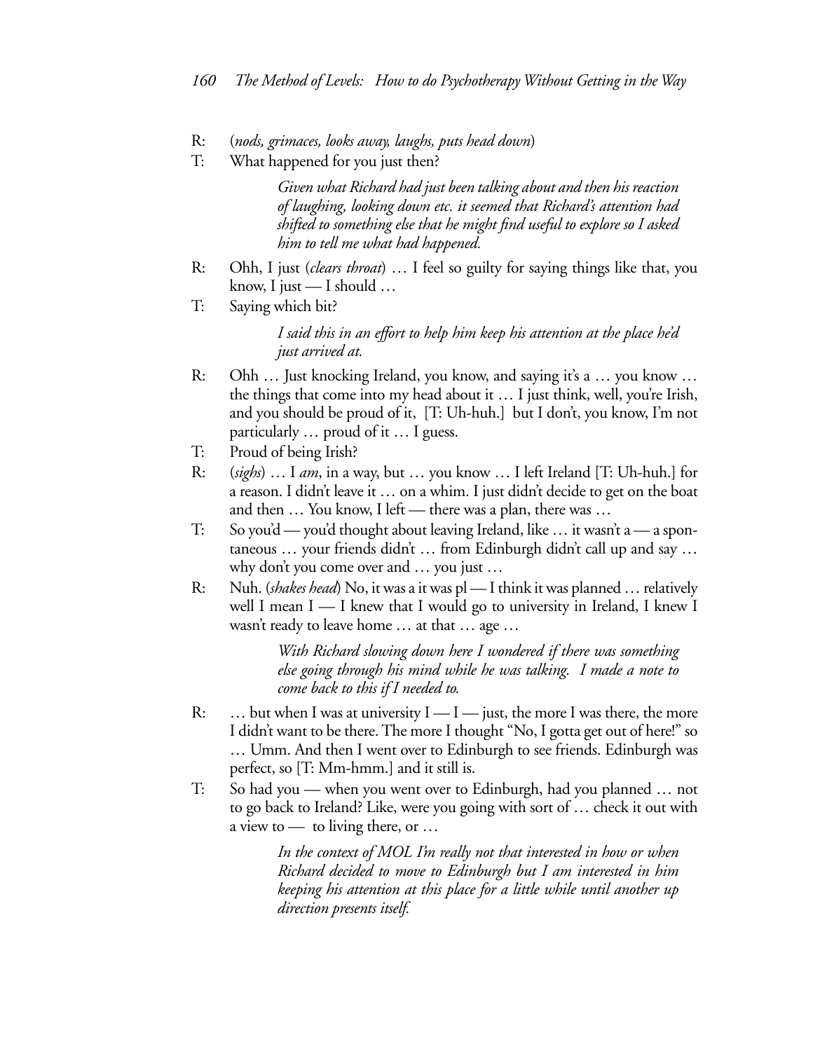R: (*nods, grimaces, looks away, laughs, puts head down*)

T: What happened for you just then?

> *Given what Richard had just been talking about and then his reaction of laughing, looking down etc. it seemed that Richard's attention had shifted to something else that he might find useful to explore so I asked him to tell me what had happened.*

R: Ohh, I just (*clears throat*) … I feel so guilty for saying things like that, you know, I just — I should …

T: Saying which bit?

> *I said this in an effort to help him keep his attention at the place he'd just arrived at.*

R: Ohh … Just knocking Ireland, you know, and saying it's a … you know … the things that come into my head about it … I just think, well, you're Irish, and you should be proud of it, [T: Uh-huh.] but I don't, you know, I'm not particularly … proud of it … I guess.

T: Proud of being Irish?

R: (*sighs*) … I *am*, in a way, but … you know … I left Ireland [T: Uh-huh.] for a reason. I didn't leave it … on a whim. I just didn't decide to get on the boat and then … You know, I left — there was a plan, there was …

T: So you'd — you'd thought about leaving Ireland, like … it wasn't a — a spontaneous … your friends didn't … from Edinburgh didn't call up and say … why don't you come over and … you just …

R: Nuh. (*shakes head*) No, it was a it was pl — I think it was planned … relatively well I mean I — I knew that I would go to university in Ireland, I knew I wasn't ready to leave home … at that … age …

> *With Richard slowing down here I wondered if there was something else going through his mind while he was talking. I made a note to come back to this if I needed to.*

R: … but when I was at university I — I — just, the more I was there, the more I didn't want to be there. The more I thought "No, I gotta get out of here!" so … Umm. And then I went over to Edinburgh to see friends. Edinburgh was perfect, so [T: Mm-hmm.] and it still is.

T: So had you — when you went over to Edinburgh, had you planned … not to go back to Ireland? Like, were you going with sort of … check it out with a view to — to living there, or …

> *In the context of MOL I'm really not that interested in how or when Richard decided to move to Edinburgh but I am interested in him keeping his attention at this place for a little while until another up direction presents itself.*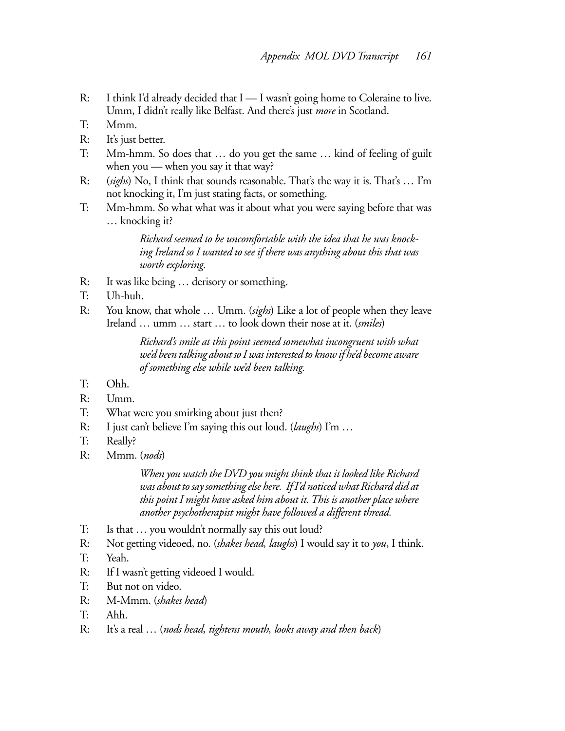R: I think I'd already decided that I — I wasn't going home to Coleraine to live. Umm, I didn't really like Belfast. And there's just *more* in Scotland.

T: Mmm.

R: It's just better.

T: Mm-hmm. So does that … do you get the same … kind of feeling of guilt when you — when you say it that way?

R: (*sighs*) No, I think that sounds reasonable. That's the way it is. That's … I'm not knocking it, I'm just stating facts, or something.

T: Mm-hmm. So what what was it about what you were saying before that was … knocking it?

> *Richard seemed to be uncomfortable with the idea that he was knocking Ireland so I wanted to see if there was anything about this that was worth exploring.*

R: It was like being … derisory or something.

T: Uh-huh.

R: You know, that whole … Umm. (*sighs*) Like a lot of people when they leave Ireland … umm … start … to look down their nose at it. (*smiles*)

> *Richard's smile at this point seemed somewhat incongruent with what we'd been talking about so I was interested to know if he'd become aware of something else while we'd been talking.*

T: Ohh.

R: Umm.

T: What were you smirking about just then?

R: I just can't believe I'm saying this out loud. (*laughs*) I'm …

T: Really?

R: Mmm. (*nods*)

> *When you watch the DVD you might think that it looked like Richard was about to say something else here. If I'd noticed what Richard did at this point I might have asked him about it. This is another place where another psychotherapist might have followed a different thread.*

T: Is that … you wouldn't normally say this out loud?

R: Not getting videoed, no. (*shakes head, laughs*) I would say it to *you*, I think.

T: Yeah.

R: If I wasn't getting videoed I would.

T: But not on video.

R: M-Mmm. (*shakes head*)

T: Ahh.

R: It's a real … (*nods head, tightens mouth, looks away and then back*)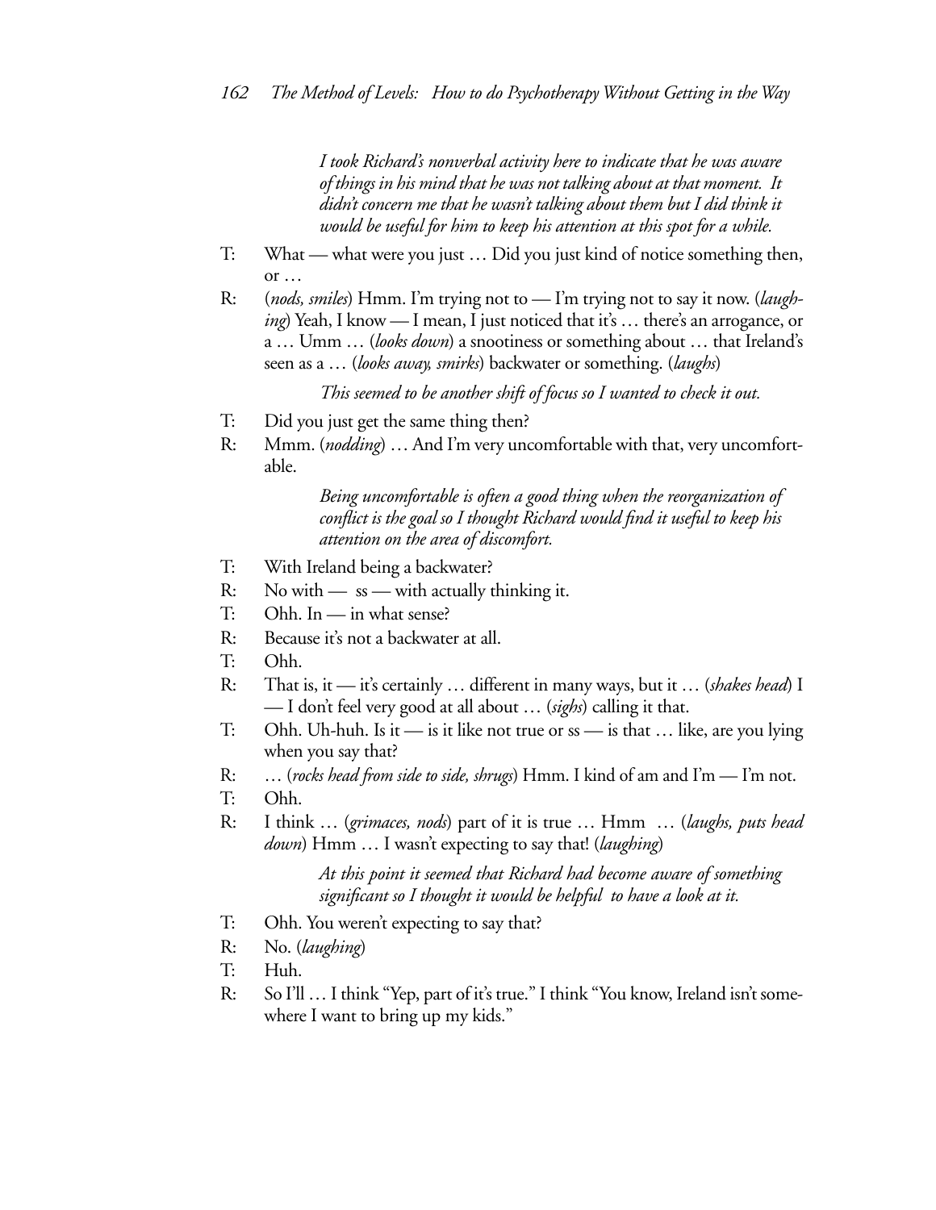*I took Richard's nonverbal activity here to indicate that he was aware of things in his mind that he was not talking about at that moment. It didn't concern me that he wasn't talking about them but I did think it would be useful for him to keep his attention at this spot for a while.*

T: What — what were you just … Did you just kind of notice something then, or …

R: (*nods, smiles*) Hmm. I'm trying not to — I'm trying not to say it now. (*laughing*) Yeah, I know — I mean, I just noticed that it's … there's an arrogance, or a … Umm … (*looks down*) a snootiness or something about … that Ireland's seen as a … (*looks away, smirks*) backwater or something. (*laughs*)

*This seemed to be another shift of focus so I wanted to check it out.*

T: Did you just get the same thing then?

R: Mmm. (*nodding*) … And I'm very uncomfortable with that, very uncomfortable.

*Being uncomfortable is often a good thing when the reorganization of conflict is the goal so I thought Richard would find it useful to keep his attention on the area of discomfort.*

T: With Ireland being a backwater?

R: No with — ss — with actually thinking it.

T: Ohh. In — in what sense?

R: Because it's not a backwater at all.

T: Ohh.

R: That is, it — it's certainly … different in many ways, but it … (*shakes head*) I — I don't feel very good at all about … (*sighs*) calling it that.

T: Ohh. Uh-huh. Is it — is it like not true or ss — is that … like, are you lying when you say that?

R: … (*rocks head from side to side, shrugs*) Hmm. I kind of am and I'm — I'm not.

T: Ohh.

R: I think … (*grimaces, nods*) part of it is true … Hmm … (*laughs, puts head down*) Hmm … I wasn't expecting to say that! (*laughing*)

*At this point it seemed that Richard had become aware of something significant so I thought it would be helpful to have a look at it.*

T: Ohh. You weren't expecting to say that?

R: No. (*laughing*)

T: Huh.

R: So I'll … I think "Yep, part of it's true." I think "You know, Ireland isn't somewhere I want to bring up my kids."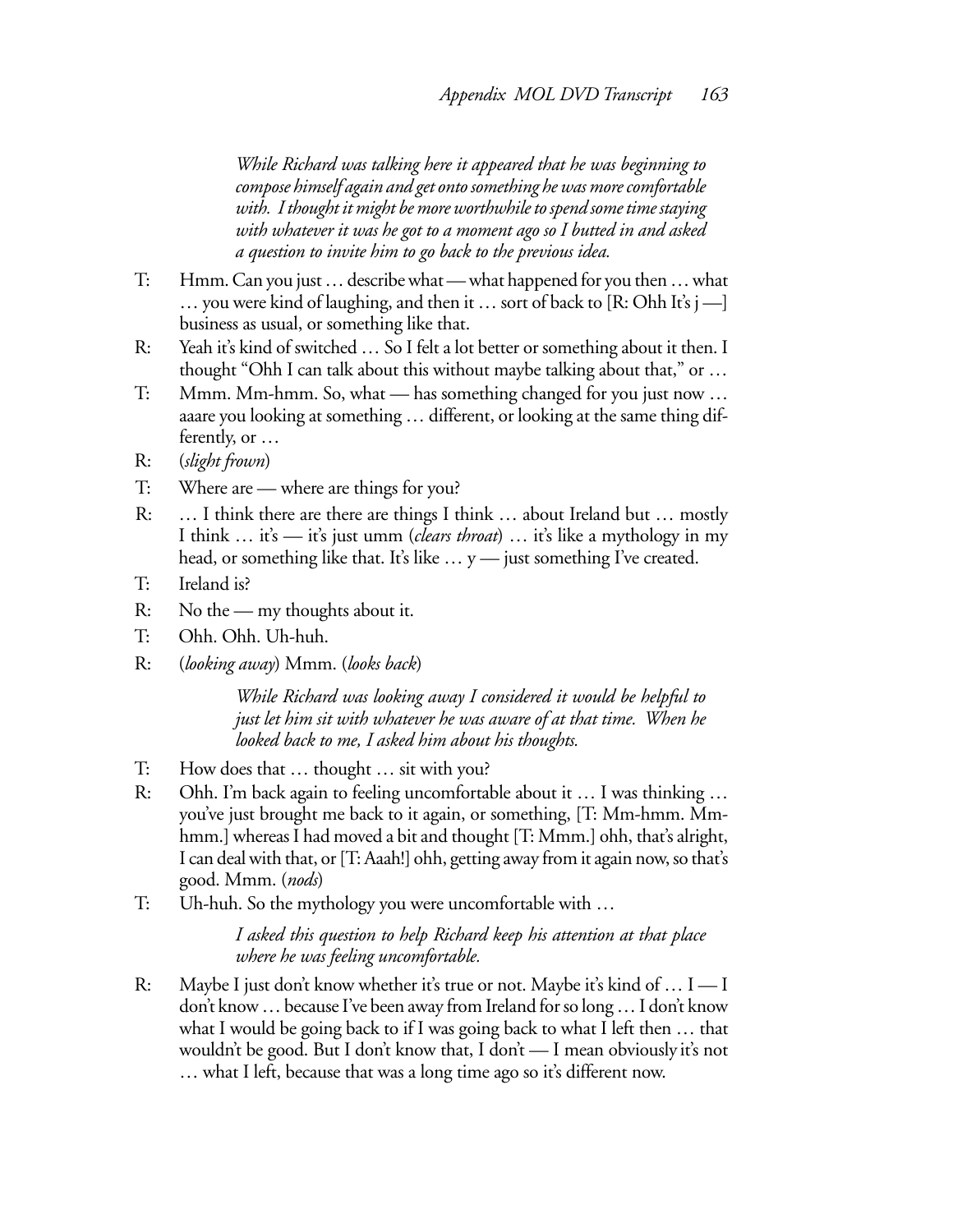*While Richard was talking here it appeared that he was beginning to compose himself again and get onto something he was more comfortable with. I thought it might be more worthwhile to spend some time staying with whatever it was he got to a moment ago so I butted in and asked a question to invite him to go back to the previous idea.*

T: Hmm. Can you just … describe what — what happened for you then … what … you were kind of laughing, and then it … sort of back to [R: Ohh It's j —] business as usual, or something like that.

R: Yeah it's kind of switched … So I felt a lot better or something about it then. I thought "Ohh I can talk about this without maybe talking about that," or …

T: Mmm. Mm-hmm. So, what — has something changed for you just now … aaare you looking at something … different, or looking at the same thing differently, or …

R: (*slight frown*)

T: Where are — where are things for you?

R: … I think there are there are things I think … about Ireland but … mostly I think … it's — it's just umm (*clears throat*) … it's like a mythology in my head, or something like that. It's like … y — just something I've created.

T: Ireland is?

R: No the — my thoughts about it.

T: Ohh. Ohh. Uh-huh.

R: (*looking away*) Mmm. (*looks back*)

*While Richard was looking away I considered it would be helpful to just let him sit with whatever he was aware of at that time. When he looked back to me, I asked him about his thoughts.*

T: How does that … thought … sit with you?

R: Ohh. I'm back again to feeling uncomfortable about it … I was thinking … you've just brought me back to it again, or something, [T: Mm-hmm. Mm-hmm.] whereas I had moved a bit and thought [T: Mmm.] ohh, that's alright, I can deal with that, or [T: Aaah!] ohh, getting away from it again now, so that's good. Mmm. (*nods*)

T: Uh-huh. So the mythology you were uncomfortable with …

*I asked this question to help Richard keep his attention at that place where he was feeling uncomfortable.*

R: Maybe I just don't know whether it's true or not. Maybe it's kind of … I — I don't know … because I've been away from Ireland for so long … I don't know what I would be going back to if I was going back to what I left then … that wouldn't be good. But I don't know that, I don't — I mean obviously it's not … what I left, because that was a long time ago so it's different now.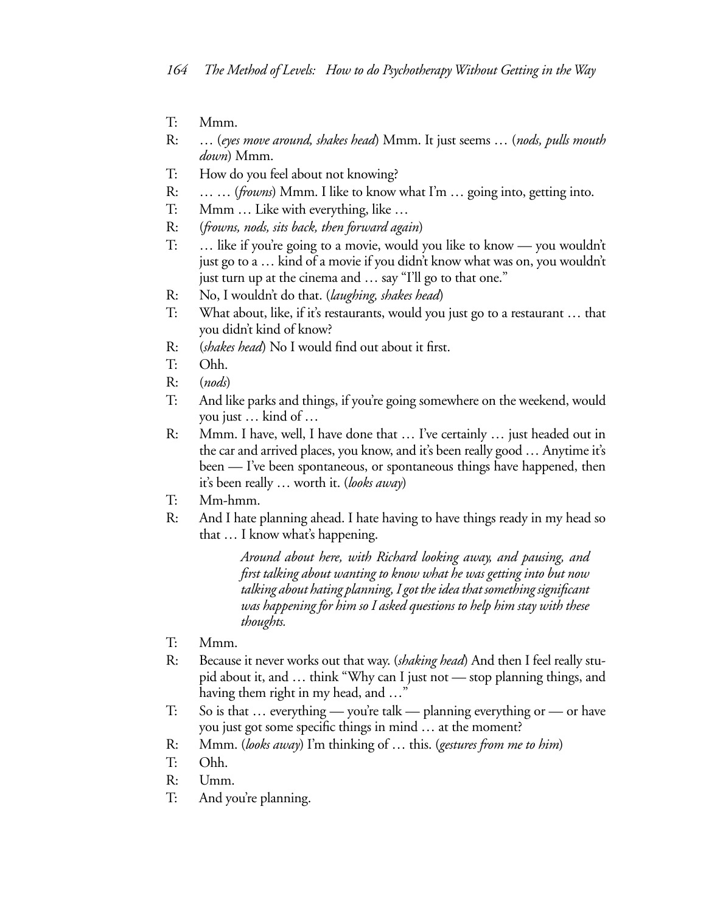T: Mmm.

R: … (*eyes move around, shakes head*) Mmm. It just seems … (*nods, pulls mouth down*) Mmm.

T: How do you feel about not knowing?

R: … … (*frowns*) Mmm. I like to know what I'm … going into, getting into.

T: Mmm … Like with everything, like …

R: (*frowns, nods, sits back, then forward again*)

T: … like if you're going to a movie, would you like to know — you wouldn't just go to a … kind of a movie if you didn't know what was on, you wouldn't just turn up at the cinema and … say "I'll go to that one."

R: No, I wouldn't do that. (*laughing, shakes head*)

T: What about, like, if it's restaurants, would you just go to a restaurant … that you didn't kind of know?

R: (*shakes head*) No I would find out about it first.

T: Ohh.

R: (*nods*)

T: And like parks and things, if you're going somewhere on the weekend, would you just … kind of …

R: Mmm. I have, well, I have done that … I've certainly … just headed out in the car and arrived places, you know, and it's been really good … Anytime it's been — I've been spontaneous, or spontaneous things have happened, then it's been really … worth it. (*looks away*)

T: Mm-hmm.

R: And I hate planning ahead. I hate having to have things ready in my head so that … I know what's happening.

> *Around about here, with Richard looking away, and pausing, and first talking about wanting to know what he was getting into but now talking about hating planning, I got the idea that something significant was happening for him so I asked questions to help him stay with these thoughts.*

T: Mmm.

R: Because it never works out that way. (*shaking head*) And then I feel really stupid about it, and … think "Why can I just not — stop planning things, and having them right in my head, and …"

T: So is that … everything — you're talk — planning everything or — or have you just got some specific things in mind … at the moment?

R: Mmm. (*looks away*) I'm thinking of … this. (*gestures from me to him*)

T: Ohh.

R: Umm.

T: And you're planning.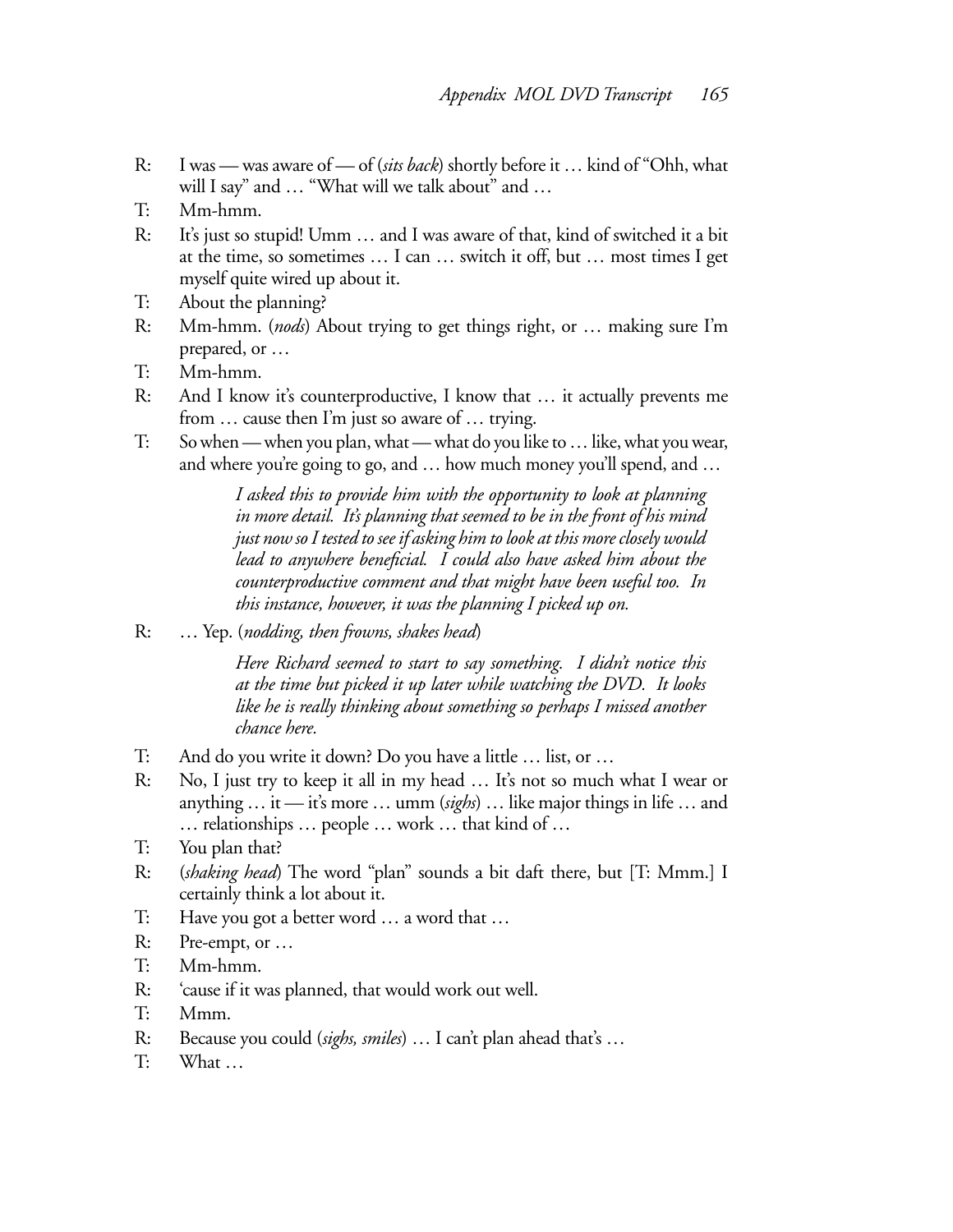R: I was — was aware of — of (*sits back*) shortly before it … kind of "Ohh, what will I say" and … "What will we talk about" and …

T: Mm-hmm.

R: It's just so stupid! Umm … and I was aware of that, kind of switched it a bit at the time, so sometimes … I can … switch it off, but … most times I get myself quite wired up about it.

T: About the planning?

R: Mm-hmm. (*nods*) About trying to get things right, or … making sure I'm prepared, or …

T: Mm-hmm.

R: And I know it's counterproductive, I know that … it actually prevents me from … cause then I'm just so aware of … trying.

T: So when — when you plan, what — what do you like to … like, what you wear, and where you're going to go, and … how much money you'll spend, and …

> *I asked this to provide him with the opportunity to look at planning in more detail. It's planning that seemed to be in the front of his mind just now so I tested to see if asking him to look at this more closely would lead to anywhere beneficial. I could also have asked him about the counterproductive comment and that might have been useful too. In this instance, however, it was the planning I picked up on.*

R: … Yep. (*nodding, then frowns, shakes head*)

> *Here Richard seemed to start to say something. I didn't notice this at the time but picked it up later while watching the DVD. It looks like he is really thinking about something so perhaps I missed another chance here.*

T: And do you write it down? Do you have a little … list, or …

R: No, I just try to keep it all in my head … It's not so much what I wear or anything … it — it's more … umm (*sighs*) … like major things in life … and … relationships … people … work … that kind of …

T: You plan that?

R: (*shaking head*) The word "plan" sounds a bit daft there, but [T: Mmm.] I certainly think a lot about it.

T: Have you got a better word … a word that …

R: Pre-empt, or …

T: Mm-hmm.

R: 'cause if it was planned, that would work out well.

T: Mmm.

R: Because you could (*sighs, smiles*) … I can't plan ahead that's …

T: What …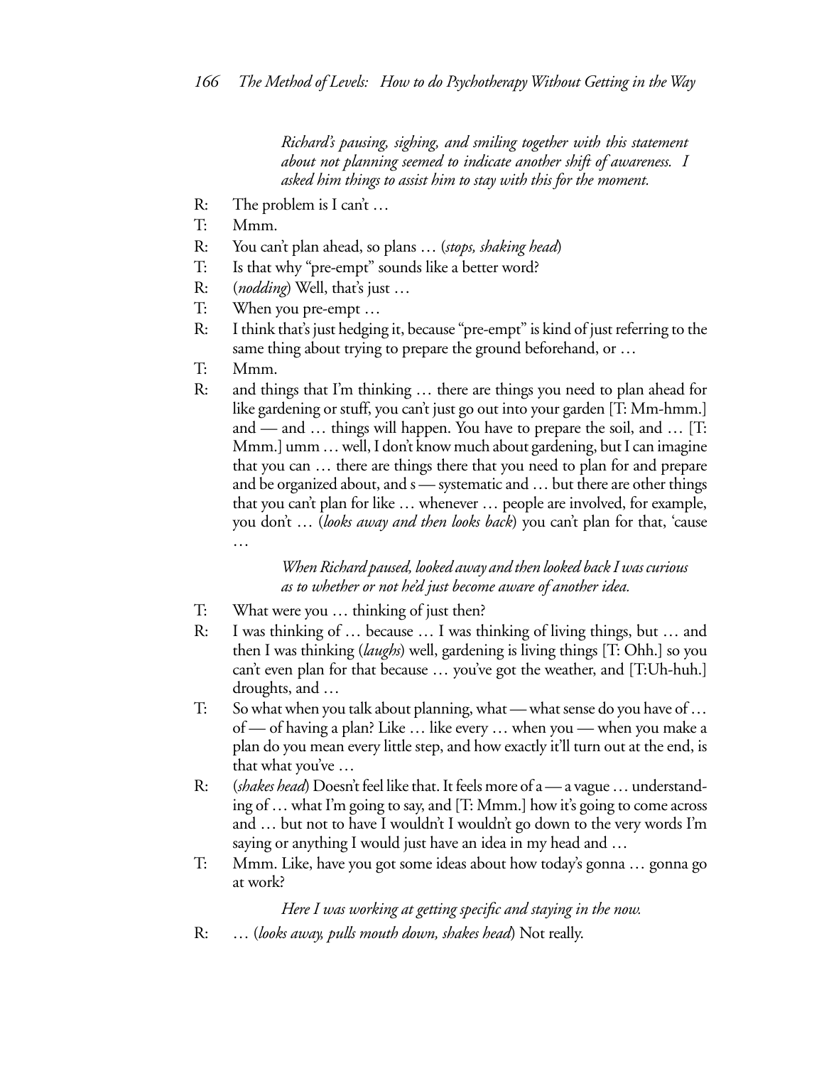*Richard's pausing, sighing, and smiling together with this statement about not planning seemed to indicate another shift of awareness. I asked him things to assist him to stay with this for the moment.*

R: The problem is I can't …

T: Mmm.

R: You can't plan ahead, so plans … (*stops, shaking head*)

T: Is that why "pre-empt" sounds like a better word?

R: (*nodding*) Well, that's just …

T: When you pre-empt …

R: I think that's just hedging it, because "pre-empt" is kind of just referring to the same thing about trying to prepare the ground beforehand, or …

T: Mmm.

R: and things that I'm thinking … there are things you need to plan ahead for like gardening or stuff, you can't just go out into your garden [T: Mm-hmm.] and — and … things will happen. You have to prepare the soil, and … [T: Mmm.] umm … well, I don't know much about gardening, but I can imagine that you can … there are things there that you need to plan for and prepare and be organized about, and s — systematic and … but there are other things that you can't plan for like … whenever … people are involved, for example, you don't … (*looks away and then looks back*) you can't plan for that, 'cause …

*When Richard paused, looked away and then looked back I was curious as to whether or not he'd just become aware of another idea.*

T: What were you … thinking of just then?

R: I was thinking of … because … I was thinking of living things, but … and then I was thinking (*laughs*) well, gardening is living things [T: Ohh.] so you can't even plan for that because … you've got the weather, and [T:Uh-huh.] droughts, and …

T: So what when you talk about planning, what — what sense do you have of … of — of having a plan? Like … like every … when you — when you make a plan do you mean every little step, and how exactly it'll turn out at the end, is that what you've …

R: (*shakes head*) Doesn't feel like that. It feels more of a — a vague … understanding of … what I'm going to say, and [T: Mmm.] how it's going to come across and … but not to have I wouldn't I wouldn't go down to the very words I'm saying or anything I would just have an idea in my head and …

T: Mmm. Like, have you got some ideas about how today's gonna … gonna go at work?

*Here I was working at getting specific and staying in the now.*

R: … (*looks away, pulls mouth down, shakes head*) Not really.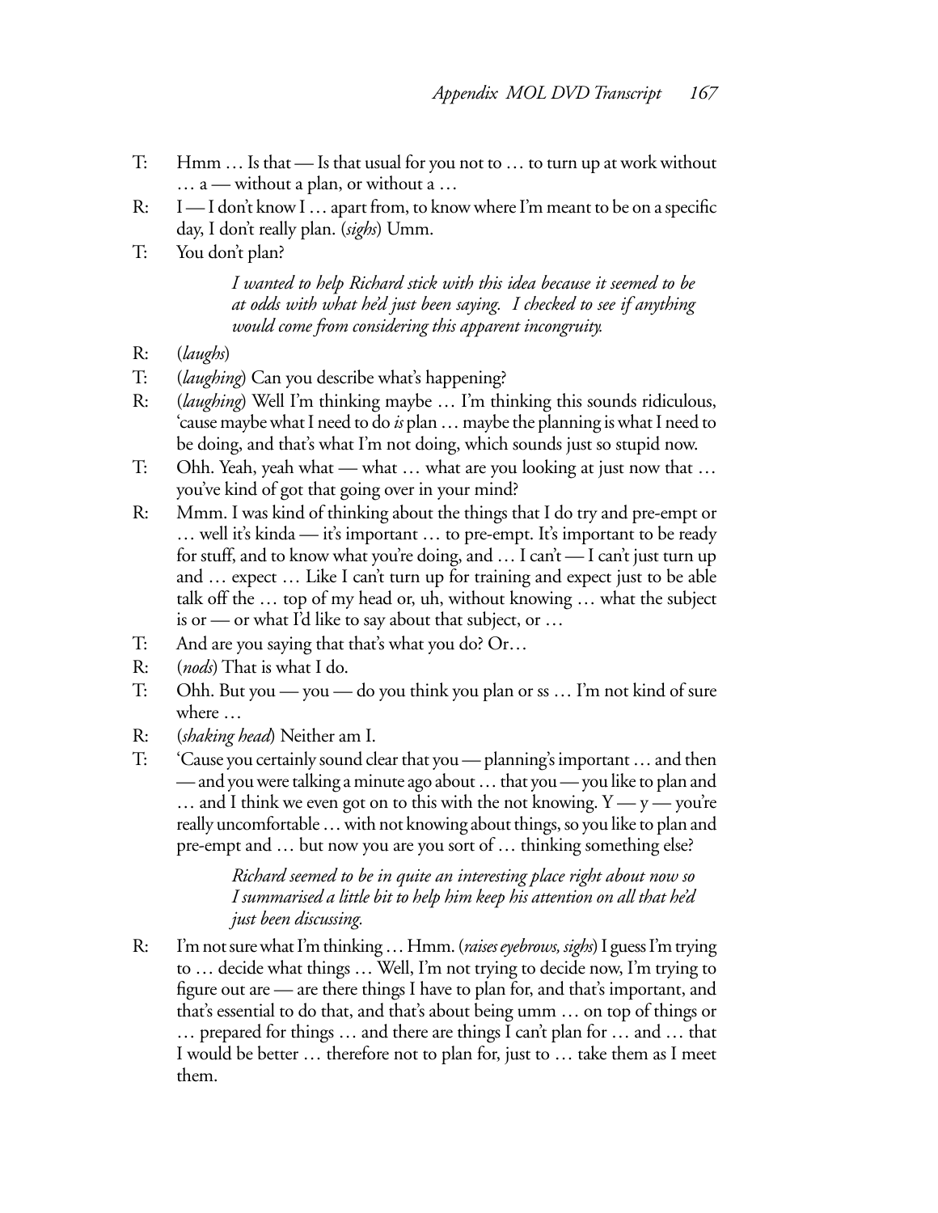T: Hmm … Is that — Is that usual for you not to … to turn up at work without … a — without a plan, or without a …

R: I — I don't know I … apart from, to know where I'm meant to be on a specific day, I don't really plan. (*sighs*) Umm.

T: You don't plan?

> *I wanted to help Richard stick with this idea because it seemed to be at odds with what he'd just been saying. I checked to see if anything would come from considering this apparent incongruity.*

R: (*laughs*)

T: (*laughing*) Can you describe what's happening?

R: (*laughing*) Well I'm thinking maybe … I'm thinking this sounds ridiculous, 'cause maybe what I need to do *is* plan … maybe the planning is what I need to be doing, and that's what I'm not doing, which sounds just so stupid now.

T: Ohh. Yeah, yeah what — what … what are you looking at just now that … you've kind of got that going over in your mind?

R: Mmm. I was kind of thinking about the things that I do try and pre-empt or … well it's kinda — it's important … to pre-empt. It's important to be ready for stuff, and to know what you're doing, and … I can't — I can't just turn up and … expect … Like I can't turn up for training and expect just to be able talk off the … top of my head or, uh, without knowing … what the subject is or — or what I'd like to say about that subject, or …

T: And are you saying that that's what you do? Or…

R: (*nods*) That is what I do.

T: Ohh. But you — you — do you think you plan or ss … I'm not kind of sure where …

R: (*shaking head*) Neither am I.

T: 'Cause you certainly sound clear that you — planning's important … and then — and you were talking a minute ago about … that you — you like to plan and … and I think we even got on to this with the not knowing. Y — y — you're really uncomfortable … with not knowing about things, so you like to plan and pre-empt and … but now you are you sort of … thinking something else?

> *Richard seemed to be in quite an interesting place right about now so I summarised a little bit to help him keep his attention on all that he'd just been discussing.*

R: I'm not sure what I'm thinking … Hmm. (*raises eyebrows, sighs*) I guess I'm trying to … decide what things … Well, I'm not trying to decide now, I'm trying to figure out are — are there things I have to plan for, and that's important, and that's essential to do that, and that's about being umm … on top of things or … prepared for things … and there are things I can't plan for … and … that I would be better … therefore not to plan for, just to … take them as I meet them.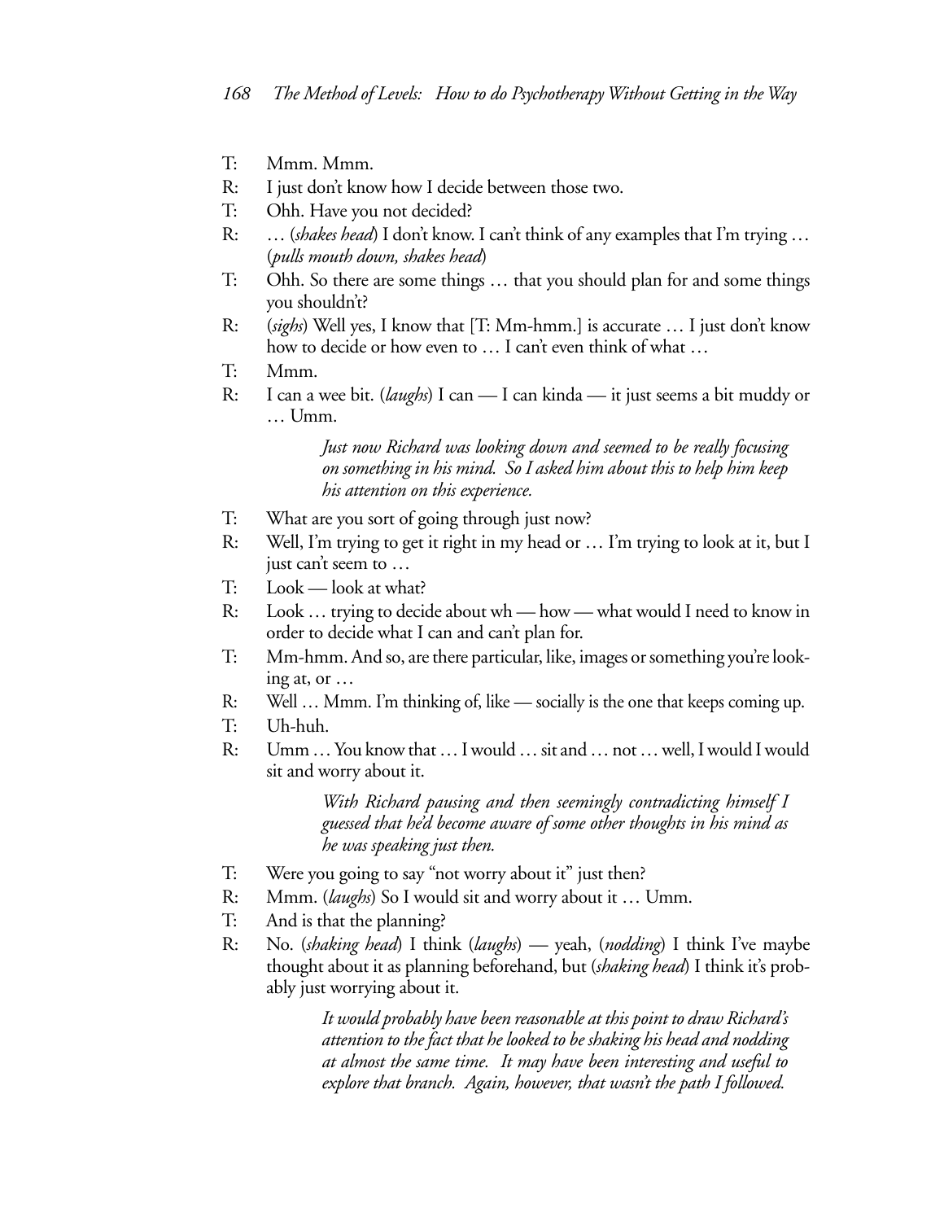T: Mmm. Mmm.

R: I just don't know how I decide between those two.

T: Ohh. Have you not decided?

R: … (*shakes head*) I don't know. I can't think of any examples that I'm trying … (*pulls mouth down, shakes head*)

T: Ohh. So there are some things … that you should plan for and some things you shouldn't?

R: (*sighs*) Well yes, I know that [T: Mm-hmm.] is accurate … I just don't know how to decide or how even to … I can't even think of what …

T: Mmm.

R: I can a wee bit. (*laughs*) I can — I can kinda — it just seems a bit muddy or … Umm.

> *Just now Richard was looking down and seemed to be really focusing on something in his mind. So I asked him about this to help him keep his attention on this experience.*

T: What are you sort of going through just now?

R: Well, I'm trying to get it right in my head or … I'm trying to look at it, but I just can't seem to …

T: Look — look at what?

R: Look … trying to decide about wh — how — what would I need to know in order to decide what I can and can't plan for.

T: Mm-hmm. And so, are there particular, like, images or something you're looking at, or …

R: Well … Mmm. I'm thinking of, like — socially is the one that keeps coming up.

T: Uh-huh.

R: Umm … You know that … I would … sit and … not … well, I would I would sit and worry about it.

> *With Richard pausing and then seemingly contradicting himself I guessed that he'd become aware of some other thoughts in his mind as he was speaking just then.*

T: Were you going to say "not worry about it" just then?

R: Mmm. (*laughs*) So I would sit and worry about it … Umm.

T: And is that the planning?

R: No. (*shaking head*) I think (*laughs*) — yeah, (*nodding*) I think I've maybe thought about it as planning beforehand, but (*shaking head*) I think it's probably just worrying about it.

> *It would probably have been reasonable at this point to draw Richard's attention to the fact that he looked to be shaking his head and nodding at almost the same time. It may have been interesting and useful to explore that branch. Again, however, that wasn't the path I followed.*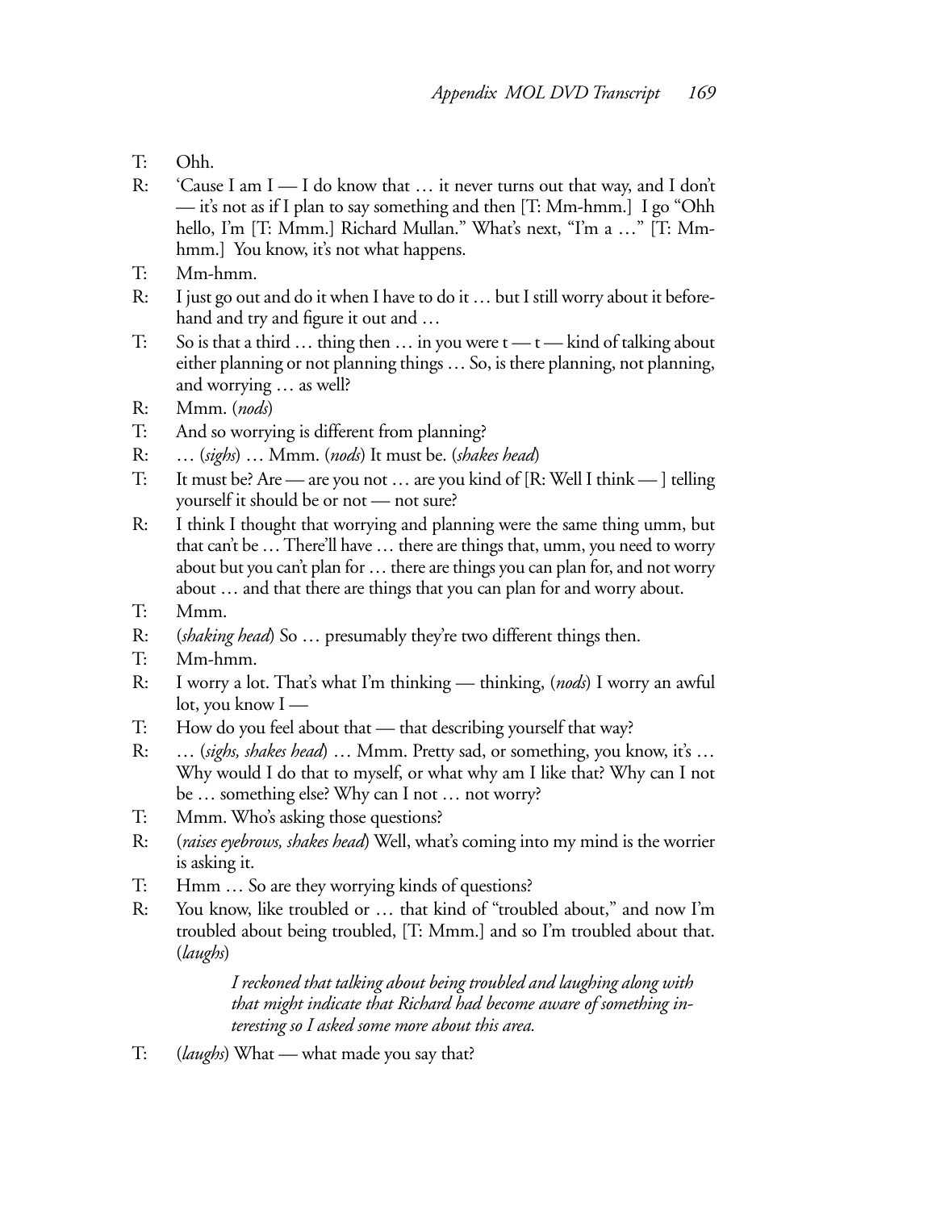T: Ohh.

R: 'Cause I am I — I do know that … it never turns out that way, and I don't — it's not as if I plan to say something and then [T: Mm-hmm.] I go "Ohh hello, I'm [T: Mmm.] Richard Mullan." What's next, "I'm a …" [T: Mm-hmm.] You know, it's not what happens.

T: Mm-hmm.

R: I just go out and do it when I have to do it … but I still worry about it beforehand and try and figure it out and …

T: So is that a third … thing then … in you were t — t — kind of talking about either planning or not planning things … So, is there planning, not planning, and worrying … as well?

R: Mmm. (*nods*)

T: And so worrying is different from planning?

R: … (*sighs*) … Mmm. (*nods*) It must be. (*shakes head*)

T: It must be? Are — are you not … are you kind of [R: Well I think — ] telling yourself it should be or not — not sure?

R: I think I thought that worrying and planning were the same thing umm, but that can't be … There'll have … there are things that, umm, you need to worry about but you can't plan for … there are things you can plan for, and not worry about … and that there are things that you can plan for and worry about.

T: Mmm.

R: (*shaking head*) So … presumably they're two different things then.

T: Mm-hmm.

R: I worry a lot. That's what I'm thinking — thinking, (*nods*) I worry an awful lot, you know I —

T: How do you feel about that — that describing yourself that way?

R: … (*sighs, shakes head*) … Mmm. Pretty sad, or something, you know, it's … Why would I do that to myself, or what why am I like that? Why can I not be … something else? Why can I not … not worry?

T: Mmm. Who's asking those questions?

R: (*raises eyebrows, shakes head*) Well, what's coming into my mind is the worrier is asking it.

T: Hmm … So are they worrying kinds of questions?

R: You know, like troubled or … that kind of "troubled about," and now I'm troubled about being troubled, [T: Mmm.] and so I'm troubled about that. (*laughs*)

> *I reckoned that talking about being troubled and laughing along with that might indicate that Richard had become aware of something interesting so I asked some more about this area.*

T: (*laughs*) What — what made you say that?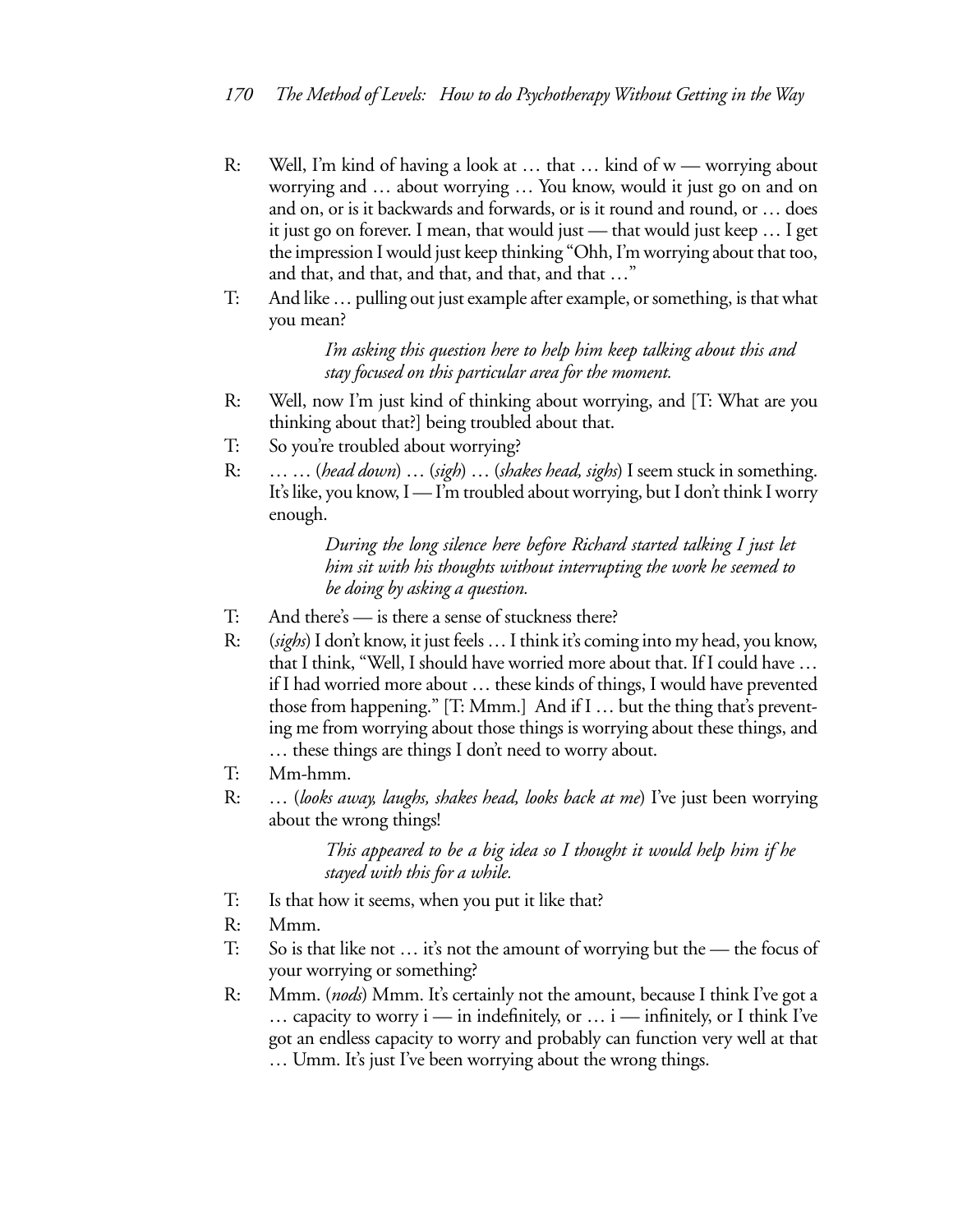R: Well, I'm kind of having a look at … that … kind of w — worrying about worrying and … about worrying … You know, would it just go on and on and on, or is it backwards and forwards, or is it round and round, or … does it just go on forever. I mean, that would just — that would just keep … I get the impression I would just keep thinking "Ohh, I'm worrying about that too, and that, and that, and that, and that, and that …"

T: And like … pulling out just example after example, or something, is that what you mean?

> *I'm asking this question here to help him keep talking about this and stay focused on this particular area for the moment.*

R: Well, now I'm just kind of thinking about worrying, and [T: What are you thinking about that?] being troubled about that.

T: So you're troubled about worrying?

R: … … (*head down*) … (*sigh*) … (*shakes head, sighs*) I seem stuck in something. It's like, you know, I — I'm troubled about worrying, but I don't think I worry enough.

> *During the long silence here before Richard started talking I just let him sit with his thoughts without interrupting the work he seemed to be doing by asking a question.*

T: And there's — is there a sense of stuckness there?

R: (*sighs*) I don't know, it just feels … I think it's coming into my head, you know, that I think, "Well, I should have worried more about that. If I could have … if I had worried more about … these kinds of things, I would have prevented those from happening." [T: Mmm.] And if I … but the thing that's preventing me from worrying about those things is worrying about these things, and … these things are things I don't need to worry about.

T: Mm-hmm.

R: … (*looks away, laughs, shakes head, looks back at me*) I've just been worrying about the wrong things!

> *This appeared to be a big idea so I thought it would help him if he stayed with this for a while.*

T: Is that how it seems, when you put it like that?

R: Mmm.

T: So is that like not … it's not the amount of worrying but the — the focus of your worrying or something?

R: Mmm. (*nods*) Mmm. It's certainly not the amount, because I think I've got a … capacity to worry i — in indefinitely, or … i — infinitely, or I think I've got an endless capacity to worry and probably can function very well at that … Umm. It's just I've been worrying about the wrong things.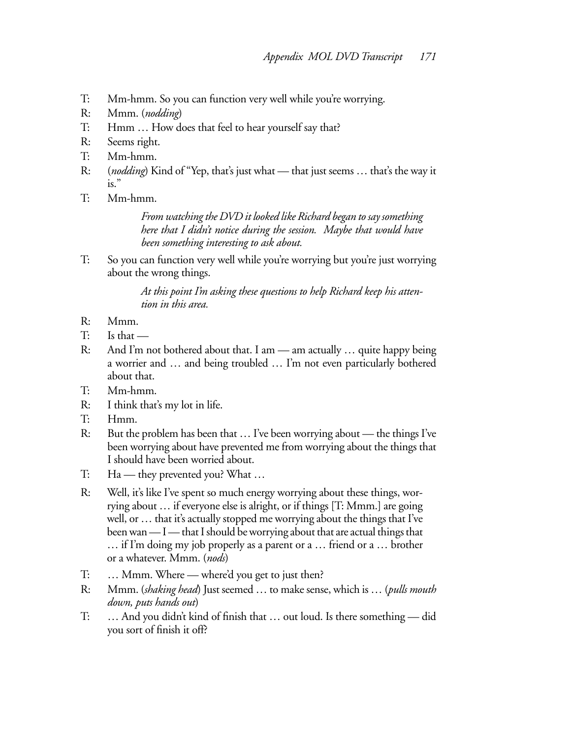T: Mm-hmm. So you can function very well while you're worrying.

R: Mmm. (*nodding*)

T: Hmm … How does that feel to hear yourself say that?

R: Seems right.

T: Mm-hmm.

R: (*nodding*) Kind of "Yep, that's just what — that just seems … that's the way it is."

T: Mm-hmm.

> *From watching the DVD it looked like Richard began to say something here that I didn't notice during the session. Maybe that would have been something interesting to ask about.*

T: So you can function very well while you're worrying but you're just worrying about the wrong things.

> *At this point I'm asking these questions to help Richard keep his attention in this area.*

R: Mmm.

T: Is that —

R: And I'm not bothered about that. I am — am actually … quite happy being a worrier and … and being troubled … I'm not even particularly bothered about that.

T: Mm-hmm.

R: I think that's my lot in life.

T: Hmm.

R: But the problem has been that … I've been worrying about — the things I've been worrying about have prevented me from worrying about the things that I should have been worried about.

T: Ha — they prevented you? What …

R: Well, it's like I've spent so much energy worrying about these things, worrying about … if everyone else is alright, or if things [T: Mmm.] are going well, or … that it's actually stopped me worrying about the things that I've been wan — I — that I should be worrying about that are actual things that … if I'm doing my job properly as a parent or a … friend or a … brother or a whatever. Mmm. (*nods*)

T: … Mmm. Where — where'd you get to just then?

R: Mmm. (*shaking head*) Just seemed … to make sense, which is … (*pulls mouth down, puts hands out*)

T: … And you didn't kind of finish that … out loud. Is there something — did you sort of finish it off?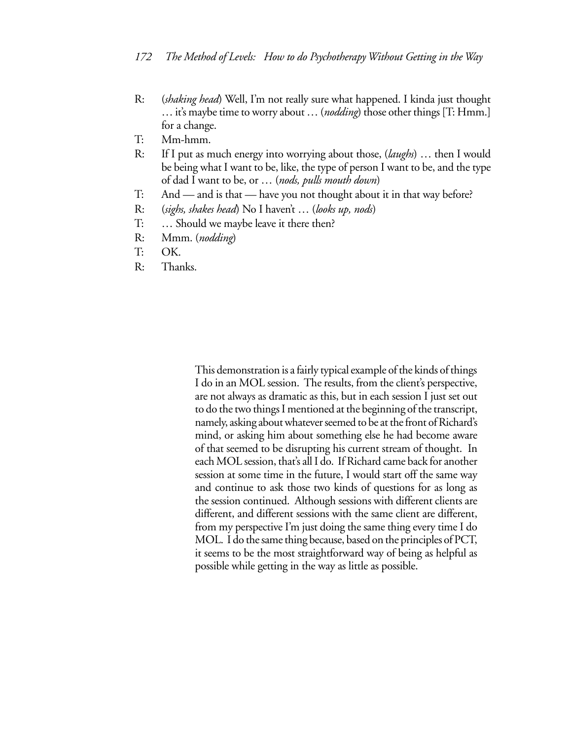R: (*shaking head*) Well, I'm not really sure what happened. I kinda just thought … it's maybe time to worry about … (*nodding*) those other things [T: Hmm.] for a change.

T: Mm-hmm.

R: If I put as much energy into worrying about those, (*laughs*) … then I would be being what I want to be, like, the type of person I want to be, and the type of dad I want to be, or … (*nods, pulls mouth down*)

T: And — and is that — have you not thought about it in that way before?

R: (*sighs, shakes head*) No I haven't … (*looks up, nods*)

T: … Should we maybe leave it there then?

R: Mmm. (*nodding*)

T: OK.

R: Thanks.

This demonstration is a fairly typical example of the kinds of things I do in an MOL session. The results, from the client's perspective, are not always as dramatic as this, but in each session I just set out to do the two things I mentioned at the beginning of the transcript, namely, asking about whatever seemed to be at the front of Richard's mind, or asking him about something else he had become aware of that seemed to be disrupting his current stream of thought. In each MOL session, that's all I do. If Richard came back for another session at some time in the future, I would start off the same way and continue to ask those two kinds of questions for as long as the session continued. Although sessions with different clients are different, and different sessions with the same client are different, from my perspective I'm just doing the same thing every time I do MOL. I do the same thing because, based on the principles of PCT, it seems to be the most straightforward way of being as helpful as possible while getting in the way as little as possible.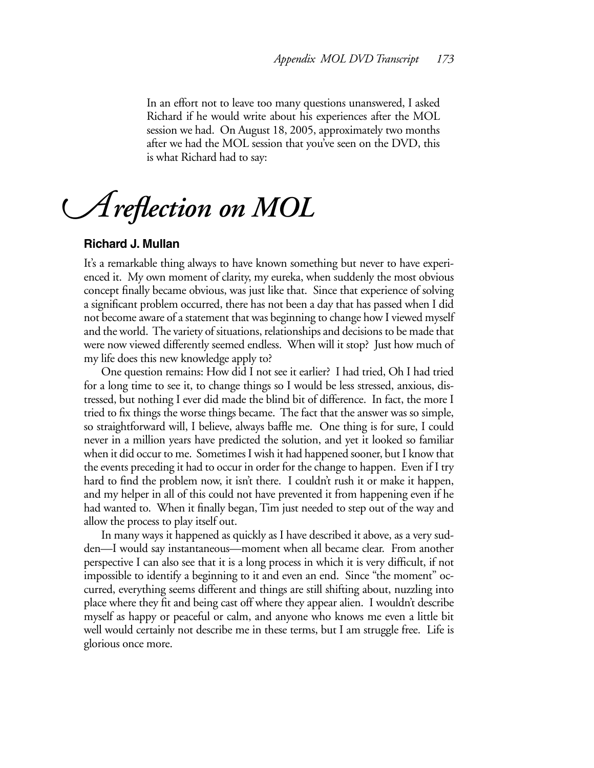In an effort not to leave too many questions unanswered, I asked Richard if he would write about his experiences after the MOL session we had. On August 18, 2005, approximately two months after we had the MOL session that you've seen on the DVD, this is what Richard had to say:

# *A reflection on MOL*

### Richard J. Mullan

It's a remarkable thing always to have known something but never to have experienced it. My own moment of clarity, my eureka, when suddenly the most obvious concept finally became obvious, was just like that. Since that experience of solving a significant problem occurred, there has not been a day that has passed when I did not become aware of a statement that was beginning to change how I viewed myself and the world. The variety of situations, relationships and decisions to be made that were now viewed differently seemed endless. When will it stop? Just how much of my life does this new knowledge apply to?

One question remains: How did I not see it earlier? I had tried, Oh I had tried for a long time to see it, to change things so I would be less stressed, anxious, distressed, but nothing I ever did made the blind bit of difference. In fact, the more I tried to fix things the worse things became. The fact that the answer was so simple, so straightforward will, I believe, always baffle me. One thing is for sure, I could never in a million years have predicted the solution, and yet it looked so familiar when it did occur to me. Sometimes I wish it had happened sooner, but I know that the events preceding it had to occur in order for the change to happen. Even if I try hard to find the problem now, it isn't there. I couldn't rush it or make it happen, and my helper in all of this could not have prevented it from happening even if he had wanted to. When it finally began, Tim just needed to step out of the way and allow the process to play itself out.

In many ways it happened as quickly as I have described it above, as a very sudden—I would say instantaneous—moment when all became clear. From another perspective I can also see that it is a long process in which it is very difficult, if not impossible to identify a beginning to it and even an end. Since "the moment" occurred, everything seems different and things are still shifting about, nuzzling into place where they fit and being cast off where they appear alien. I wouldn't describe myself as happy or peaceful or calm, and anyone who knows me even a little bit well would certainly not describe me in these terms, but I am struggle free. Life is glorious once more.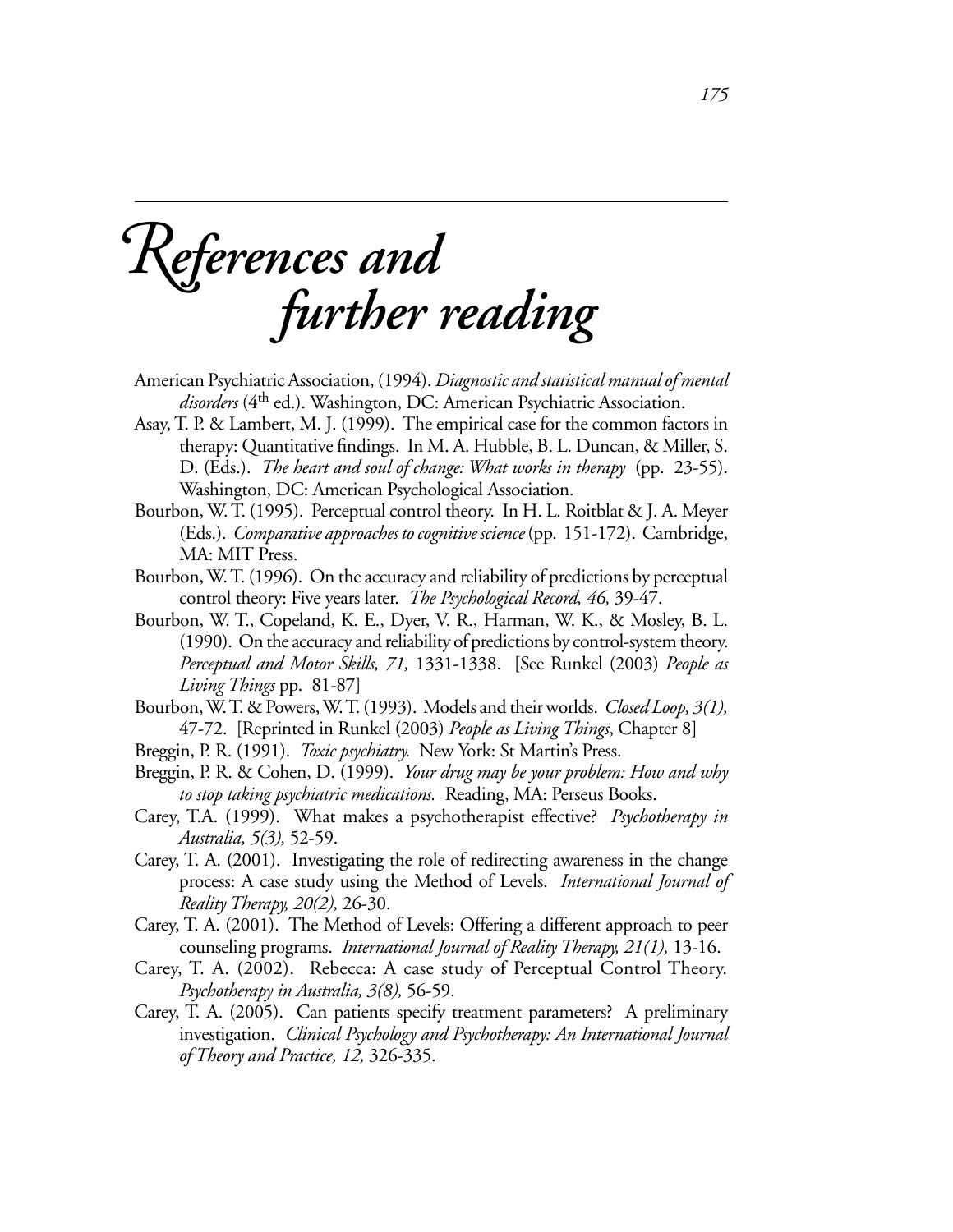# References and further reading

American Psychiatric Association, (1994). *Diagnostic and statistical manual of mental disorders* (4th ed.). Washington, DC: American Psychiatric Association.

Asay, T. P. & Lambert, M. J. (1999). The empirical case for the common factors in therapy: Quantitative findings. In M. A. Hubble, B. L. Duncan, & Miller, S. D. (Eds.). *The heart and soul of change: What works in therapy* (pp. 23-55). Washington, DC: American Psychological Association.

Bourbon, W. T. (1995). Perceptual control theory. In H. L. Roitblat & J. A. Meyer (Eds.). *Comparative approaches to cognitive science* (pp. 151-172). Cambridge, MA: MIT Press.

Bourbon, W. T. (1996). On the accuracy and reliability of predictions by perceptual control theory: Five years later. *The Psychological Record, 46,* 39-47.

Bourbon, W. T., Copeland, K. E., Dyer, V. R., Harman, W. K., & Mosley, B. L. (1990). On the accuracy and reliability of predictions by control-system theory. *Perceptual and Motor Skills, 71,* 1331-1338. [See Runkel (2003) *People as Living Things* pp. 81-87]

Bourbon, W. T. & Powers, W. T. (1993). Models and their worlds. *Closed Loop, 3(1),* 47-72. [Reprinted in Runkel (2003) *People as Living Things*, Chapter 8]

Breggin, P. R. (1991). *Toxic psychiatry.* New York: St Martin's Press.

Breggin, P. R. & Cohen, D. (1999). *Your drug may be your problem: How and why to stop taking psychiatric medications.* Reading, MA: Perseus Books.

Carey, T.A. (1999). What makes a psychotherapist effective? *Psychotherapy in Australia, 5(3),* 52-59.

Carey, T. A. (2001). Investigating the role of redirecting awareness in the change process: A case study using the Method of Levels. *International Journal of Reality Therapy, 20(2),* 26-30.

Carey, T. A. (2001). The Method of Levels: Offering a different approach to peer counseling programs. *International Journal of Reality Therapy, 21(1),* 13-16.

Carey, T. A. (2002). Rebecca: A case study of Perceptual Control Theory. *Psychotherapy in Australia, 3(8),* 56-59.

Carey, T. A. (2005). Can patients specify treatment parameters? A preliminary investigation. *Clinical Psychology and Psychotherapy: An International Journal of Theory and Practice, 12,* 326-335.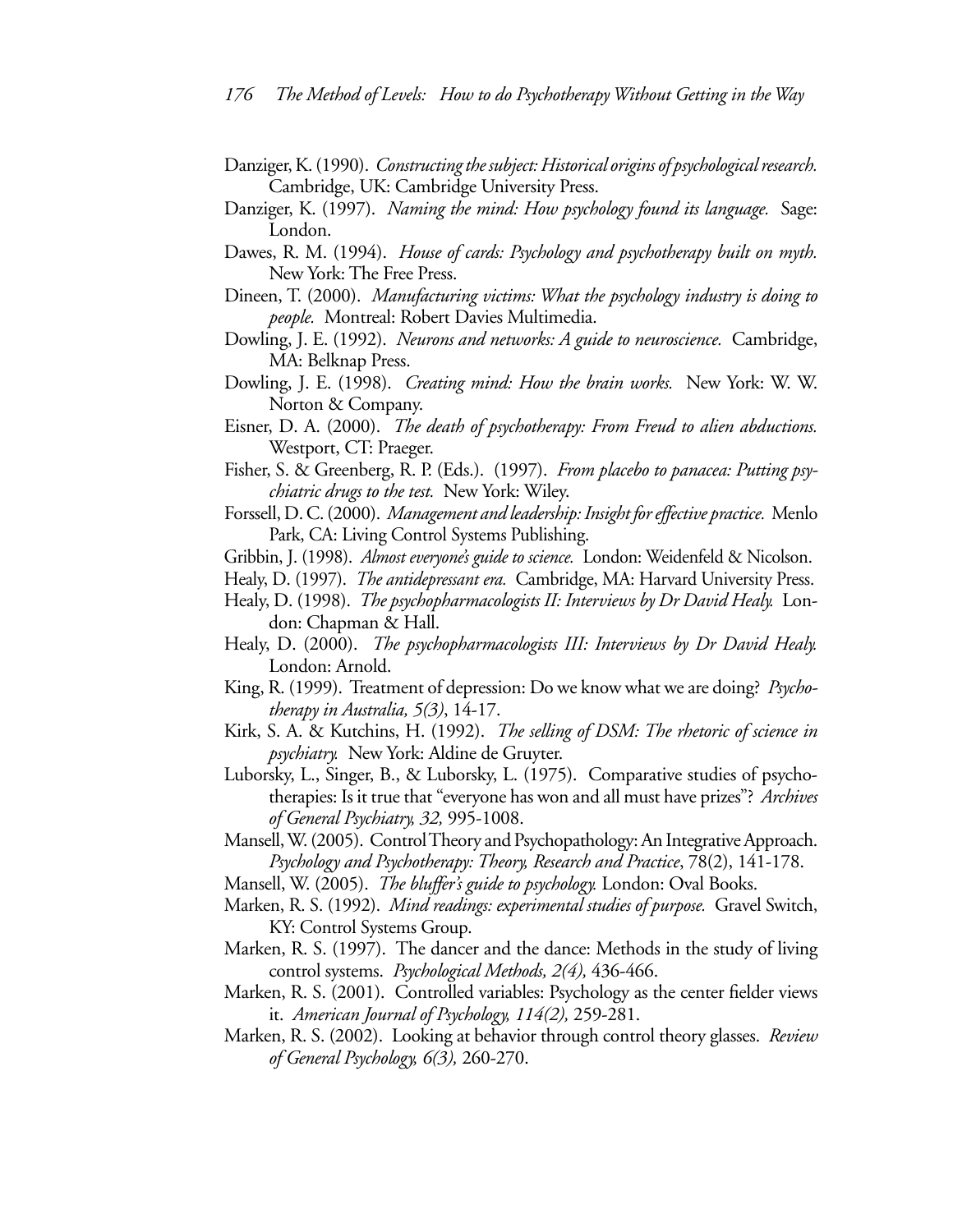Danziger, K. (1990). *Constructing the subject: Historical origins of psychological research.* Cambridge, UK: Cambridge University Press.

Danziger, K. (1997). *Naming the mind: How psychology found its language.* Sage: London.

Dawes, R. M. (1994). *House of cards: Psychology and psychotherapy built on myth.* New York: The Free Press.

Dineen, T. (2000). *Manufacturing victims: What the psychology industry is doing to people.* Montreal: Robert Davies Multimedia.

Dowling, J. E. (1992). *Neurons and networks: A guide to neuroscience.* Cambridge, MA: Belknap Press.

Dowling, J. E. (1998). *Creating mind: How the brain works.* New York: W. W. Norton & Company.

Eisner, D. A. (2000). *The death of psychotherapy: From Freud to alien abductions.* Westport, CT: Praeger.

Fisher, S. & Greenberg, R. P. (Eds.). (1997). *From placebo to panacea: Putting psychiatric drugs to the test.* New York: Wiley.

Forssell, D. C. (2000). *Management and leadership: Insight for effective practice.* Menlo Park, CA: Living Control Systems Publishing.

Gribbin, J. (1998). *Almost everyone's guide to science.* London: Weidenfeld & Nicolson.

Healy, D. (1997). *The antidepressant era.* Cambridge, MA: Harvard University Press.

Healy, D. (1998). *The psychopharmacologists II: Interviews by Dr David Healy.* London: Chapman & Hall.

Healy, D. (2000). *The psychopharmacologists III: Interviews by Dr David Healy.* London: Arnold.

King, R. (1999). Treatment of depression: Do we know what we are doing? *Psychotherapy in Australia, 5(3)*, 14-17.

Kirk, S. A. & Kutchins, H. (1992). *The selling of DSM: The rhetoric of science in psychiatry.* New York: Aldine de Gruyter.

Luborsky, L., Singer, B., & Luborsky, L. (1975). Comparative studies of psychotherapies: Is it true that "everyone has won and all must have prizes"? *Archives of General Psychiatry, 32,* 995-1008.

Mansell, W. (2005). Control Theory and Psychopathology: An Integrative Approach. *Psychology and Psychotherapy: Theory, Research and Practice*, 78(2), 141-178.

Mansell, W. (2005). *The bluffer's guide to psychology.* London: Oval Books.

Marken, R. S. (1992). *Mind readings: experimental studies of purpose.* Gravel Switch, KY: Control Systems Group.

Marken, R. S. (1997). The dancer and the dance: Methods in the study of living control systems. *Psychological Methods, 2(4),* 436-466.

Marken, R. S. (2001). Controlled variables: Psychology as the center fielder views it. *American Journal of Psychology, 114(2),* 259-281.

Marken, R. S. (2002). Looking at behavior through control theory glasses. *Review of General Psychology, 6(3),* 260-270.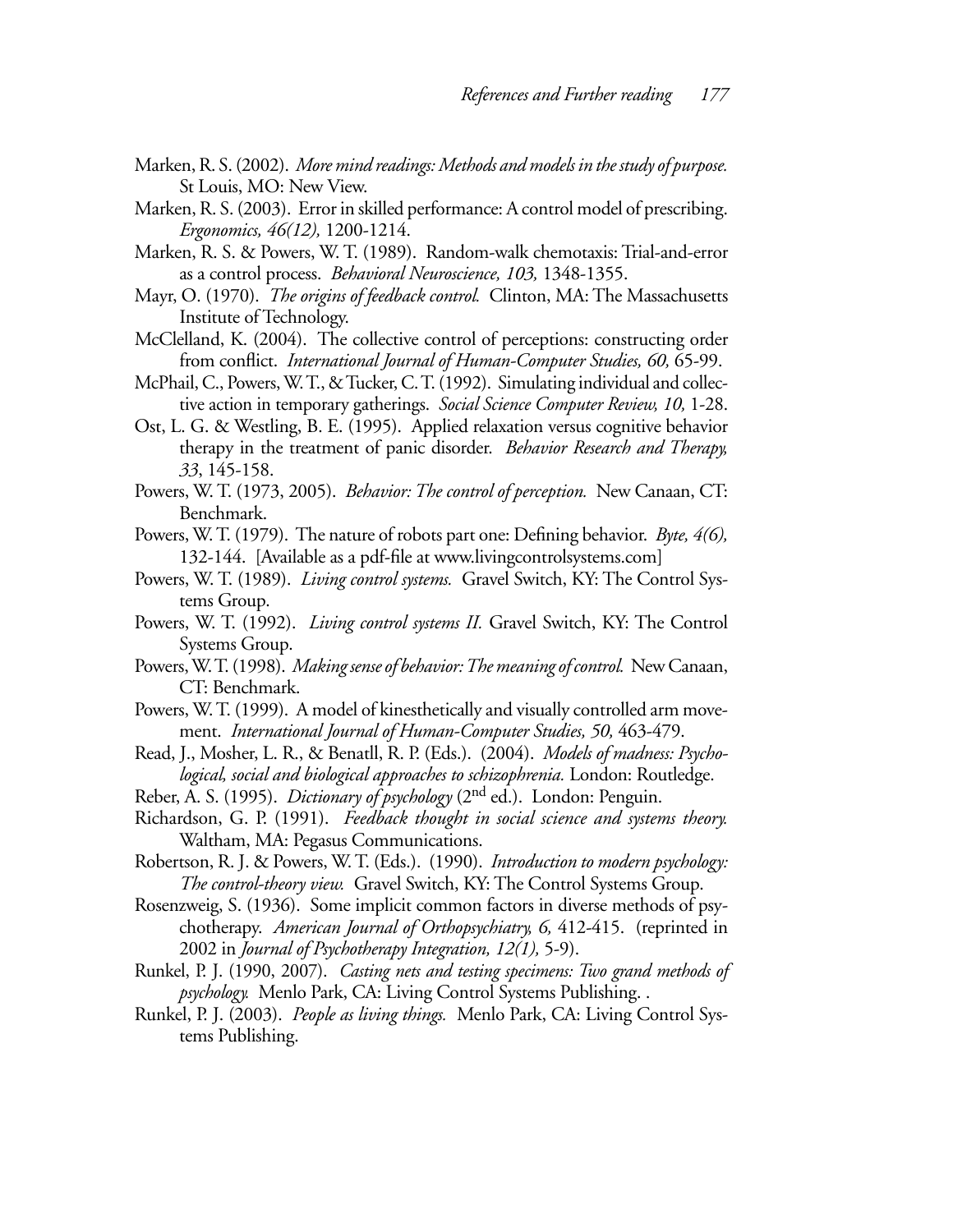Marken, R. S. (2002). *More mind readings: Methods and models in the study of purpose.* St Louis, MO: New View.

Marken, R. S. (2003). Error in skilled performance: A control model of prescribing. *Ergonomics, 46(12),* 1200-1214.

Marken, R. S. & Powers, W. T. (1989). Random-walk chemotaxis: Trial-and-error as a control process. *Behavioral Neuroscience, 103,* 1348-1355.

Mayr, O. (1970). *The origins of feedback control.* Clinton, MA: The Massachusetts Institute of Technology.

McClelland, K. (2004). The collective control of perceptions: constructing order from conflict. *International Journal of Human-Computer Studies, 60,* 65-99.

McPhail, C., Powers, W. T., & Tucker, C. T. (1992). Simulating individual and collective action in temporary gatherings. *Social Science Computer Review, 10,* 1-28.

Ost, L. G. & Westling, B. E. (1995). Applied relaxation versus cognitive behavior therapy in the treatment of panic disorder. *Behavior Research and Therapy, 33*, 145-158.

Powers, W. T. (1973, 2005). *Behavior: The control of perception.* New Canaan, CT: Benchmark.

Powers, W. T. (1979). The nature of robots part one: Defining behavior. *Byte, 4(6),* 132-144. [Available as a pdf-file at www.livingcontrolsystems.com]

Powers, W. T. (1989). *Living control systems.* Gravel Switch, KY: The Control Systems Group.

Powers, W. T. (1992). *Living control systems II.* Gravel Switch, KY: The Control Systems Group.

Powers, W. T. (1998). *Making sense of behavior: The meaning of control.* New Canaan, CT: Benchmark.

Powers, W. T. (1999). A model of kinesthetically and visually controlled arm movement. *International Journal of Human-Computer Studies, 50,* 463-479.

Read, J., Mosher, L. R., & Benatll, R. P. (Eds.). (2004). *Models of madness: Psychological, social and biological approaches to schizophrenia.* London: Routledge.

Reber, A. S. (1995). *Dictionary of psychology* (2nd ed.). London: Penguin.

Richardson, G. P. (1991). *Feedback thought in social science and systems theory.* Waltham, MA: Pegasus Communications.

Robertson, R. J. & Powers, W. T. (Eds.). (1990). *Introduction to modern psychology: The control-theory view.* Gravel Switch, KY: The Control Systems Group.

Rosenzweig, S. (1936). Some implicit common factors in diverse methods of psychotherapy. *American Journal of Orthopsychiatry, 6,* 412-415. (reprinted in 2002 in *Journal of Psychotherapy Integration, 12(1),* 5-9).

Runkel, P. J. (1990, 2007). *Casting nets and testing specimens: Two grand methods of psychology.* Menlo Park, CA: Living Control Systems Publishing. .

Runkel, P. J. (2003). *People as living things.* Menlo Park, CA: Living Control Systems Publishing.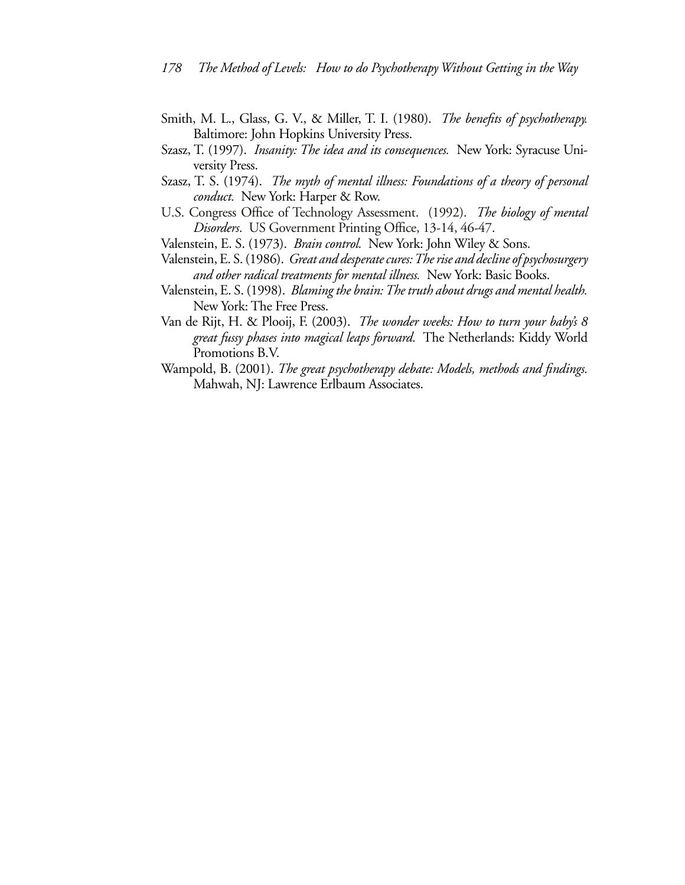Smith, M. L., Glass, G. V., & Miller, T. I. (1980). *The benefits of psychotherapy.* Baltimore: John Hopkins University Press.

Szasz, T. (1997). *Insanity: The idea and its consequences.* New York: Syracuse University Press.

Szasz, T. S. (1974). *The myth of mental illness: Foundations of a theory of personal conduct.* New York: Harper & Row.

U.S. Congress Office of Technology Assessment. (1992). *The biology of mental Disorders*. US Government Printing Office, 13-14, 46-47.

Valenstein, E. S. (1973). *Brain control.* New York: John Wiley & Sons.

Valenstein, E. S. (1986). *Great and desperate cures: The rise and decline of psychosurgery and other radical treatments for mental illness.* New York: Basic Books.

Valenstein, E. S. (1998). *Blaming the brain: The truth about drugs and mental health.* New York: The Free Press.

Van de Rijt, H. & Plooij, F. (2003). *The wonder weeks: How to turn your baby's 8 great fussy phases into magical leaps forward.* The Netherlands: Kiddy World Promotions B.V.

Wampold, B. (2001). *The great psychotherapy debate: Models, methods and findings.* Mahwah, NJ: Lawrence Erlbaum Associates.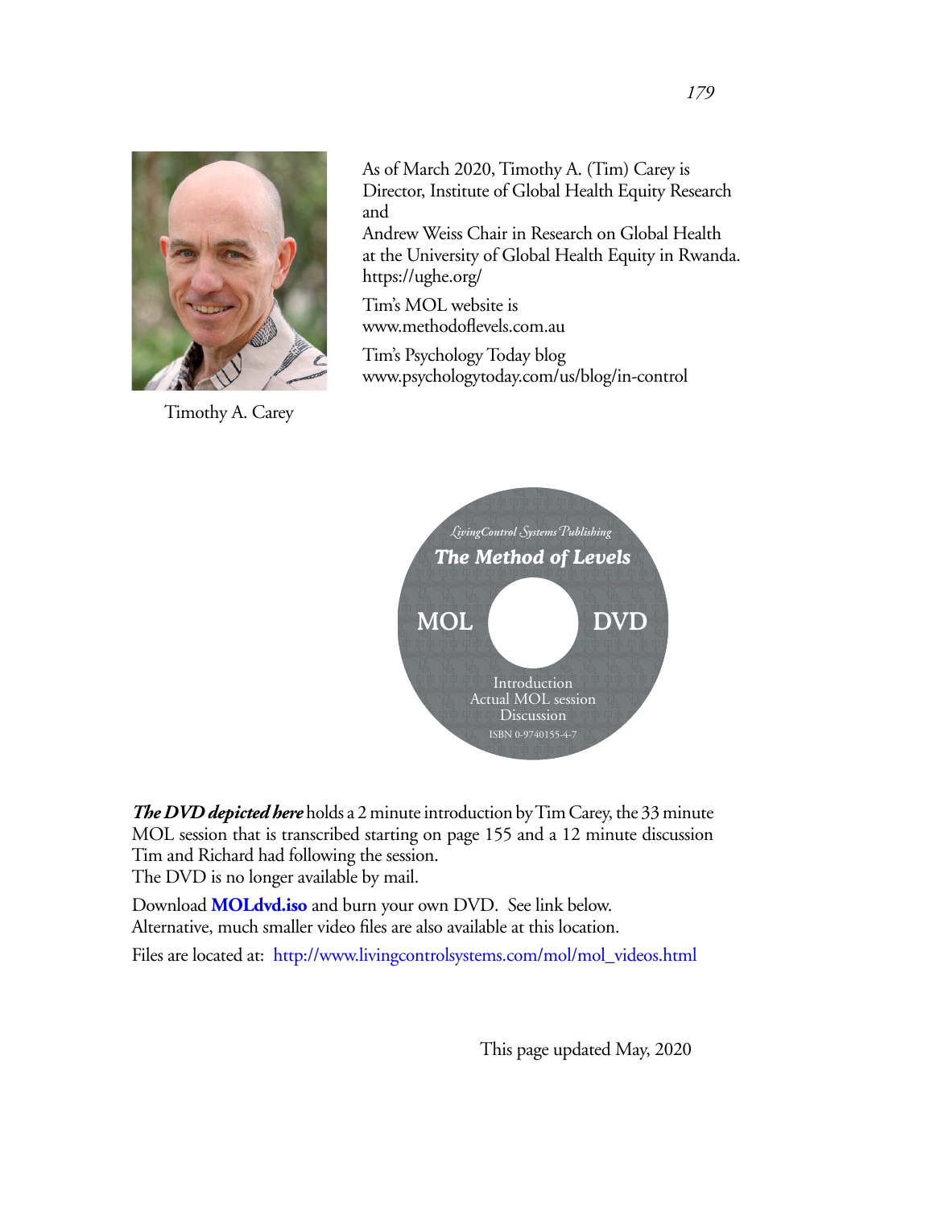As of March 2020, Timothy A. (Tim) Carey is Director, Institute of Global Health Equity Research and
Andrew Weiss Chair in Research on Global Health at the University of Global Health Equity in Rwanda.
https://ughe.org/

Tim's MOL website is
www.methodoflevels.com.au

Tim's Psychology Today blog
www.psychologytoday.com/us/blog/in-control

Timothy A. Carey

LivingControl Systems Publishing
The Method of Levels
MOL DVD
Introduction
Actual MOL session
Discussion
ISBN 0-9740155-4-7

***The DVD depicted here*** holds a 2 minute introduction by Tim Carey, the 33 minute MOL session that is transcribed starting on page 155 and a 12 minute discussion Tim and Richard had following the session.
The DVD is no longer available by mail.

Download **MOLdvd.iso** and burn your own DVD. See link below.
Alternative, much smaller video files are also available at this location.

Files are located at: http://www.livingcontrolsystems.com/mol/mol_videos.html

This page updated May, 2020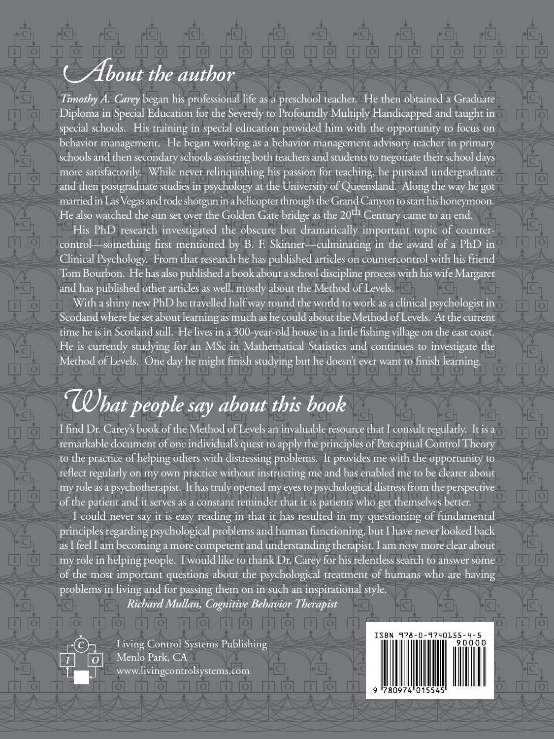# About the author

*Timothy A. Carey* began his professional life as a preschool teacher. He then obtained a Graduate Diploma in Special Education for the Severely to Profoundly Multiply Handicapped and taught in special schools. His training in special education provided him with the opportunity to focus on behavior management. He began working as a behavior management advisory teacher in primary schools and then secondary schools assisting both teachers and students to negotiate their school days more satisfactorily. While never relinquishing his passion for teaching, he pursued undergraduate and then postgraduate studies in psychology at the University of Queensland. Along the way he got married in Las Vegas and rode shotgun in a helicopter through the Grand Canyon to start his honeymoon. He also watched the sun set over the Golden Gate bridge as the 20th Century came to an end.

His PhD research investigated the obscure but dramatically important topic of countercontrol—something first mentioned by B. F. Skinner—culminating in the award of a PhD in Clinical Psychology. From that research he has published articles on countercontrol with his friend Tom Bourbon. He has also published a book about a school discipline process with his wife Margaret and has published other articles as well, mostly about the Method of Levels.

With a shiny new PhD he travelled half way round the world to work as a clinical psychologist in Scotland where he set about learning as much as he could about the Method of Levels. At the current time he is in Scotland still. He lives in a 300-year-old house in a little fishing village on the east coast. He is currently studying for an MSc in Mathematical Statistics and continues to investigate the Method of Levels. One day he might finish studying but he doesn't ever want to finish learning.

# What people say about this book

I find Dr. Carey's book of the Method of Levels an invaluable resource that I consult regularly. It is a remarkable document of one individual's quest to apply the principles of Perceptual Control Theory to the practice of helping others with distressing problems. It provides me with the opportunity to reflect regularly on my own practice without instructing me and has enabled me to be clearer about my role as a psychotherapist. It has truly opened my eyes to psychological distress from the perspective of the patient and it serves as a constant reminder that it is patients who get themselves better.

I could never say it is easy reading in that it has resulted in my questioning of fundamental principles regarding psychological problems and human functioning, but I have never looked back as I feel I am becoming a more competent and understanding therapist. I am now more clear about my role in helping people. I would like to thank Dr. Carey for his relentless search to answer some of the most important questions about the psychological treatment of humans who are having problems in living and for passing them on in such an inspirational style.

*Richard Mullan, Cognitive Behavior Therapist*

Living Control Systems Publishing
Menlo Park, CA
www.livingcontrolsystems.com

ISBN 978-0-9740155-4-5
90000
9 780974 015545